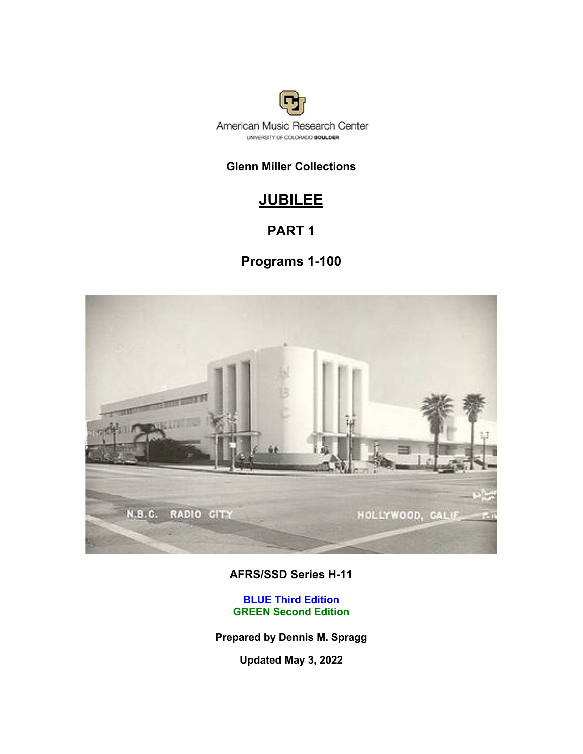American Music Research Center
UNIVERSITY OF COLORADO BOULDER

**Glenn Miller Collections**

# JUBILEE

## PART 1

## Programs 1-100

**AFRS/SSD Series H-11**

**BLUE Third Edition**
**GREEN Second Edition**

**Prepared by Dennis M. Spragg**

**Updated May 3, 2022**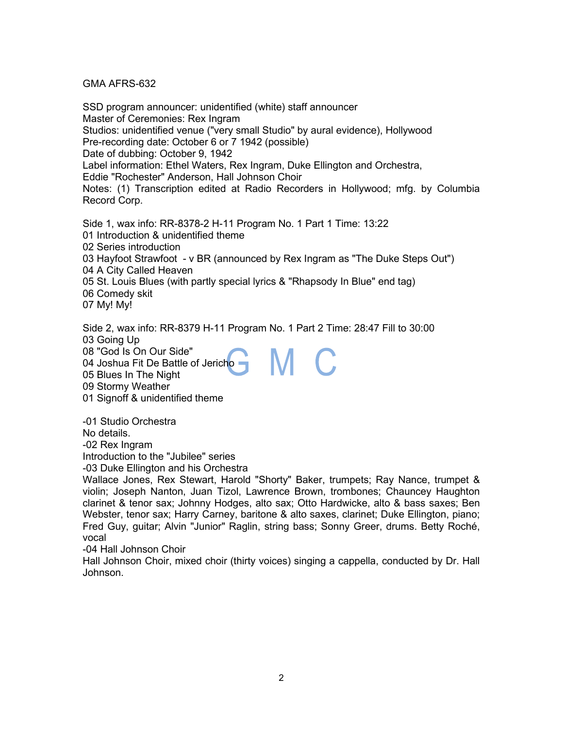GMA AFRS-632

SSD program announcer: unidentified (white) staff announcer
Master of Ceremonies: Rex Ingram
Studios: unidentified venue ("very small Studio" by aural evidence), Hollywood
Pre-recording date: October 6 or 7 1942 (possible)
Date of dubbing: October 9, 1942
Label information: Ethel Waters, Rex Ingram, Duke Ellington and Orchestra, Eddie "Rochester" Anderson, Hall Johnson Choir
Notes: (1) Transcription edited at Radio Recorders in Hollywood; mfg. by Columbia Record Corp.

Side 1, wax info: RR-8378-2 H-11 Program No. 1 Part 1 Time: 13:22
01 Introduction & unidentified theme
02 Series introduction
03 Hayfoot Strawfoot - v BR (announced by Rex Ingram as "The Duke Steps Out")
04 A City Called Heaven
05 St. Louis Blues (with partly special lyrics & "Rhapsody In Blue" end tag)
06 Comedy skit
07 My! My!

Side 2, wax info: RR-8379 H-11 Program No. 1 Part 2 Time: 28:47 Fill to 30:00
03 Going Up
08 "God Is On Our Side"
04 Joshua Fit De Battle of Jericho
05 Blues In The Night
09 Stormy Weather
01 Signoff & unidentified theme

-01 Studio Orchestra
No details.
-02 Rex Ingram
Introduction to the "Jubilee" series
-03 Duke Ellington and his Orchestra
Wallace Jones, Rex Stewart, Harold "Shorty" Baker, trumpets; Ray Nance, trumpet & violin; Joseph Nanton, Juan Tizol, Lawrence Brown, trombones; Chauncey Haughton clarinet & tenor sax; Johnny Hodges, alto sax; Otto Hardwicke, alto & bass saxes; Ben Webster, tenor sax; Harry Carney, baritone & alto saxes, clarinet; Duke Ellington, piano; Fred Guy, guitar; Alvin "Junior" Raglin, string bass; Sonny Greer, drums. Betty Roché, vocal
-04 Hall Johnson Choir
Hall Johnson Choir, mixed choir (thirty voices) singing a cappella, conducted by Dr. Hall Johnson.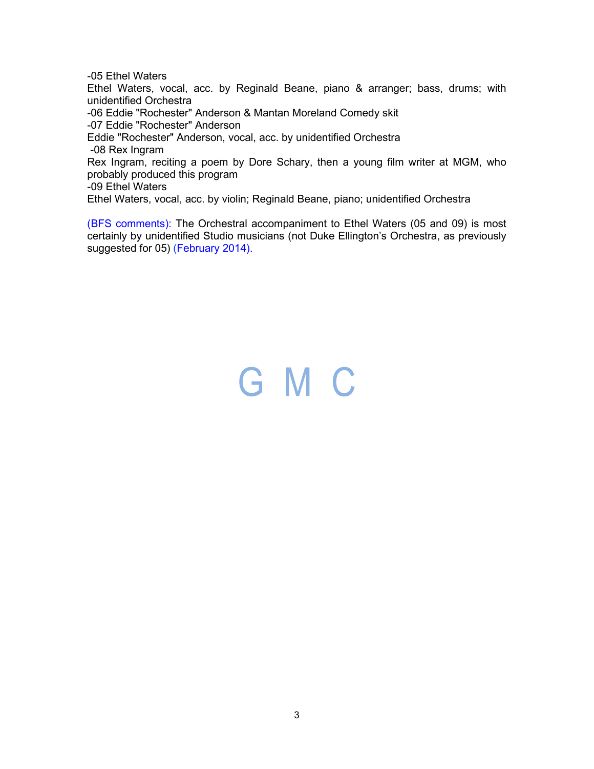-05 Ethel Waters
Ethel Waters, vocal, acc. by Reginald Beane, piano & arranger; bass, drums; with unidentified Orchestra
-06 Eddie "Rochester" Anderson & Mantan Moreland Comedy skit
-07 Eddie "Rochester" Anderson
Eddie "Rochester" Anderson, vocal, acc. by unidentified Orchestra
-08 Rex Ingram
Rex Ingram, reciting a poem by Dore Schary, then a young film writer at MGM, who probably produced this program
-09 Ethel Waters
Ethel Waters, vocal, acc. by violin; Reginald Beane, piano; unidentified Orchestra

(BFS comments): The Orchestral accompaniment to Ethel Waters (05 and 09) is most certainly by unidentified Studio musicians (not Duke Ellington's Orchestra, as previously suggested for 05) (February 2014).

G M C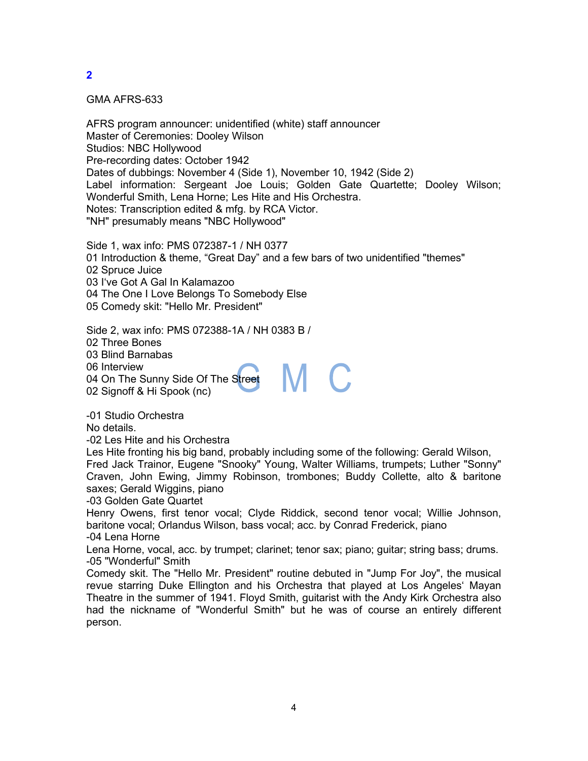## 2

GMA AFRS-633

AFRS program announcer: unidentified (white) staff announcer
Master of Ceremonies: Dooley Wilson
Studios: NBC Hollywood
Pre-recording dates: October 1942
Dates of dubbings: November 4 (Side 1), November 10, 1942 (Side 2)
Label information: Sergeant Joe Louis; Golden Gate Quartette; Dooley Wilson; Wonderful Smith, Lena Horne; Les Hite and His Orchestra.
Notes: Transcription edited & mfg. by RCA Victor.
"NH" presumably means "NBC Hollywood"

Side 1, wax info: PMS 072387-1 / NH 0377
01 Introduction & theme, "Great Day" and a few bars of two unidentified "themes"
02 Spruce Juice
03 I've Got A Gal In Kalamazoo
04 The One I Love Belongs To Somebody Else
05 Comedy skit: "Hello Mr. President"

Side 2, wax info: PMS 072388-1A / NH 0383 B /
02 Three Bones
03 Blind Barnabas
06 Interview
04 On The Sunny Side Of The Street
02 Signoff & Hi Spook (nc)

-01 Studio Orchestra
No details.
-02 Les Hite and his Orchestra
Les Hite fronting his big band, probably including some of the following: Gerald Wilson, Fred Jack Trainor, Eugene "Snooky" Young, Walter Williams, trumpets; Luther "Sonny" Craven, John Ewing, Jimmy Robinson, trombones; Buddy Collette, alto & baritone saxes; Gerald Wiggins, piano
-03 Golden Gate Quartet
Henry Owens, first tenor vocal; Clyde Riddick, second tenor vocal; Willie Johnson, baritone vocal; Orlandus Wilson, bass vocal; acc. by Conrad Frederick, piano
-04 Lena Horne
Lena Horne, vocal, acc. by trumpet; clarinet; tenor sax; piano; guitar; string bass; drums.
-05 "Wonderful" Smith
Comedy skit. The "Hello Mr. President" routine debuted in "Jump For Joy", the musical revue starring Duke Ellington and his Orchestra that played at Los Angeles' Mayan Theatre in the summer of 1941. Floyd Smith, guitarist with the Andy Kirk Orchestra also had the nickname of "Wonderful Smith" but he was of course an entirely different person.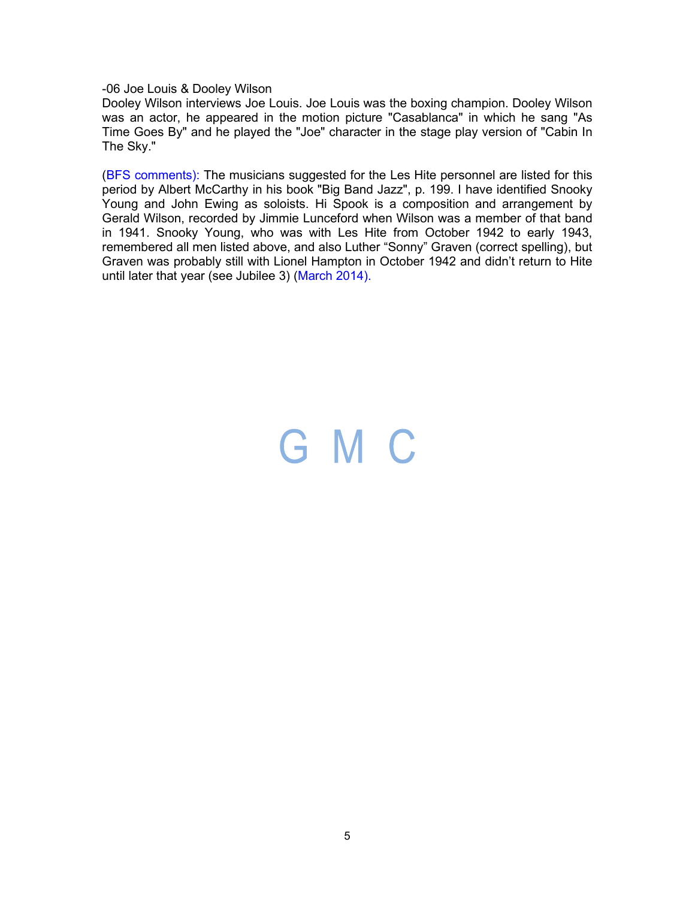-06 Joe Louis & Dooley Wilson
Dooley Wilson interviews Joe Louis. Joe Louis was the boxing champion. Dooley Wilson was an actor, he appeared in the motion picture "Casablanca" in which he sang "As Time Goes By" and he played the "Joe" character in the stage play version of "Cabin In The Sky."

(BFS comments): The musicians suggested for the Les Hite personnel are listed for this period by Albert McCarthy in his book "Big Band Jazz", p. 199. I have identified Snooky Young and John Ewing as soloists. Hi Spook is a composition and arrangement by Gerald Wilson, recorded by Jimmie Lunceford when Wilson was a member of that band in 1941. Snooky Young, who was with Les Hite from October 1942 to early 1943, remembered all men listed above, and also Luther "Sonny" Graven (correct spelling), but Graven was probably still with Lionel Hampton in October 1942 and didn't return to Hite until later that year (see Jubilee 3) (March 2014).

G M C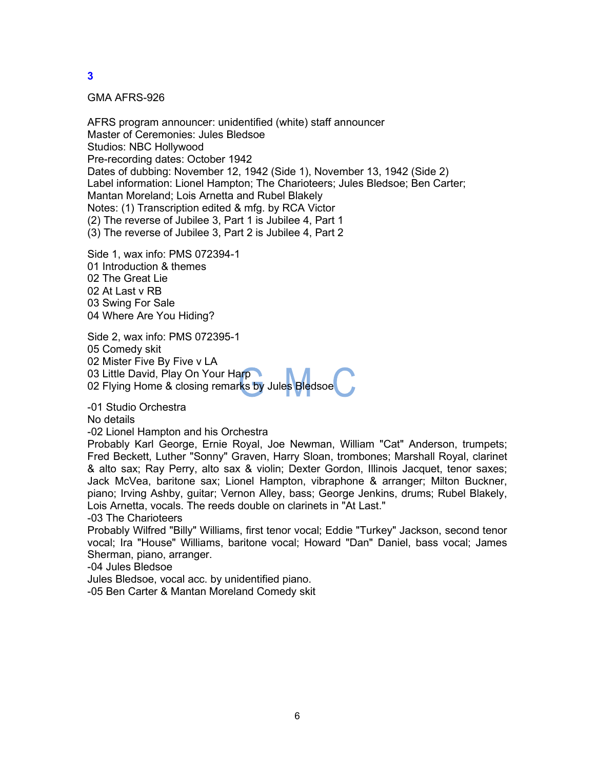## 3

GMA AFRS-926

AFRS program announcer: unidentified (white) staff announcer
Master of Ceremonies: Jules Bledsoe
Studios: NBC Hollywood
Pre-recording dates: October 1942
Dates of dubbing: November 12, 1942 (Side 1), November 13, 1942 (Side 2)
Label information: Lionel Hampton; The Charioteers; Jules Bledsoe; Ben Carter; Mantan Moreland; Lois Arnetta and Rubel Blakely
Notes: (1) Transcription edited & mfg. by RCA Victor
(2) The reverse of Jubilee 3, Part 1 is Jubilee 4, Part 1
(3) The reverse of Jubilee 3, Part 2 is Jubilee 4, Part 2

Side 1, wax info: PMS 072394-1
01 Introduction & themes
02 The Great Lie
02 At Last v RB
03 Swing For Sale
04 Where Are You Hiding?

Side 2, wax info: PMS 072395-1
05 Comedy skit
02 Mister Five By Five v LA
03 Little David, Play On Your Harp
02 Flying Home & closing remarks by Jules Bledsoe

-01 Studio Orchestra
No details
-02 Lionel Hampton and his Orchestra
Probably Karl George, Ernie Royal, Joe Newman, William "Cat" Anderson, trumpets; Fred Beckett, Luther "Sonny" Graven, Harry Sloan, trombones; Marshall Royal, clarinet & alto sax; Ray Perry, alto sax & violin; Dexter Gordon, Illinois Jacquet, tenor saxes; Jack McVea, baritone sax; Lionel Hampton, vibraphone & arranger; Milton Buckner, piano; Irving Ashby, guitar; Vernon Alley, bass; George Jenkins, drums; Rubel Blakely, Lois Arnetta, vocals. The reeds double on clarinets in "At Last."
-03 The Charioteers
Probably Wilfred "Billy" Williams, first tenor vocal; Eddie "Turkey" Jackson, second tenor vocal; Ira "House" Williams, baritone vocal; Howard "Dan" Daniel, bass vocal; James Sherman, piano, arranger.
-04 Jules Bledsoe
Jules Bledsoe, vocal acc. by unidentified piano.
-05 Ben Carter & Mantan Moreland Comedy skit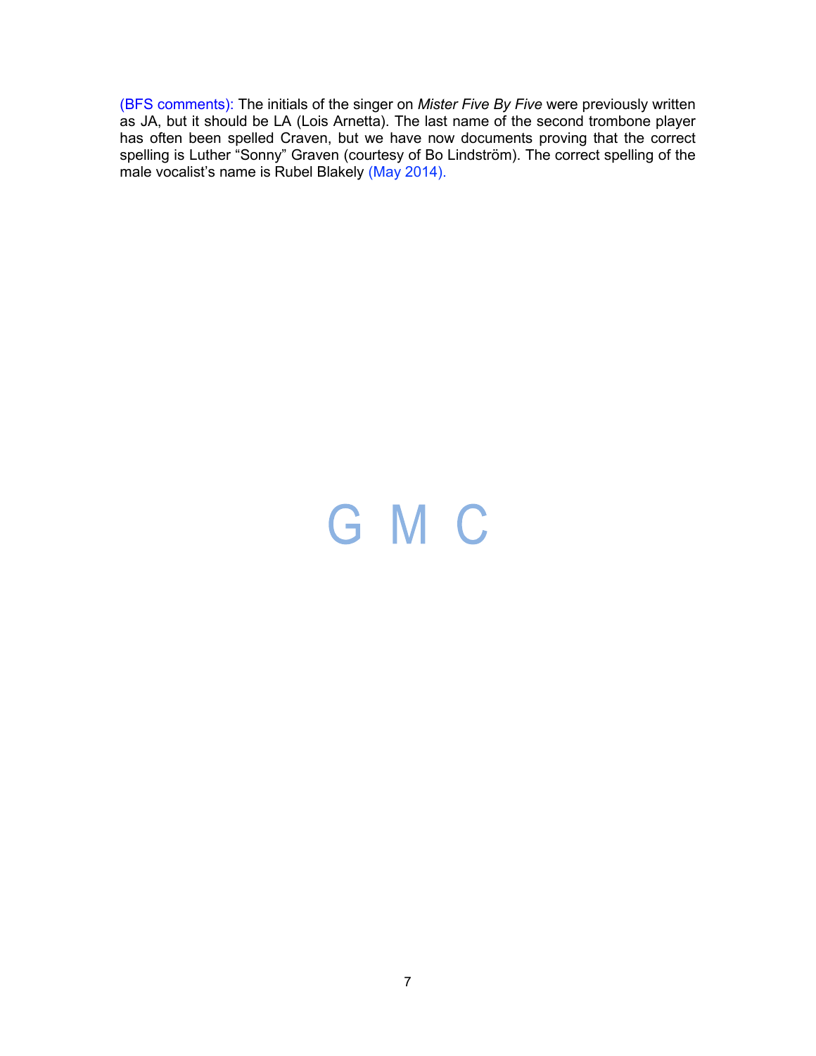(BFS comments): The initials of the singer on *Mister Five By Five* were previously written as JA, but it should be LA (Lois Arnetta). The last name of the second trombone player has often been spelled Craven, but we have now documents proving that the correct spelling is Luther "Sonny" Graven (courtesy of Bo Lindström). The correct spelling of the male vocalist's name is Rubel Blakely (May 2014).

G M C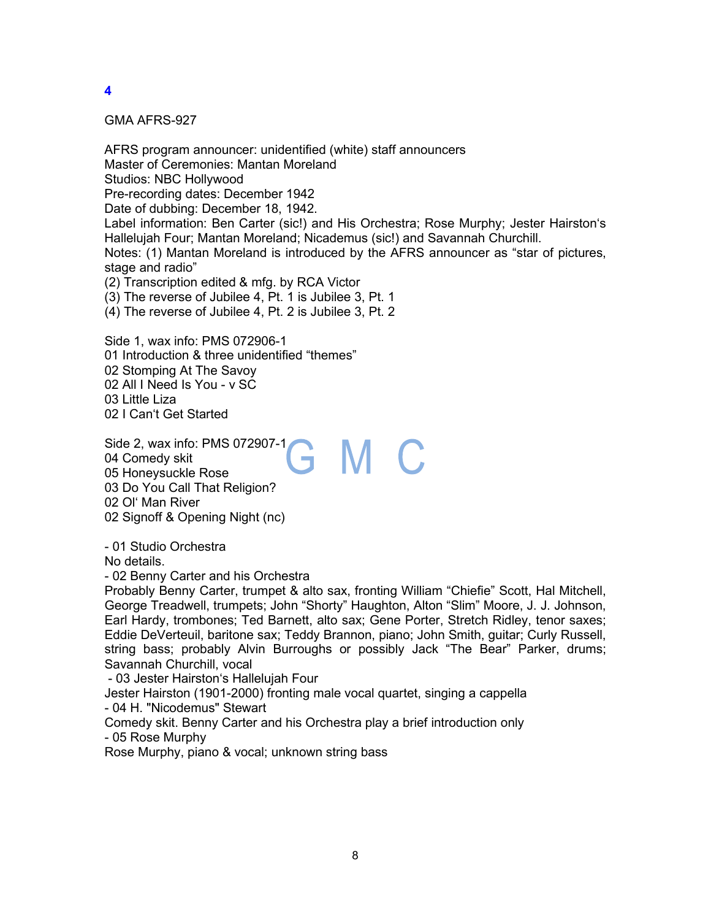## 4

GMA AFRS-927

AFRS program announcer: unidentified (white) staff announcers
Master of Ceremonies: Mantan Moreland
Studios: NBC Hollywood
Pre-recording dates: December 1942
Date of dubbing: December 18, 1942.
Label information: Ben Carter (sic!) and His Orchestra; Rose Murphy; Jester Hairston's Hallelujah Four; Mantan Moreland; Nicademus (sic!) and Savannah Churchill.
Notes: (1) Mantan Moreland is introduced by the AFRS announcer as "star of pictures, stage and radio"
(2) Transcription edited & mfg. by RCA Victor
(3) The reverse of Jubilee 4, Pt. 1 is Jubilee 3, Pt. 1
(4) The reverse of Jubilee 4, Pt. 2 is Jubilee 3, Pt. 2

Side 1, wax info: PMS 072906-1
01 Introduction & three unidentified "themes"
02 Stomping At The Savoy
02 All I Need Is You - v SC
03 Little Liza
02 I Can't Get Started

Side 2, wax info: PMS 072907-1
04 Comedy skit
05 Honeysuckle Rose
03 Do You Call That Religion?
02 Ol' Man River
02 Signoff & Opening Night (nc)

- 01 Studio Orchestra
No details.
- 02 Benny Carter and his Orchestra
Probably Benny Carter, trumpet & alto sax, fronting William "Chiefie" Scott, Hal Mitchell, George Treadwell, trumpets; John "Shorty" Haughton, Alton "Slim" Moore, J. J. Johnson, Earl Hardy, trombones; Ted Barnett, alto sax; Gene Porter, Stretch Ridley, tenor saxes; Eddie DeVerteuil, baritone sax; Teddy Brannon, piano; John Smith, guitar; Curly Russell, string bass; probably Alvin Burroughs or possibly Jack "The Bear" Parker, drums; Savannah Churchill, vocal
- 03 Jester Hairston's Hallelujah Four
Jester Hairston (1901-2000) fronting male vocal quartet, singing a cappella
- 04 H. "Nicodemus" Stewart
Comedy skit. Benny Carter and his Orchestra play a brief introduction only
- 05 Rose Murphy
Rose Murphy, piano & vocal; unknown string bass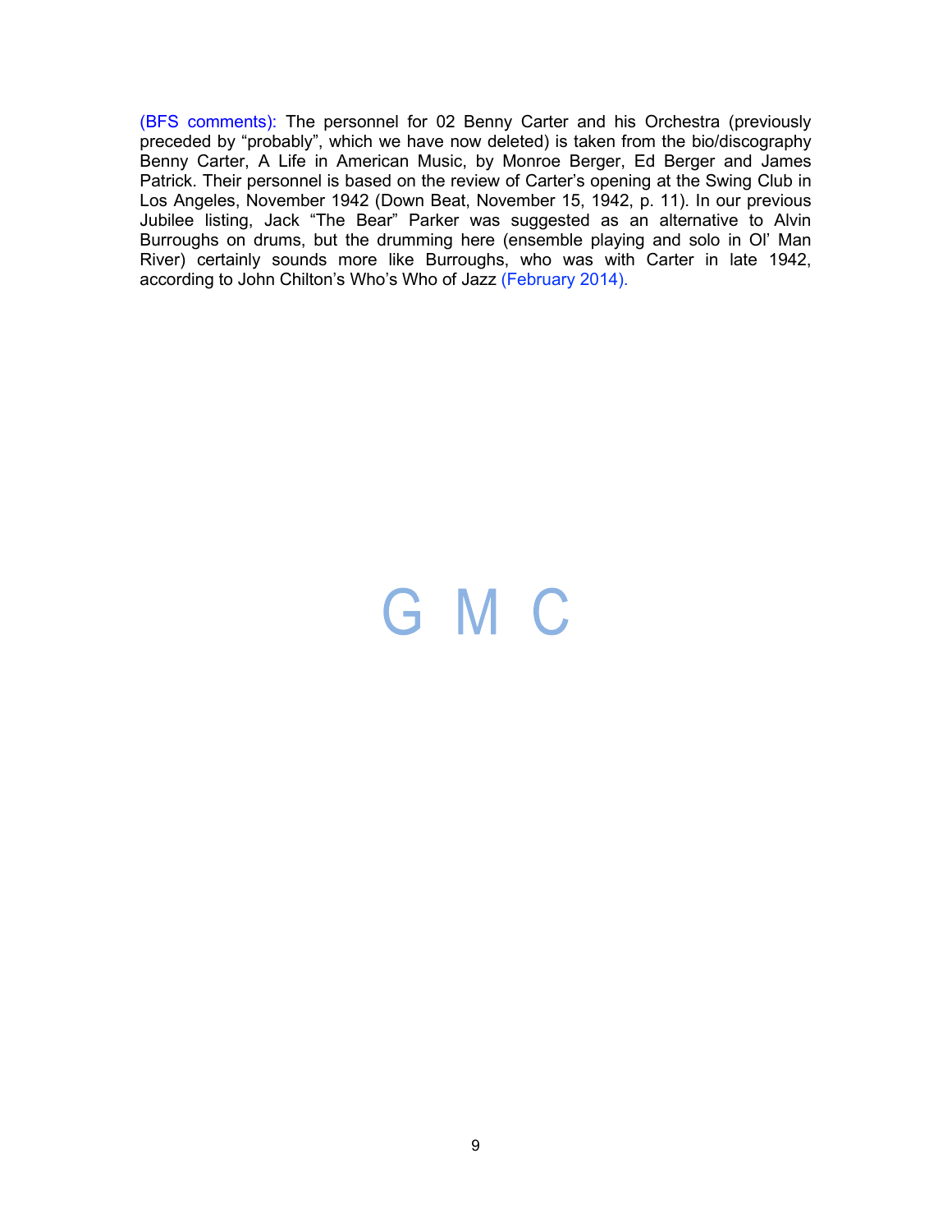(BFS comments): The personnel for 02 Benny Carter and his Orchestra (previously preceded by “probably”, which we have now deleted) is taken from the bio/discography Benny Carter, A Life in American Music, by Monroe Berger, Ed Berger and James Patrick. Their personnel is based on the review of Carter’s opening at the Swing Club in Los Angeles, November 1942 (Down Beat, November 15, 1942, p. 11). In our previous Jubilee listing, Jack “The Bear” Parker was suggested as an alternative to Alvin Burroughs on drums, but the drumming here (ensemble playing and solo in Ol’ Man River) certainly sounds more like Burroughs, who was with Carter in late 1942, according to John Chilton’s Who’s Who of Jazz (February 2014).

G M C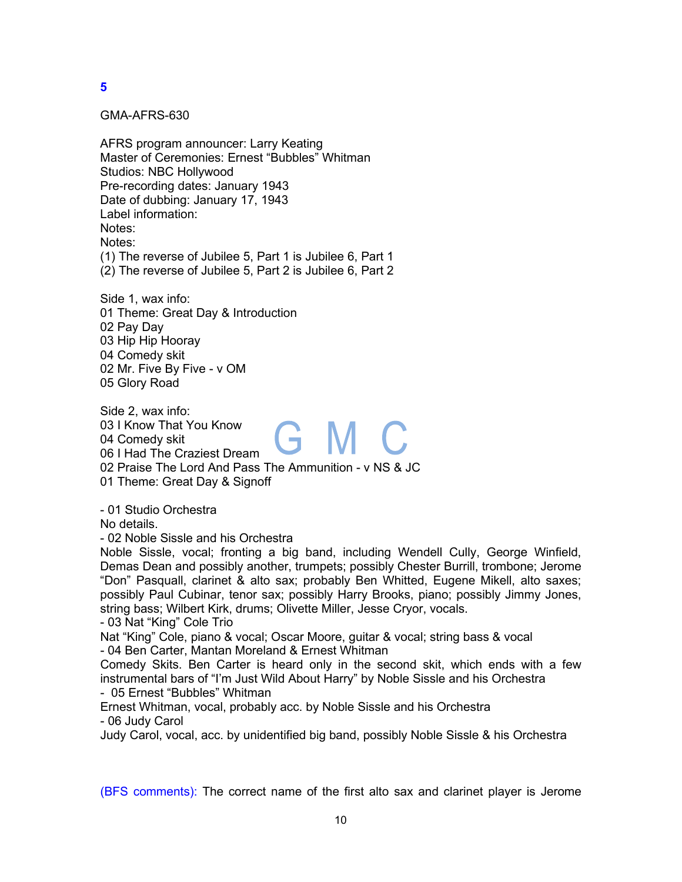**5**

GMA-AFRS-630

AFRS program announcer: Larry Keating
Master of Ceremonies: Ernest “Bubbles” Whitman
Studios: NBC Hollywood
Pre-recording dates: January 1943
Date of dubbing: January 17, 1943
Label information:
Notes:
Notes:
(1) The reverse of Jubilee 5, Part 1 is Jubilee 6, Part 1
(2) The reverse of Jubilee 5, Part 2 is Jubilee 6, Part 2

Side 1, wax info:
01 Theme: Great Day & Introduction
02 Pay Day
03 Hip Hip Hooray
04 Comedy skit
02 Mr. Five By Five - v OM
05 Glory Road

Side 2, wax info:
03 I Know That You Know
04 Comedy skit
06 I Had The Craziest Dream
02 Praise The Lord And Pass The Ammunition - v NS & JC
01 Theme: Great Day & Signoff

- 01 Studio Orchestra
No details.
- 02 Noble Sissle and his Orchestra
Noble Sissle, vocal; fronting a big band, including Wendell Cully, George Winfield, Demas Dean and possibly another, trumpets; possibly Chester Burrill, trombone; Jerome “Don” Pasquall, clarinet & alto sax; probably Ben Whitted, Eugene Mikell, alto saxes; possibly Paul Cubinar, tenor sax; possibly Harry Brooks, piano; possibly Jimmy Jones, string bass; Wilbert Kirk, drums; Olivette Miller, Jesse Cryor, vocals.
- 03 Nat “King” Cole Trio
Nat “King” Cole, piano & vocal; Oscar Moore, guitar & vocal; string bass & vocal
- 04 Ben Carter, Mantan Moreland & Ernest Whitman
Comedy Skits. Ben Carter is heard only in the second skit, which ends with a few instrumental bars of “I’m Just Wild About Harry” by Noble Sissle and his Orchestra
- 05 Ernest “Bubbles” Whitman
Ernest Whitman, vocal, probably acc. by Noble Sissle and his Orchestra
- 06 Judy Carol
Judy Carol, vocal, acc. by unidentified big band, possibly Noble Sissle & his Orchestra

(BFS comments): The correct name of the first alto sax and clarinet player is Jerome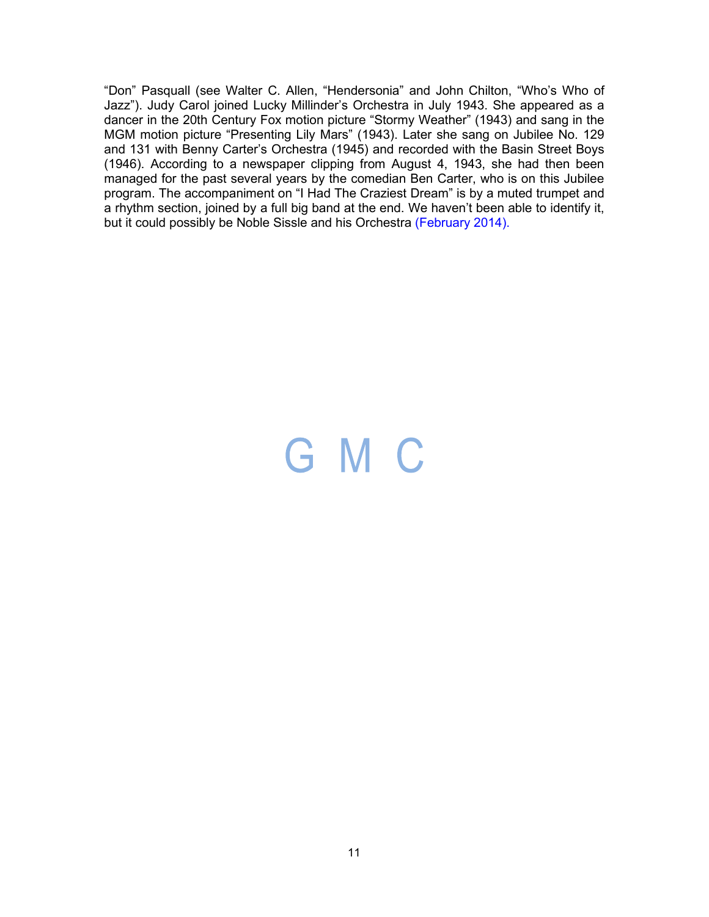"Don" Pasquall (see Walter C. Allen, "Hendersonia" and John Chilton, "Who's Who of Jazz"). Judy Carol joined Lucky Millinder's Orchestra in July 1943. She appeared as a dancer in the 20th Century Fox motion picture "Stormy Weather" (1943) and sang in the MGM motion picture "Presenting Lily Mars" (1943). Later she sang on Jubilee No. 129 and 131 with Benny Carter's Orchestra (1945) and recorded with the Basin Street Boys (1946). According to a newspaper clipping from August 4, 1943, she had then been managed for the past several years by the comedian Ben Carter, who is on this Jubilee program. The accompaniment on "I Had The Craziest Dream" is by a muted trumpet and a rhythm section, joined by a full big band at the end. We haven't been able to identify it, but it could possibly be Noble Sissle and his Orchestra (February 2014).

G M C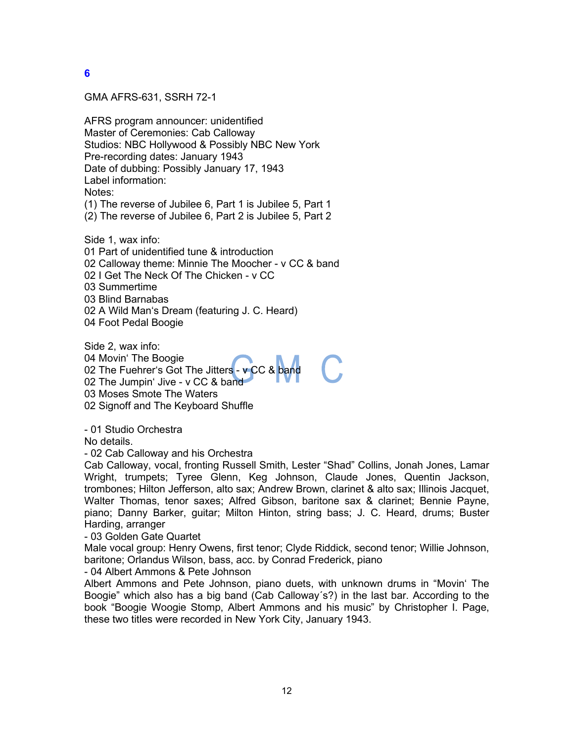## 6

GMA AFRS-631, SSRH 72-1

AFRS program announcer: unidentified
Master of Ceremonies: Cab Calloway
Studios: NBC Hollywood & Possibly NBC New York
Pre-recording dates: January 1943
Date of dubbing: Possibly January 17, 1943
Label information:
Notes:
(1) The reverse of Jubilee 6, Part 1 is Jubilee 5, Part 1
(2) The reverse of Jubilee 6, Part 2 is Jubilee 5, Part 2

Side 1, wax info:
01 Part of unidentified tune & introduction
02 Calloway theme: Minnie The Moocher - v CC & band
02 I Get The Neck Of The Chicken - v CC
03 Summertime
03 Blind Barnabas
02 A Wild Man's Dream (featuring J. C. Heard)
04 Foot Pedal Boogie

Side 2, wax info:
04 Movin' The Boogie
02 The Fuehrer's Got The Jitters - v CC & band
02 The Jumpin' Jive - v CC & band
03 Moses Smote The Waters
02 Signoff and The Keyboard Shuffle

- 01 Studio Orchestra
No details.
- 02 Cab Calloway and his Orchestra
Cab Calloway, vocal, fronting Russell Smith, Lester "Shad" Collins, Jonah Jones, Lamar Wright, trumpets; Tyree Glenn, Keg Johnson, Claude Jones, Quentin Jackson, trombones; Hilton Jefferson, alto sax; Andrew Brown, clarinet & alto sax; Illinois Jacquet, Walter Thomas, tenor saxes; Alfred Gibson, baritone sax & clarinet; Bennie Payne, piano; Danny Barker, guitar; Milton Hinton, string bass; J. C. Heard, drums; Buster Harding, arranger
- 03 Golden Gate Quartet
Male vocal group: Henry Owens, first tenor; Clyde Riddick, second tenor; Willie Johnson, baritone; Orlandus Wilson, bass, acc. by Conrad Frederick, piano
- 04 Albert Ammons & Pete Johnson
Albert Ammons and Pete Johnson, piano duets, with unknown drums in "Movin' The Boogie" which also has a big band (Cab Calloway´s?) in the last bar. According to the book "Boogie Woogie Stomp, Albert Ammons and his music" by Christopher I. Page, these two titles were recorded in New York City, January 1943.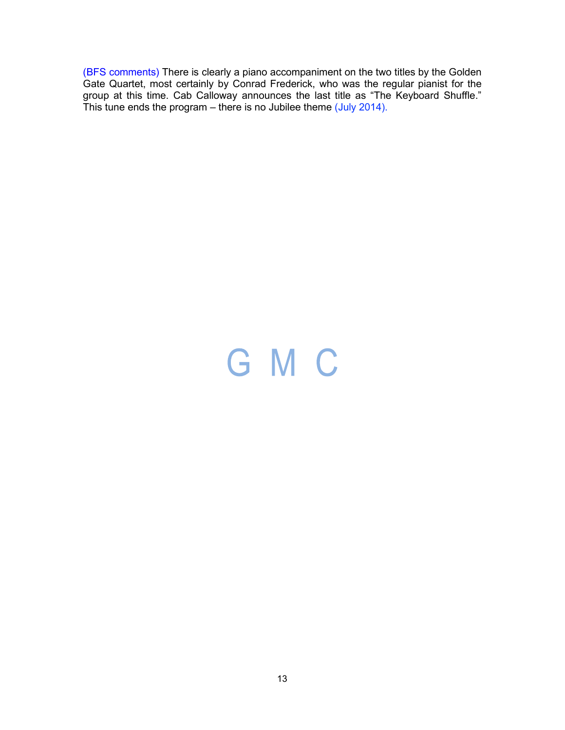(BFS comments) There is clearly a piano accompaniment on the two titles by the Golden Gate Quartet, most certainly by Conrad Frederick, who was the regular pianist for the group at this time. Cab Calloway announces the last title as "The Keyboard Shuffle." This tune ends the program – there is no Jubilee theme (July 2014).

G M C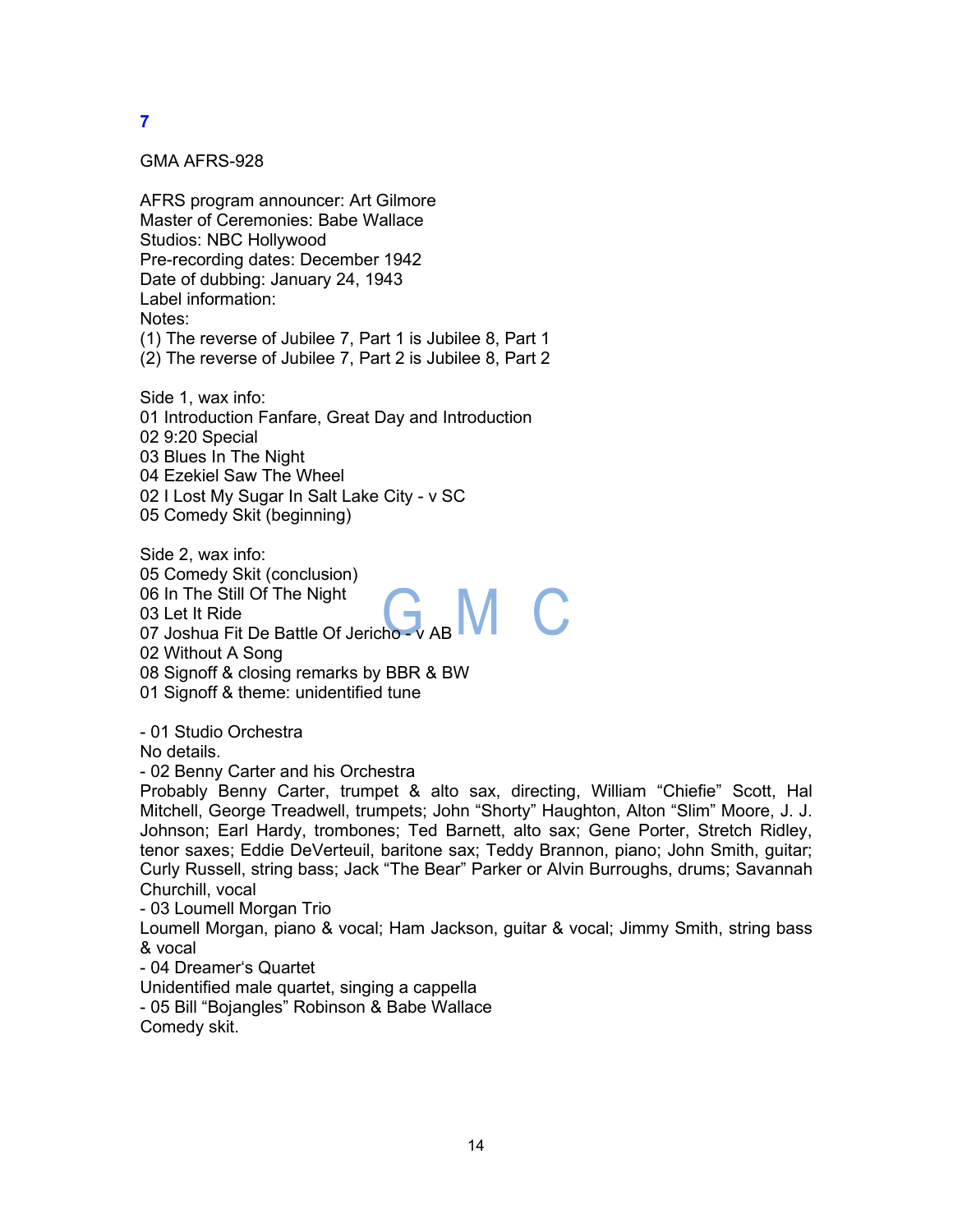## 7

GMA AFRS-928

AFRS program announcer: Art Gilmore
Master of Ceremonies: Babe Wallace
Studios: NBC Hollywood
Pre-recording dates: December 1942
Date of dubbing: January 24, 1943
Label information:
Notes:
(1) The reverse of Jubilee 7, Part 1 is Jubilee 8, Part 1
(2) The reverse of Jubilee 7, Part 2 is Jubilee 8, Part 2

Side 1, wax info:
01 Introduction Fanfare, Great Day and Introduction
02 9:20 Special
03 Blues In The Night
04 Ezekiel Saw The Wheel
02 I Lost My Sugar In Salt Lake City - v SC
05 Comedy Skit (beginning)

Side 2, wax info:
05 Comedy Skit (conclusion)
06 In The Still Of The Night
03 Let It Ride
07 Joshua Fit De Battle Of Jericho - v AB
02 Without A Song
08 Signoff & closing remarks by BBR & BW
01 Signoff & theme: unidentified tune

- 01 Studio Orchestra
No details.
- 02 Benny Carter and his Orchestra
Probably Benny Carter, trumpet & alto sax, directing, William "Chiefie" Scott, Hal Mitchell, George Treadwell, trumpets; John "Shorty" Haughton, Alton "Slim" Moore, J. J. Johnson; Earl Hardy, trombones; Ted Barnett, alto sax; Gene Porter, Stretch Ridley, tenor saxes; Eddie DeVerteuil, baritone sax; Teddy Brannon, piano; John Smith, guitar; Curly Russell, string bass; Jack "The Bear" Parker or Alvin Burroughs, drums; Savannah Churchill, vocal
- 03 Loumell Morgan Trio
Loumell Morgan, piano & vocal; Ham Jackson, guitar & vocal; Jimmy Smith, string bass & vocal
- 04 Dreamer's Quartet
Unidentified male quartet, singing a cappella
- 05 Bill "Bojangles" Robinson & Babe Wallace
Comedy skit.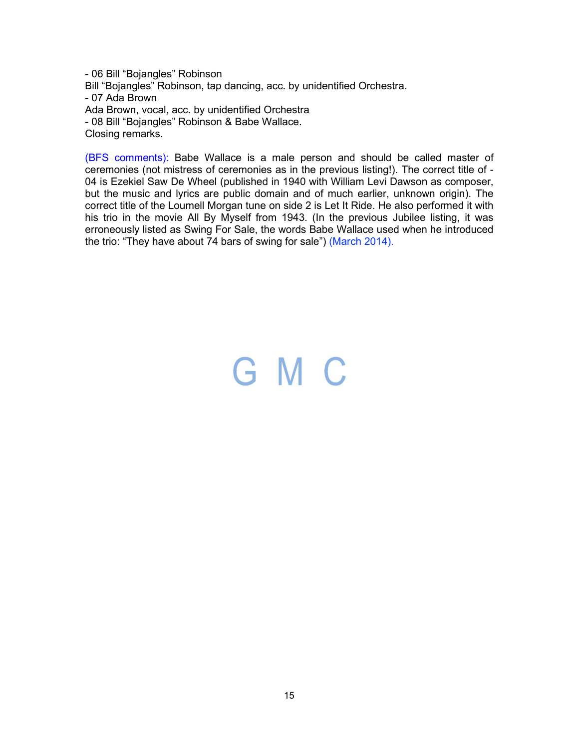- 06 Bill “Bojangles” Robinson
Bill “Bojangles” Robinson, tap dancing, acc. by unidentified Orchestra.
- 07 Ada Brown
Ada Brown, vocal, acc. by unidentified Orchestra
- 08 Bill “Bojangles” Robinson & Babe Wallace.
Closing remarks.

(BFS comments): Babe Wallace is a male person and should be called master of ceremonies (not mistress of ceremonies as in the previous listing!). The correct title of -04 is Ezekiel Saw De Wheel (published in 1940 with William Levi Dawson as composer, but the music and lyrics are public domain and of much earlier, unknown origin). The correct title of the Loumell Morgan tune on side 2 is Let It Ride. He also performed it with his trio in the movie All By Myself from 1943. (In the previous Jubilee listing, it was erroneously listed as Swing For Sale, the words Babe Wallace used when he introduced the trio: “They have about 74 bars of swing for sale”) (March 2014).

G M C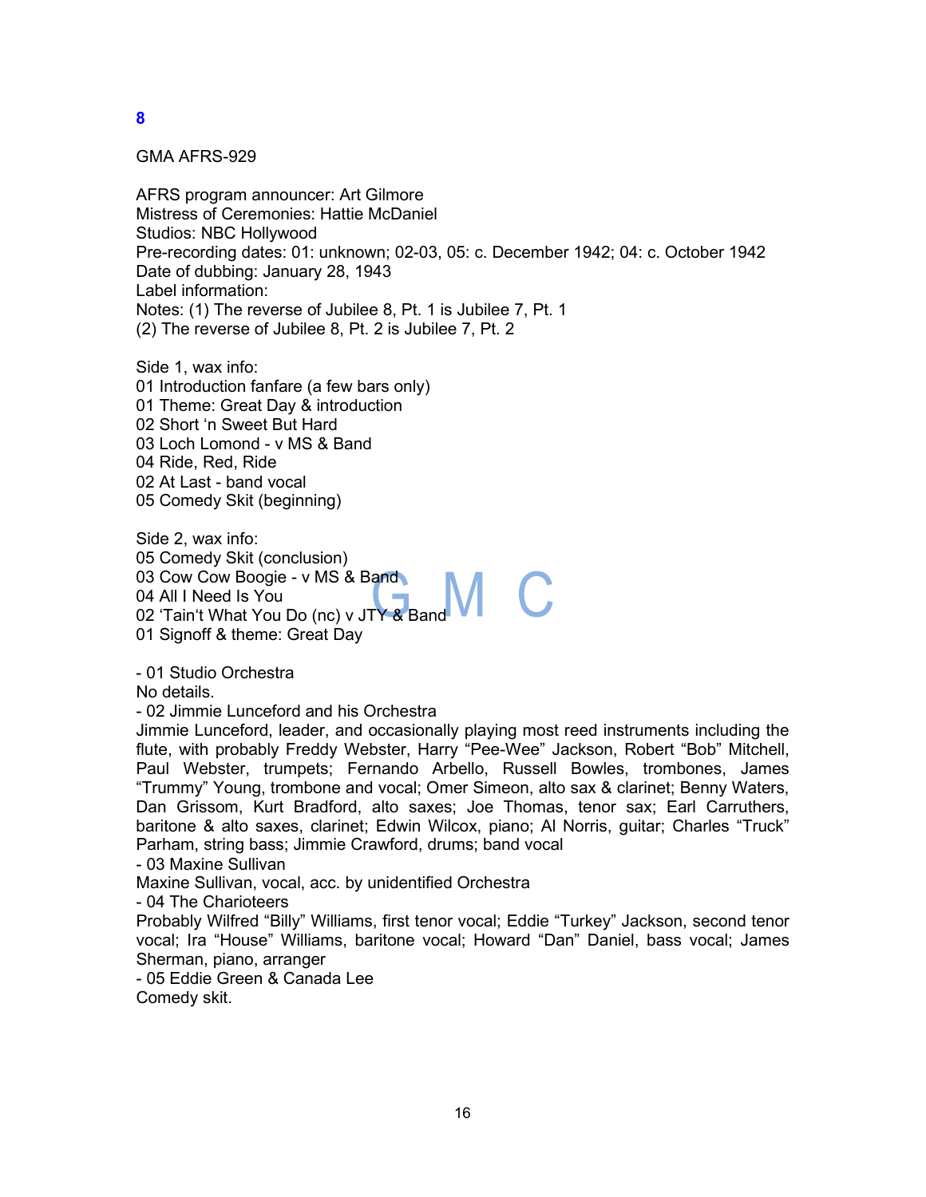## 8

GMA AFRS-929

AFRS program announcer: Art Gilmore
Mistress of Ceremonies: Hattie McDaniel
Studios: NBC Hollywood
Pre-recording dates: 01: unknown; 02-03, 05: c. December 1942; 04: c. October 1942
Date of dubbing: January 28, 1943
Label information:
Notes: (1) The reverse of Jubilee 8, Pt. 1 is Jubilee 7, Pt. 1
(2) The reverse of Jubilee 8, Pt. 2 is Jubilee 7, Pt. 2

Side 1, wax info:
01 Introduction fanfare (a few bars only)
01 Theme: Great Day & introduction
02 Short 'n Sweet But Hard
03 Loch Lomond - v MS & Band
04 Ride, Red, Ride
02 At Last - band vocal
05 Comedy Skit (beginning)

Side 2, wax info:
05 Comedy Skit (conclusion)
03 Cow Cow Boogie - v MS & Band
04 All I Need Is You
02 'Tain't What You Do (nc) v JTY & Band
01 Signoff & theme: Great Day

- 01 Studio Orchestra
No details.
- 02 Jimmie Lunceford and his Orchestra
Jimmie Lunceford, leader, and occasionally playing most reed instruments including the flute, with probably Freddy Webster, Harry "Pee-Wee" Jackson, Robert "Bob" Mitchell, Paul Webster, trumpets; Fernando Arbello, Russell Bowles, trombones, James "Trummy" Young, trombone and vocal; Omer Simeon, alto sax & clarinet; Benny Waters, Dan Grissom, Kurt Bradford, alto saxes; Joe Thomas, tenor sax; Earl Carruthers, baritone & alto saxes, clarinet; Edwin Wilcox, piano; Al Norris, guitar; Charles "Truck" Parham, string bass; Jimmie Crawford, drums; band vocal
- 03 Maxine Sullivan
Maxine Sullivan, vocal, acc. by unidentified Orchestra
- 04 The Charioteers
Probably Wilfred "Billy" Williams, first tenor vocal; Eddie "Turkey" Jackson, second tenor vocal; Ira "House" Williams, baritone vocal; Howard "Dan" Daniel, bass vocal; James Sherman, piano, arranger
- 05 Eddie Green & Canada Lee
Comedy skit.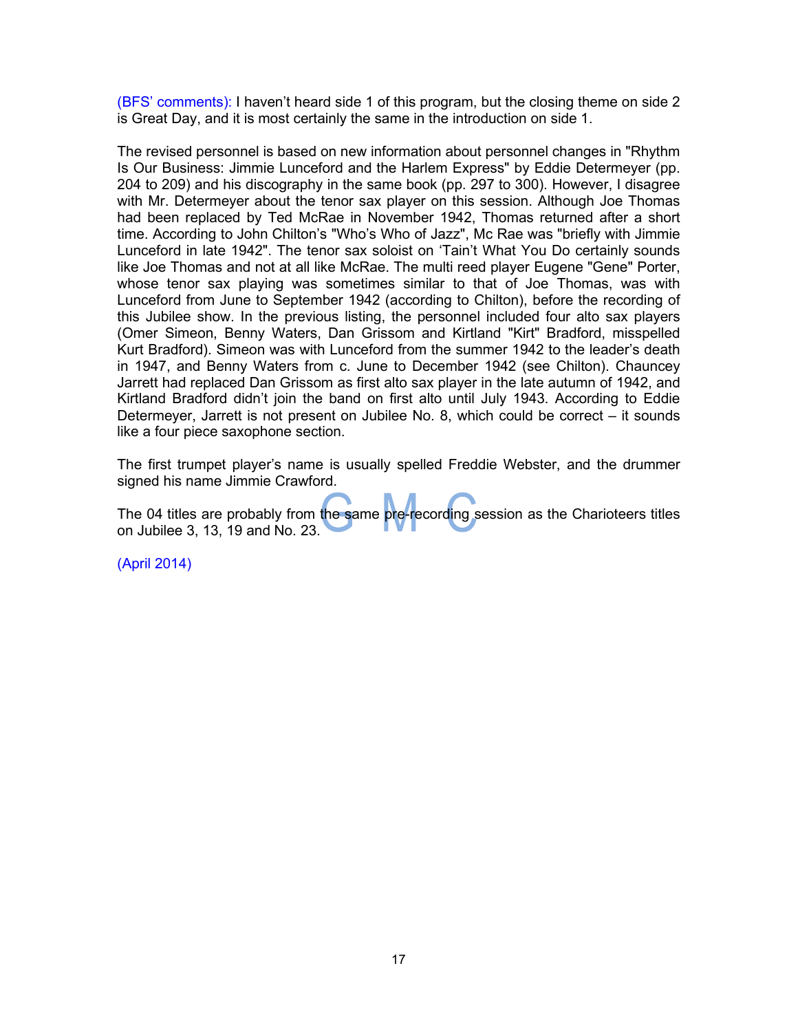(BFS' comments): I haven't heard side 1 of this program, but the closing theme on side 2 is Great Day, and it is most certainly the same in the introduction on side 1.

The revised personnel is based on new information about personnel changes in "Rhythm Is Our Business: Jimmie Lunceford and the Harlem Express" by Eddie Determeyer (pp. 204 to 209) and his discography in the same book (pp. 297 to 300). However, I disagree with Mr. Determeyer about the tenor sax player on this session. Although Joe Thomas had been replaced by Ted McRae in November 1942, Thomas returned after a short time. According to John Chilton's "Who's Who of Jazz", Mc Rae was "briefly with Jimmie Lunceford in late 1942". The tenor sax soloist on 'Tain't What You Do certainly sounds like Joe Thomas and not at all like McRae. The multi reed player Eugene "Gene" Porter, whose tenor sax playing was sometimes similar to that of Joe Thomas, was with Lunceford from June to September 1942 (according to Chilton), before the recording of this Jubilee show. In the previous listing, the personnel included four alto sax players (Omer Simeon, Benny Waters, Dan Grissom and Kirtland "Kirt" Bradford, misspelled Kurt Bradford). Simeon was with Lunceford from the summer 1942 to the leader's death in 1947, and Benny Waters from c. June to December 1942 (see Chilton). Chauncey Jarrett had replaced Dan Grissom as first alto sax player in the late autumn of 1942, and Kirtland Bradford didn't join the band on first alto until July 1943. According to Eddie Determeyer, Jarrett is not present on Jubilee No. 8, which could be correct – it sounds like a four piece saxophone section.

The first trumpet player's name is usually spelled Freddie Webster, and the drummer signed his name Jimmie Crawford.

The 04 titles are probably from the same pre-recording session as the Charioteers titles on Jubilee 3, 13, 19 and No. 23.

(April 2014)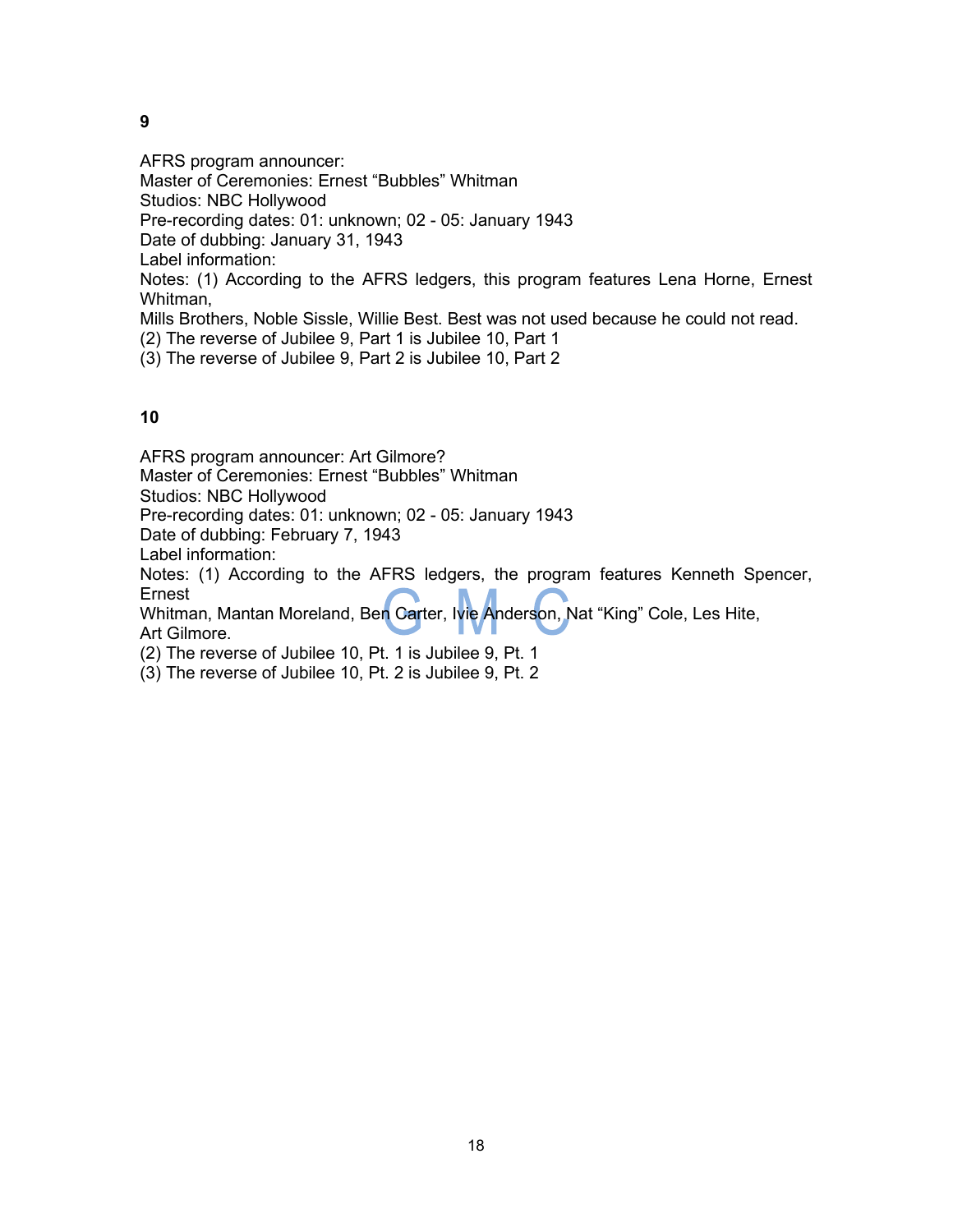**9**

AFRS program announcer:
Master of Ceremonies: Ernest “Bubbles” Whitman
Studios: NBC Hollywood
Pre-recording dates: 01: unknown; 02 - 05: January 1943
Date of dubbing: January 31, 1943
Label information:
Notes: (1) According to the AFRS ledgers, this program features Lena Horne, Ernest Whitman,
Mills Brothers, Noble Sissle, Willie Best. Best was not used because he could not read.
(2) The reverse of Jubilee 9, Part 1 is Jubilee 10, Part 1
(3) The reverse of Jubilee 9, Part 2 is Jubilee 10, Part 2

**10**

AFRS program announcer: Art Gilmore?
Master of Ceremonies: Ernest “Bubbles” Whitman
Studios: NBC Hollywood
Pre-recording dates: 01: unknown; 02 - 05: January 1943
Date of dubbing: February 7, 1943
Label information:
Notes: (1) According to the AFRS ledgers, the program features Kenneth Spencer, Ernest
Whitman, Mantan Moreland, Ben Carter, Ivie Anderson, Nat “King” Cole, Les Hite,
Art Gilmore.
(2) The reverse of Jubilee 10, Pt. 1 is Jubilee 9, Pt. 1
(3) The reverse of Jubilee 10, Pt. 2 is Jubilee 9, Pt. 2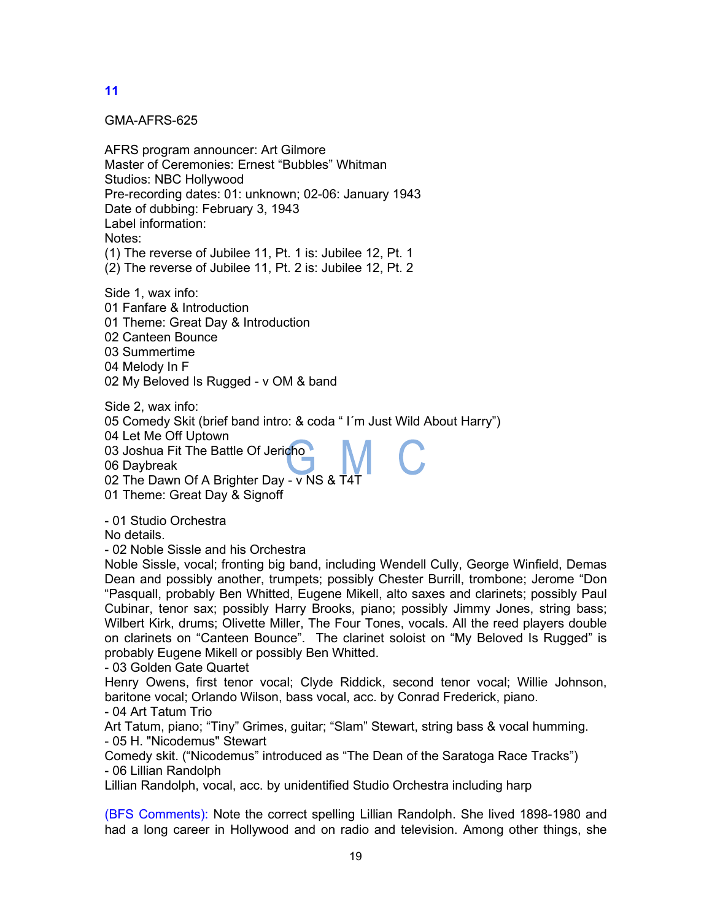## 11

GMA-AFRS-625

AFRS program announcer: Art Gilmore
Master of Ceremonies: Ernest "Bubbles" Whitman
Studios: NBC Hollywood
Pre-recording dates: 01: unknown; 02-06: January 1943
Date of dubbing: February 3, 1943
Label information:
Notes:
(1) The reverse of Jubilee 11, Pt. 1 is: Jubilee 12, Pt. 1
(2) The reverse of Jubilee 11, Pt. 2 is: Jubilee 12, Pt. 2

Side 1, wax info:
01 Fanfare & Introduction
01 Theme: Great Day & Introduction
02 Canteen Bounce
03 Summertime
04 Melody In F
02 My Beloved Is Rugged - v OM & band

Side 2, wax info:
05 Comedy Skit (brief band intro: & coda " I´m Just Wild About Harry")
04 Let Me Off Uptown
03 Joshua Fit The Battle Of Jericho
06 Daybreak
02 The Dawn Of A Brighter Day - v NS & T4T
01 Theme: Great Day & Signoff

- 01 Studio Orchestra
No details.
- 02 Noble Sissle and his Orchestra
Noble Sissle, vocal; fronting big band, including Wendell Cully, George Winfield, Demas Dean and possibly another, trumpets; possibly Chester Burrill, trombone; Jerome "Don "Pasquall, probably Ben Whitted, Eugene Mikell, alto saxes and clarinets; possibly Paul Cubinar, tenor sax; possibly Harry Brooks, piano; possibly Jimmy Jones, string bass; Wilbert Kirk, drums; Olivette Miller, The Four Tones, vocals. All the reed players double on clarinets on "Canteen Bounce". The clarinet soloist on "My Beloved Is Rugged" is probably Eugene Mikell or possibly Ben Whitted.
- 03 Golden Gate Quartet
Henry Owens, first tenor vocal; Clyde Riddick, second tenor vocal; Willie Johnson, baritone vocal; Orlando Wilson, bass vocal, acc. by Conrad Frederick, piano.
- 04 Art Tatum Trio
Art Tatum, piano; "Tiny" Grimes, guitar; "Slam" Stewart, string bass & vocal humming.
- 05 H. "Nicodemus" Stewart
Comedy skit. ("Nicodemus" introduced as "The Dean of the Saratoga Race Tracks")
- 06 Lillian Randolph
Lillian Randolph, vocal, acc. by unidentified Studio Orchestra including harp

(BFS Comments): Note the correct spelling Lillian Randolph. She lived 1898-1980 and had a long career in Hollywood and on radio and television. Among other things, she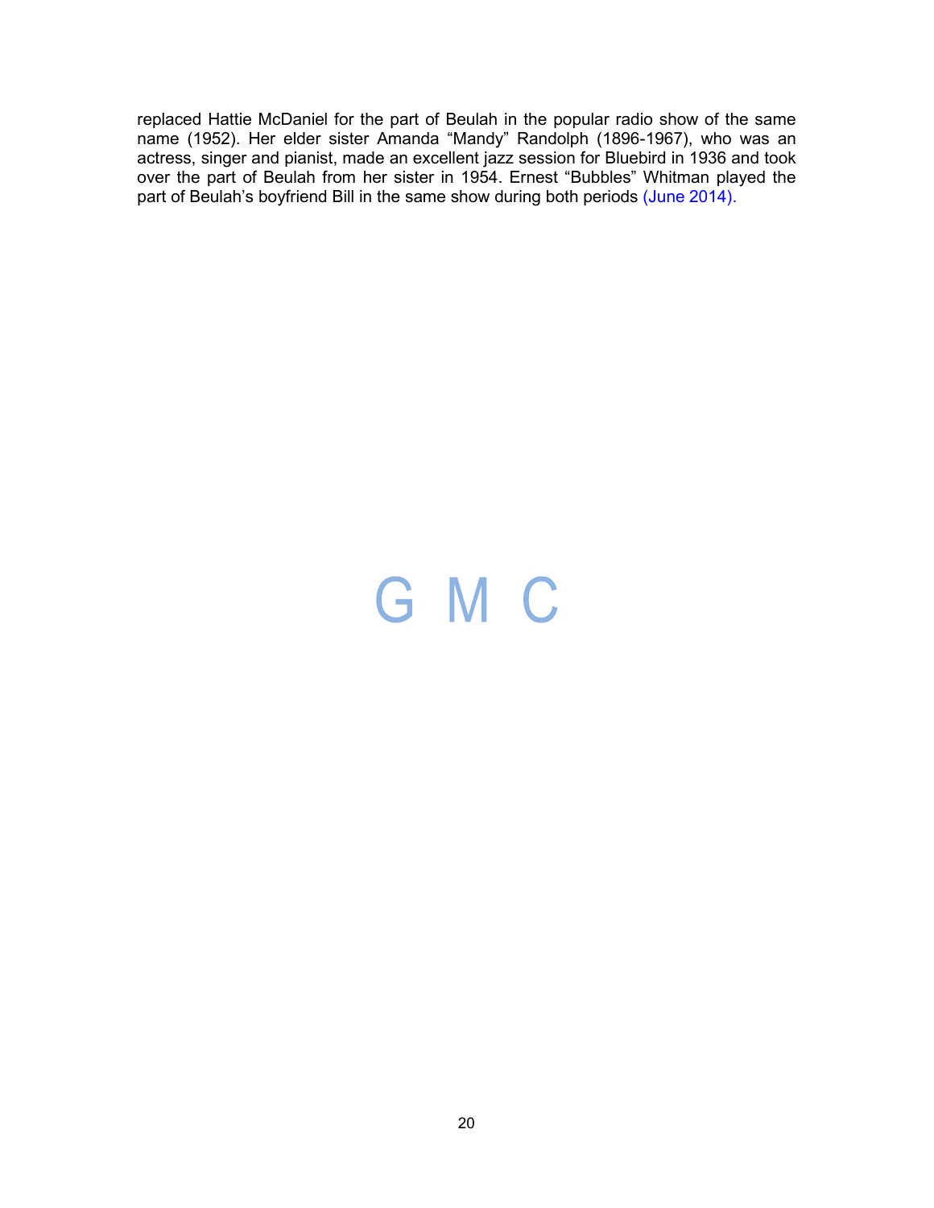replaced Hattie McDaniel for the part of Beulah in the popular radio show of the same name (1952). Her elder sister Amanda "Mandy" Randolph (1896-1967), who was an actress, singer and pianist, made an excellent jazz session for Bluebird in 1936 and took over the part of Beulah from her sister in 1954. Ernest "Bubbles" Whitman played the part of Beulah's boyfriend Bill in the same show during both periods (June 2014).

G M C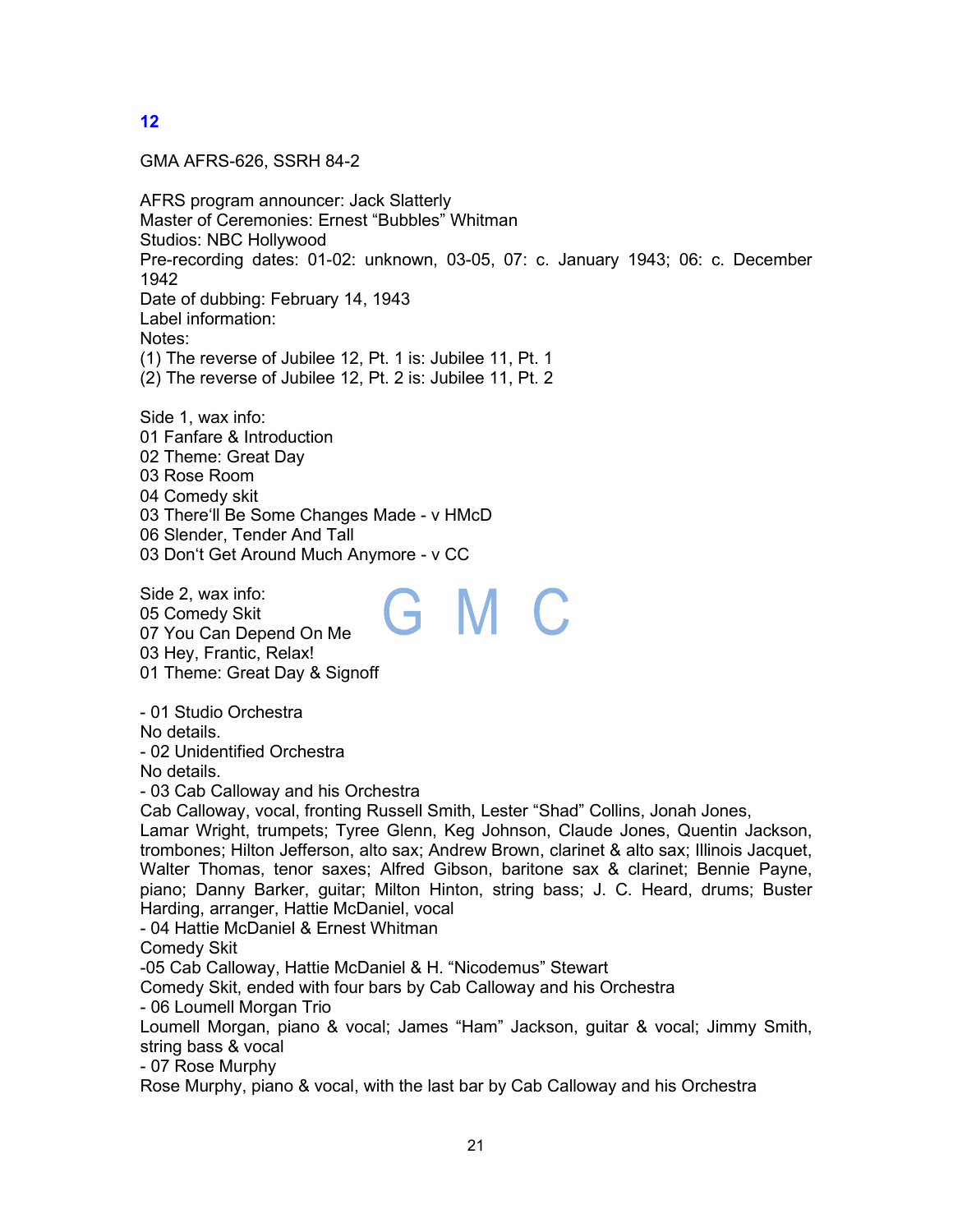## 12

GMA AFRS-626, SSRH 84-2

AFRS program announcer: Jack Slatterly
Master of Ceremonies: Ernest "Bubbles" Whitman
Studios: NBC Hollywood
Pre-recording dates: 01-02: unknown, 03-05, 07: c. January 1943; 06: c. December 1942
Date of dubbing: February 14, 1943
Label information:
Notes:
(1) The reverse of Jubilee 12, Pt. 1 is: Jubilee 11, Pt. 1
(2) The reverse of Jubilee 12, Pt. 2 is: Jubilee 11, Pt. 2

Side 1, wax info:
01 Fanfare & Introduction
02 Theme: Great Day
03 Rose Room
04 Comedy skit
03 There'll Be Some Changes Made - v HMcD
06 Slender, Tender And Tall
03 Don't Get Around Much Anymore - v CC

Side 2, wax info:
05 Comedy Skit
07 You Can Depend On Me
03 Hey, Frantic, Relax!
01 Theme: Great Day & Signoff

- 01 Studio Orchestra
No details.
- 02 Unidentified Orchestra
No details.
- 03 Cab Calloway and his Orchestra
Cab Calloway, vocal, fronting Russell Smith, Lester "Shad" Collins, Jonah Jones, Lamar Wright, trumpets; Tyree Glenn, Keg Johnson, Claude Jones, Quentin Jackson, trombones; Hilton Jefferson, alto sax; Andrew Brown, clarinet & alto sax; Illinois Jacquet, Walter Thomas, tenor saxes; Alfred Gibson, baritone sax & clarinet; Bennie Payne, piano; Danny Barker, guitar; Milton Hinton, string bass; J. C. Heard, drums; Buster Harding, arranger, Hattie McDaniel, vocal
- 04 Hattie McDaniel & Ernest Whitman
Comedy Skit
-05 Cab Calloway, Hattie McDaniel & H. "Nicodemus" Stewart
Comedy Skit, ended with four bars by Cab Calloway and his Orchestra
- 06 Loumell Morgan Trio
Loumell Morgan, piano & vocal; James "Ham" Jackson, guitar & vocal; Jimmy Smith, string bass & vocal
- 07 Rose Murphy
Rose Murphy, piano & vocal, with the last bar by Cab Calloway and his Orchestra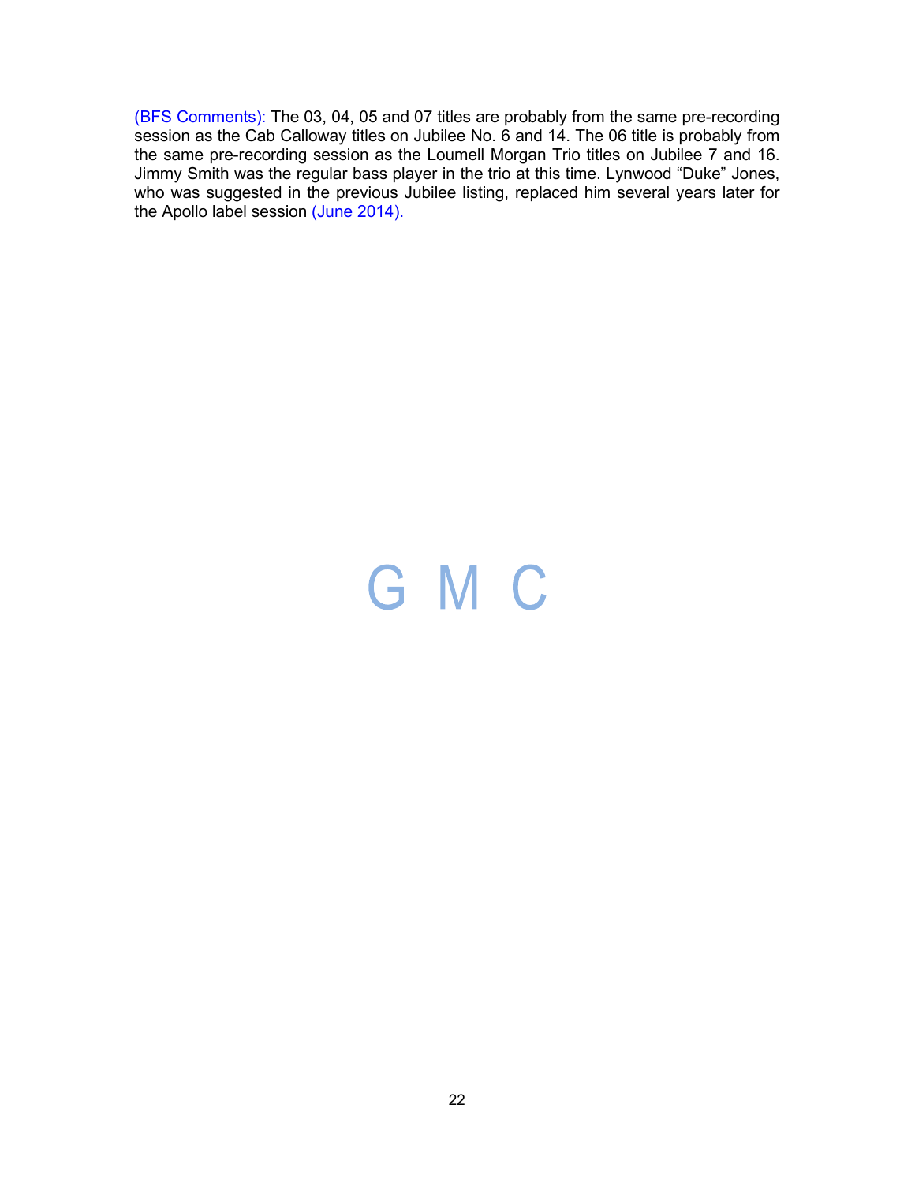(BFS Comments): The 03, 04, 05 and 07 titles are probably from the same pre-recording session as the Cab Calloway titles on Jubilee No. 6 and 14. The 06 title is probably from the same pre-recording session as the Loumell Morgan Trio titles on Jubilee 7 and 16. Jimmy Smith was the regular bass player in the trio at this time. Lynwood "Duke" Jones, who was suggested in the previous Jubilee listing, replaced him several years later for the Apollo label session (June 2014).

G M C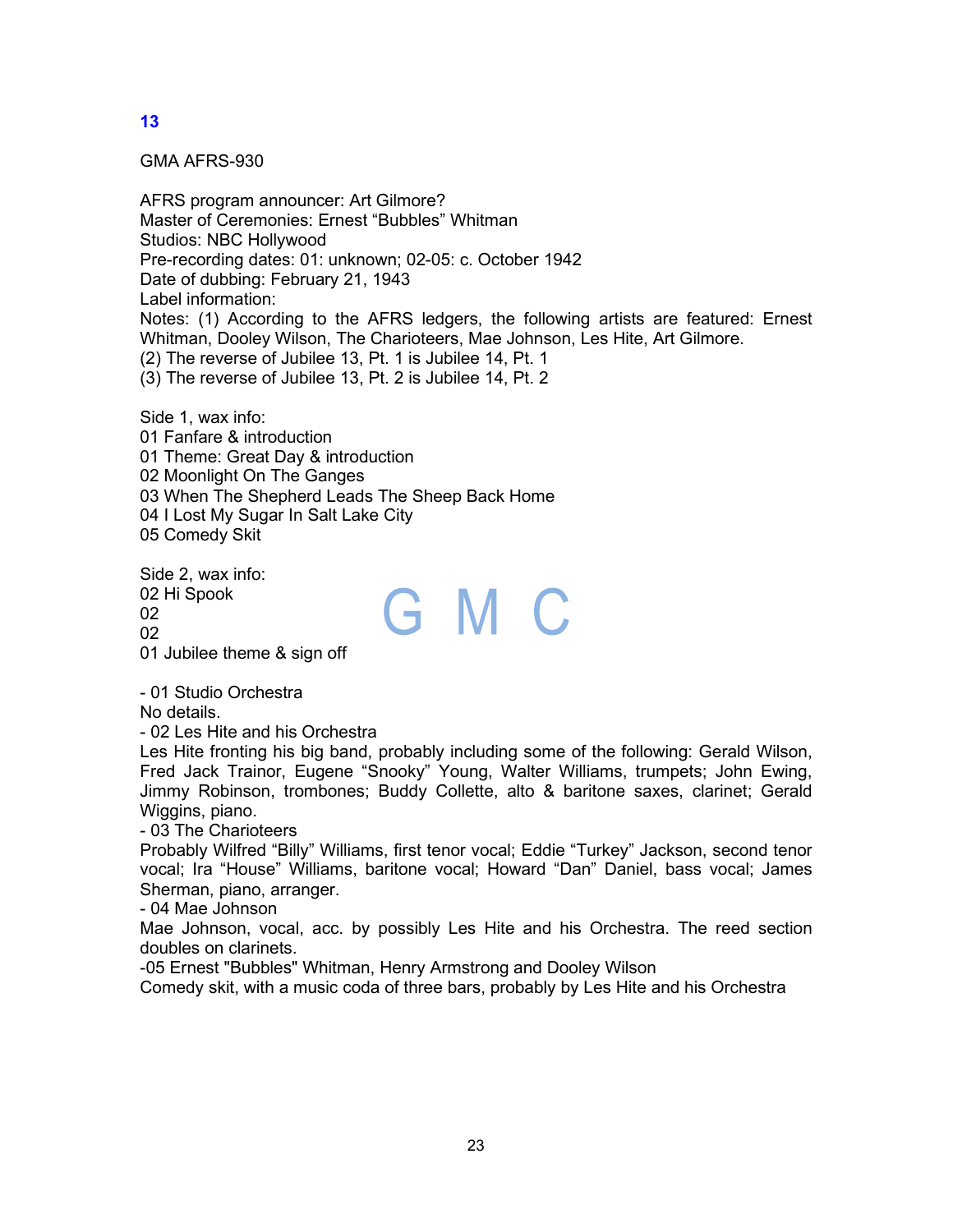## 13

GMA AFRS-930

AFRS program announcer: Art Gilmore?
Master of Ceremonies: Ernest “Bubbles” Whitman
Studios: NBC Hollywood
Pre-recording dates: 01: unknown; 02-05: c. October 1942
Date of dubbing: February 21, 1943
Label information:
Notes: (1) According to the AFRS ledgers, the following artists are featured: Ernest Whitman, Dooley Wilson, The Charioteers, Mae Johnson, Les Hite, Art Gilmore.
(2) The reverse of Jubilee 13, Pt. 1 is Jubilee 14, Pt. 1
(3) The reverse of Jubilee 13, Pt. 2 is Jubilee 14, Pt. 2

Side 1, wax info:
01 Fanfare & introduction
01 Theme: Great Day & introduction
02 Moonlight On The Ganges
03 When The Shepherd Leads The Sheep Back Home
04 I Lost My Sugar In Salt Lake City
05 Comedy Skit

Side 2, wax info:
02 Hi Spook
02
02
01 Jubilee theme & sign off

G M C

- 01 Studio Orchestra
No details.
- 02 Les Hite and his Orchestra
Les Hite fronting his big band, probably including some of the following: Gerald Wilson, Fred Jack Trainor, Eugene “Snooky” Young, Walter Williams, trumpets; John Ewing, Jimmy Robinson, trombones; Buddy Collette, alto & baritone saxes, clarinet; Gerald Wiggins, piano.
- 03 The Charioteers
Probably Wilfred “Billy” Williams, first tenor vocal; Eddie “Turkey” Jackson, second tenor vocal; Ira “House” Williams, baritone vocal; Howard “Dan” Daniel, bass vocal; James Sherman, piano, arranger.
- 04 Mae Johnson
Mae Johnson, vocal, acc. by possibly Les Hite and his Orchestra. The reed section doubles on clarinets.
-05 Ernest "Bubbles" Whitman, Henry Armstrong and Dooley Wilson
Comedy skit, with a music coda of three bars, probably by Les Hite and his Orchestra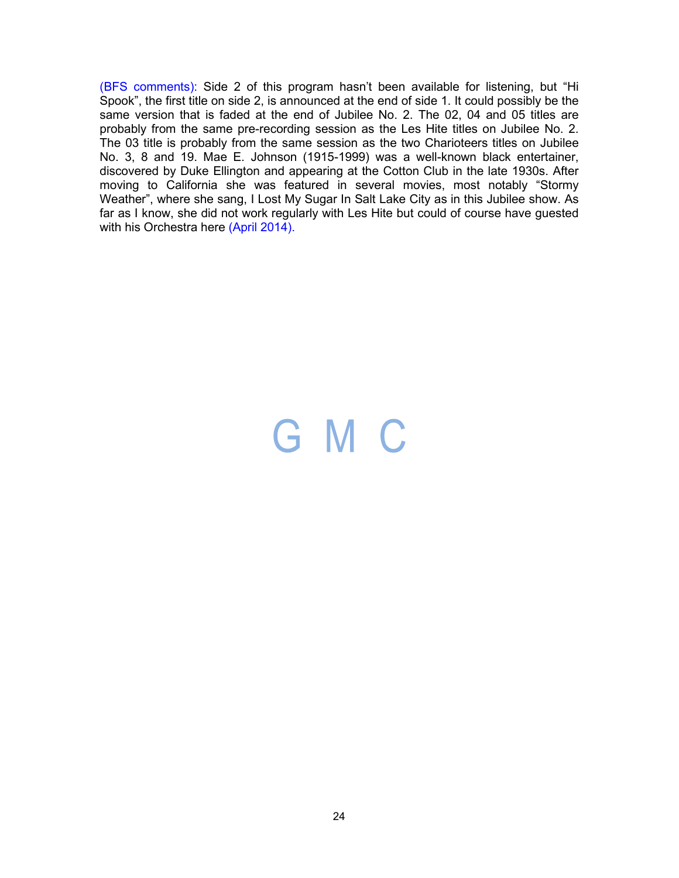(BFS comments): Side 2 of this program hasn't been available for listening, but "Hi Spook", the first title on side 2, is announced at the end of side 1. It could possibly be the same version that is faded at the end of Jubilee No. 2. The 02, 04 and 05 titles are probably from the same pre-recording session as the Les Hite titles on Jubilee No. 2. The 03 title is probably from the same session as the two Charioteers titles on Jubilee No. 3, 8 and 19. Mae E. Johnson (1915-1999) was a well-known black entertainer, discovered by Duke Ellington and appearing at the Cotton Club in the late 1930s. After moving to California she was featured in several movies, most notably "Stormy Weather", where she sang, I Lost My Sugar In Salt Lake City as in this Jubilee show. As far as I know, she did not work regularly with Les Hite but could of course have guested with his Orchestra here (April 2014).

G M C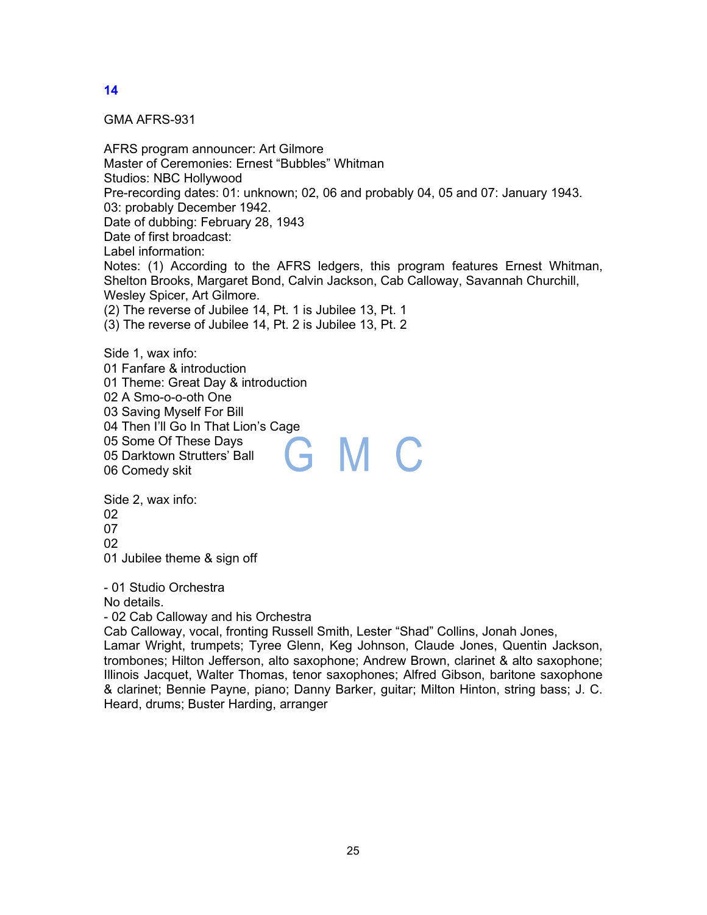## 14

GMA AFRS-931

AFRS program announcer: Art Gilmore
Master of Ceremonies: Ernest “Bubbles” Whitman
Studios: NBC Hollywood
Pre-recording dates: 01: unknown; 02, 06 and probably 04, 05 and 07: January 1943.
03: probably December 1942.
Date of dubbing: February 28, 1943
Date of first broadcast:
Label information:
Notes: (1) According to the AFRS ledgers, this program features Ernest Whitman, Shelton Brooks, Margaret Bond, Calvin Jackson, Cab Calloway, Savannah Churchill, Wesley Spicer, Art Gilmore.
(2) The reverse of Jubilee 14, Pt. 1 is Jubilee 13, Pt. 1
(3) The reverse of Jubilee 14, Pt. 2 is Jubilee 13, Pt. 2

Side 1, wax info:
01 Fanfare & introduction
01 Theme: Great Day & introduction
02 A Smo-o-o-oth One
03 Saving Myself For Bill
04 Then I’ll Go In That Lion’s Cage
05 Some Of These Days
05 Darktown Strutters’ Ball
06 Comedy skit

Side 2, wax info:
02
07
02
01 Jubilee theme & sign off

- 01 Studio Orchestra
No details.
- 02 Cab Calloway and his Orchestra
Cab Calloway, vocal, fronting Russell Smith, Lester “Shad” Collins, Jonah Jones, Lamar Wright, trumpets; Tyree Glenn, Keg Johnson, Claude Jones, Quentin Jackson, trombones; Hilton Jefferson, alto saxophone; Andrew Brown, clarinet & alto saxophone; Illinois Jacquet, Walter Thomas, tenor saxophones; Alfred Gibson, baritone saxophone & clarinet; Bennie Payne, piano; Danny Barker, guitar; Milton Hinton, string bass; J. C. Heard, drums; Buster Harding, arranger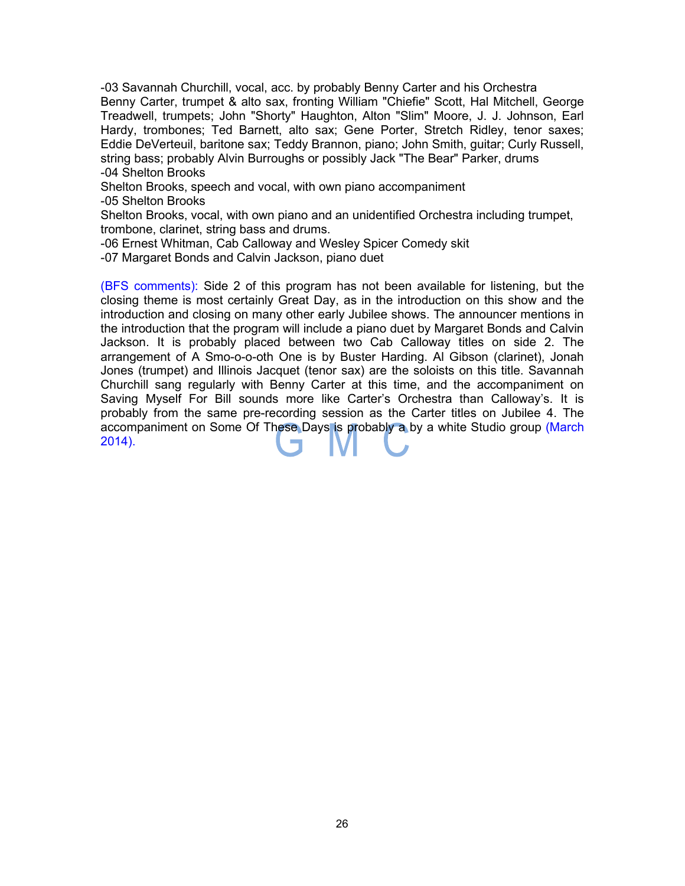-03 Savannah Churchill, vocal, acc. by probably Benny Carter and his Orchestra
Benny Carter, trumpet & alto sax, fronting William "Chiefie" Scott, Hal Mitchell, George Treadwell, trumpets; John "Shorty" Haughton, Alton "Slim" Moore, J. J. Johnson, Earl Hardy, trombones; Ted Barnett, alto sax; Gene Porter, Stretch Ridley, tenor saxes; Eddie DeVerteuil, baritone sax; Teddy Brannon, piano; John Smith, guitar; Curly Russell, string bass; probably Alvin Burroughs or possibly Jack "The Bear" Parker, drums
-04 Shelton Brooks
Shelton Brooks, speech and vocal, with own piano accompaniment
-05 Shelton Brooks
Shelton Brooks, vocal, with own piano and an unidentified Orchestra including trumpet, trombone, clarinet, string bass and drums.
-06 Ernest Whitman, Cab Calloway and Wesley Spicer Comedy skit
-07 Margaret Bonds and Calvin Jackson, piano duet

(BFS comments): Side 2 of this program has not been available for listening, but the closing theme is most certainly Great Day, as in the introduction on this show and the introduction and closing on many other early Jubilee shows. The announcer mentions in the introduction that the program will include a piano duet by Margaret Bonds and Calvin Jackson. It is probably placed between two Cab Calloway titles on side 2. The arrangement of A Smo-o-o-oth One is by Buster Harding. Al Gibson (clarinet), Jonah Jones (trumpet) and Illinois Jacquet (tenor sax) are the soloists on this title. Savannah Churchill sang regularly with Benny Carter at this time, and the accompaniment on Saving Myself For Bill sounds more like Carter's Orchestra than Calloway's. It is probably from the same pre-recording session as the Carter titles on Jubilee 4. The accompaniment on Some Of These Days is probably a by a white Studio group (March 2014).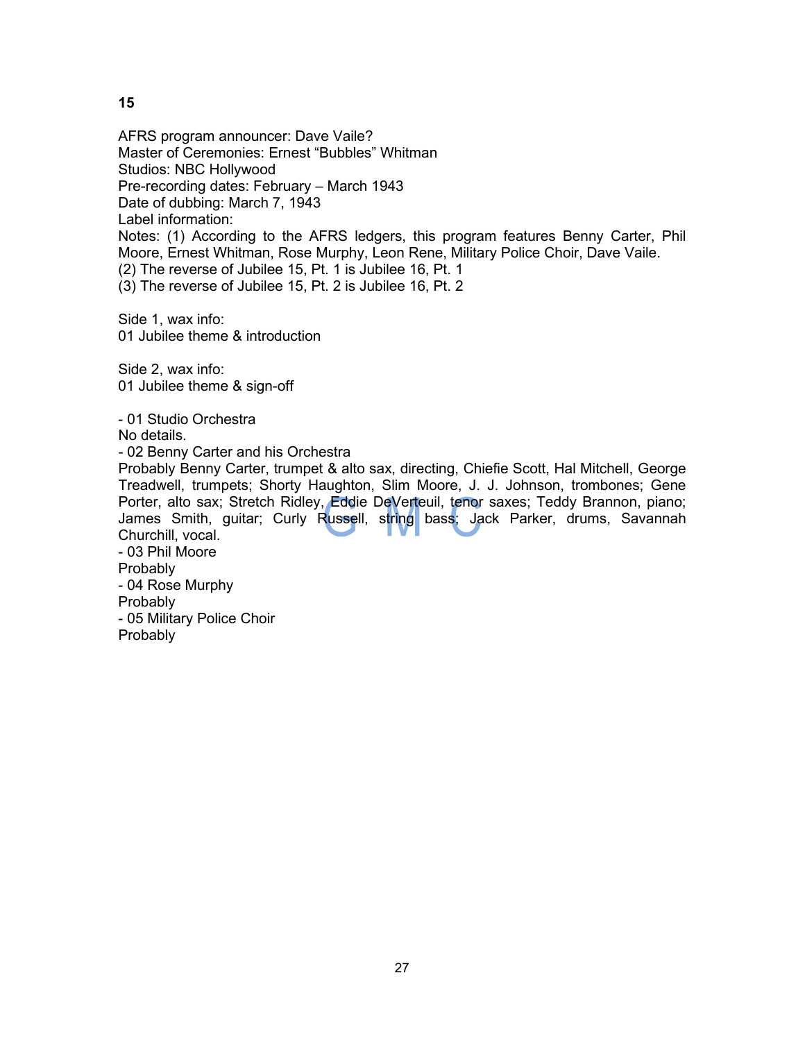**15**

AFRS program announcer: Dave Vaile?
Master of Ceremonies: Ernest “Bubbles” Whitman
Studios: NBC Hollywood
Pre-recording dates: February – March 1943
Date of dubbing: March 7, 1943
Label information:
Notes: (1) According to the AFRS ledgers, this program features Benny Carter, Phil Moore, Ernest Whitman, Rose Murphy, Leon Rene, Military Police Choir, Dave Vaile.
(2) The reverse of Jubilee 15, Pt. 1 is Jubilee 16, Pt. 1
(3) The reverse of Jubilee 15, Pt. 2 is Jubilee 16, Pt. 2

Side 1, wax info:
01 Jubilee theme & introduction

Side 2, wax info:
01 Jubilee theme & sign-off

- 01 Studio Orchestra
No details.
- 02 Benny Carter and his Orchestra
Probably Benny Carter, trumpet & alto sax, directing, Chiefie Scott, Hal Mitchell, George Treadwell, trumpets; Shorty Haughton, Slim Moore, J. J. Johnson, trombones; Gene Porter, alto sax; Stretch Ridley, Eddie DeVerteuil, tenor saxes; Teddy Brannon, piano; James Smith, guitar; Curly Russell, string bass; Jack Parker, drums, Savannah Churchill, vocal.
- 03 Phil Moore
Probably
- 04 Rose Murphy
Probably
- 05 Military Police Choir
Probably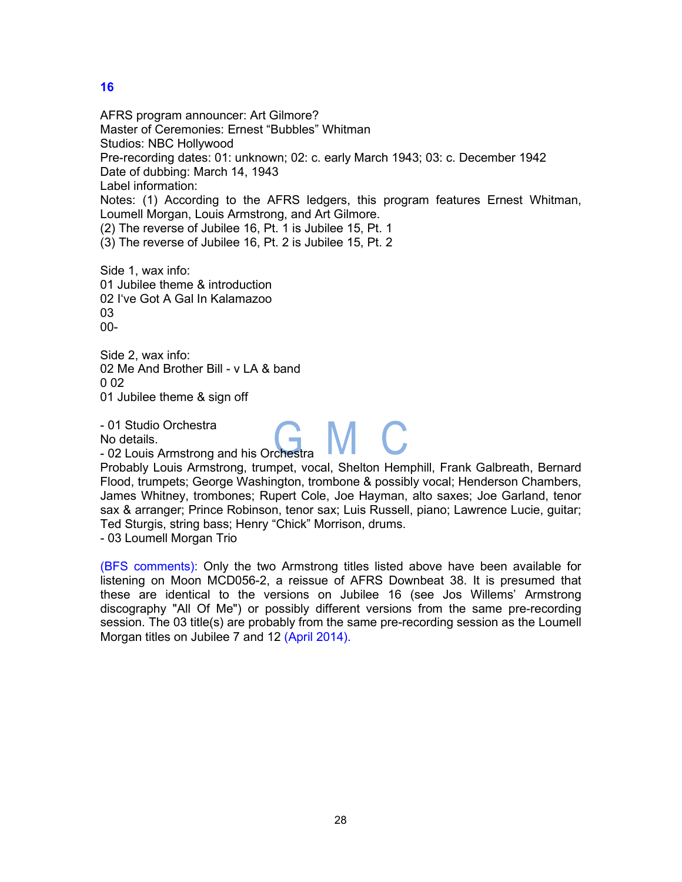## 16

AFRS program announcer: Art Gilmore?
Master of Ceremonies: Ernest “Bubbles” Whitman
Studios: NBC Hollywood
Pre-recording dates: 01: unknown; 02: c. early March 1943; 03: c. December 1942
Date of dubbing: March 14, 1943
Label information:
Notes: (1) According to the AFRS ledgers, this program features Ernest Whitman, Loumell Morgan, Louis Armstrong, and Art Gilmore.
(2) The reverse of Jubilee 16, Pt. 1 is Jubilee 15, Pt. 1
(3) The reverse of Jubilee 16, Pt. 2 is Jubilee 15, Pt. 2

Side 1, wax info:
01 Jubilee theme & introduction
02 I've Got A Gal In Kalamazoo
03
00-

Side 2, wax info:
02 Me And Brother Bill - v LA & band
0 02
01 Jubilee theme & sign off

- 01 Studio Orchestra
No details.
- 02 Louis Armstrong and his Orchestra
Probably Louis Armstrong, trumpet, vocal, Shelton Hemphill, Frank Galbreath, Bernard Flood, trumpets; George Washington, trombone & possibly vocal; Henderson Chambers, James Whitney, trombones; Rupert Cole, Joe Hayman, alto saxes; Joe Garland, tenor sax & arranger; Prince Robinson, tenor sax; Luis Russell, piano; Lawrence Lucie, guitar; Ted Sturgis, string bass; Henry “Chick” Morrison, drums.
- 03 Loumell Morgan Trio

(BFS comments): Only the two Armstrong titles listed above have been available for listening on Moon MCD056-2, a reissue of AFRS Downbeat 38. It is presumed that these are identical to the versions on Jubilee 16 (see Jos Willems' Armstrong discography "All Of Me") or possibly different versions from the same pre-recording session. The 03 title(s) are probably from the same pre-recording session as the Loumell Morgan titles on Jubilee 7 and 12 (April 2014).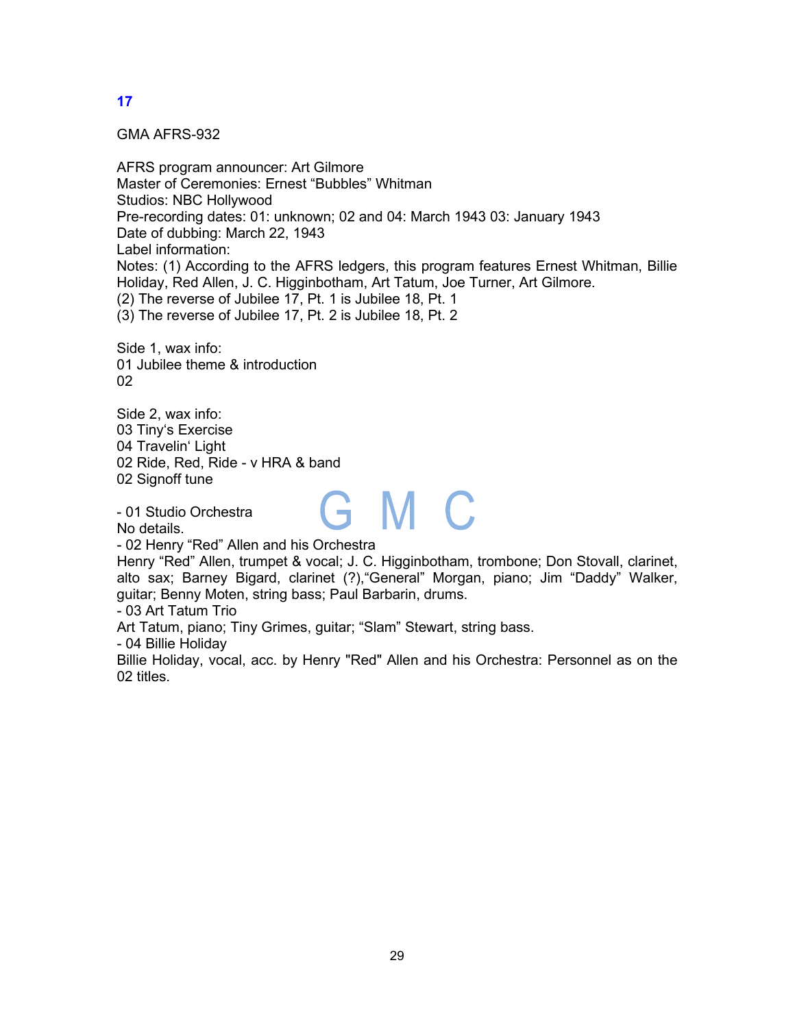## 17

GMA AFRS-932

AFRS program announcer: Art Gilmore
Master of Ceremonies: Ernest "Bubbles" Whitman
Studios: NBC Hollywood
Pre-recording dates: 01: unknown; 02 and 04: March 1943 03: January 1943
Date of dubbing: March 22, 1943
Label information:
Notes: (1) According to the AFRS ledgers, this program features Ernest Whitman, Billie Holiday, Red Allen, J. C. Higginbotham, Art Tatum, Joe Turner, Art Gilmore.
(2) The reverse of Jubilee 17, Pt. 1 is Jubilee 18, Pt. 1
(3) The reverse of Jubilee 17, Pt. 2 is Jubilee 18, Pt. 2

Side 1, wax info:
01 Jubilee theme & introduction
02

Side 2, wax info:
03 Tiny's Exercise
04 Travelin' Light
02 Ride, Red, Ride - v HRA & band
02 Signoff tune

GMC

- 01 Studio Orchestra
No details.
- 02 Henry "Red" Allen and his Orchestra
Henry "Red" Allen, trumpet & vocal; J. C. Higginbotham, trombone; Don Stovall, clarinet, alto sax; Barney Bigard, clarinet (?),"General" Morgan, piano; Jim "Daddy" Walker, guitar; Benny Moten, string bass; Paul Barbarin, drums.
- 03 Art Tatum Trio
Art Tatum, piano; Tiny Grimes, guitar; "Slam" Stewart, string bass.
- 04 Billie Holiday
Billie Holiday, vocal, acc. by Henry "Red" Allen and his Orchestra: Personnel as on the 02 titles.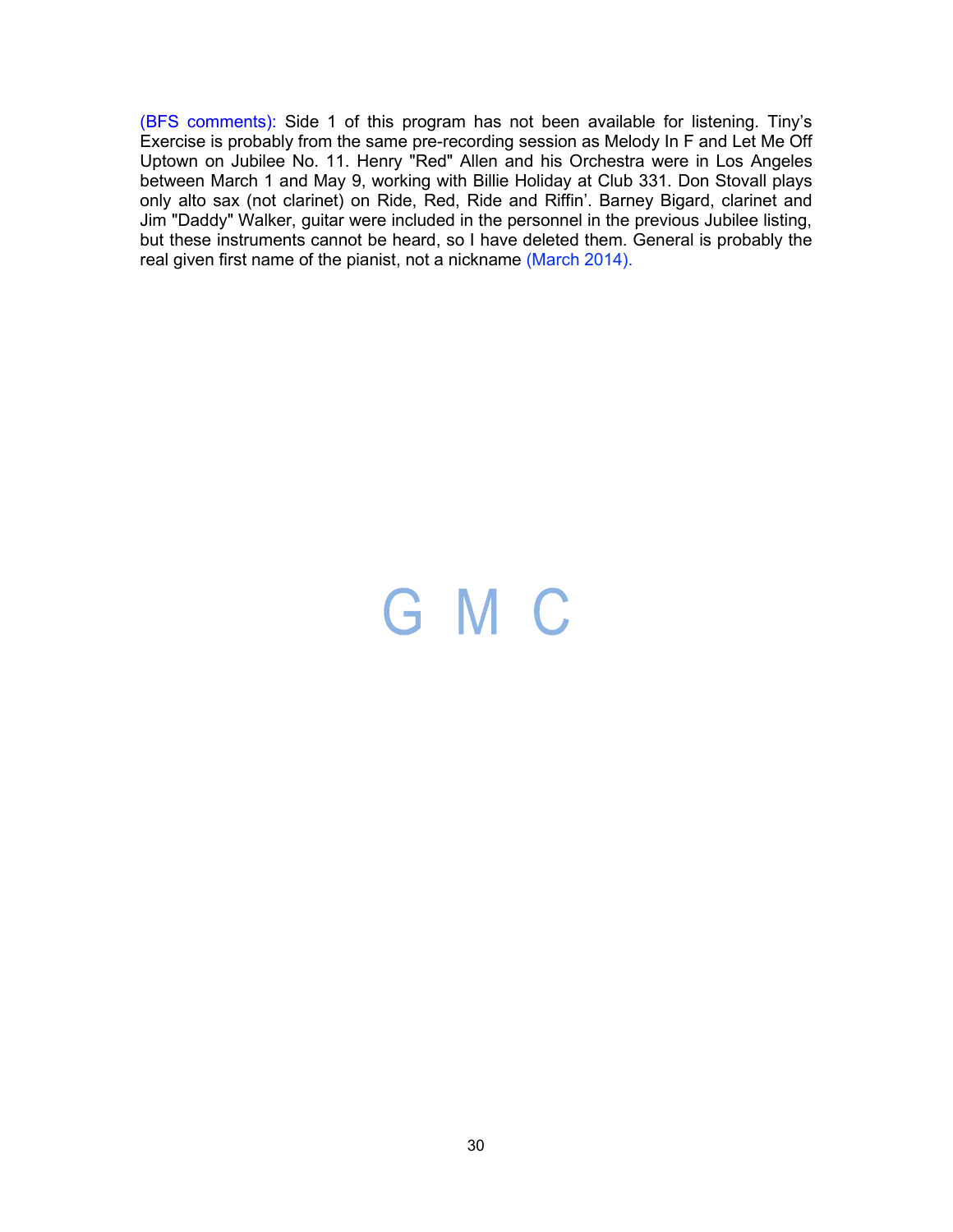(BFS comments): Side 1 of this program has not been available for listening. Tiny's Exercise is probably from the same pre-recording session as Melody In F and Let Me Off Uptown on Jubilee No. 11. Henry "Red" Allen and his Orchestra were in Los Angeles between March 1 and May 9, working with Billie Holiday at Club 331. Don Stovall plays only alto sax (not clarinet) on Ride, Red, Ride and Riffin'. Barney Bigard, clarinet and Jim "Daddy" Walker, guitar were included in the personnel in the previous Jubilee listing, but these instruments cannot be heard, so I have deleted them. General is probably the real given first name of the pianist, not a nickname (March 2014).

G M C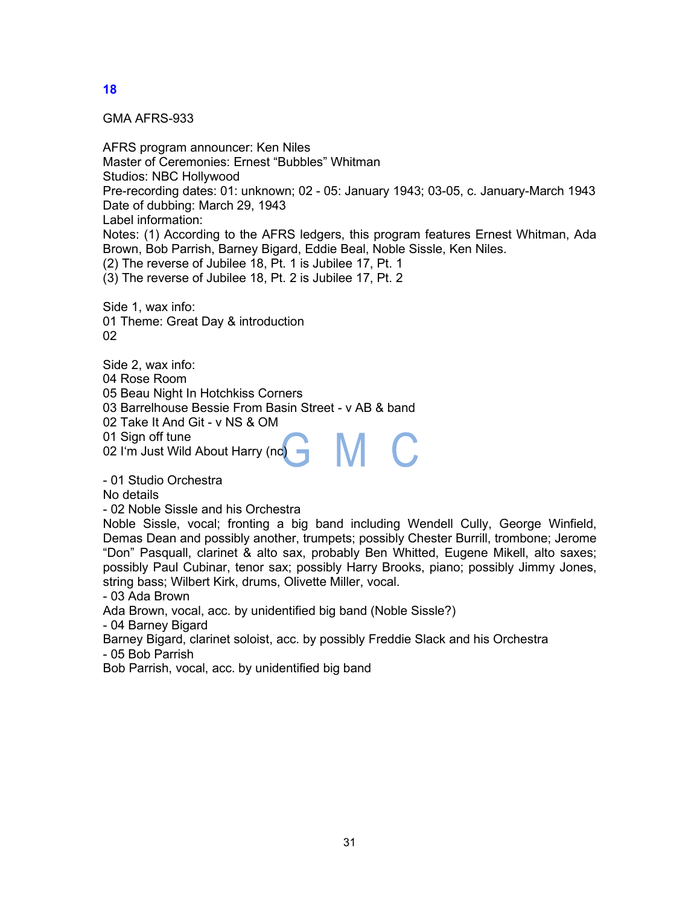**18**

GMA AFRS-933

AFRS program announcer: Ken Niles
Master of Ceremonies: Ernest "Bubbles" Whitman
Studios: NBC Hollywood
Pre-recording dates: 01: unknown; 02 - 05: January 1943; 03-05, c. January-March 1943
Date of dubbing: March 29, 1943
Label information:
Notes: (1) According to the AFRS ledgers, this program features Ernest Whitman, Ada Brown, Bob Parrish, Barney Bigard, Eddie Beal, Noble Sissle, Ken Niles.
(2) The reverse of Jubilee 18, Pt. 1 is Jubilee 17, Pt. 1
(3) The reverse of Jubilee 18, Pt. 2 is Jubilee 17, Pt. 2

Side 1, wax info:
01 Theme: Great Day & introduction
02

Side 2, wax info:
04 Rose Room
05 Beau Night In Hotchkiss Corners
03 Barrelhouse Bessie From Basin Street - v AB & band
02 Take It And Git - v NS & OM
01 Sign off tune
02 I'm Just Wild About Harry (nc)

- 01 Studio Orchestra
No details
- 02 Noble Sissle and his Orchestra
Noble Sissle, vocal; fronting a big band including Wendell Cully, George Winfield, Demas Dean and possibly another, trumpets; possibly Chester Burrill, trombone; Jerome "Don" Pasquall, clarinet & alto sax, probably Ben Whitted, Eugene Mikell, alto saxes; possibly Paul Cubinar, tenor sax; possibly Harry Brooks, piano; possibly Jimmy Jones, string bass; Wilbert Kirk, drums, Olivette Miller, vocal.
- 03 Ada Brown
Ada Brown, vocal, acc. by unidentified big band (Noble Sissle?)
- 04 Barney Bigard
Barney Bigard, clarinet soloist, acc. by possibly Freddie Slack and his Orchestra
- 05 Bob Parrish
Bob Parrish, vocal, acc. by unidentified big band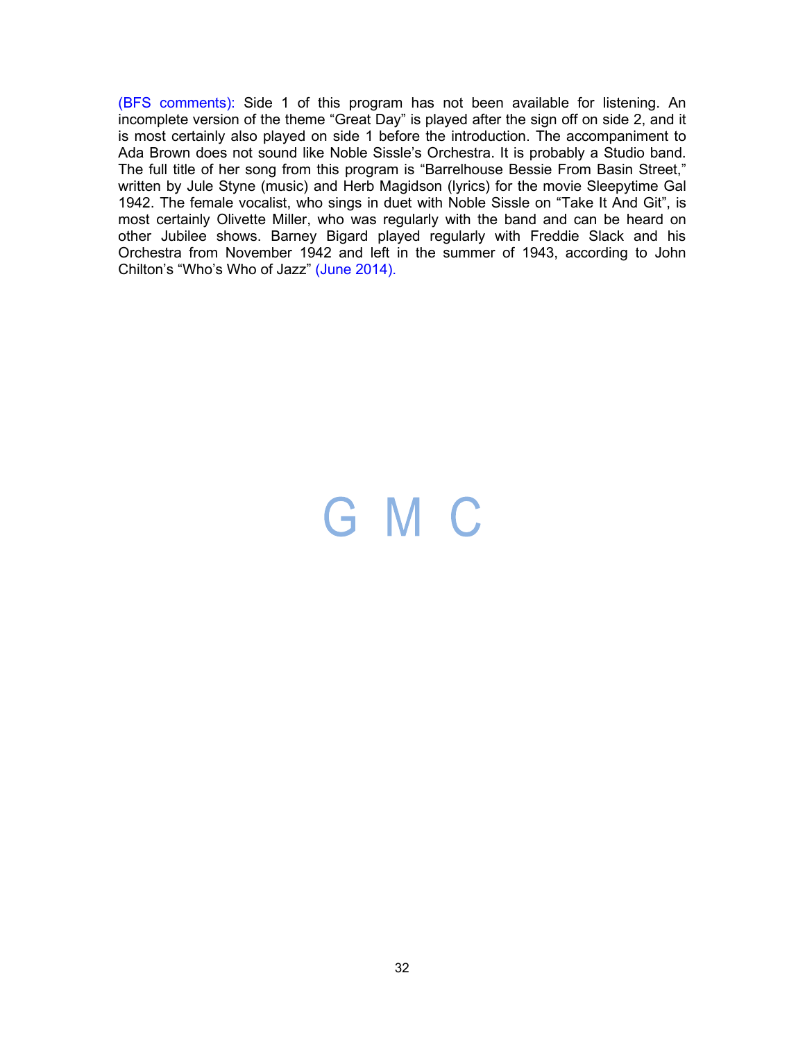(BFS comments): Side 1 of this program has not been available for listening. An incomplete version of the theme "Great Day" is played after the sign off on side 2, and it is most certainly also played on side 1 before the introduction. The accompaniment to Ada Brown does not sound like Noble Sissle's Orchestra. It is probably a Studio band. The full title of her song from this program is "Barrelhouse Bessie From Basin Street," written by Jule Styne (music) and Herb Magidson (lyrics) for the movie Sleepytime Gal 1942. The female vocalist, who sings in duet with Noble Sissle on "Take It And Git", is most certainly Olivette Miller, who was regularly with the band and can be heard on other Jubilee shows. Barney Bigard played regularly with Freddie Slack and his Orchestra from November 1942 and left in the summer of 1943, according to John Chilton's "Who's Who of Jazz" (June 2014).

G M C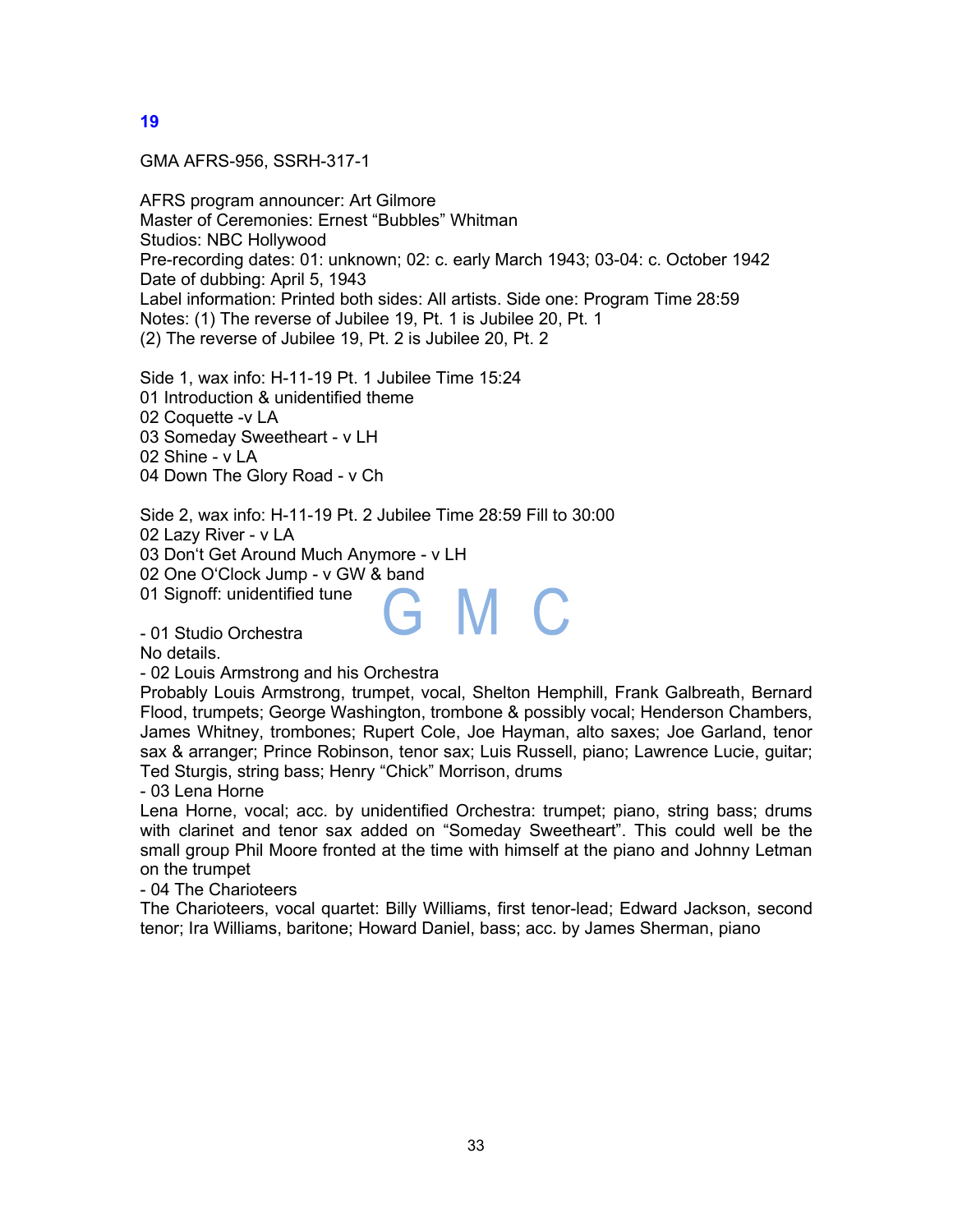## 19

GMA AFRS-956, SSRH-317-1

AFRS program announcer: Art Gilmore
Master of Ceremonies: Ernest "Bubbles" Whitman
Studios: NBC Hollywood
Pre-recording dates: 01: unknown; 02: c. early March 1943; 03-04: c. October 1942
Date of dubbing: April 5, 1943
Label information: Printed both sides: All artists. Side one: Program Time 28:59
Notes: (1) The reverse of Jubilee 19, Pt. 1 is Jubilee 20, Pt. 1
(2) The reverse of Jubilee 19, Pt. 2 is Jubilee 20, Pt. 2

Side 1, wax info: H-11-19 Pt. 1 Jubilee Time 15:24
01 Introduction & unidentified theme
02 Coquette -v LA
03 Someday Sweetheart - v LH
02 Shine - v LA
04 Down The Glory Road - v Ch

Side 2, wax info: H-11-19 Pt. 2 Jubilee Time 28:59 Fill to 30:00
02 Lazy River - v LA
03 Don't Get Around Much Anymore - v LH
02 One O'Clock Jump - v GW & band
01 Signoff: unidentified tune

- 01 Studio Orchestra
No details.
- 02 Louis Armstrong and his Orchestra
Probably Louis Armstrong, trumpet, vocal, Shelton Hemphill, Frank Galbreath, Bernard Flood, trumpets; George Washington, trombone & possibly vocal; Henderson Chambers, James Whitney, trombones; Rupert Cole, Joe Hayman, alto saxes; Joe Garland, tenor sax & arranger; Prince Robinson, tenor sax; Luis Russell, piano; Lawrence Lucie, guitar; Ted Sturgis, string bass; Henry "Chick" Morrison, drums
- 03 Lena Horne
Lena Horne, vocal; acc. by unidentified Orchestra: trumpet; piano, string bass; drums with clarinet and tenor sax added on "Someday Sweetheart". This could well be the small group Phil Moore fronted at the time with himself at the piano and Johnny Letman on the trumpet
- 04 The Charioteers
The Charioteers, vocal quartet: Billy Williams, first tenor-lead; Edward Jackson, second tenor; Ira Williams, baritone; Howard Daniel, bass; acc. by James Sherman, piano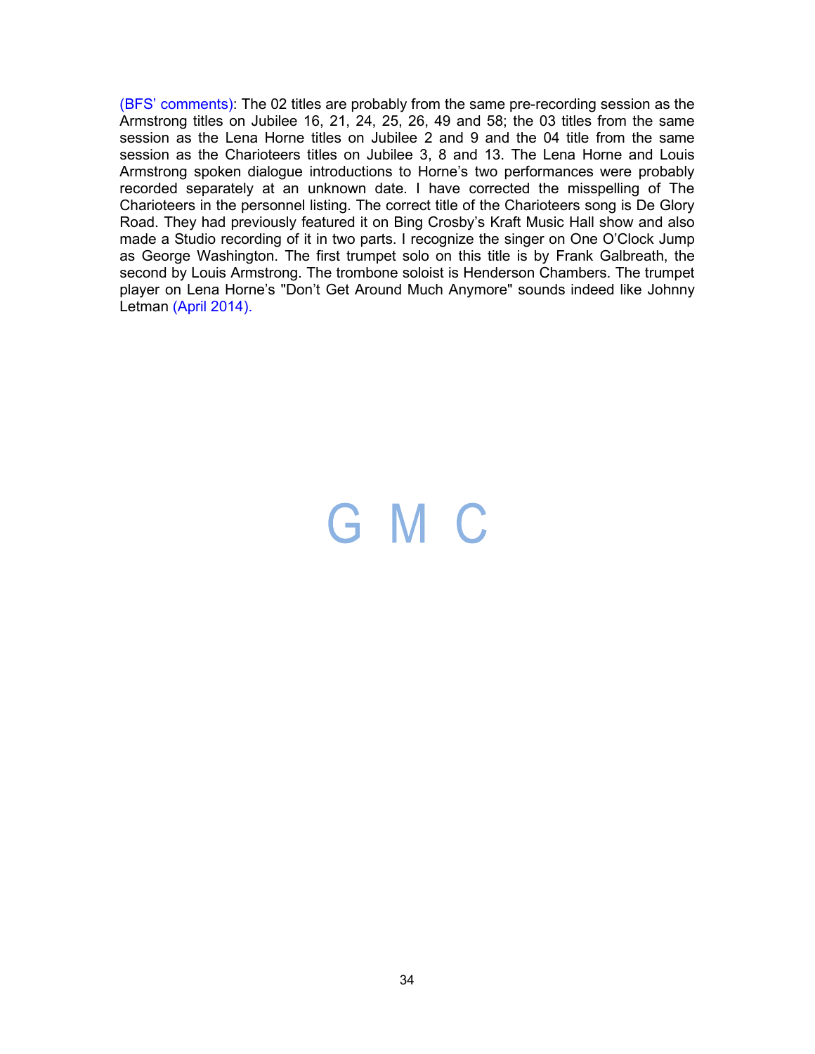(BFS' comments): The 02 titles are probably from the same pre-recording session as the Armstrong titles on Jubilee 16, 21, 24, 25, 26, 49 and 58; the 03 titles from the same session as the Lena Horne titles on Jubilee 2 and 9 and the 04 title from the same session as the Charioteers titles on Jubilee 3, 8 and 13. The Lena Horne and Louis Armstrong spoken dialogue introductions to Horne's two performances were probably recorded separately at an unknown date. I have corrected the misspelling of The Charioteers in the personnel listing. The correct title of the Charioteers song is De Glory Road. They had previously featured it on Bing Crosby's Kraft Music Hall show and also made a Studio recording of it in two parts. I recognize the singer on One O'Clock Jump as George Washington. The first trumpet solo on this title is by Frank Galbreath, the second by Louis Armstrong. The trombone soloist is Henderson Chambers. The trumpet player on Lena Horne's "Don't Get Around Much Anymore" sounds indeed like Johnny Letman (April 2014).

G M C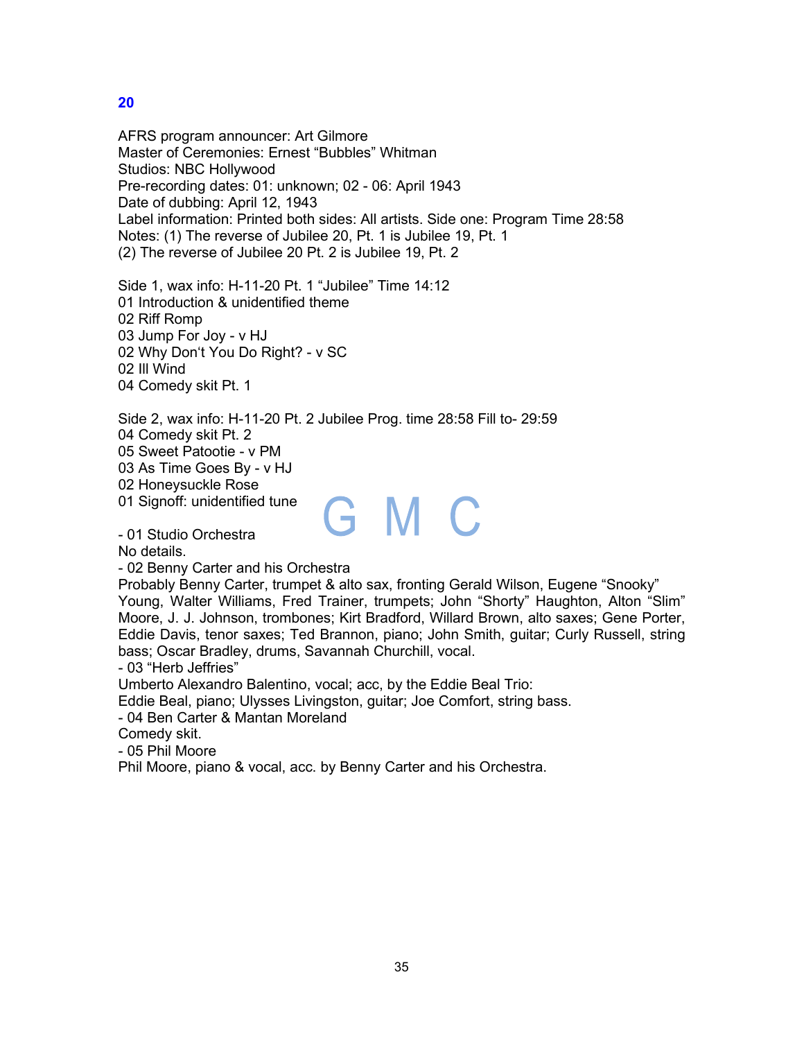## 20

AFRS program announcer: Art Gilmore
Master of Ceremonies: Ernest “Bubbles” Whitman
Studios: NBC Hollywood
Pre-recording dates: 01: unknown; 02 - 06: April 1943
Date of dubbing: April 12, 1943
Label information: Printed both sides: All artists. Side one: Program Time 28:58
Notes: (1) The reverse of Jubilee 20, Pt. 1 is Jubilee 19, Pt. 1
(2) The reverse of Jubilee 20 Pt. 2 is Jubilee 19, Pt. 2

Side 1, wax info: H-11-20 Pt. 1 “Jubilee” Time 14:12
01 Introduction & unidentified theme
02 Riff Romp
03 Jump For Joy - v HJ
02 Why Don‘t You Do Right? - v SC
02 Ill Wind
04 Comedy skit Pt. 1

Side 2, wax info: H-11-20 Pt. 2 Jubilee Prog. time 28:58 Fill to- 29:59
04 Comedy skit Pt. 2
05 Sweet Patootie - v PM
03 As Time Goes By - v HJ
02 Honeysuckle Rose
01 Signoff: unidentified tune

G M C

- 01 Studio Orchestra
No details.
- 02 Benny Carter and his Orchestra
Probably Benny Carter, trumpet & alto sax, fronting Gerald Wilson, Eugene “Snooky” Young, Walter Williams, Fred Trainer, trumpets; John “Shorty” Haughton, Alton “Slim” Moore, J. J. Johnson, trombones; Kirt Bradford, Willard Brown, alto saxes; Gene Porter, Eddie Davis, tenor saxes; Ted Brannon, piano; John Smith, guitar; Curly Russell, string bass; Oscar Bradley, drums, Savannah Churchill, vocal.
- 03 “Herb Jeffries”
Umberto Alexandro Balentino, vocal; acc, by the Eddie Beal Trio:
Eddie Beal, piano; Ulysses Livingston, guitar; Joe Comfort, string bass.
- 04 Ben Carter & Mantan Moreland
Comedy skit.
- 05 Phil Moore
Phil Moore, piano & vocal, acc. by Benny Carter and his Orchestra.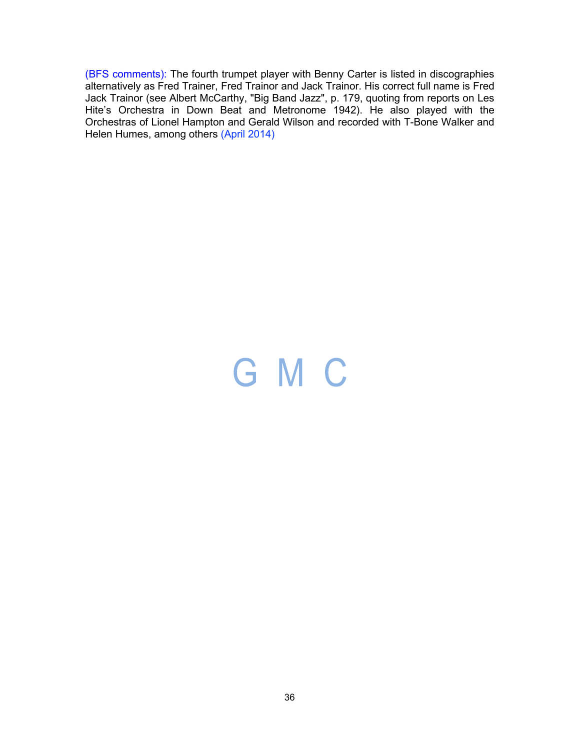(BFS comments): The fourth trumpet player with Benny Carter is listed in discographies alternatively as Fred Trainer, Fred Trainor and Jack Trainor. His correct full name is Fred Jack Trainor (see Albert McCarthy, "Big Band Jazz", p. 179, quoting from reports on Les Hite's Orchestra in Down Beat and Metronome 1942). He also played with the Orchestras of Lionel Hampton and Gerald Wilson and recorded with T-Bone Walker and Helen Humes, among others (April 2014)

G M C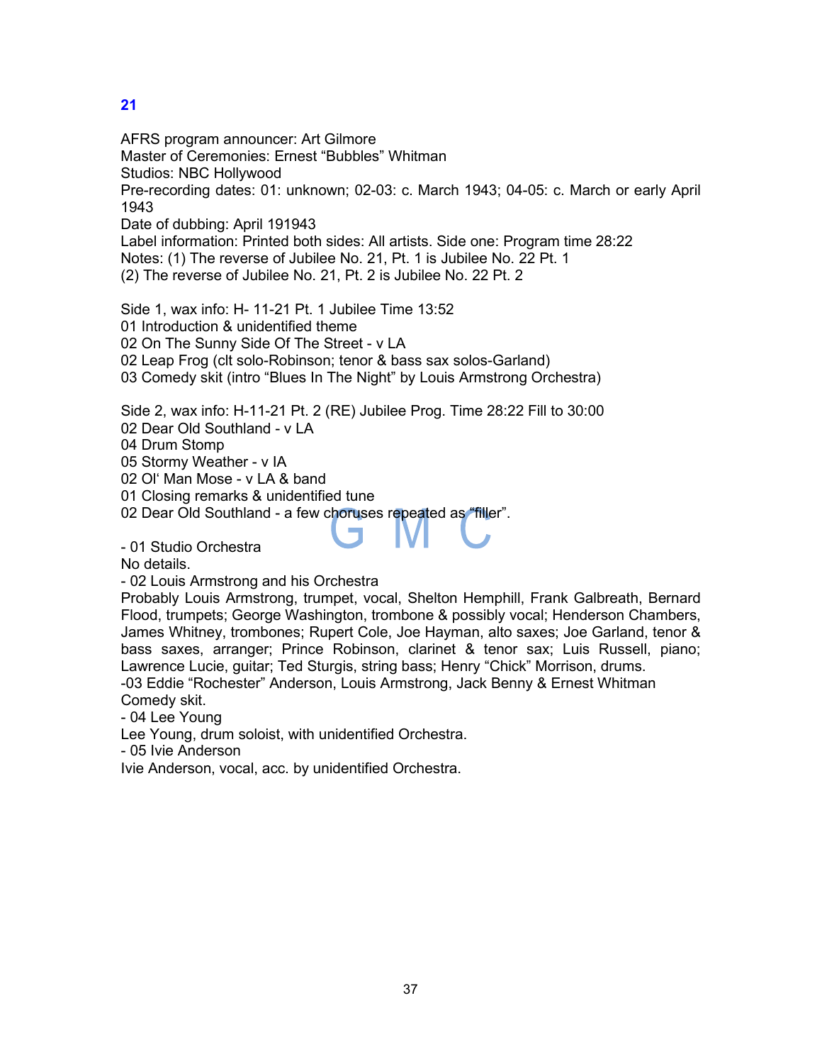## 21

AFRS program announcer: Art Gilmore
Master of Ceremonies: Ernest “Bubbles” Whitman
Studios: NBC Hollywood
Pre-recording dates: 01: unknown; 02-03: c. March 1943; 04-05: c. March or early April 1943
Date of dubbing: April 191943
Label information: Printed both sides: All artists. Side one: Program time 28:22
Notes: (1) The reverse of Jubilee No. 21, Pt. 1 is Jubilee No. 22 Pt. 1
(2) The reverse of Jubilee No. 21, Pt. 2 is Jubilee No. 22 Pt. 2

Side 1, wax info: H- 11-21 Pt. 1 Jubilee Time 13:52
01 Introduction & unidentified theme
02 On The Sunny Side Of The Street - v LA
02 Leap Frog (clt solo-Robinson; tenor & bass sax solos-Garland)
03 Comedy skit (intro “Blues In The Night” by Louis Armstrong Orchestra)

Side 2, wax info: H-11-21 Pt. 2 (RE) Jubilee Prog. Time 28:22 Fill to 30:00
02 Dear Old Southland - v LA
04 Drum Stomp
05 Stormy Weather - v IA
02 Ol‘ Man Mose - v LA & band
01 Closing remarks & unidentified tune
02 Dear Old Southland - a few choruses repeated as “filler”.

- 01 Studio Orchestra
No details.
- 02 Louis Armstrong and his Orchestra
Probably Louis Armstrong, trumpet, vocal, Shelton Hemphill, Frank Galbreath, Bernard Flood, trumpets; George Washington, trombone & possibly vocal; Henderson Chambers, James Whitney, trombones; Rupert Cole, Joe Hayman, alto saxes; Joe Garland, tenor & bass saxes, arranger; Prince Robinson, clarinet & tenor sax; Luis Russell, piano; Lawrence Lucie, guitar; Ted Sturgis, string bass; Henry “Chick” Morrison, drums.
-03 Eddie “Rochester” Anderson, Louis Armstrong, Jack Benny & Ernest Whitman
Comedy skit.
- 04 Lee Young
Lee Young, drum soloist, with unidentified Orchestra.
- 05 Ivie Anderson
Ivie Anderson, vocal, acc. by unidentified Orchestra.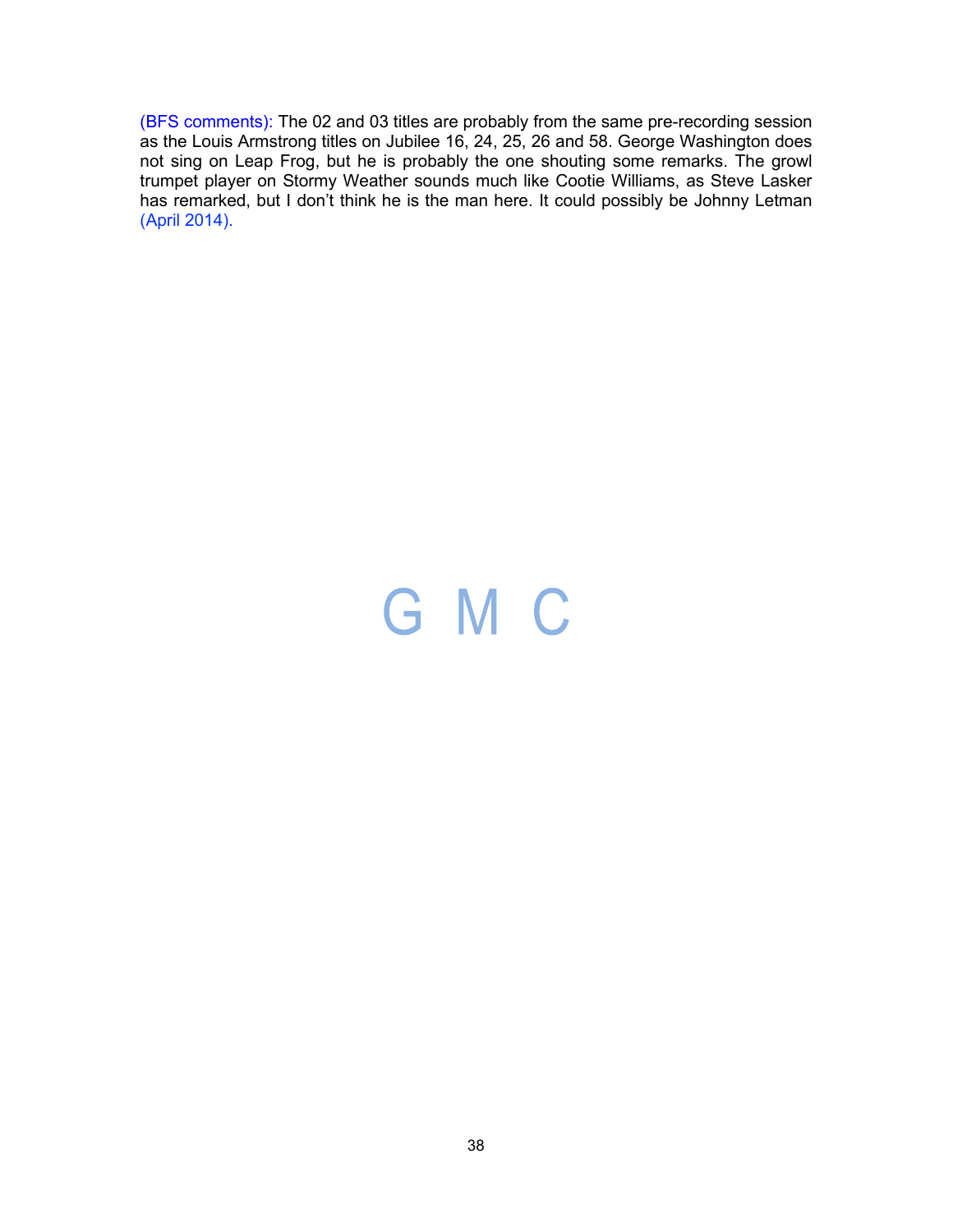(BFS comments): The 02 and 03 titles are probably from the same pre-recording session as the Louis Armstrong titles on Jubilee 16, 24, 25, 26 and 58. George Washington does not sing on Leap Frog, but he is probably the one shouting some remarks. The growl trumpet player on Stormy Weather sounds much like Cootie Williams, as Steve Lasker has remarked, but I don't think he is the man here. It could possibly be Johnny Letman (April 2014).

# G M C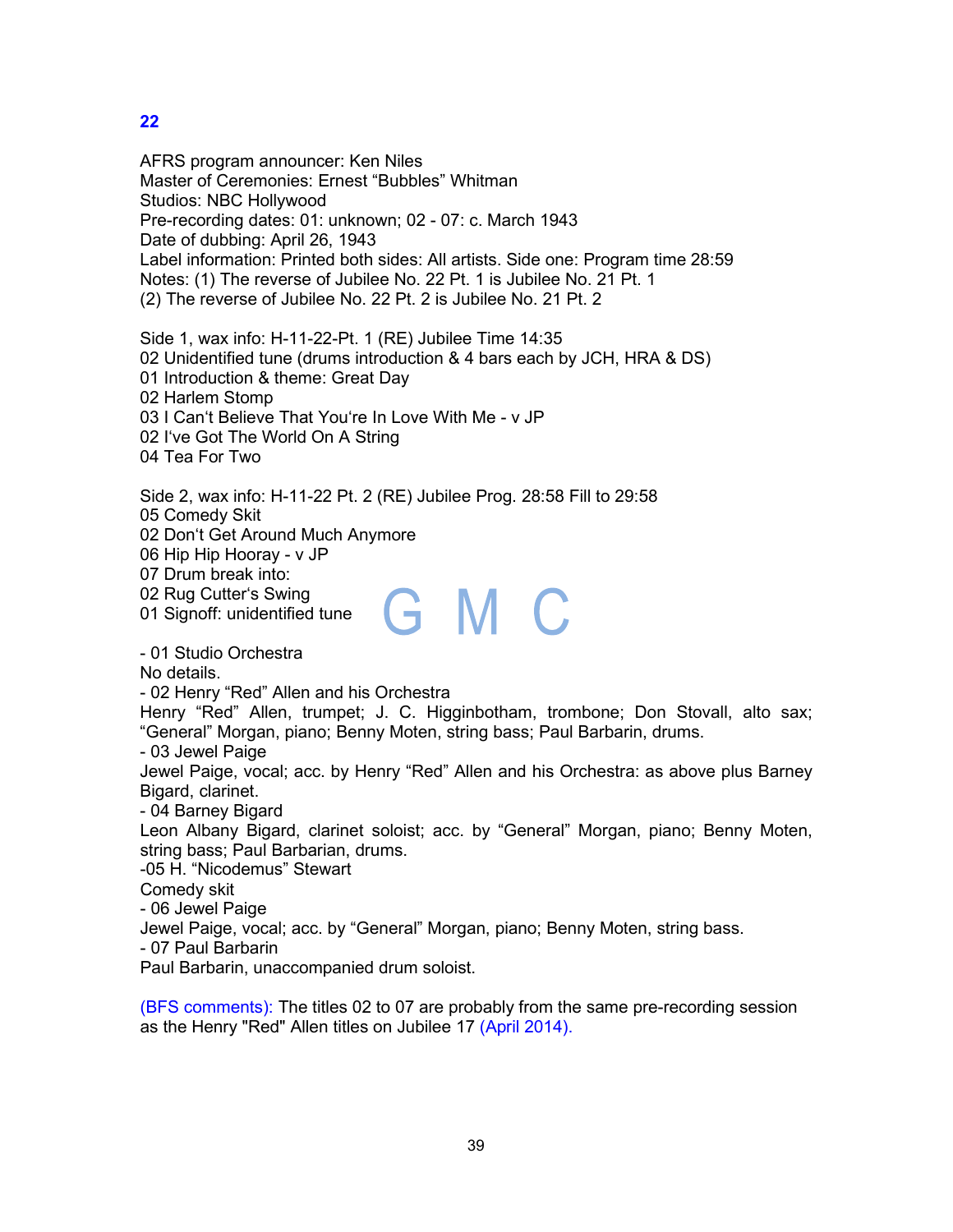## 22

AFRS program announcer: Ken Niles
Master of Ceremonies: Ernest "Bubbles" Whitman
Studios: NBC Hollywood
Pre-recording dates: 01: unknown; 02 - 07: c. March 1943
Date of dubbing: April 26, 1943
Label information: Printed both sides: All artists. Side one: Program time 28:59
Notes: (1) The reverse of Jubilee No. 22 Pt. 1 is Jubilee No. 21 Pt. 1
(2) The reverse of Jubilee No. 22 Pt. 2 is Jubilee No. 21 Pt. 2

Side 1, wax info: H-11-22-Pt. 1 (RE) Jubilee Time 14:35
02 Unidentified tune (drums introduction & 4 bars each by JCH, HRA & DS)
01 Introduction & theme: Great Day
02 Harlem Stomp
03 I Can't Believe That You're In Love With Me - v JP
02 I've Got The World On A String
04 Tea For Two

Side 2, wax info: H-11-22 Pt. 2 (RE) Jubilee Prog. 28:58 Fill to 29:58
05 Comedy Skit
02 Don't Get Around Much Anymore
06 Hip Hip Hooray - v JP
07 Drum break into:
02 Rug Cutter's Swing
01 Signoff: unidentified tune

GMC

- 01 Studio Orchestra
No details.
- 02 Henry "Red" Allen and his Orchestra
Henry "Red" Allen, trumpet; J. C. Higginbotham, trombone; Don Stovall, alto sax; "General" Morgan, piano; Benny Moten, string bass; Paul Barbarin, drums.
- 03 Jewel Paige
Jewel Paige, vocal; acc. by Henry "Red" Allen and his Orchestra: as above plus Barney Bigard, clarinet.
- 04 Barney Bigard
Leon Albany Bigard, clarinet soloist; acc. by "General" Morgan, piano; Benny Moten, string bass; Paul Barbarian, drums.
-05 H. "Nicodemus" Stewart
Comedy skit
- 06 Jewel Paige
Jewel Paige, vocal; acc. by "General" Morgan, piano; Benny Moten, string bass.
- 07 Paul Barbarin
Paul Barbarin, unaccompanied drum soloist.

(BFS comments): The titles 02 to 07 are probably from the same pre-recording session as the Henry "Red" Allen titles on Jubilee 17 (April 2014).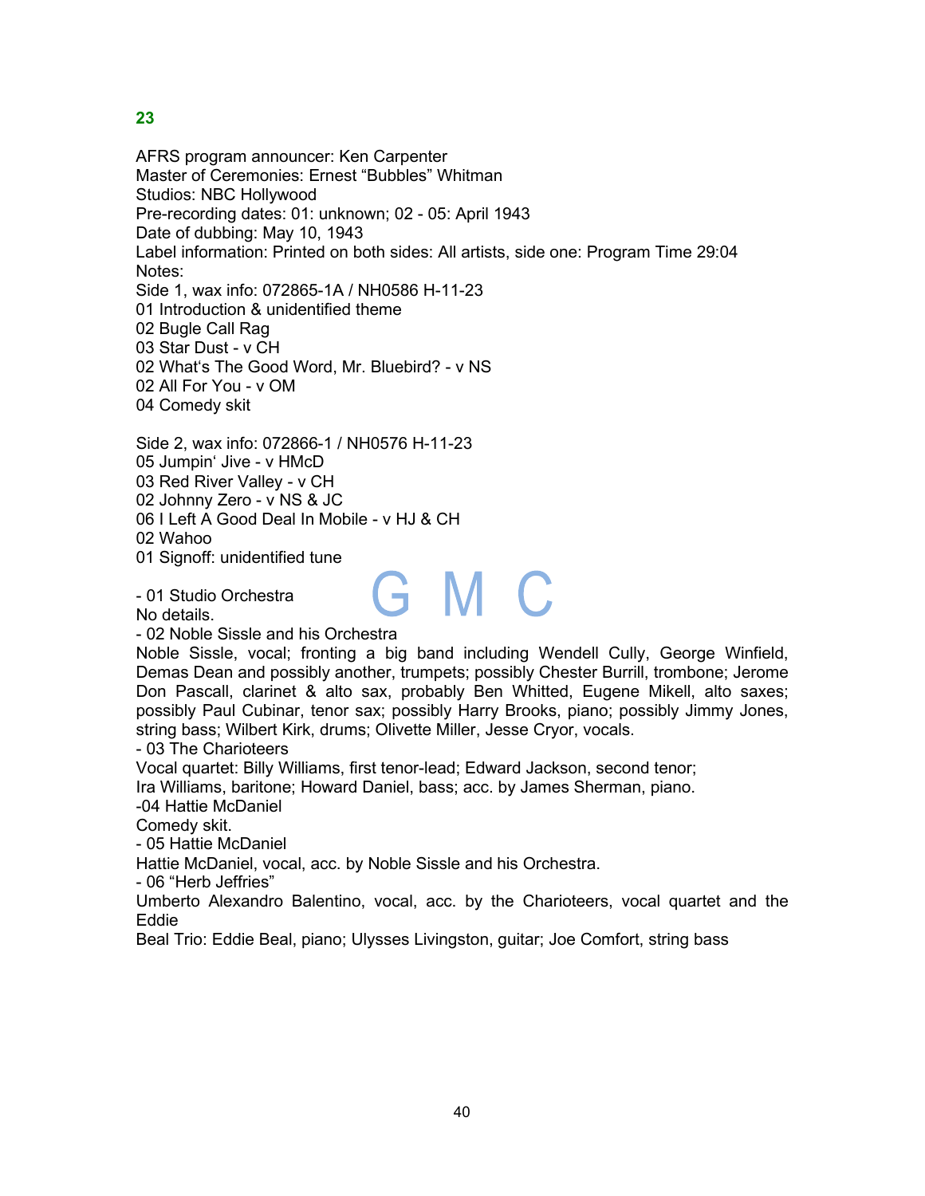## 23

AFRS program announcer: Ken Carpenter
Master of Ceremonies: Ernest “Bubbles” Whitman
Studios: NBC Hollywood
Pre-recording dates: 01: unknown; 02 - 05: April 1943
Date of dubbing: May 10, 1943
Label information: Printed on both sides: All artists, side one: Program Time 29:04
Notes:
Side 1, wax info: 072865-1A / NH0586 H-11-23
01 Introduction & unidentified theme
02 Bugle Call Rag
03 Star Dust - v CH
02 What‘s The Good Word, Mr. Bluebird? - v NS
02 All For You - v OM
04 Comedy skit

Side 2, wax info: 072866-1 / NH0576 H-11-23
05 Jumpin‘ Jive - v HMcD
03 Red River Valley - v CH
02 Johnny Zero - v NS & JC
06 I Left A Good Deal In Mobile - v HJ & CH
02 Wahoo
01 Signoff: unidentified tune

G M C

- 01 Studio Orchestra
No details.
- 02 Noble Sissle and his Orchestra
Noble Sissle, vocal; fronting a big band including Wendell Cully, George Winfield, Demas Dean and possibly another, trumpets; possibly Chester Burrill, trombone; Jerome Don Pascall, clarinet & alto sax, probably Ben Whitted, Eugene Mikell, alto saxes; possibly Paul Cubinar, tenor sax; possibly Harry Brooks, piano; possibly Jimmy Jones, string bass; Wilbert Kirk, drums; Olivette Miller, Jesse Cryor, vocals.
- 03 The Charioteers
Vocal quartet: Billy Williams, first tenor-lead; Edward Jackson, second tenor;
Ira Williams, baritone; Howard Daniel, bass; acc. by James Sherman, piano.
-04 Hattie McDaniel
Comedy skit.
- 05 Hattie McDaniel
Hattie McDaniel, vocal, acc. by Noble Sissle and his Orchestra.
- 06 “Herb Jeffries”
Umberto Alexandro Balentino, vocal, acc. by the Charioteers, vocal quartet and the Eddie
Beal Trio: Eddie Beal, piano; Ulysses Livingston, guitar; Joe Comfort, string bass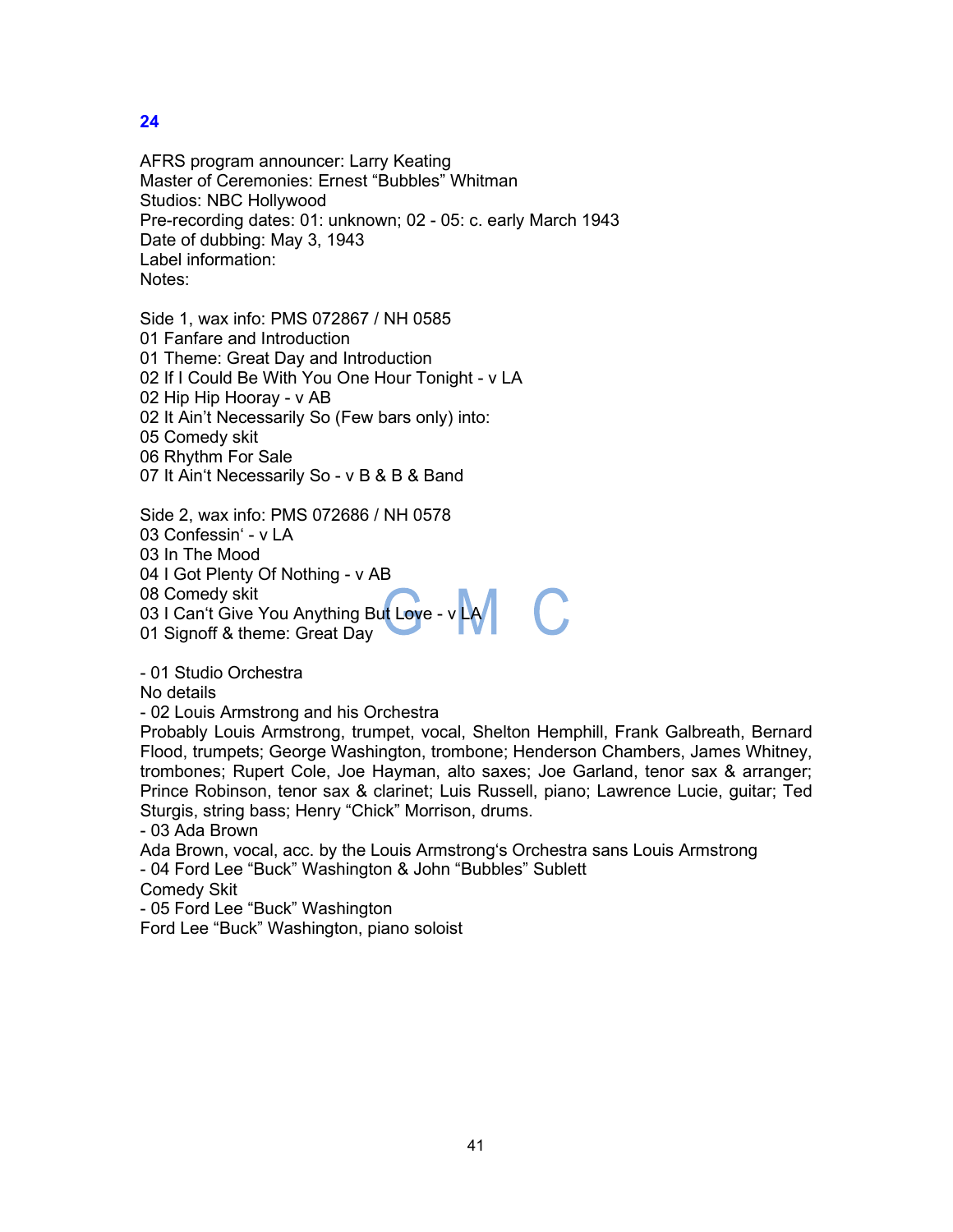## 24

AFRS program announcer: Larry Keating
Master of Ceremonies: Ernest “Bubbles” Whitman
Studios: NBC Hollywood
Pre-recording dates: 01: unknown; 02 - 05: c. early March 1943
Date of dubbing: May 3, 1943
Label information:
Notes:

Side 1, wax info: PMS 072867 / NH 0585
01 Fanfare and Introduction
01 Theme: Great Day and Introduction
02 If I Could Be With You One Hour Tonight - v LA
02 Hip Hip Hooray - v AB
02 It Ain’t Necessarily So (Few bars only) into:
05 Comedy skit
06 Rhythm For Sale
07 It Ain‘t Necessarily So - v B & B & Band

Side 2, wax info: PMS 072686 / NH 0578
03 Confessin‘ - v LA
03 In The Mood
04 I Got Plenty Of Nothing - v AB
08 Comedy skit
03 I Can‘t Give You Anything But Love - v LA
01 Signoff & theme: Great Day

- 01 Studio Orchestra
No details
- 02 Louis Armstrong and his Orchestra
Probably Louis Armstrong, trumpet, vocal, Shelton Hemphill, Frank Galbreath, Bernard Flood, trumpets; George Washington, trombone; Henderson Chambers, James Whitney, trombones; Rupert Cole, Joe Hayman, alto saxes; Joe Garland, tenor sax & arranger; Prince Robinson, tenor sax & clarinet; Luis Russell, piano; Lawrence Lucie, guitar; Ted Sturgis, string bass; Henry “Chick” Morrison, drums.
- 03 Ada Brown
Ada Brown, vocal, acc. by the Louis Armstrong‘s Orchestra sans Louis Armstrong
- 04 Ford Lee “Buck” Washington & John “Bubbles” Sublett
Comedy Skit
- 05 Ford Lee “Buck” Washington
Ford Lee “Buck” Washington, piano soloist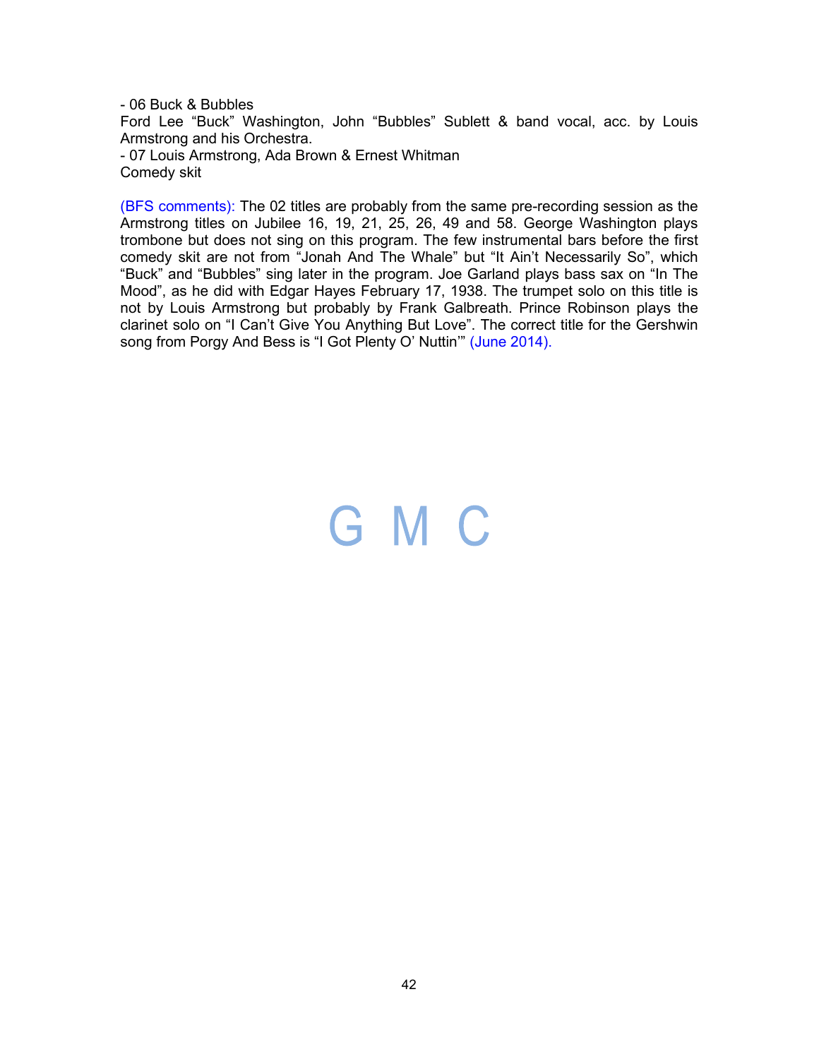- 06 Buck & Bubbles
Ford Lee "Buck" Washington, John "Bubbles" Sublett & band vocal, acc. by Louis Armstrong and his Orchestra.
- 07 Louis Armstrong, Ada Brown & Ernest Whitman
Comedy skit

(BFS comments): The 02 titles are probably from the same pre-recording session as the Armstrong titles on Jubilee 16, 19, 21, 25, 26, 49 and 58. George Washington plays trombone but does not sing on this program. The few instrumental bars before the first comedy skit are not from "Jonah And The Whale" but "It Ain't Necessarily So", which "Buck" and "Bubbles" sing later in the program. Joe Garland plays bass sax on "In The Mood", as he did with Edgar Hayes February 17, 1938. The trumpet solo on this title is not by Louis Armstrong but probably by Frank Galbreath. Prince Robinson plays the clarinet solo on "I Can't Give You Anything But Love". The correct title for the Gershwin song from Porgy And Bess is "I Got Plenty O' Nuttin'" (June 2014).

G M C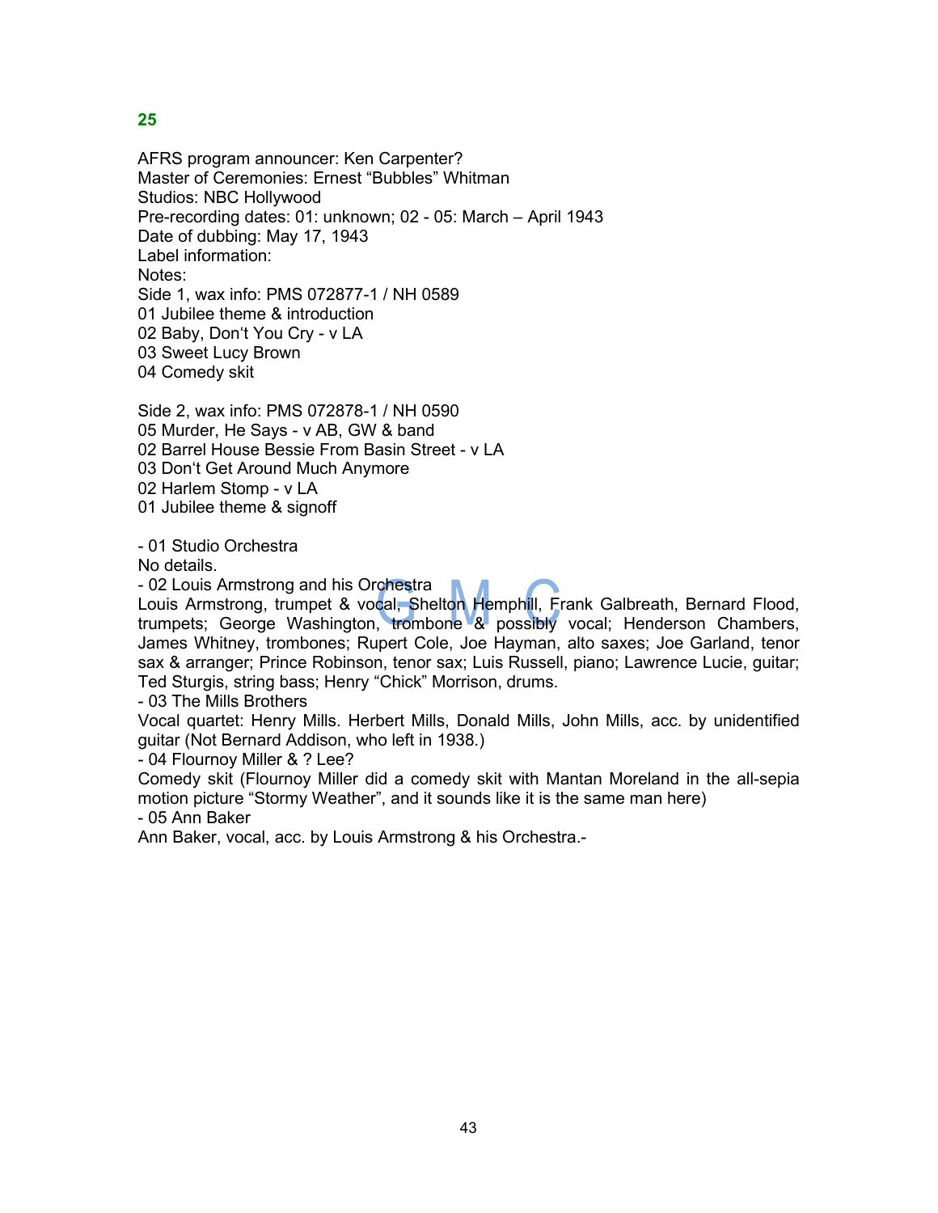## 25

AFRS program announcer: Ken Carpenter?
Master of Ceremonies: Ernest "Bubbles" Whitman
Studios: NBC Hollywood
Pre-recording dates: 01: unknown; 02 - 05: March – April 1943
Date of dubbing: May 17, 1943
Label information:
Notes:
Side 1, wax info: PMS 072877-1 / NH 0589
01 Jubilee theme & introduction
02 Baby, Don't You Cry - v LA
03 Sweet Lucy Brown
04 Comedy skit

Side 2, wax info: PMS 072878-1 / NH 0590
05 Murder, He Says - v AB, GW & band
02 Barrel House Bessie From Basin Street - v LA
03 Don't Get Around Much Anymore
02 Harlem Stomp - v LA
01 Jubilee theme & signoff

- 01 Studio Orchestra
No details.
- 02 Louis Armstrong and his Orchestra
Louis Armstrong, trumpet & vocal; Shelton Hemphill, Frank Galbreath, Bernard Flood, trumpets; George Washington, trombone & possibly vocal; Henderson Chambers, James Whitney, trombones; Rupert Cole, Joe Hayman, alto saxes; Joe Garland, tenor sax & arranger; Prince Robinson, tenor sax; Luis Russell, piano; Lawrence Lucie, guitar; Ted Sturgis, string bass; Henry "Chick" Morrison, drums.
- 03 The Mills Brothers
Vocal quartet: Henry Mills. Herbert Mills, Donald Mills, John Mills, acc. by unidentified guitar (Not Bernard Addison, who left in 1938.)
- 04 Flournoy Miller & ? Lee?
Comedy skit (Flournoy Miller did a comedy skit with Mantan Moreland in the all-sepia motion picture "Stormy Weather", and it sounds like it is the same man here)
- 05 Ann Baker
Ann Baker, vocal, acc. by Louis Armstrong & his Orchestra.-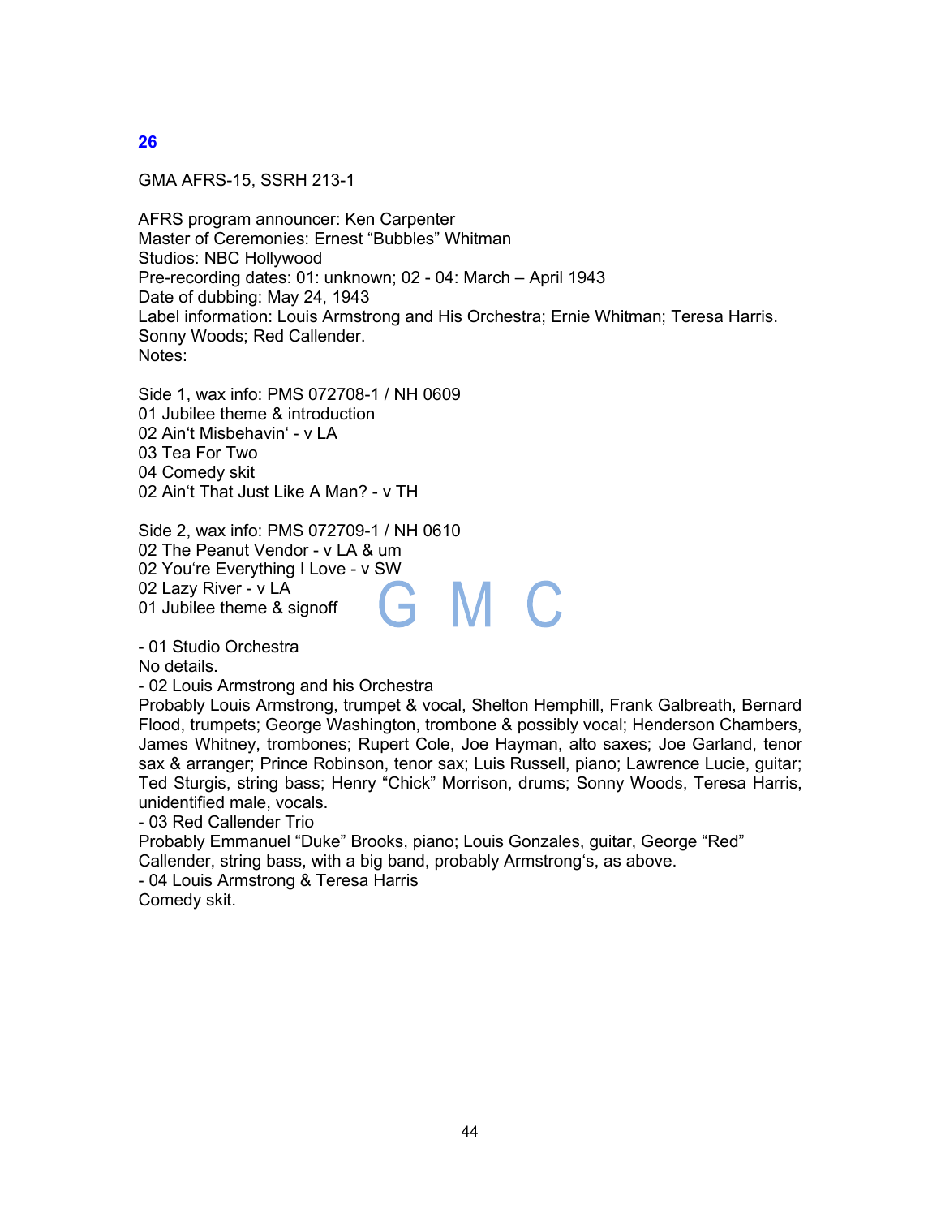## 26

GMA AFRS-15, SSRH 213-1

AFRS program announcer: Ken Carpenter
Master of Ceremonies: Ernest “Bubbles” Whitman
Studios: NBC Hollywood
Pre-recording dates: 01: unknown; 02 - 04: March – April 1943
Date of dubbing: May 24, 1943
Label information: Louis Armstrong and His Orchestra; Ernie Whitman; Teresa Harris. Sonny Woods; Red Callender.
Notes:

Side 1, wax info: PMS 072708-1 / NH 0609
01 Jubilee theme & introduction
02 Ain‘t Misbehavin‘ - v LA
03 Tea For Two
04 Comedy skit
02 Ain‘t That Just Like A Man? - v TH

Side 2, wax info: PMS 072709-1 / NH 0610
02 The Peanut Vendor - v LA & um
02 You‘re Everything I Love - v SW
02 Lazy River - v LA
01 Jubilee theme & signoff

- 01 Studio Orchestra
No details.
- 02 Louis Armstrong and his Orchestra
Probably Louis Armstrong, trumpet & vocal, Shelton Hemphill, Frank Galbreath, Bernard Flood, trumpets; George Washington, trombone & possibly vocal; Henderson Chambers, James Whitney, trombones; Rupert Cole, Joe Hayman, alto saxes; Joe Garland, tenor sax & arranger; Prince Robinson, tenor sax; Luis Russell, piano; Lawrence Lucie, guitar; Ted Sturgis, string bass; Henry “Chick” Morrison, drums; Sonny Woods, Teresa Harris, unidentified male, vocals.
- 03 Red Callender Trio
Probably Emmanuel “Duke” Brooks, piano; Louis Gonzales, guitar, George “Red” Callender, string bass, with a big band, probably Armstrong‘s, as above.
- 04 Louis Armstrong & Teresa Harris
Comedy skit.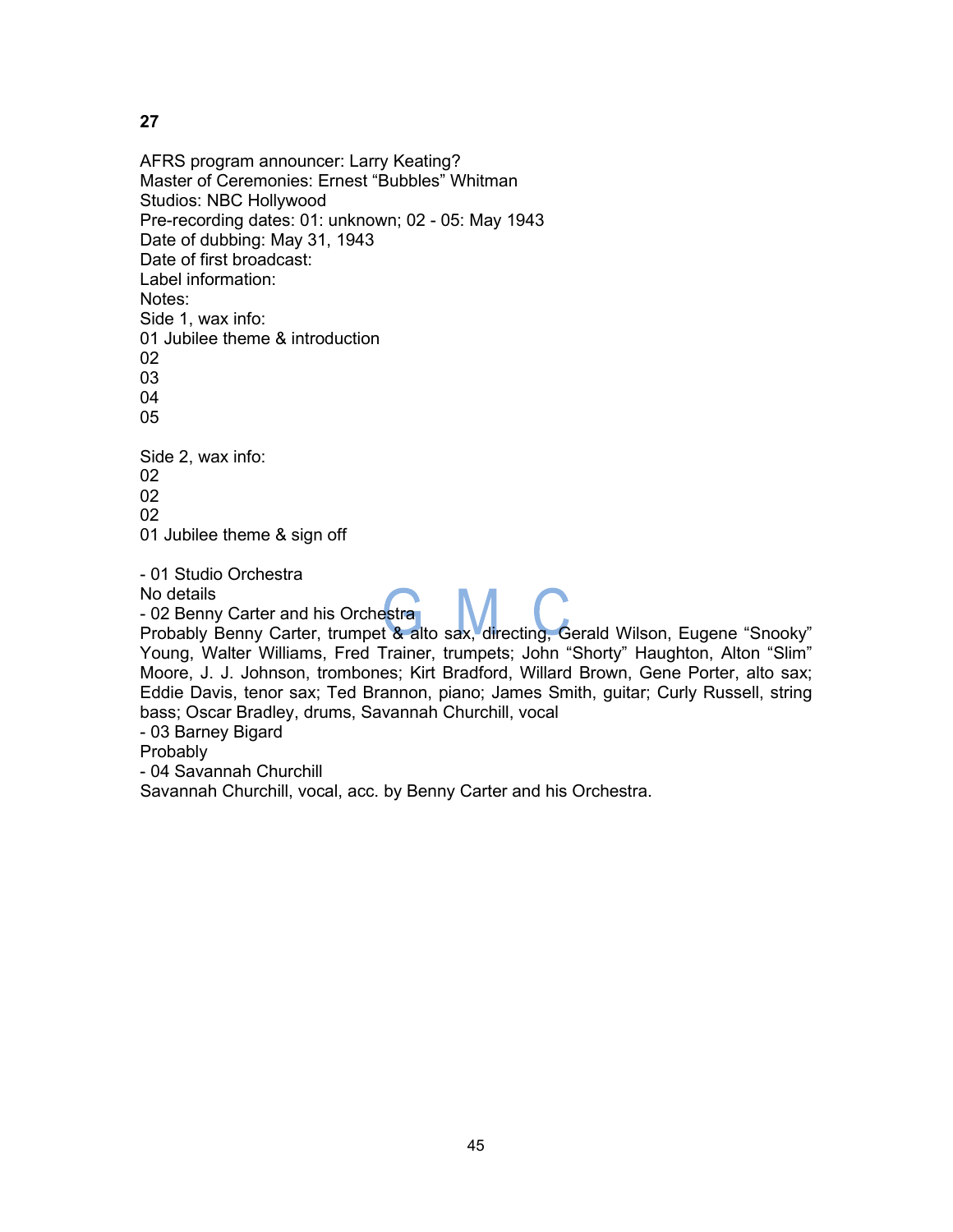**27**

AFRS program announcer: Larry Keating?
Master of Ceremonies: Ernest “Bubbles” Whitman
Studios: NBC Hollywood
Pre-recording dates: 01: unknown; 02 - 05: May 1943
Date of dubbing: May 31, 1943
Date of first broadcast:
Label information:
Notes:
Side 1, wax info:
01 Jubilee theme & introduction
02
03
04
05

Side 2, wax info:
02
02
02
01 Jubilee theme & sign off

- 01 Studio Orchestra
No details
- 02 Benny Carter and his Orchestra
Probably Benny Carter, trumpet & alto sax, directing, Gerald Wilson, Eugene “Snooky” Young, Walter Williams, Fred Trainer, trumpets; John “Shorty” Haughton, Alton “Slim” Moore, J. J. Johnson, trombones; Kirt Bradford, Willard Brown, Gene Porter, alto sax; Eddie Davis, tenor sax; Ted Brannon, piano; James Smith, guitar; Curly Russell, string bass; Oscar Bradley, drums, Savannah Churchill, vocal
- 03 Barney Bigard
Probably
- 04 Savannah Churchill
Savannah Churchill, vocal, acc. by Benny Carter and his Orchestra.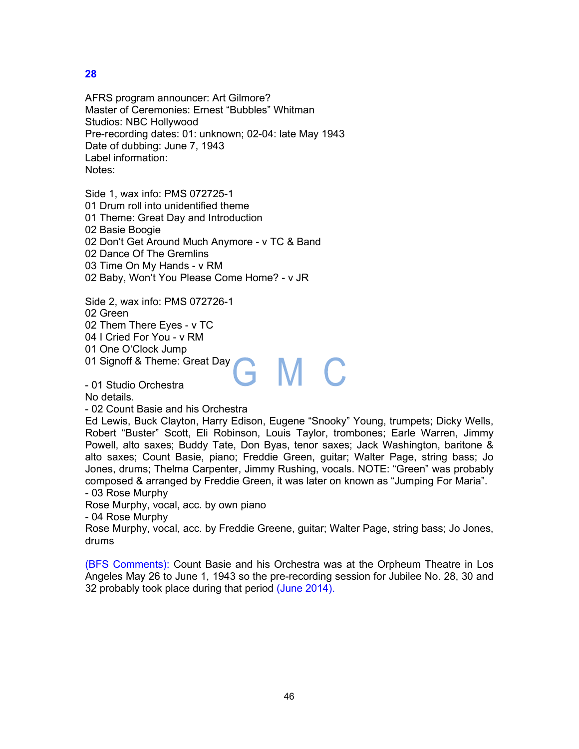## 28

AFRS program announcer: Art Gilmore?
Master of Ceremonies: Ernest "Bubbles" Whitman
Studios: NBC Hollywood
Pre-recording dates: 01: unknown; 02-04: late May 1943
Date of dubbing: June 7, 1943
Label information:
Notes:

Side 1, wax info: PMS 072725-1
01 Drum roll into unidentified theme
01 Theme: Great Day and Introduction
02 Basie Boogie
02 Don't Get Around Much Anymore - v TC & Band
02 Dance Of The Gremlins
03 Time On My Hands - v RM
02 Baby, Won't You Please Come Home? - v JR

Side 2, wax info: PMS 072726-1
02 Green
02 Them There Eyes - v TC
04 I Cried For You - v RM
01 One O'Clock Jump
01 Signoff & Theme: Great Day

G M C

- 01 Studio Orchestra
No details.
- 02 Count Basie and his Orchestra
Ed Lewis, Buck Clayton, Harry Edison, Eugene "Snooky" Young, trumpets; Dicky Wells, Robert "Buster" Scott, Eli Robinson, Louis Taylor, trombones; Earle Warren, Jimmy Powell, alto saxes; Buddy Tate, Don Byas, tenor saxes; Jack Washington, baritone & alto saxes; Count Basie, piano; Freddie Green, guitar; Walter Page, string bass; Jo Jones, drums; Thelma Carpenter, Jimmy Rushing, vocals. NOTE: "Green" was probably composed & arranged by Freddie Green, it was later on known as "Jumping For Maria".
- 03 Rose Murphy
Rose Murphy, vocal, acc. by own piano
- 04 Rose Murphy
Rose Murphy, vocal, acc. by Freddie Greene, guitar; Walter Page, string bass; Jo Jones, drums

(BFS Comments): Count Basie and his Orchestra was at the Orpheum Theatre in Los Angeles May 26 to June 1, 1943 so the pre-recording session for Jubilee No. 28, 30 and 32 probably took place during that period (June 2014).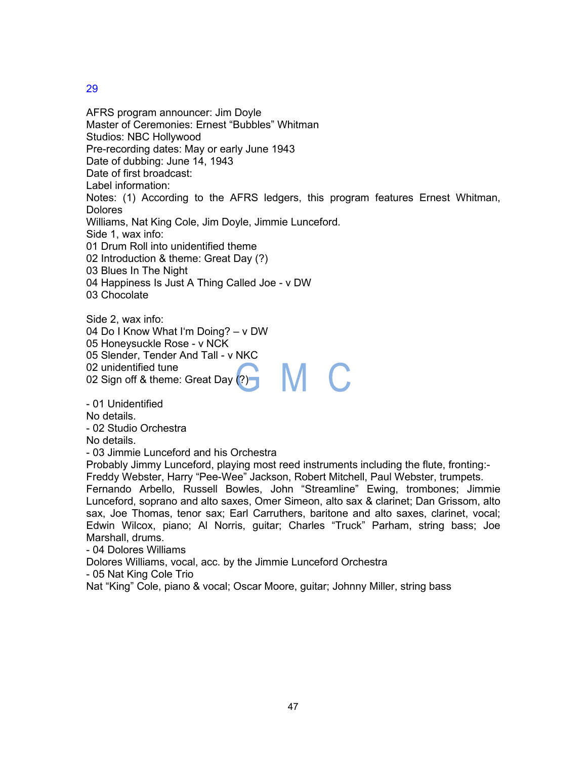29

AFRS program announcer: Jim Doyle
Master of Ceremonies: Ernest "Bubbles" Whitman
Studios: NBC Hollywood
Pre-recording dates: May or early June 1943
Date of dubbing: June 14, 1943
Date of first broadcast:
Label information:
Notes: (1) According to the AFRS ledgers, this program features Ernest Whitman, Dolores Williams, Nat King Cole, Jim Doyle, Jimmie Lunceford.
Side 1, wax info:
01 Drum Roll into unidentified theme
02 Introduction & theme: Great Day (?)
03 Blues In The Night
04 Happiness Is Just A Thing Called Joe - v DW
03 Chocolate

Side 2, wax info:
04 Do I Know What I'm Doing? – v DW
05 Honeysuckle Rose - v NCK
05 Slender, Tender And Tall - v NKC
02 unidentified tune
02 Sign off & theme: Great Day (?)

- 01 Unidentified
No details.
- 02 Studio Orchestra
No details.
- 03 Jimmie Lunceford and his Orchestra
Probably Jimmy Lunceford, playing most reed instruments including the flute, fronting:-
Freddy Webster, Harry "Pee-Wee" Jackson, Robert Mitchell, Paul Webster, trumpets. Fernando Arbello, Russell Bowles, John "Streamline" Ewing, trombones; Jimmie Lunceford, soprano and alto saxes, Omer Simeon, alto sax & clarinet; Dan Grissom, alto sax, Joe Thomas, tenor sax; Earl Carruthers, baritone and alto saxes, clarinet, vocal; Edwin Wilcox, piano; Al Norris, guitar; Charles "Truck" Parham, string bass; Joe Marshall, drums.
- 04 Dolores Williams
Dolores Williams, vocal, acc. by the Jimmie Lunceford Orchestra
- 05 Nat King Cole Trio
Nat "King" Cole, piano & vocal; Oscar Moore, guitar; Johnny Miller, string bass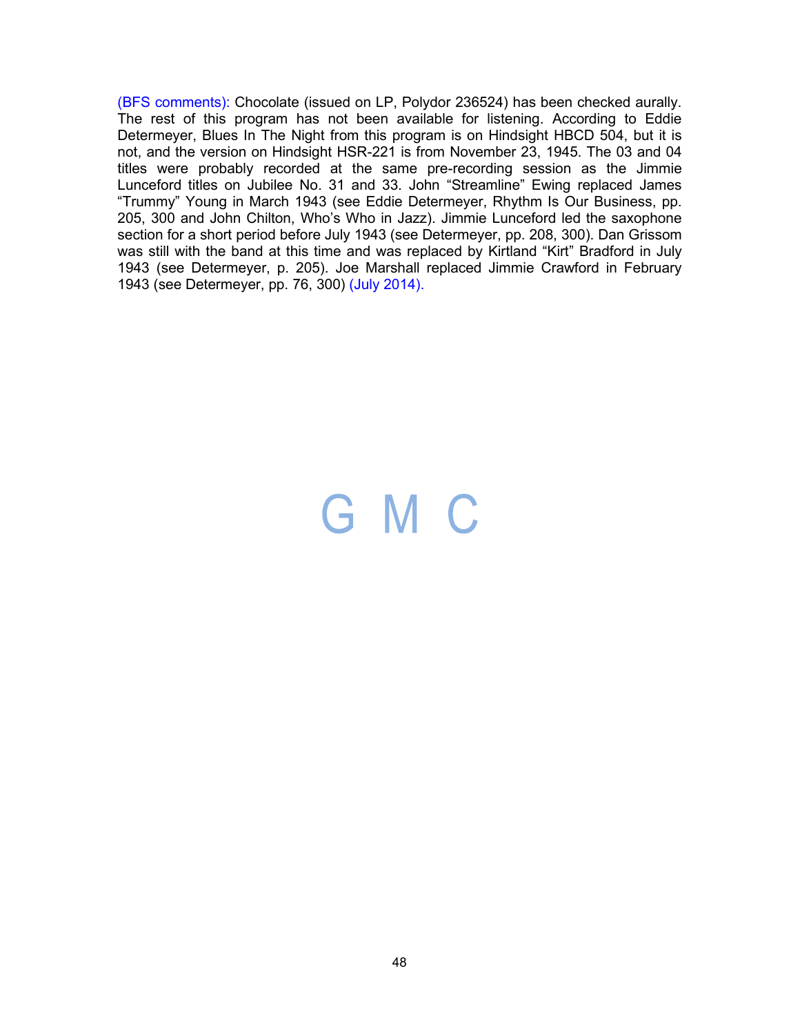(BFS comments): Chocolate (issued on LP, Polydor 236524) has been checked aurally. The rest of this program has not been available for listening. According to Eddie Determeyer, Blues In The Night from this program is on Hindsight HBCD 504, but it is not, and the version on Hindsight HSR-221 is from November 23, 1945. The 03 and 04 titles were probably recorded at the same pre-recording session as the Jimmie Lunceford titles on Jubilee No. 31 and 33. John "Streamline" Ewing replaced James "Trummy" Young in March 1943 (see Eddie Determeyer, Rhythm Is Our Business, pp. 205, 300 and John Chilton, Who's Who in Jazz). Jimmie Lunceford led the saxophone section for a short period before July 1943 (see Determeyer, pp. 208, 300). Dan Grissom was still with the band at this time and was replaced by Kirtland "Kirt" Bradford in July 1943 (see Determeyer, p. 205). Joe Marshall replaced Jimmie Crawford in February 1943 (see Determeyer, pp. 76, 300) (July 2014).

G M C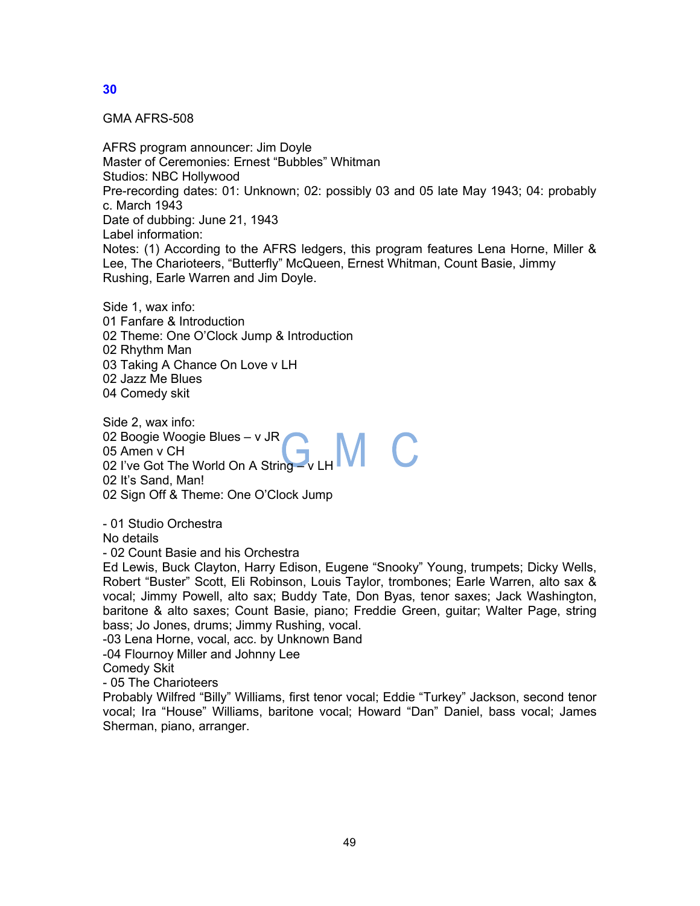## 30

GMA AFRS-508

AFRS program announcer: Jim Doyle
Master of Ceremonies: Ernest “Bubbles” Whitman
Studios: NBC Hollywood
Pre-recording dates: 01: Unknown; 02: possibly 03 and 05 late May 1943; 04: probably c. March 1943
Date of dubbing: June 21, 1943
Label information:
Notes: (1) According to the AFRS ledgers, this program features Lena Horne, Miller & Lee, The Charioteers, “Butterfly” McQueen, Ernest Whitman, Count Basie, Jimmy Rushing, Earle Warren and Jim Doyle.

Side 1, wax info:
01 Fanfare & Introduction
02 Theme: One O’Clock Jump & Introduction
02 Rhythm Man
03 Taking A Chance On Love v LH
02 Jazz Me Blues
04 Comedy skit

Side 2, wax info:
02 Boogie Woogie Blues – v JR
05 Amen v CH
02 I’ve Got The World On A String – v LH
02 It’s Sand, Man!
02 Sign Off & Theme: One O’Clock Jump

- 01 Studio Orchestra
No details
- 02 Count Basie and his Orchestra
Ed Lewis, Buck Clayton, Harry Edison, Eugene “Snooky” Young, trumpets; Dicky Wells, Robert “Buster” Scott, Eli Robinson, Louis Taylor, trombones; Earle Warren, alto sax & vocal; Jimmy Powell, alto sax; Buddy Tate, Don Byas, tenor saxes; Jack Washington, baritone & alto saxes; Count Basie, piano; Freddie Green, guitar; Walter Page, string bass; Jo Jones, drums; Jimmy Rushing, vocal.
-03 Lena Horne, vocal, acc. by Unknown Band
-04 Flournoy Miller and Johnny Lee
Comedy Skit
- 05 The Charioteers
Probably Wilfred “Billy” Williams, first tenor vocal; Eddie “Turkey” Jackson, second tenor vocal; Ira “House” Williams, baritone vocal; Howard “Dan” Daniel, bass vocal; James Sherman, piano, arranger.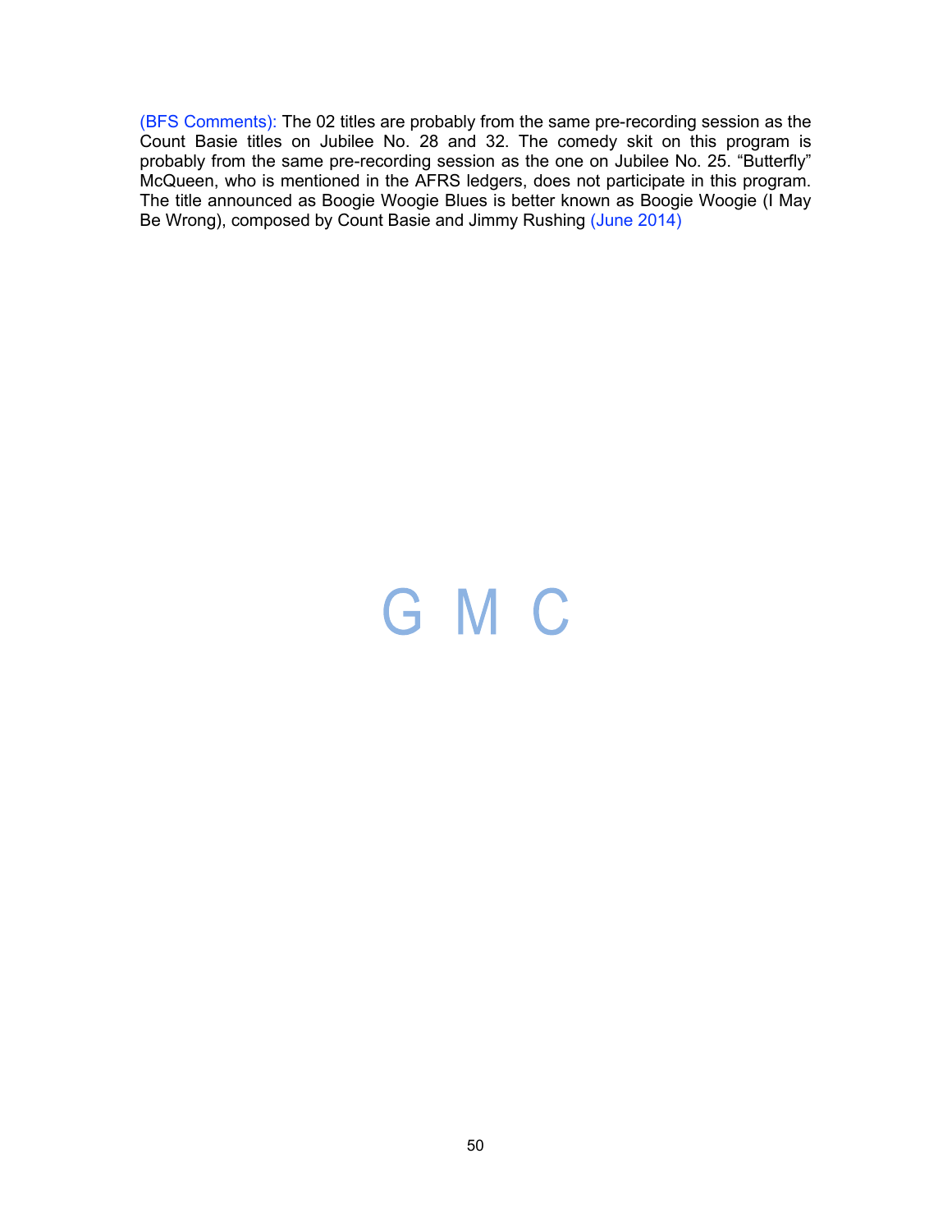(BFS Comments): The 02 titles are probably from the same pre-recording session as the Count Basie titles on Jubilee No. 28 and 32. The comedy skit on this program is probably from the same pre-recording session as the one on Jubilee No. 25. "Butterfly" McQueen, who is mentioned in the AFRS ledgers, does not participate in this program. The title announced as Boogie Woogie Blues is better known as Boogie Woogie (I May Be Wrong), composed by Count Basie and Jimmy Rushing (June 2014)

G M C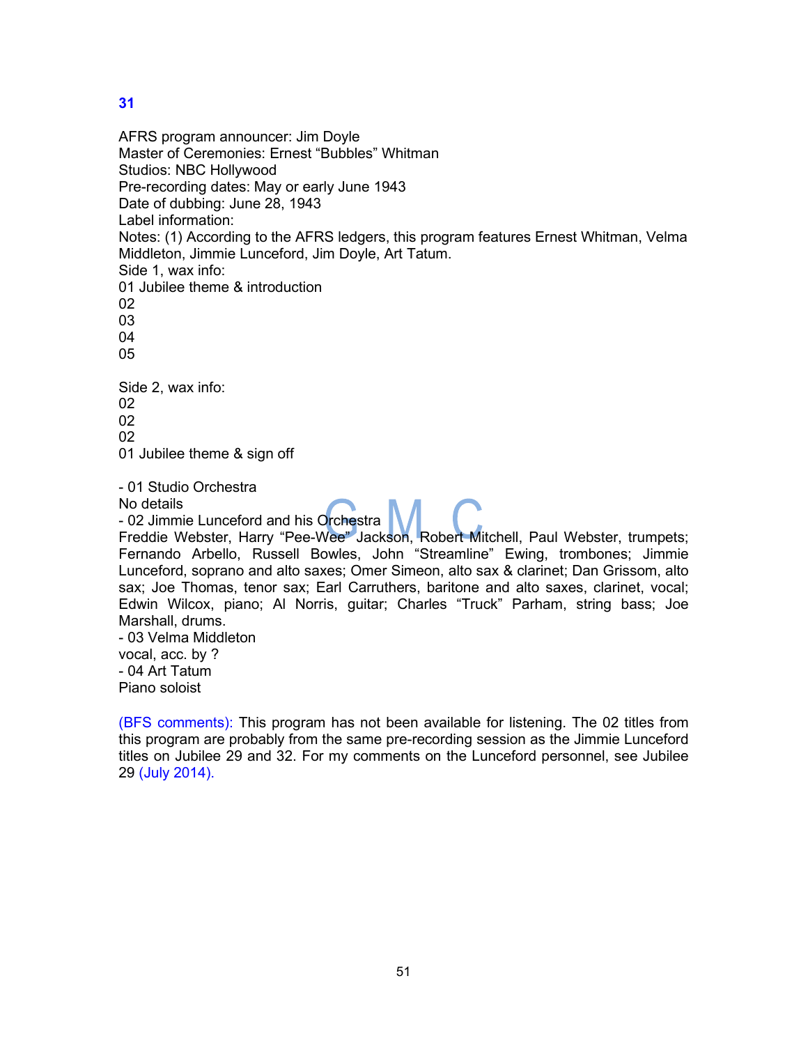## 31

AFRS program announcer: Jim Doyle
Master of Ceremonies: Ernest “Bubbles” Whitman
Studios: NBC Hollywood
Pre-recording dates: May or early June 1943
Date of dubbing: June 28, 1943
Label information:
Notes: (1) According to the AFRS ledgers, this program features Ernest Whitman, Velma Middleton, Jimmie Lunceford, Jim Doyle, Art Tatum.
Side 1, wax info:
01 Jubilee theme & introduction
02
03
04
05

Side 2, wax info:
02
02
02
01 Jubilee theme & sign off

- 01 Studio Orchestra
No details
- 02 Jimmie Lunceford and his Orchestra
Freddie Webster, Harry “Pee-Wee” Jackson, Robert Mitchell, Paul Webster, trumpets; Fernando Arbello, Russell Bowles, John “Streamline” Ewing, trombones; Jimmie Lunceford, soprano and alto saxes; Omer Simeon, alto sax & clarinet; Dan Grissom, alto sax; Joe Thomas, tenor sax; Earl Carruthers, baritone and alto saxes, clarinet, vocal; Edwin Wilcox, piano; Al Norris, guitar; Charles “Truck” Parham, string bass; Joe Marshall, drums.
- 03 Velma Middleton
vocal, acc. by ?
- 04 Art Tatum
Piano soloist

(BFS comments): This program has not been available for listening. The 02 titles from this program are probably from the same pre-recording session as the Jimmie Lunceford titles on Jubilee 29 and 32. For my comments on the Lunceford personnel, see Jubilee 29 (July 2014).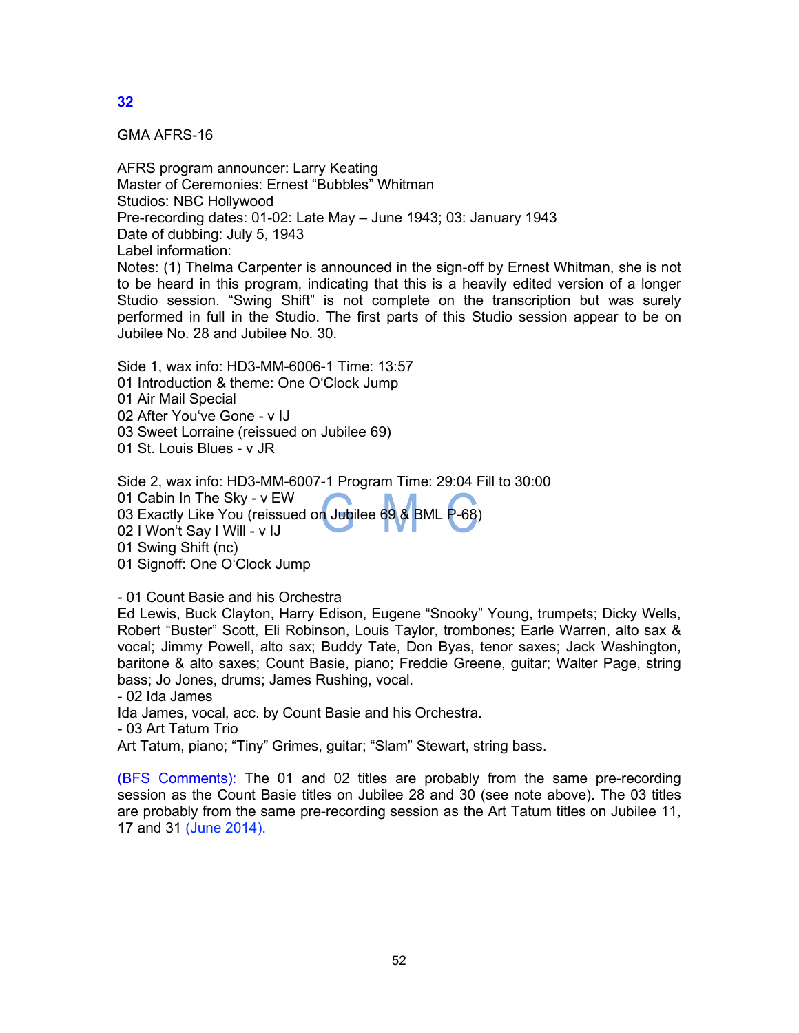# 32

GMA AFRS-16

AFRS program announcer: Larry Keating
Master of Ceremonies: Ernest "Bubbles" Whitman
Studios: NBC Hollywood
Pre-recording dates: 01-02: Late May – June 1943; 03: January 1943
Date of dubbing: July 5, 1943
Label information:
Notes: (1) Thelma Carpenter is announced in the sign-off by Ernest Whitman, she is not to be heard in this program, indicating that this is a heavily edited version of a longer Studio session. "Swing Shift" is not complete on the transcription but was surely performed in full in the Studio. The first parts of this Studio session appear to be on Jubilee No. 28 and Jubilee No. 30.

Side 1, wax info: HD3-MM-6006-1 Time: 13:57
01 Introduction & theme: One O'Clock Jump
01 Air Mail Special
02 After You've Gone - v IJ
03 Sweet Lorraine (reissued on Jubilee 69)
01 St. Louis Blues - v JR

Side 2, wax info: HD3-MM-6007-1 Program Time: 29:04 Fill to 30:00
01 Cabin In The Sky - v EW
03 Exactly Like You (reissued on Jubilee 69 & BML P-68)
02 I Won't Say I Will - v IJ
01 Swing Shift (nc)
01 Signoff: One O'Clock Jump

- 01 Count Basie and his Orchestra
Ed Lewis, Buck Clayton, Harry Edison, Eugene "Snooky" Young, trumpets; Dicky Wells, Robert "Buster" Scott, Eli Robinson, Louis Taylor, trombones; Earle Warren, alto sax & vocal; Jimmy Powell, alto sax; Buddy Tate, Don Byas, tenor saxes; Jack Washington, baritone & alto saxes; Count Basie, piano; Freddie Greene, guitar; Walter Page, string bass; Jo Jones, drums; James Rushing, vocal.
- 02 Ida James
Ida James, vocal, acc. by Count Basie and his Orchestra.
- 03 Art Tatum Trio
Art Tatum, piano; "Tiny" Grimes, guitar; "Slam" Stewart, string bass.

(BFS Comments): The 01 and 02 titles are probably from the same pre-recording session as the Count Basie titles on Jubilee 28 and 30 (see note above). The 03 titles are probably from the same pre-recording session as the Art Tatum titles on Jubilee 11, 17 and 31 (June 2014).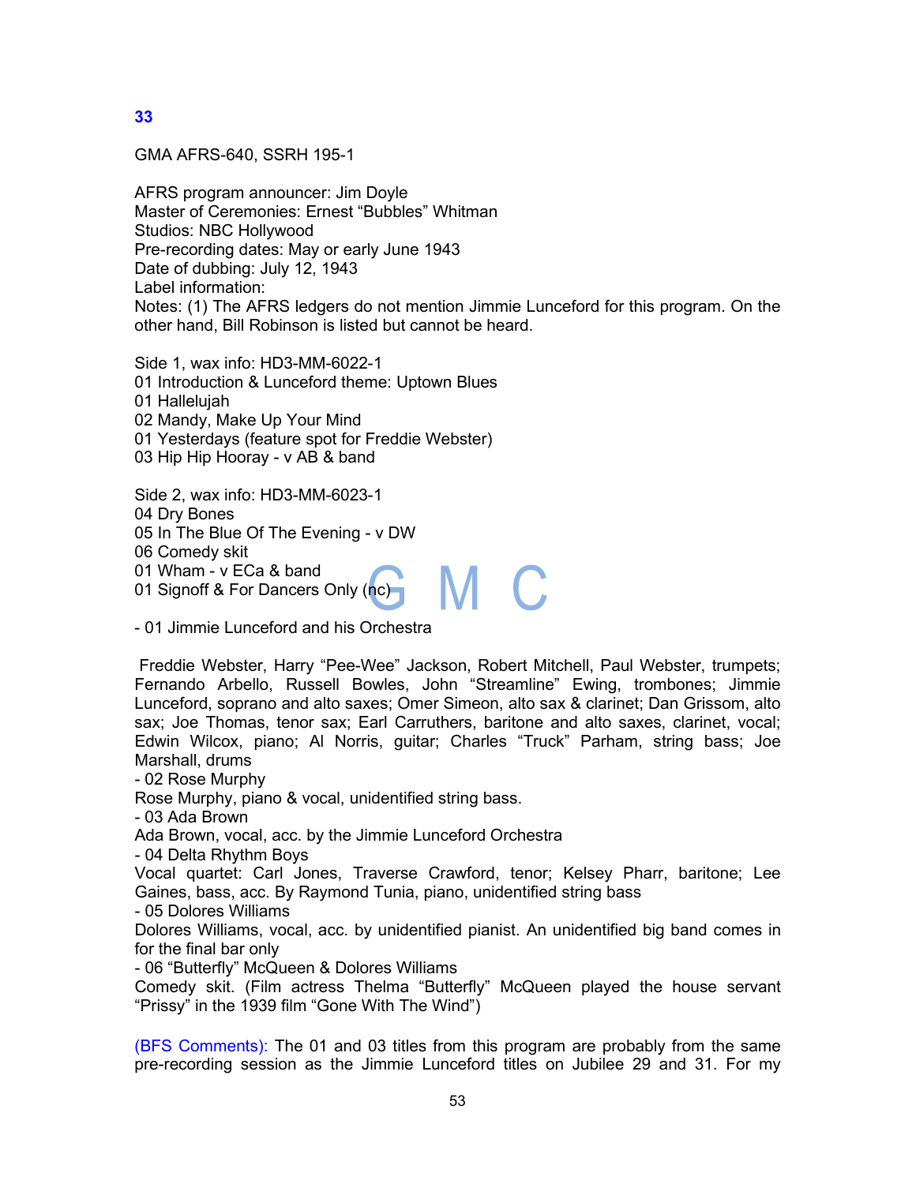## 33

GMA AFRS-640, SSRH 195-1

AFRS program announcer: Jim Doyle
Master of Ceremonies: Ernest “Bubbles” Whitman
Studios: NBC Hollywood
Pre-recording dates: May or early June 1943
Date of dubbing: July 12, 1943
Label information:
Notes: (1) The AFRS ledgers do not mention Jimmie Lunceford for this program. On the other hand, Bill Robinson is listed but cannot be heard.

Side 1, wax info: HD3-MM-6022-1
01 Introduction & Lunceford theme: Uptown Blues
01 Hallelujah
02 Mandy, Make Up Your Mind
01 Yesterdays (feature spot for Freddie Webster)
03 Hip Hip Hooray - v AB & band

Side 2, wax info: HD3-MM-6023-1
04 Dry Bones
05 In The Blue Of The Evening - v DW
06 Comedy skit
01 Wham - v ECa & band
01 Signoff & For Dancers Only (nc)

- 01 Jimmie Lunceford and his Orchestra

Freddie Webster, Harry “Pee-Wee” Jackson, Robert Mitchell, Paul Webster, trumpets; Fernando Arbello, Russell Bowles, John “Streamline” Ewing, trombones; Jimmie Lunceford, soprano and alto saxes; Omer Simeon, alto sax & clarinet; Dan Grissom, alto sax; Joe Thomas, tenor sax; Earl Carruthers, baritone and alto saxes, clarinet, vocal; Edwin Wilcox, piano; Al Norris, guitar; Charles “Truck” Parham, string bass; Joe Marshall, drums
- 02 Rose Murphy
Rose Murphy, piano & vocal, unidentified string bass.
- 03 Ada Brown
Ada Brown, vocal, acc. by the Jimmie Lunceford Orchestra
- 04 Delta Rhythm Boys
Vocal quartet: Carl Jones, Traverse Crawford, tenor; Kelsey Pharr, baritone; Lee Gaines, bass, acc. By Raymond Tunia, piano, unidentified string bass
- 05 Dolores Williams
Dolores Williams, vocal, acc. by unidentified pianist. An unidentified big band comes in for the final bar only
- 06 “Butterfly” McQueen & Dolores Williams
Comedy skit. (Film actress Thelma “Butterfly” McQueen played the house servant “Prissy” in the 1939 film “Gone With The Wind”)

(BFS Comments): The 01 and 03 titles from this program are probably from the same pre-recording session as the Jimmie Lunceford titles on Jubilee 29 and 31. For my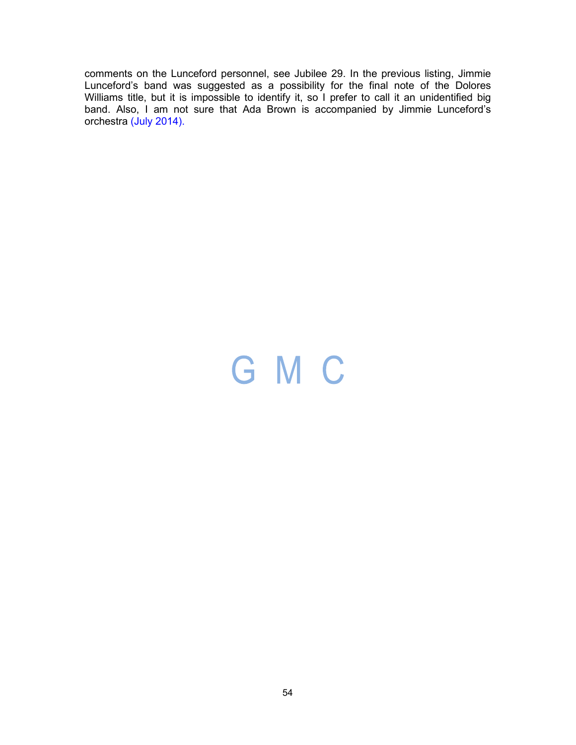comments on the Lunceford personnel, see Jubilee 29. In the previous listing, Jimmie Lunceford's band was suggested as a possibility for the final note of the Dolores Williams title, but it is impossible to identify it, so I prefer to call it an unidentified big band. Also, I am not sure that Ada Brown is accompanied by Jimmie Lunceford's orchestra (July 2014).

G M C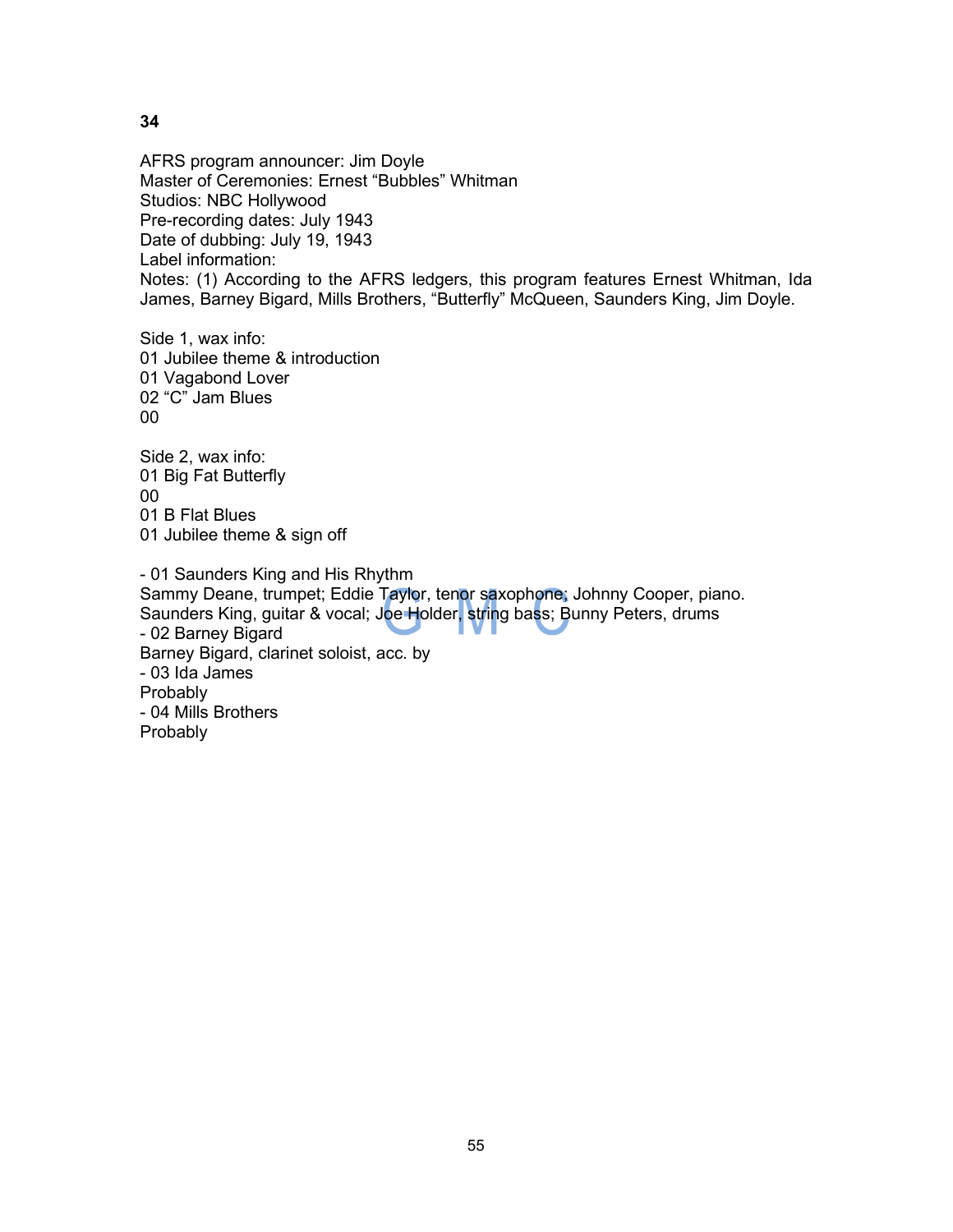**34**

AFRS program announcer: Jim Doyle
Master of Ceremonies: Ernest “Bubbles” Whitman
Studios: NBC Hollywood
Pre-recording dates: July 1943
Date of dubbing: July 19, 1943
Label information:
Notes: (1) According to the AFRS ledgers, this program features Ernest Whitman, Ida James, Barney Bigard, Mills Brothers, “Butterfly” McQueen, Saunders King, Jim Doyle.

Side 1, wax info:
01 Jubilee theme & introduction
01 Vagabond Lover
02 “C” Jam Blues
00

Side 2, wax info:
01 Big Fat Butterfly
00
01 B Flat Blues
01 Jubilee theme & sign off

- 01 Saunders King and His Rhythm
Sammy Deane, trumpet; Eddie Taylor, tenor saxophone; Johnny Cooper, piano. Saunders King, guitar & vocal; Joe Holder, string bass; Bunny Peters, drums
- 02 Barney Bigard
Barney Bigard, clarinet soloist, acc. by
- 03 Ida James
Probably
- 04 Mills Brothers
Probably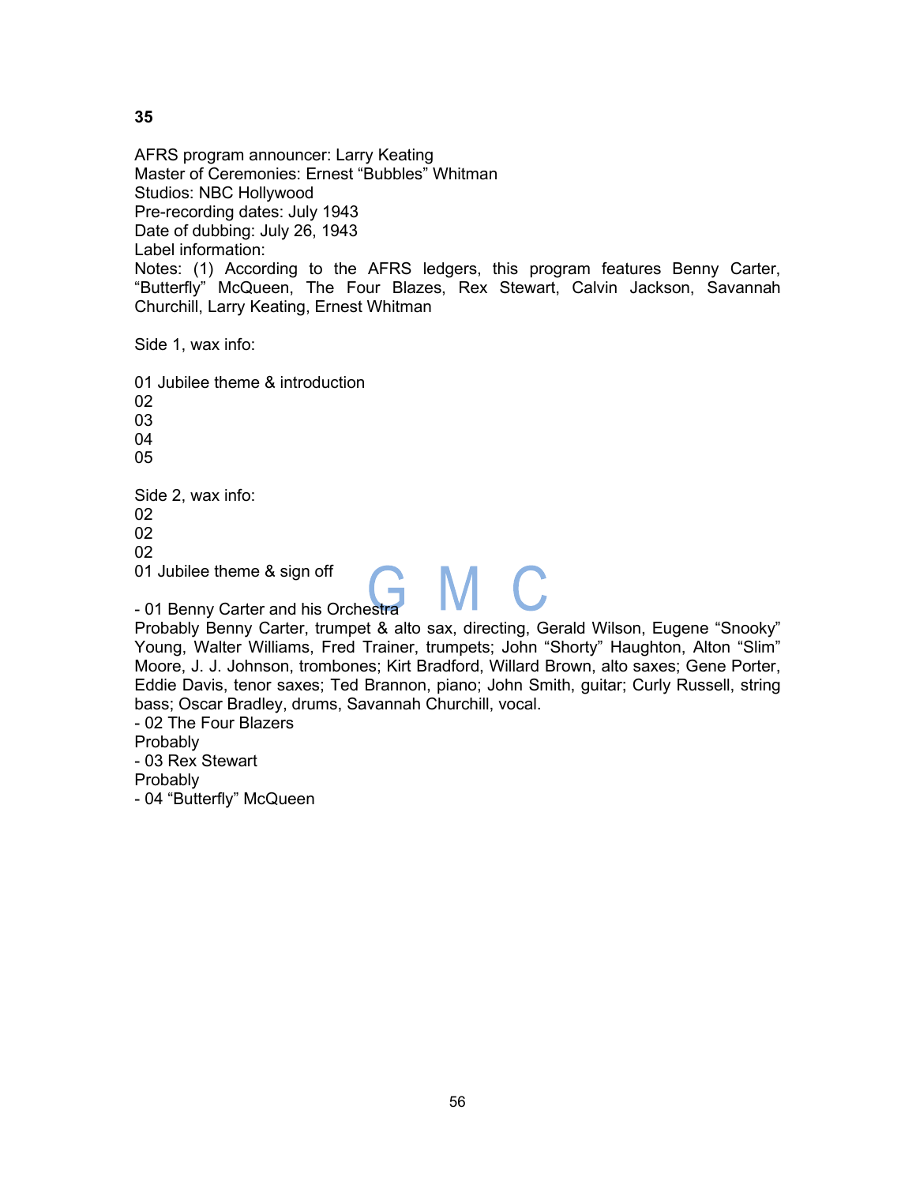**35**

AFRS program announcer: Larry Keating
Master of Ceremonies: Ernest "Bubbles" Whitman
Studios: NBC Hollywood
Pre-recording dates: July 1943
Date of dubbing: July 26, 1943
Label information:
Notes: (1) According to the AFRS ledgers, this program features Benny Carter, "Butterfly" McQueen, The Four Blazes, Rex Stewart, Calvin Jackson, Savannah Churchill, Larry Keating, Ernest Whitman

Side 1, wax info:

01 Jubilee theme & introduction
02
03
04
05

Side 2, wax info:
02
02
02
01 Jubilee theme & sign off

- 01 Benny Carter and his Orchestra
Probably Benny Carter, trumpet & alto sax, directing, Gerald Wilson, Eugene "Snooky" Young, Walter Williams, Fred Trainer, trumpets; John "Shorty" Haughton, Alton "Slim" Moore, J. J. Johnson, trombones; Kirt Bradford, Willard Brown, alto saxes; Gene Porter, Eddie Davis, tenor saxes; Ted Brannon, piano; John Smith, guitar; Curly Russell, string bass; Oscar Bradley, drums, Savannah Churchill, vocal.
- 02 The Four Blazers
Probably
- 03 Rex Stewart
Probably
- 04 "Butterfly" McQueen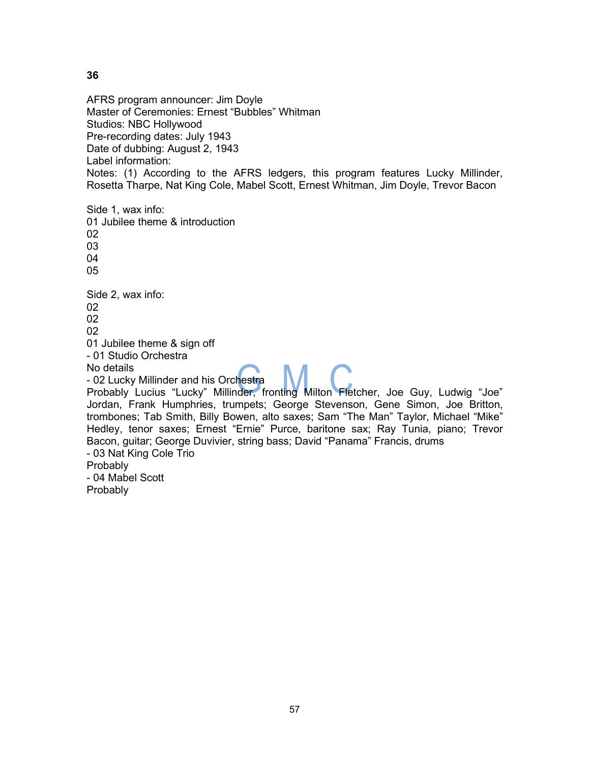**36**

AFRS program announcer: Jim Doyle
Master of Ceremonies: Ernest “Bubbles” Whitman
Studios: NBC Hollywood
Pre-recording dates: July 1943
Date of dubbing: August 2, 1943
Label information:
Notes: (1) According to the AFRS ledgers, this program features Lucky Millinder, Rosetta Tharpe, Nat King Cole, Mabel Scott, Ernest Whitman, Jim Doyle, Trevor Bacon

Side 1, wax info:
01 Jubilee theme & introduction
02
03
04
05

Side 2, wax info:
02
02
02
01 Jubilee theme & sign off
- 01 Studio Orchestra
No details
- 02 Lucky Millinder and his Orchestra
Probably Lucius “Lucky” Millinder, fronting Milton Fletcher, Joe Guy, Ludwig “Joe” Jordan, Frank Humphries, trumpets; George Stevenson, Gene Simon, Joe Britton, trombones; Tab Smith, Billy Bowen, alto saxes; Sam “The Man” Taylor, Michael “Mike” Hedley, tenor saxes; Ernest “Ernie” Purce, baritone sax; Ray Tunia, piano; Trevor Bacon, guitar; George Duvivier, string bass; David “Panama” Francis, drums
- 03 Nat King Cole Trio
Probably
- 04 Mabel Scott
Probably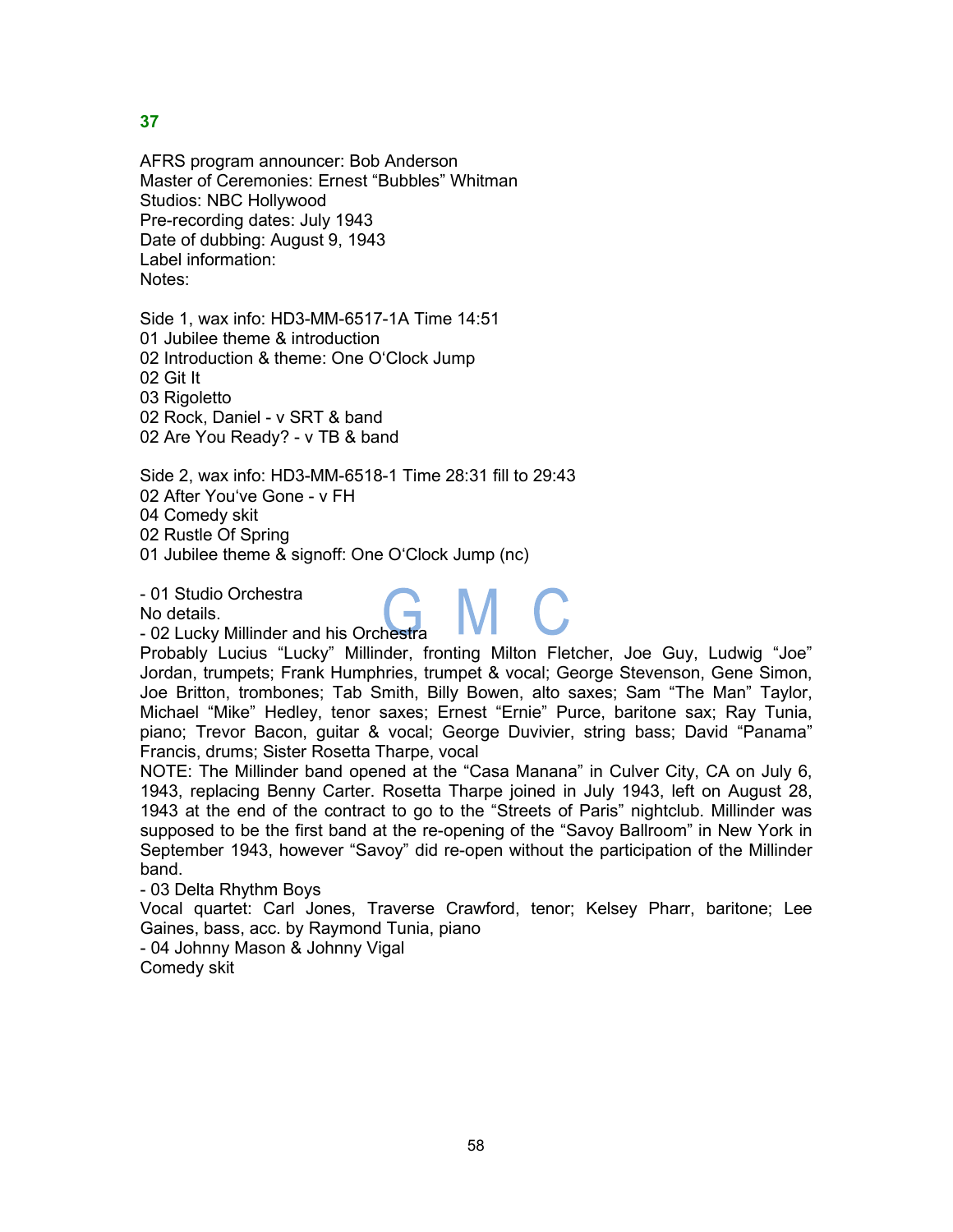**37**

AFRS program announcer: Bob Anderson
Master of Ceremonies: Ernest "Bubbles" Whitman
Studios: NBC Hollywood
Pre-recording dates: July 1943
Date of dubbing: August 9, 1943
Label information:
Notes:

Side 1, wax info: HD3-MM-6517-1A Time 14:51
01 Jubilee theme & introduction
02 Introduction & theme: One O'Clock Jump
02 Git It
03 Rigoletto
02 Rock, Daniel - v SRT & band
02 Are You Ready? - v TB & band

Side 2, wax info: HD3-MM-6518-1 Time 28:31 fill to 29:43
02 After You've Gone - v FH
04 Comedy skit
02 Rustle Of Spring
01 Jubilee theme & signoff: One O'Clock Jump (nc)

- 01 Studio Orchestra
No details.
- 02 Lucky Millinder and his Orchestra
Probably Lucius "Lucky" Millinder, fronting Milton Fletcher, Joe Guy, Ludwig "Joe" Jordan, trumpets; Frank Humphries, trumpet & vocal; George Stevenson, Gene Simon, Joe Britton, trombones; Tab Smith, Billy Bowen, alto saxes; Sam "The Man" Taylor, Michael "Mike" Hedley, tenor saxes; Ernest "Ernie" Purce, baritone sax; Ray Tunia, piano; Trevor Bacon, guitar & vocal; George Duvivier, string bass; David "Panama" Francis, drums; Sister Rosetta Tharpe, vocal
NOTE: The Millinder band opened at the "Casa Manana" in Culver City, CA on July 6, 1943, replacing Benny Carter. Rosetta Tharpe joined in July 1943, left on August 28, 1943 at the end of the contract to go to the "Streets of Paris" nightclub. Millinder was supposed to be the first band at the re-opening of the "Savoy Ballroom" in New York in September 1943, however "Savoy" did re-open without the participation of the Millinder band.
- 03 Delta Rhythm Boys
Vocal quartet: Carl Jones, Traverse Crawford, tenor; Kelsey Pharr, baritone; Lee Gaines, bass, acc. by Raymond Tunia, piano
- 04 Johnny Mason & Johnny Vigal
Comedy skit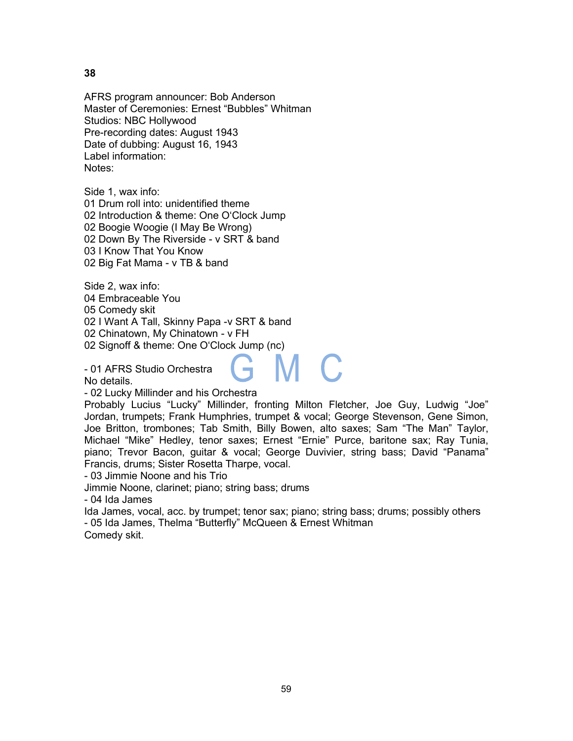**38**

AFRS program announcer: Bob Anderson
Master of Ceremonies: Ernest "Bubbles" Whitman
Studios: NBC Hollywood
Pre-recording dates: August 1943
Date of dubbing: August 16, 1943
Label information:
Notes:

Side 1, wax info:
01 Drum roll into: unidentified theme
02 Introduction & theme: One O'Clock Jump
02 Boogie Woogie (I May Be Wrong)
02 Down By The Riverside - v SRT & band
03 I Know That You Know
02 Big Fat Mama - v TB & band

Side 2, wax info:
04 Embraceable You
05 Comedy skit
02 I Want A Tall, Skinny Papa -v SRT & band
02 Chinatown, My Chinatown - v FH
02 Signoff & theme: One O'Clock Jump (nc)

- 01 AFRS Studio Orchestra
No details.
- 02 Lucky Millinder and his Orchestra
Probably Lucius "Lucky" Millinder, fronting Milton Fletcher, Joe Guy, Ludwig "Joe" Jordan, trumpets; Frank Humphries, trumpet & vocal; George Stevenson, Gene Simon, Joe Britton, trombones; Tab Smith, Billy Bowen, alto saxes; Sam "The Man" Taylor, Michael "Mike" Hedley, tenor saxes; Ernest "Ernie" Purce, baritone sax; Ray Tunia, piano; Trevor Bacon, guitar & vocal; George Duvivier, string bass; David "Panama" Francis, drums; Sister Rosetta Tharpe, vocal.
- 03 Jimmie Noone and his Trio
Jimmie Noone, clarinet; piano; string bass; drums
- 04 Ida James
Ida James, vocal, acc. by trumpet; tenor sax; piano; string bass; drums; possibly others
- 05 Ida James, Thelma "Butterfly" McQueen & Ernest Whitman
Comedy skit.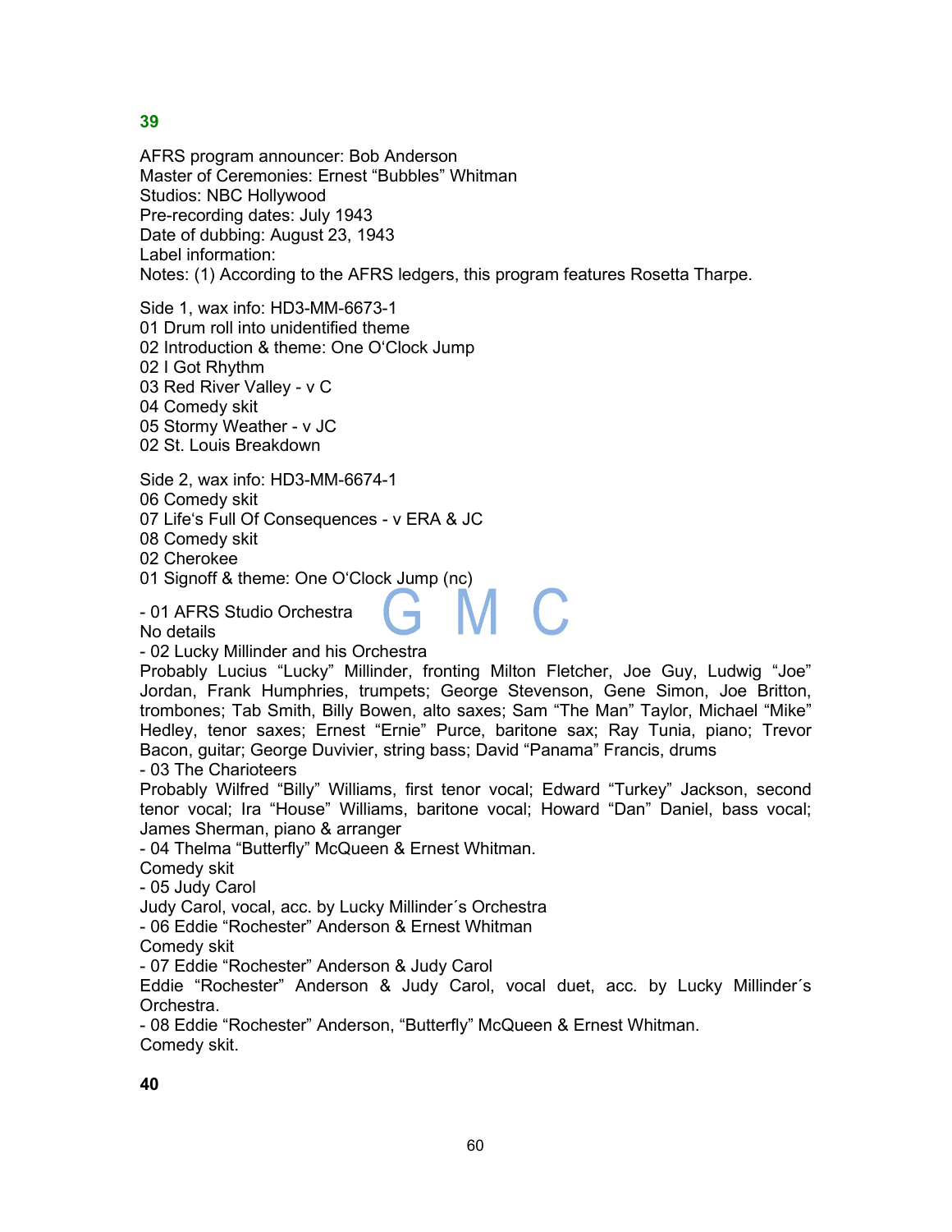**39**

AFRS program announcer: Bob Anderson
Master of Ceremonies: Ernest “Bubbles” Whitman
Studios: NBC Hollywood
Pre-recording dates: July 1943
Date of dubbing: August 23, 1943
Label information:
Notes: (1) According to the AFRS ledgers, this program features Rosetta Tharpe.

Side 1, wax info: HD3-MM-6673-1
01 Drum roll into unidentified theme
02 Introduction & theme: One O‘Clock Jump
02 I Got Rhythm
03 Red River Valley - v C
04 Comedy skit
05 Stormy Weather - v JC
02 St. Louis Breakdown

Side 2, wax info: HD3-MM-6674-1
06 Comedy skit
07 Life‘s Full Of Consequences - v ERA & JC
08 Comedy skit
02 Cherokee
01 Signoff & theme: One O‘Clock Jump (nc)

- 01 AFRS Studio Orchestra
No details
- 02 Lucky Millinder and his Orchestra
Probably Lucius “Lucky” Millinder, fronting Milton Fletcher, Joe Guy, Ludwig “Joe” Jordan, Frank Humphries, trumpets; George Stevenson, Gene Simon, Joe Britton, trombones; Tab Smith, Billy Bowen, alto saxes; Sam “The Man” Taylor, Michael “Mike” Hedley, tenor saxes; Ernest “Ernie” Purce, baritone sax; Ray Tunia, piano; Trevor Bacon, guitar; George Duvivier, string bass; David “Panama” Francis, drums
- 03 The Charioteers
Probably Wilfred “Billy” Williams, first tenor vocal; Edward “Turkey” Jackson, second tenor vocal; Ira “House” Williams, baritone vocal; Howard “Dan” Daniel, bass vocal; James Sherman, piano & arranger
- 04 Thelma “Butterfly” McQueen & Ernest Whitman.
Comedy skit
- 05 Judy Carol
Judy Carol, vocal, acc. by Lucky Millinder´s Orchestra
- 06 Eddie “Rochester” Anderson & Ernest Whitman
Comedy skit
- 07 Eddie “Rochester” Anderson & Judy Carol
Eddie “Rochester” Anderson & Judy Carol, vocal duet, acc. by Lucky Millinder´s Orchestra.
- 08 Eddie “Rochester” Anderson, “Butterfly” McQueen & Ernest Whitman.
Comedy skit.

**40**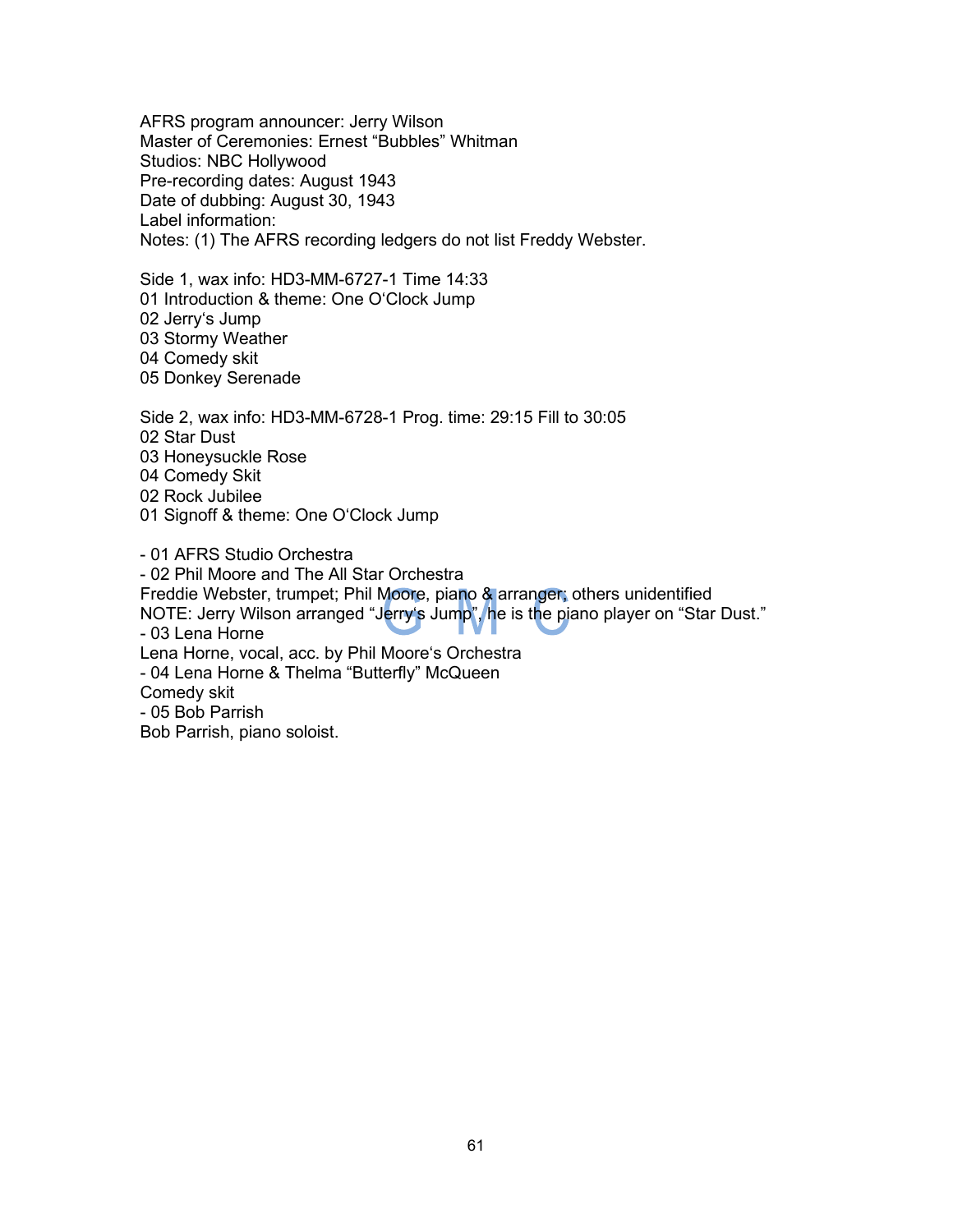AFRS program announcer: Jerry Wilson
Master of Ceremonies: Ernest “Bubbles” Whitman
Studios: NBC Hollywood
Pre-recording dates: August 1943
Date of dubbing: August 30, 1943
Label information:
Notes: (1) The AFRS recording ledgers do not list Freddy Webster.

Side 1, wax info: HD3-MM-6727-1 Time 14:33
01 Introduction & theme: One O‘Clock Jump
02 Jerry‘s Jump
03 Stormy Weather
04 Comedy skit
05 Donkey Serenade

Side 2, wax info: HD3-MM-6728-1 Prog. time: 29:15 Fill to 30:05
02 Star Dust
03 Honeysuckle Rose
04 Comedy Skit
02 Rock Jubilee
01 Signoff & theme: One O‘Clock Jump

- 01 AFRS Studio Orchestra
- 02 Phil Moore and The All Star Orchestra
Freddie Webster, trumpet; Phil Moore, piano & arranger; others unidentified
NOTE: Jerry Wilson arranged “Jerry‘s Jump”, he is the piano player on “Star Dust.”
- 03 Lena Horne
Lena Horne, vocal, acc. by Phil Moore‘s Orchestra
- 04 Lena Horne & Thelma “Butterfly” McQueen
Comedy skit
- 05 Bob Parrish
Bob Parrish, piano soloist.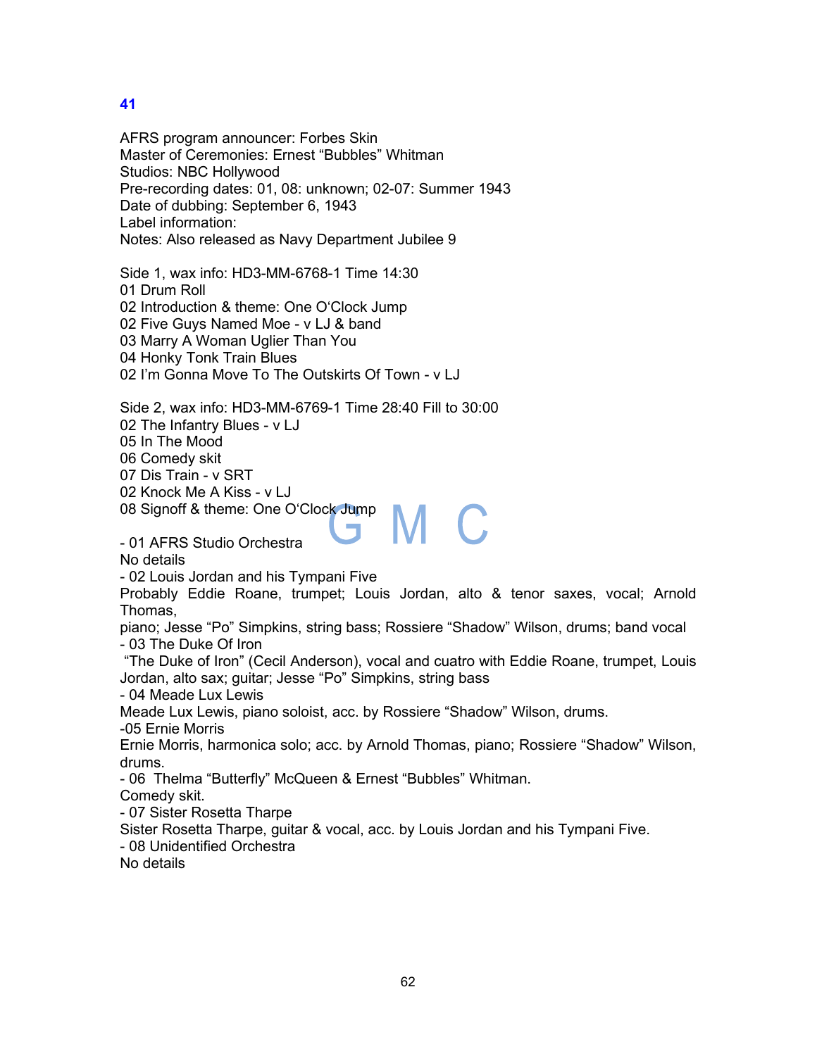## 41

AFRS program announcer: Forbes Skin
Master of Ceremonies: Ernest “Bubbles” Whitman
Studios: NBC Hollywood
Pre-recording dates: 01, 08: unknown; 02-07: Summer 1943
Date of dubbing: September 6, 1943
Label information:
Notes: Also released as Navy Department Jubilee 9

Side 1, wax info: HD3-MM-6768-1 Time 14:30
01 Drum Roll
02 Introduction & theme: One O‘Clock Jump
02 Five Guys Named Moe - v LJ & band
03 Marry A Woman Uglier Than You
04 Honky Tonk Train Blues
02 I’m Gonna Move To The Outskirts Of Town - v LJ

Side 2, wax info: HD3-MM-6769-1 Time 28:40 Fill to 30:00
02 The Infantry Blues - v LJ
05 In The Mood
06 Comedy skit
07 Dis Train - v SRT
02 Knock Me A Kiss - v LJ
08 Signoff & theme: One O‘Clock Jump

- 01 AFRS Studio Orchestra
No details
- 02 Louis Jordan and his Tympani Five
Probably Eddie Roane, trumpet; Louis Jordan, alto & tenor saxes, vocal; Arnold Thomas,
piano; Jesse “Po” Simpkins, string bass; Rossiere “Shadow” Wilson, drums; band vocal
- 03 The Duke Of Iron
“The Duke of Iron” (Cecil Anderson), vocal and cuatro with Eddie Roane, trumpet, Louis Jordan, alto sax; guitar; Jesse “Po” Simpkins, string bass
- 04 Meade Lux Lewis
Meade Lux Lewis, piano soloist, acc. by Rossiere “Shadow” Wilson, drums.
-05 Ernie Morris
Ernie Morris, harmonica solo; acc. by Arnold Thomas, piano; Rossiere “Shadow” Wilson, drums.
- 06 Thelma “Butterfly” McQueen & Ernest “Bubbles” Whitman.
Comedy skit.
- 07 Sister Rosetta Tharpe
Sister Rosetta Tharpe, guitar & vocal, acc. by Louis Jordan and his Tympani Five.
- 08 Unidentified Orchestra
No details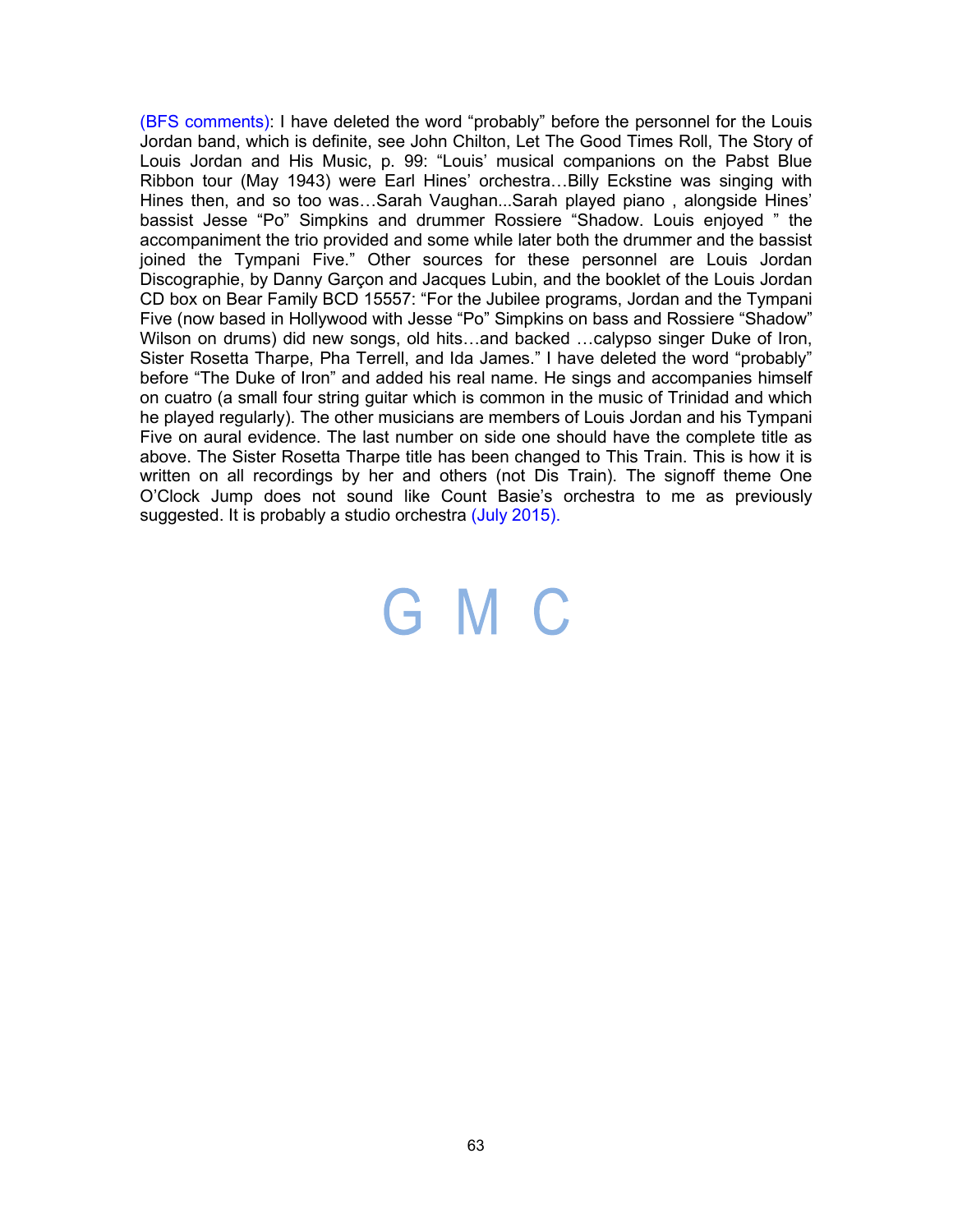(BFS comments): I have deleted the word "probably" before the personnel for the Louis Jordan band, which is definite, see John Chilton, Let The Good Times Roll, The Story of Louis Jordan and His Music, p. 99: "Louis' musical companions on the Pabst Blue Ribbon tour (May 1943) were Earl Hines' orchestra…Billy Eckstine was singing with Hines then, and so too was…Sarah Vaughan...Sarah played piano , alongside Hines' bassist Jesse "Po" Simpkins and drummer Rossiere "Shadow. Louis enjoyed " the accompaniment the trio provided and some while later both the drummer and the bassist joined the Tympani Five." Other sources for these personnel are Louis Jordan Discographie, by Danny Garçon and Jacques Lubin, and the booklet of the Louis Jordan CD box on Bear Family BCD 15557: "For the Jubilee programs, Jordan and the Tympani Five (now based in Hollywood with Jesse "Po" Simpkins on bass and Rossiere "Shadow" Wilson on drums) did new songs, old hits…and backed …calypso singer Duke of Iron, Sister Rosetta Tharpe, Pha Terrell, and Ida James." I have deleted the word "probably" before "The Duke of Iron" and added his real name. He sings and accompanies himself on cuatro (a small four string guitar which is common in the music of Trinidad and which he played regularly). The other musicians are members of Louis Jordan and his Tympani Five on aural evidence. The last number on side one should have the complete title as above. The Sister Rosetta Tharpe title has been changed to This Train. This is how it is written on all recordings by her and others (not Dis Train). The signoff theme One O'Clock Jump does not sound like Count Basie's orchestra to me as previously suggested. It is probably a studio orchestra (July 2015).

G M C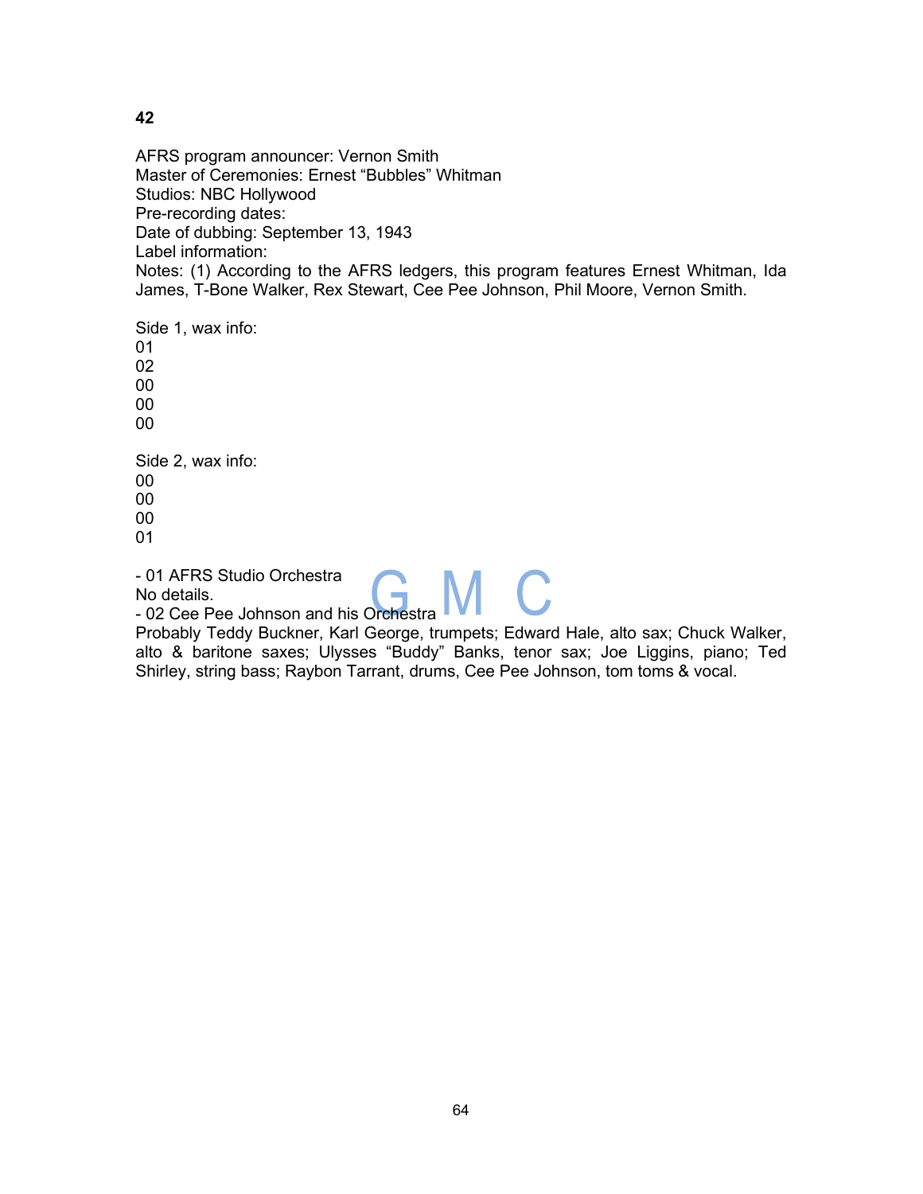**42**

AFRS program announcer: Vernon Smith
Master of Ceremonies: Ernest “Bubbles” Whitman
Studios: NBC Hollywood
Pre-recording dates:
Date of dubbing: September 13, 1943
Label information:
Notes: (1) According to the AFRS ledgers, this program features Ernest Whitman, Ida James, T-Bone Walker, Rex Stewart, Cee Pee Johnson, Phil Moore, Vernon Smith.

Side 1, wax info:
01
02
00
00
00

Side 2, wax info:
00
00
00
01

- 01 AFRS Studio Orchestra
No details.
- 02 Cee Pee Johnson and his Orchestra
Probably Teddy Buckner, Karl George, trumpets; Edward Hale, alto sax; Chuck Walker, alto & baritone saxes; Ulysses “Buddy” Banks, tenor sax; Joe Liggins, piano; Ted Shirley, string bass; Raybon Tarrant, drums, Cee Pee Johnson, tom toms & vocal.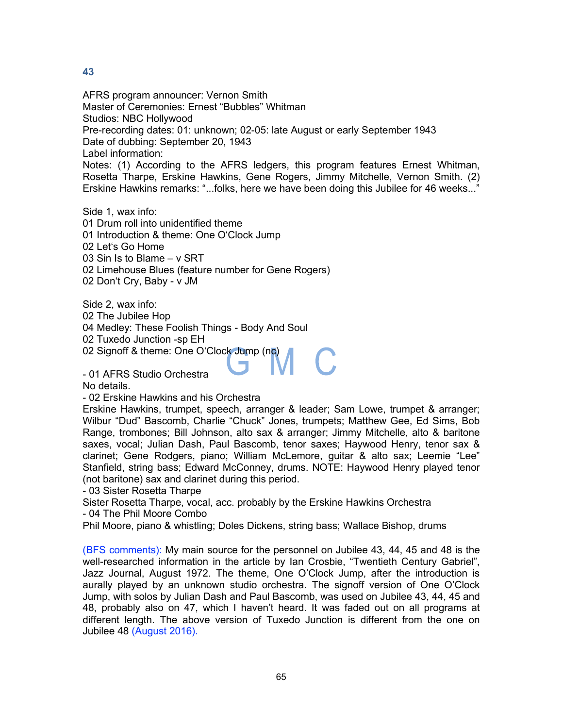## 43

AFRS program announcer: Vernon Smith
Master of Ceremonies: Ernest “Bubbles” Whitman
Studios: NBC Hollywood
Pre-recording dates: 01: unknown; 02-05: late August or early September 1943
Date of dubbing: September 20, 1943
Label information:
Notes: (1) According to the AFRS ledgers, this program features Ernest Whitman, Rosetta Tharpe, Erskine Hawkins, Gene Rogers, Jimmy Mitchelle, Vernon Smith. (2) Erskine Hawkins remarks: “...folks, here we have been doing this Jubilee for 46 weeks...”

Side 1, wax info:
01 Drum roll into unidentified theme
01 Introduction & theme: One O‘Clock Jump
02 Let‘s Go Home
03 Sin Is to Blame – v SRT
02 Limehouse Blues (feature number for Gene Rogers)
02 Don‘t Cry, Baby - v JM

Side 2, wax info:
02 The Jubilee Hop
04 Medley: These Foolish Things - Body And Soul
02 Tuxedo Junction -sp EH
02 Signoff & theme: One O‘Clock Jump (nc)

- 01 AFRS Studio Orchestra
No details.
- 02 Erskine Hawkins and his Orchestra
Erskine Hawkins, trumpet, speech, arranger & leader; Sam Lowe, trumpet & arranger; Wilbur “Dud” Bascomb, Charlie “Chuck” Jones, trumpets; Matthew Gee, Ed Sims, Bob Range, trombones; Bill Johnson, alto sax & arranger; Jimmy Mitchelle, alto & baritone saxes, vocal; Julian Dash, Paul Bascomb, tenor saxes; Haywood Henry, tenor sax & clarinet; Gene Rodgers, piano; William McLemore, guitar & alto sax; Leemie “Lee” Stanfield, string bass; Edward McConney, drums. NOTE: Haywood Henry played tenor (not baritone) sax and clarinet during this period.
- 03 Sister Rosetta Tharpe
Sister Rosetta Tharpe, vocal, acc. probably by the Erskine Hawkins Orchestra
- 04 The Phil Moore Combo
Phil Moore, piano & whistling; Doles Dickens, string bass; Wallace Bishop, drums

(BFS comments): My main source for the personnel on Jubilee 43, 44, 45 and 48 is the well-researched information in the article by Ian Crosbie, “Twentieth Century Gabriel”, Jazz Journal, August 1972. The theme, One O’Clock Jump, after the introduction is aurally played by an unknown studio orchestra. The signoff version of One O’Clock Jump, with solos by Julian Dash and Paul Bascomb, was used on Jubilee 43, 44, 45 and 48, probably also on 47, which I haven’t heard. It was faded out on all programs at different length. The above version of Tuxedo Junction is different from the one on Jubilee 48 (August 2016).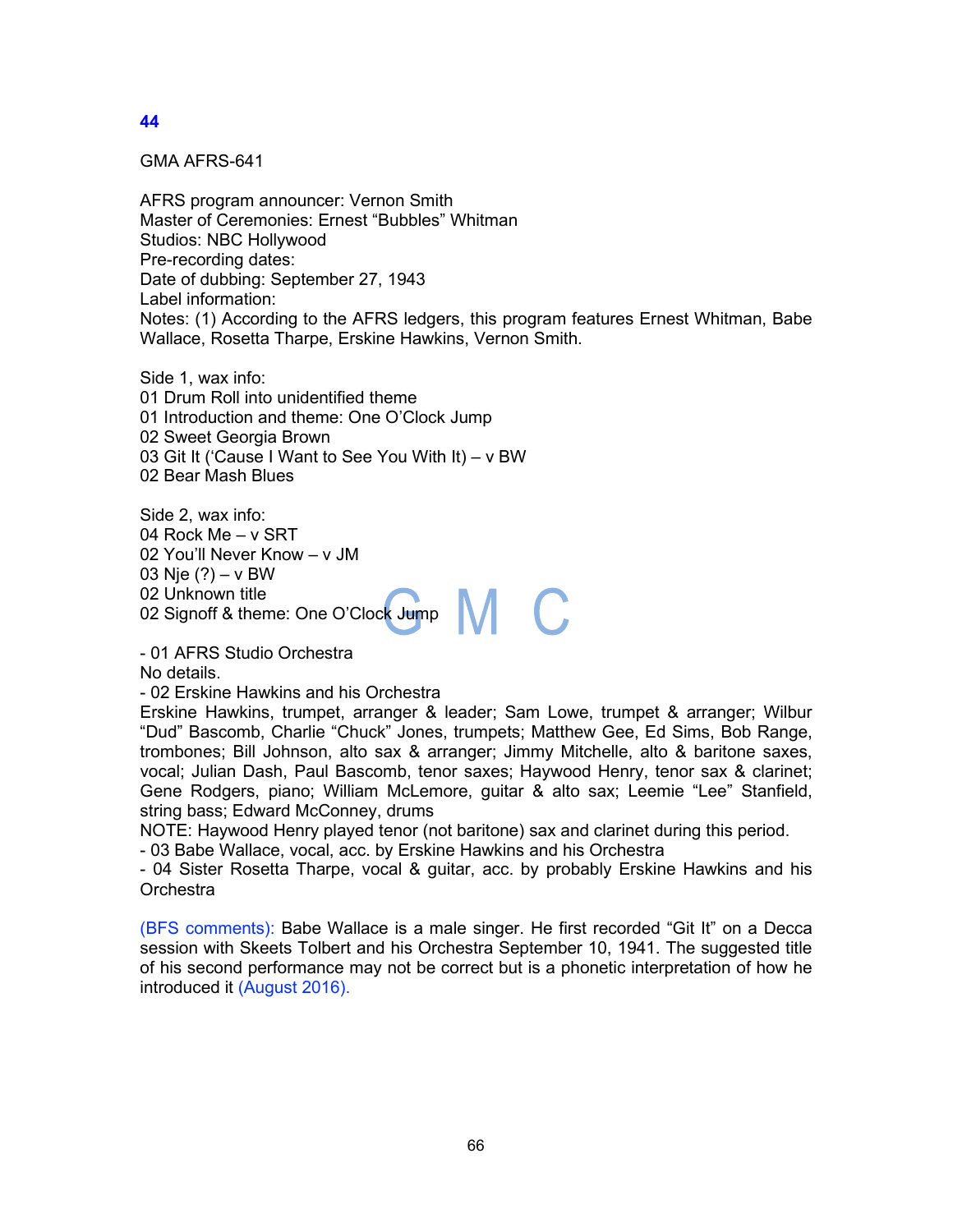**44**

GMA AFRS-641

AFRS program announcer: Vernon Smith
Master of Ceremonies: Ernest "Bubbles" Whitman
Studios: NBC Hollywood
Pre-recording dates:
Date of dubbing: September 27, 1943
Label information:
Notes: (1) According to the AFRS ledgers, this program features Ernest Whitman, Babe Wallace, Rosetta Tharpe, Erskine Hawkins, Vernon Smith.

Side 1, wax info:
01 Drum Roll into unidentified theme
01 Introduction and theme: One O'Clock Jump
02 Sweet Georgia Brown
03 Git It ('Cause I Want to See You With It) – v BW
02 Bear Mash Blues

Side 2, wax info:
04 Rock Me – v SRT
02 You'll Never Know – v JM
03 Nje (?) – v BW
02 Unknown title
02 Signoff & theme: One O'Clock Jump

- 01 AFRS Studio Orchestra
No details.
- 02 Erskine Hawkins and his Orchestra
Erskine Hawkins, trumpet, arranger & leader; Sam Lowe, trumpet & arranger; Wilbur "Dud" Bascomb, Charlie "Chuck" Jones, trumpets; Matthew Gee, Ed Sims, Bob Range, trombones; Bill Johnson, alto sax & arranger; Jimmy Mitchelle, alto & baritone saxes, vocal; Julian Dash, Paul Bascomb, tenor saxes; Haywood Henry, tenor sax & clarinet; Gene Rodgers, piano; William McLemore, guitar & alto sax; Leemie "Lee" Stanfield, string bass; Edward McConney, drums
NOTE: Haywood Henry played tenor (not baritone) sax and clarinet during this period.
- 03 Babe Wallace, vocal, acc. by Erskine Hawkins and his Orchestra
- 04 Sister Rosetta Tharpe, vocal & guitar, acc. by probably Erskine Hawkins and his Orchestra

(BFS comments): Babe Wallace is a male singer. He first recorded "Git It" on a Decca session with Skeets Tolbert and his Orchestra September 10, 1941. The suggested title of his second performance may not be correct but is a phonetic interpretation of how he introduced it (August 2016).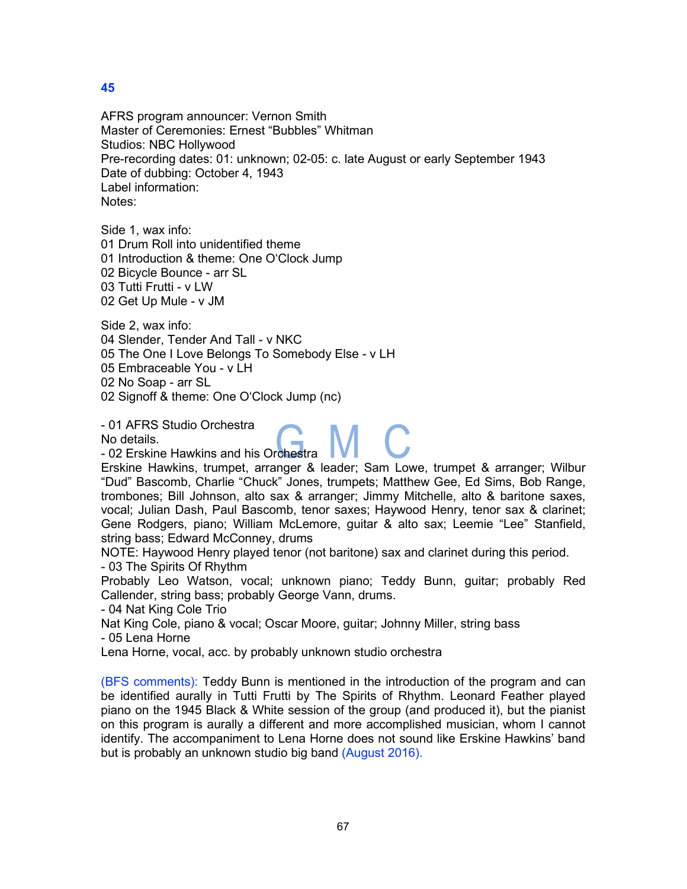**45**

AFRS program announcer: Vernon Smith
Master of Ceremonies: Ernest “Bubbles” Whitman
Studios: NBC Hollywood
Pre-recording dates: 01: unknown; 02-05: c. late August or early September 1943
Date of dubbing: October 4, 1943
Label information:
Notes:

Side 1, wax info:
01 Drum Roll into unidentified theme
01 Introduction & theme: One O‘Clock Jump
02 Bicycle Bounce - arr SL
03 Tutti Frutti - v LW
02 Get Up Mule - v JM

Side 2, wax info:
04 Slender, Tender And Tall - v NKC
05 The One I Love Belongs To Somebody Else - v LH
05 Embraceable You - v LH
02 No Soap - arr SL
02 Signoff & theme: One O‘Clock Jump (nc)

- 01 AFRS Studio Orchestra
No details.
- 02 Erskine Hawkins and his Orchestra
Erskine Hawkins, trumpet, arranger & leader; Sam Lowe, trumpet & arranger; Wilbur “Dud” Bascomb, Charlie “Chuck” Jones, trumpets; Matthew Gee, Ed Sims, Bob Range, trombones; Bill Johnson, alto sax & arranger; Jimmy Mitchelle, alto & baritone saxes, vocal; Julian Dash, Paul Bascomb, tenor saxes; Haywood Henry, tenor sax & clarinet; Gene Rodgers, piano; William McLemore, guitar & alto sax; Leemie “Lee” Stanfield, string bass; Edward McConney, drums
NOTE: Haywood Henry played tenor (not baritone) sax and clarinet during this period.
- 03 The Spirits Of Rhythm
Probably Leo Watson, vocal; unknown piano; Teddy Bunn, guitar; probably Red Callender, string bass; probably George Vann, drums.
- 04 Nat King Cole Trio
Nat King Cole, piano & vocal; Oscar Moore, guitar; Johnny Miller, string bass
- 05 Lena Horne
Lena Horne, vocal, acc. by probably unknown studio orchestra

(BFS comments): Teddy Bunn is mentioned in the introduction of the program and can be identified aurally in Tutti Frutti by The Spirits of Rhythm. Leonard Feather played piano on the 1945 Black & White session of the group (and produced it), but the pianist on this program is aurally a different and more accomplished musician, whom I cannot identify. The accompaniment to Lena Horne does not sound like Erskine Hawkins’ band but is probably an unknown studio big band (August 2016).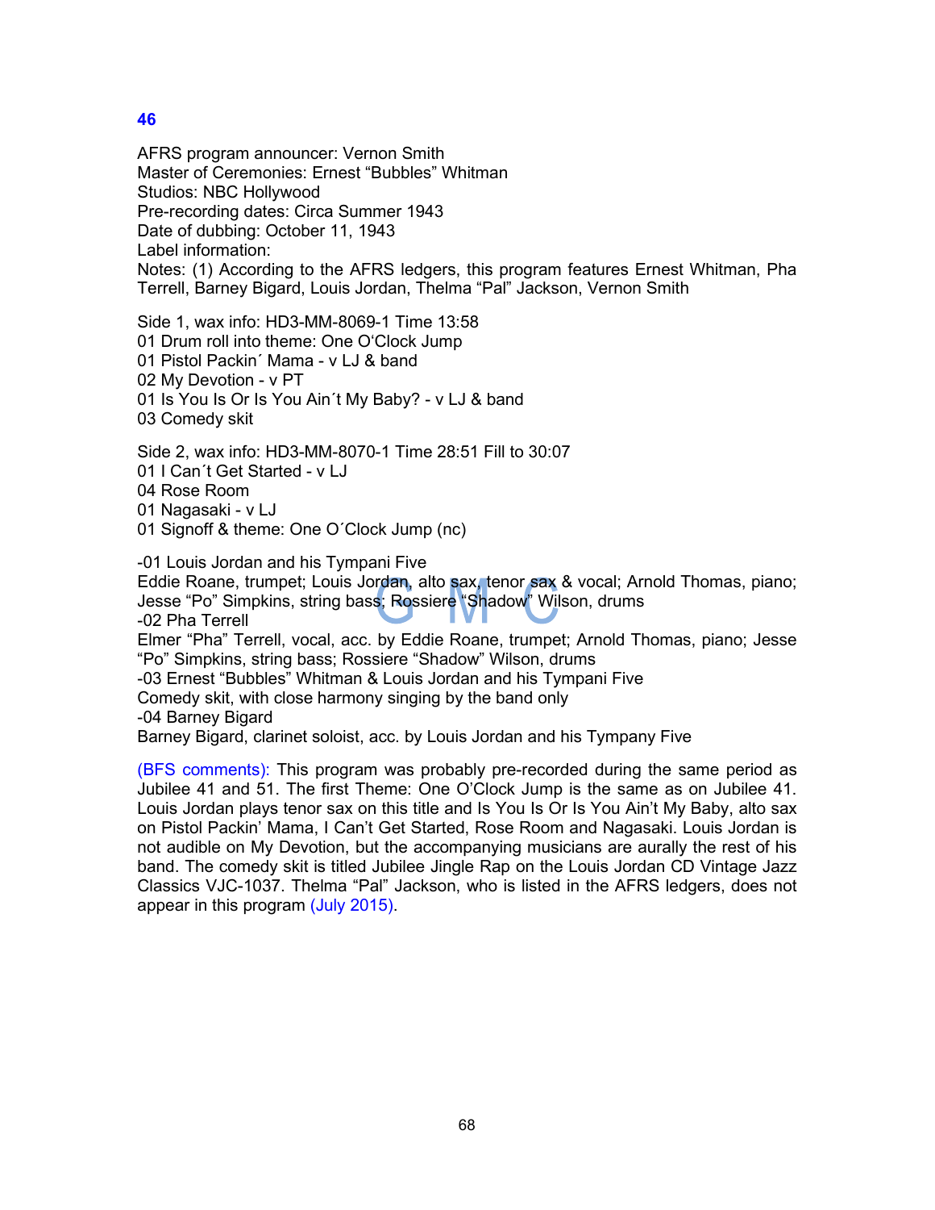## 46

AFRS program announcer: Vernon Smith
Master of Ceremonies: Ernest "Bubbles" Whitman
Studios: NBC Hollywood
Pre-recording dates: Circa Summer 1943
Date of dubbing: October 11, 1943
Label information:
Notes: (1) According to the AFRS ledgers, this program features Ernest Whitman, Pha Terrell, Barney Bigard, Louis Jordan, Thelma "Pal" Jackson, Vernon Smith

Side 1, wax info: HD3-MM-8069-1 Time 13:58
01 Drum roll into theme: One O'Clock Jump
01 Pistol Packin´ Mama - v LJ & band
02 My Devotion - v PT
01 Is You Is Or Is You Ain´t My Baby? - v LJ & band
03 Comedy skit

Side 2, wax info: HD3-MM-8070-1 Time 28:51 Fill to 30:07
01 I Can´t Get Started - v LJ
04 Rose Room
01 Nagasaki - v LJ
01 Signoff & theme: One O´Clock Jump (nc)

-01 Louis Jordan and his Tympani Five
Eddie Roane, trumpet; Louis Jordan, alto sax, tenor sax & vocal; Arnold Thomas, piano; Jesse "Po" Simpkins, string bass; Rossiere "Shadow" Wilson, drums
-02 Pha Terrell
Elmer "Pha" Terrell, vocal, acc. by Eddie Roane, trumpet; Arnold Thomas, piano; Jesse "Po" Simpkins, string bass; Rossiere "Shadow" Wilson, drums
-03 Ernest "Bubbles" Whitman & Louis Jordan and his Tympani Five
Comedy skit, with close harmony singing by the band only
-04 Barney Bigard
Barney Bigard, clarinet soloist, acc. by Louis Jordan and his Tympany Five

(BFS comments): This program was probably pre-recorded during the same period as Jubilee 41 and 51. The first Theme: One O'Clock Jump is the same as on Jubilee 41. Louis Jordan plays tenor sax on this title and Is You Is Or Is You Ain't My Baby, alto sax on Pistol Packin' Mama, I Can't Get Started, Rose Room and Nagasaki. Louis Jordan is not audible on My Devotion, but the accompanying musicians are aurally the rest of his band. The comedy skit is titled Jubilee Jingle Rap on the Louis Jordan CD Vintage Jazz Classics VJC-1037. Thelma "Pal" Jackson, who is listed in the AFRS ledgers, does not appear in this program (July 2015).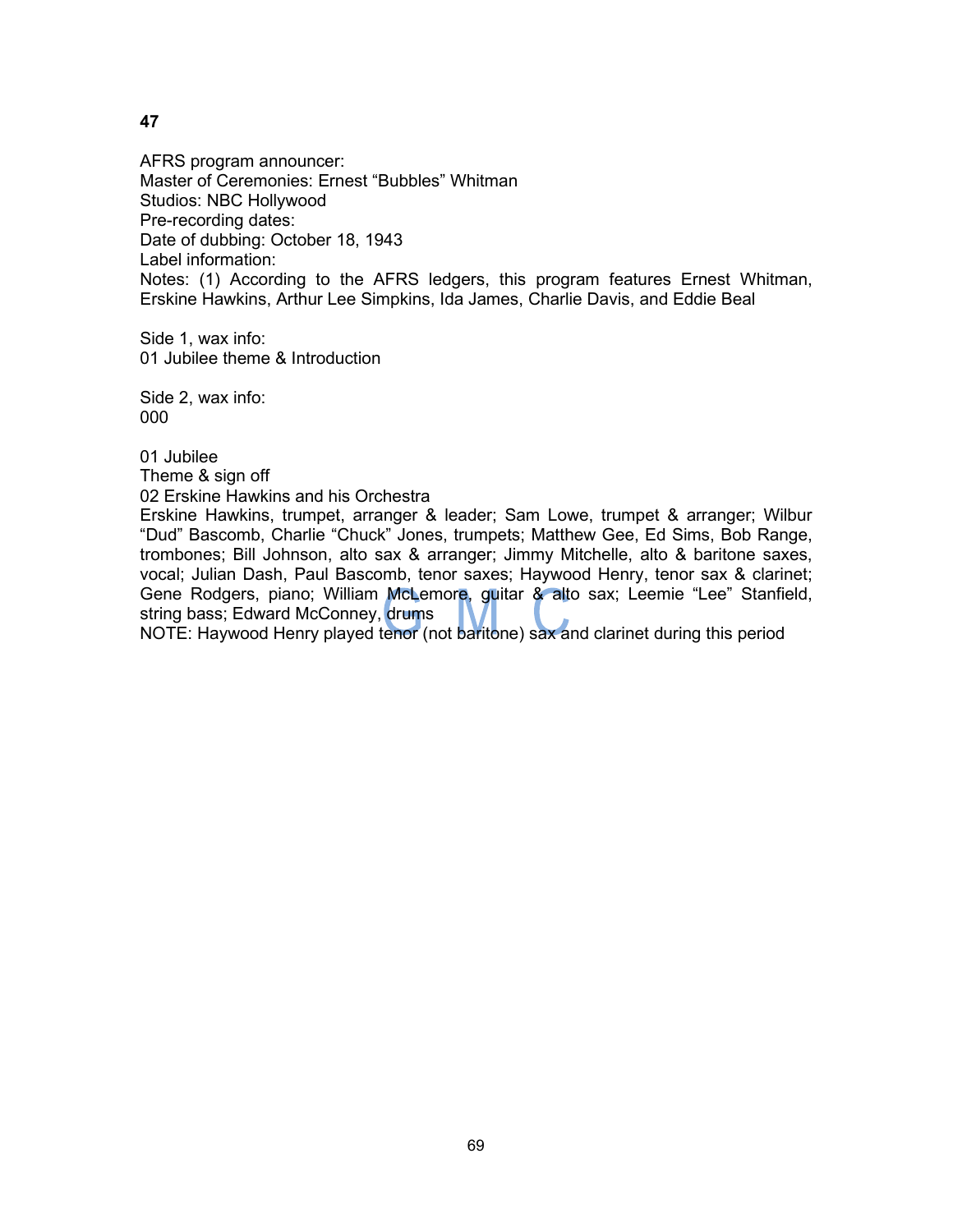**47**

AFRS program announcer:
Master of Ceremonies: Ernest “Bubbles” Whitman
Studios: NBC Hollywood
Pre-recording dates:
Date of dubbing: October 18, 1943
Label information:
Notes: (1) According to the AFRS ledgers, this program features Ernest Whitman, Erskine Hawkins, Arthur Lee Simpkins, Ida James, Charlie Davis, and Eddie Beal

Side 1, wax info:
01 Jubilee theme & Introduction

Side 2, wax info:
000

01 Jubilee
Theme & sign off
02 Erskine Hawkins and his Orchestra
Erskine Hawkins, trumpet, arranger & leader; Sam Lowe, trumpet & arranger; Wilbur “Dud” Bascomb, Charlie “Chuck” Jones, trumpets; Matthew Gee, Ed Sims, Bob Range, trombones; Bill Johnson, alto sax & arranger; Jimmy Mitchelle, alto & baritone saxes, vocal; Julian Dash, Paul Bascomb, tenor saxes; Haywood Henry, tenor sax & clarinet; Gene Rodgers, piano; William McLemore, guitar & alto sax; Leemie “Lee” Stanfield, string bass; Edward McConney, drums
NOTE: Haywood Henry played tenor (not baritone) sax and clarinet during this period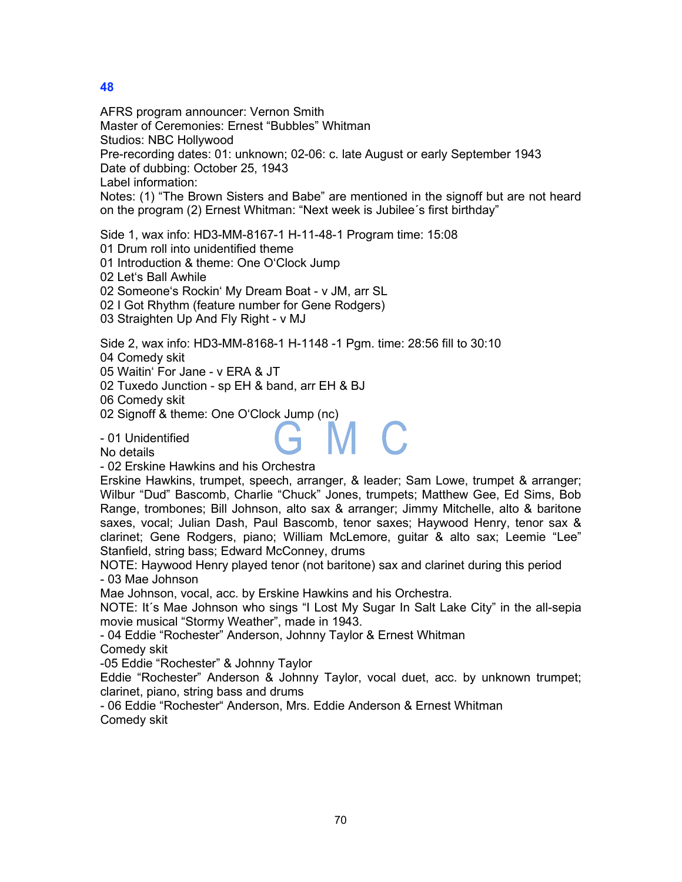## 48

AFRS program announcer: Vernon Smith
Master of Ceremonies: Ernest "Bubbles" Whitman
Studios: NBC Hollywood
Pre-recording dates: 01: unknown; 02-06: c. late August or early September 1943
Date of dubbing: October 25, 1943
Label information:
Notes: (1) "The Brown Sisters and Babe" are mentioned in the signoff but are not heard on the program (2) Ernest Whitman: "Next week is Jubilee´s first birthday"

Side 1, wax info: HD3-MM-8167-1 H-11-48-1 Program time: 15:08
01 Drum roll into unidentified theme
01 Introduction & theme: One O'Clock Jump
02 Let's Ball Awhile
02 Someone's Rockin' My Dream Boat - v JM, arr SL
02 I Got Rhythm (feature number for Gene Rodgers)
03 Straighten Up And Fly Right - v MJ

Side 2, wax info: HD3-MM-8168-1 H-1148 -1 Pgm. time: 28:56 fill to 30:10
04 Comedy skit
05 Waitin' For Jane - v ERA & JT
02 Tuxedo Junction - sp EH & band, arr EH & BJ
06 Comedy skit
02 Signoff & theme: One O'Clock Jump (nc)

- 01 Unidentified
No details
- 02 Erskine Hawkins and his Orchestra
Erskine Hawkins, trumpet, speech, arranger, & leader; Sam Lowe, trumpet & arranger; Wilbur "Dud" Bascomb, Charlie "Chuck" Jones, trumpets; Matthew Gee, Ed Sims, Bob Range, trombones; Bill Johnson, alto sax & arranger; Jimmy Mitchelle, alto & baritone saxes, vocal; Julian Dash, Paul Bascomb, tenor saxes; Haywood Henry, tenor sax & clarinet; Gene Rodgers, piano; William McLemore, guitar & alto sax; Leemie "Lee" Stanfield, string bass; Edward McConney, drums
NOTE: Haywood Henry played tenor (not baritone) sax and clarinet during this period
- 03 Mae Johnson
Mae Johnson, vocal, acc. by Erskine Hawkins and his Orchestra.
NOTE: It´s Mae Johnson who sings "I Lost My Sugar In Salt Lake City" in the all-sepia movie musical "Stormy Weather", made in 1943.
- 04 Eddie "Rochester" Anderson, Johnny Taylor & Ernest Whitman
Comedy skit
-05 Eddie "Rochester" & Johnny Taylor
Eddie "Rochester" Anderson & Johnny Taylor, vocal duet, acc. by unknown trumpet; clarinet, piano, string bass and drums
- 06 Eddie "Rochester" Anderson, Mrs. Eddie Anderson & Ernest Whitman
Comedy skit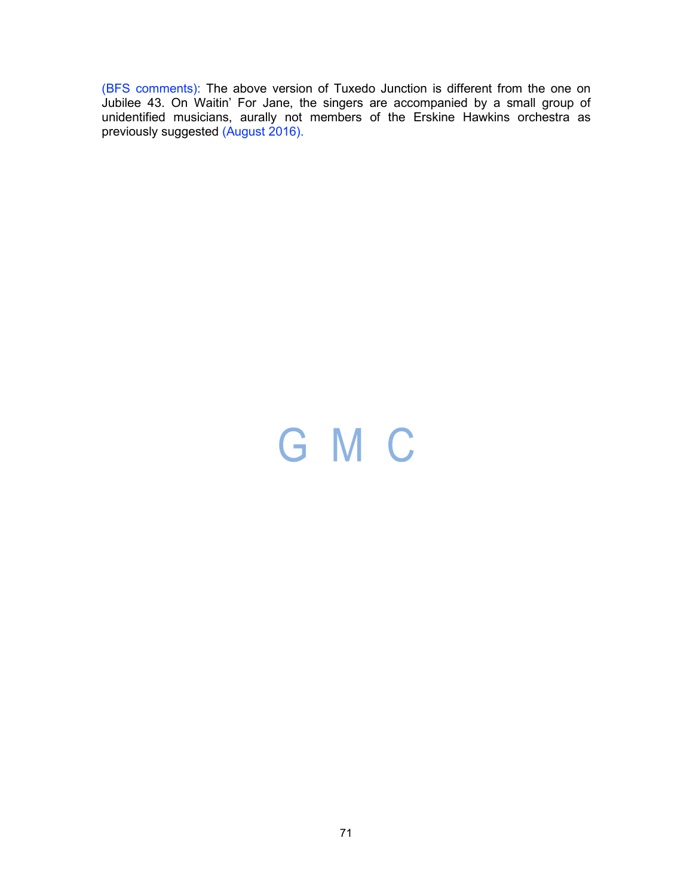(BFS comments): The above version of Tuxedo Junction is different from the one on Jubilee 43. On Waitin' For Jane, the singers are accompanied by a small group of unidentified musicians, aurally not members of the Erskine Hawkins orchestra as previously suggested (August 2016).

G M C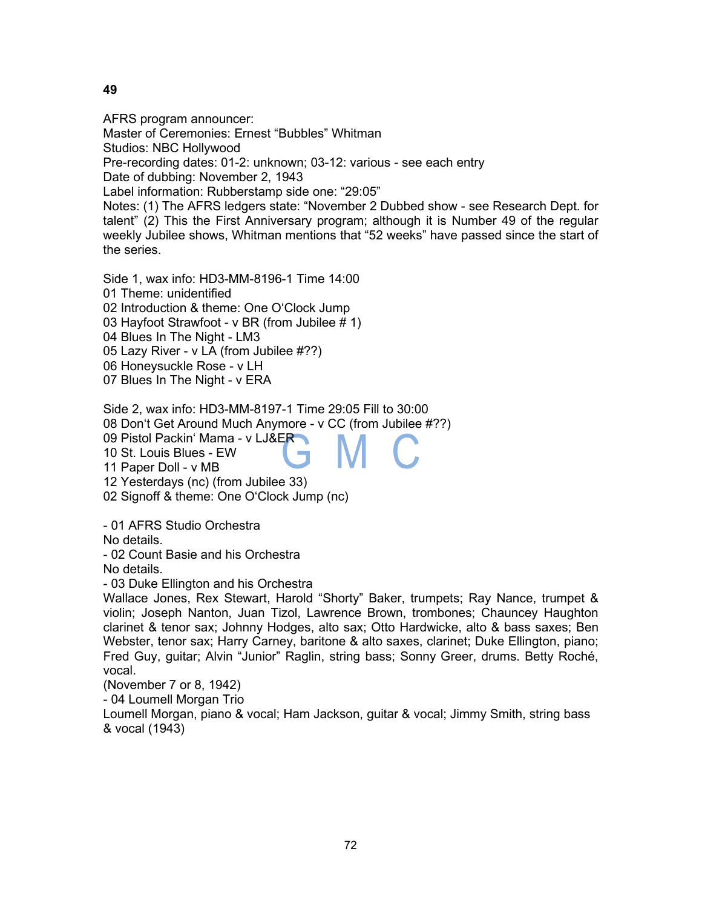**49**

AFRS program announcer:
Master of Ceremonies: Ernest “Bubbles” Whitman
Studios: NBC Hollywood
Pre-recording dates: 01-2: unknown; 03-12: various - see each entry
Date of dubbing: November 2, 1943
Label information: Rubberstamp side one: “29:05”
Notes: (1) The AFRS ledgers state: “November 2 Dubbed show - see Research Dept. for talent” (2) This the First Anniversary program; although it is Number 49 of the regular weekly Jubilee shows, Whitman mentions that “52 weeks” have passed since the start of the series.

Side 1, wax info: HD3-MM-8196-1 Time 14:00
01 Theme: unidentified
02 Introduction & theme: One O‘Clock Jump
03 Hayfoot Strawfoot - v BR (from Jubilee # 1)
04 Blues In The Night - LM3
05 Lazy River - v LA (from Jubilee #??)
06 Honeysuckle Rose - v LH
07 Blues In The Night - v ERA

Side 2, wax info: HD3-MM-8197-1 Time 29:05 Fill to 30:00
08 Don‘t Get Around Much Anymore - v CC (from Jubilee #??)
09 Pistol Packin‘ Mama - v LJ&ER
10 St. Louis Blues - EW
11 Paper Doll - v MB
12 Yesterdays (nc) (from Jubilee 33)
02 Signoff & theme: One O‘Clock Jump (nc)

- 01 AFRS Studio Orchestra
No details.
- 02 Count Basie and his Orchestra
No details.
- 03 Duke Ellington and his Orchestra
Wallace Jones, Rex Stewart, Harold “Shorty” Baker, trumpets; Ray Nance, trumpet & violin; Joseph Nanton, Juan Tizol, Lawrence Brown, trombones; Chauncey Haughton clarinet & tenor sax; Johnny Hodges, alto sax; Otto Hardwicke, alto & bass saxes; Ben Webster, tenor sax; Harry Carney, baritone & alto saxes, clarinet; Duke Ellington, piano; Fred Guy, guitar; Alvin “Junior” Raglin, string bass; Sonny Greer, drums. Betty Roché, vocal.
(November 7 or 8, 1942)
- 04 Loumell Morgan Trio
Loumell Morgan, piano & vocal; Ham Jackson, guitar & vocal; Jimmy Smith, string bass & vocal (1943)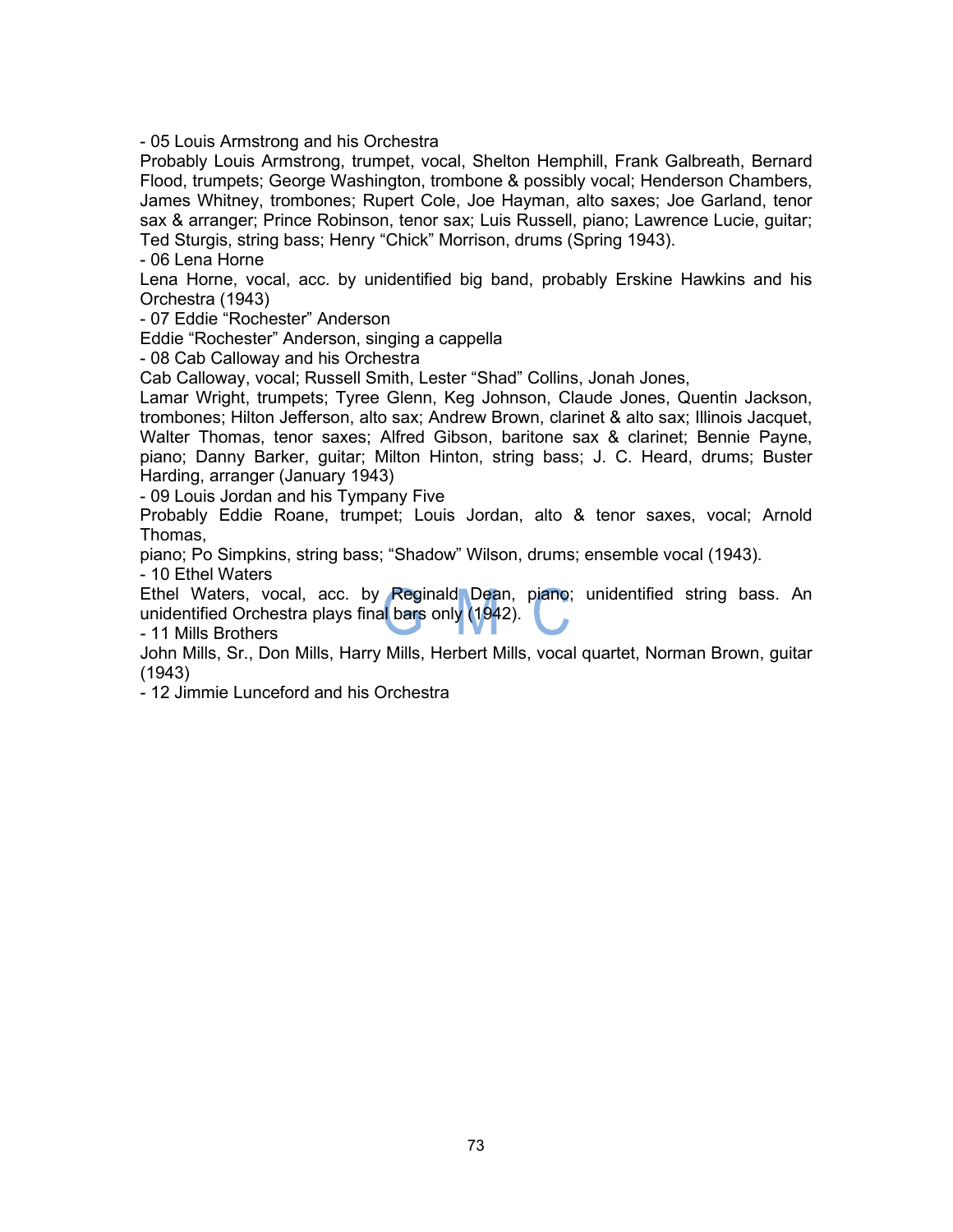- 05 Louis Armstrong and his Orchestra

Probably Louis Armstrong, trumpet, vocal, Shelton Hemphill, Frank Galbreath, Bernard Flood, trumpets; George Washington, trombone & possibly vocal; Henderson Chambers, James Whitney, trombones; Rupert Cole, Joe Hayman, alto saxes; Joe Garland, tenor sax & arranger; Prince Robinson, tenor sax; Luis Russell, piano; Lawrence Lucie, guitar; Ted Sturgis, string bass; Henry "Chick" Morrison, drums (Spring 1943).

- 06 Lena Horne

Lena Horne, vocal, acc. by unidentified big band, probably Erskine Hawkins and his Orchestra (1943)

- 07 Eddie "Rochester" Anderson

Eddie "Rochester" Anderson, singing a cappella

- 08 Cab Calloway and his Orchestra

Cab Calloway, vocal; Russell Smith, Lester "Shad" Collins, Jonah Jones, Lamar Wright, trumpets; Tyree Glenn, Keg Johnson, Claude Jones, Quentin Jackson, trombones; Hilton Jefferson, alto sax; Andrew Brown, clarinet & alto sax; Illinois Jacquet, Walter Thomas, tenor saxes; Alfred Gibson, baritone sax & clarinet; Bennie Payne, piano; Danny Barker, guitar; Milton Hinton, string bass; J. C. Heard, drums; Buster Harding, arranger (January 1943)

- 09 Louis Jordan and his Tympany Five

Probably Eddie Roane, trumpet; Louis Jordan, alto & tenor saxes, vocal; Arnold Thomas, piano; Po Simpkins, string bass; "Shadow" Wilson, drums; ensemble vocal (1943).

- 10 Ethel Waters

Ethel Waters, vocal, acc. by Reginald Dean, piano; unidentified string bass. An unidentified Orchestra plays final bars only (1942).

- 11 Mills Brothers

John Mills, Sr., Don Mills, Harry Mills, Herbert Mills, vocal quartet, Norman Brown, guitar (1943)

- 12 Jimmie Lunceford and his Orchestra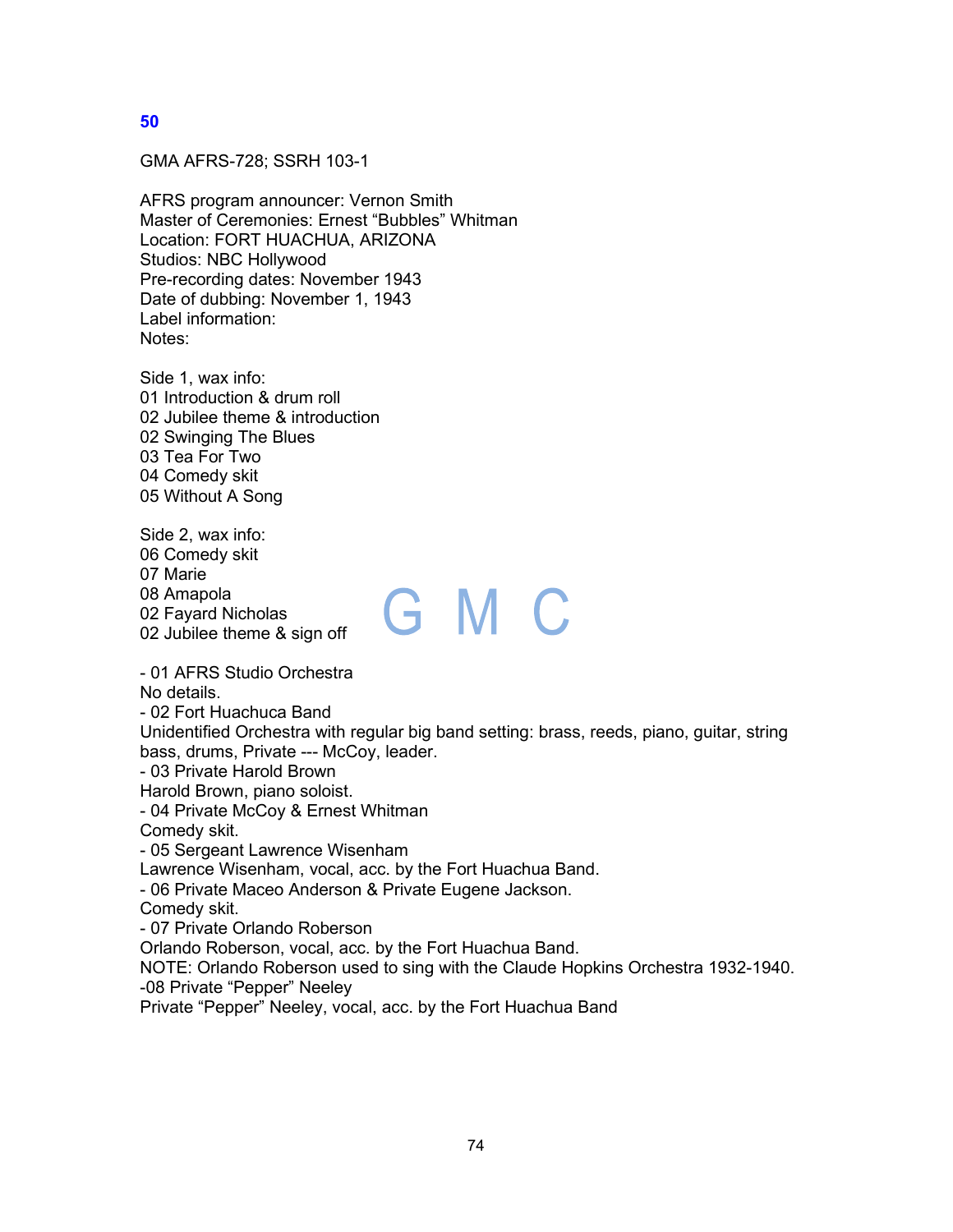## 50

GMA AFRS-728; SSRH 103-1

AFRS program announcer: Vernon Smith
Master of Ceremonies: Ernest “Bubbles” Whitman
Location: FORT HUACHUA, ARIZONA
Studios: NBC Hollywood
Pre-recording dates: November 1943
Date of dubbing: November 1, 1943
Label information:
Notes:

Side 1, wax info:
01 Introduction & drum roll
02 Jubilee theme & introduction
02 Swinging The Blues
03 Tea For Two
04 Comedy skit
05 Without A Song

Side 2, wax info:
06 Comedy skit
07 Marie
08 Amapola
02 Fayard Nicholas
02 Jubilee theme & sign off

G M C

- 01 AFRS Studio Orchestra
No details.
- 02 Fort Huachuca Band
Unidentified Orchestra with regular big band setting: brass, reeds, piano, guitar, string bass, drums, Private --- McCoy, leader.
- 03 Private Harold Brown
Harold Brown, piano soloist.
- 04 Private McCoy & Ernest Whitman
Comedy skit.
- 05 Sergeant Lawrence Wisenham
Lawrence Wisenham, vocal, acc. by the Fort Huachua Band.
- 06 Private Maceo Anderson & Private Eugene Jackson.
Comedy skit.
- 07 Private Orlando Roberson
Orlando Roberson, vocal, acc. by the Fort Huachua Band.
NOTE: Orlando Roberson used to sing with the Claude Hopkins Orchestra 1932-1940.
-08 Private “Pepper” Neeley
Private “Pepper” Neeley, vocal, acc. by the Fort Huachua Band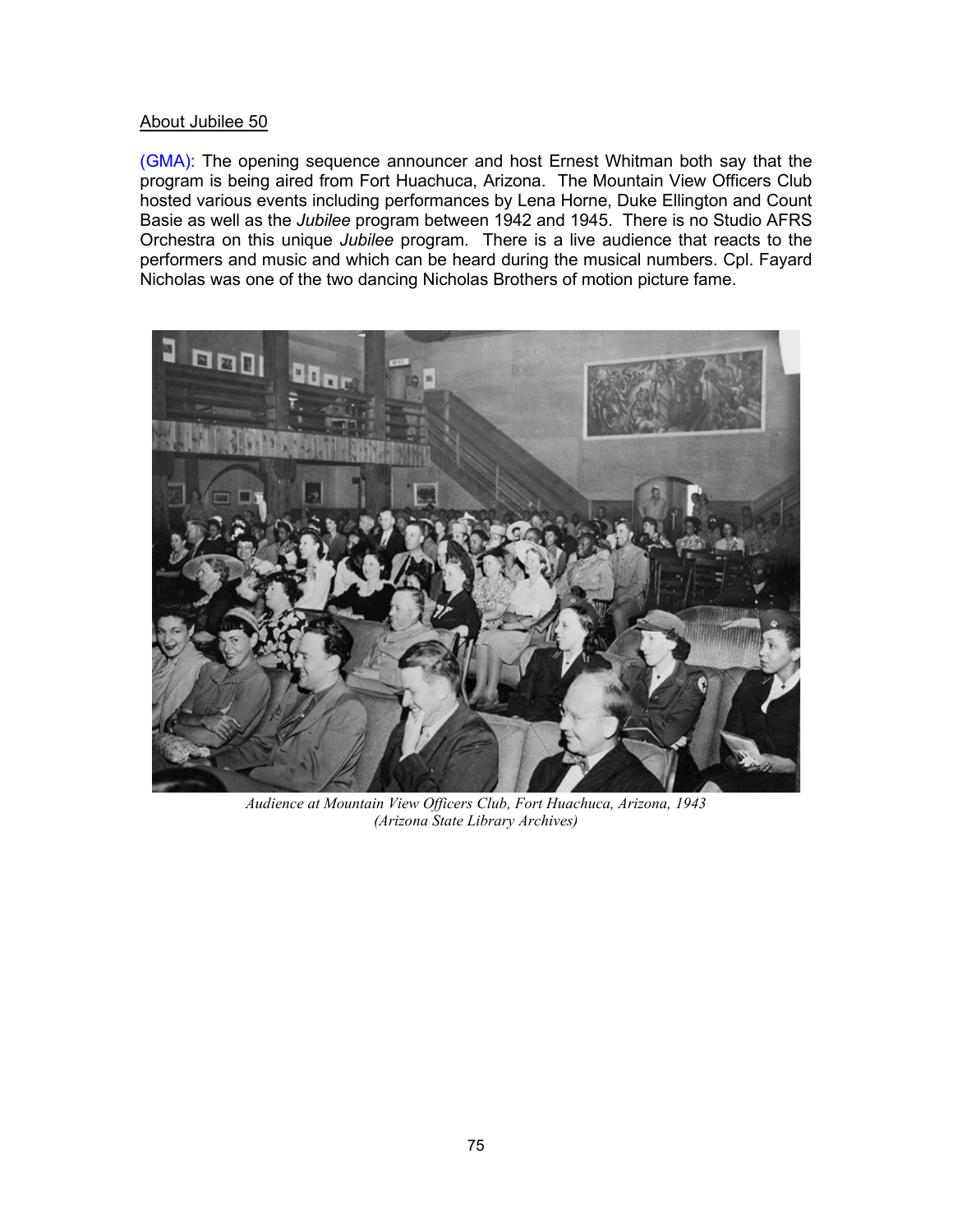About Jubilee 50

(GMA): The opening sequence announcer and host Ernest Whitman both say that the program is being aired from Fort Huachuca, Arizona. The Mountain View Officers Club hosted various events including performances by Lena Horne, Duke Ellington and Count Basie as well as the *Jubilee* program between 1942 and 1945. There is no Studio AFRS Orchestra on this unique *Jubilee* program. There is a live audience that reacts to the performers and music and which can be heard during the musical numbers. Cpl. Fayard Nicholas was one of the two dancing Nicholas Brothers of motion picture fame.

*Audience at Mountain View Officers Club, Fort Huachuca, Arizona, 1943 (Arizona State Library Archives)*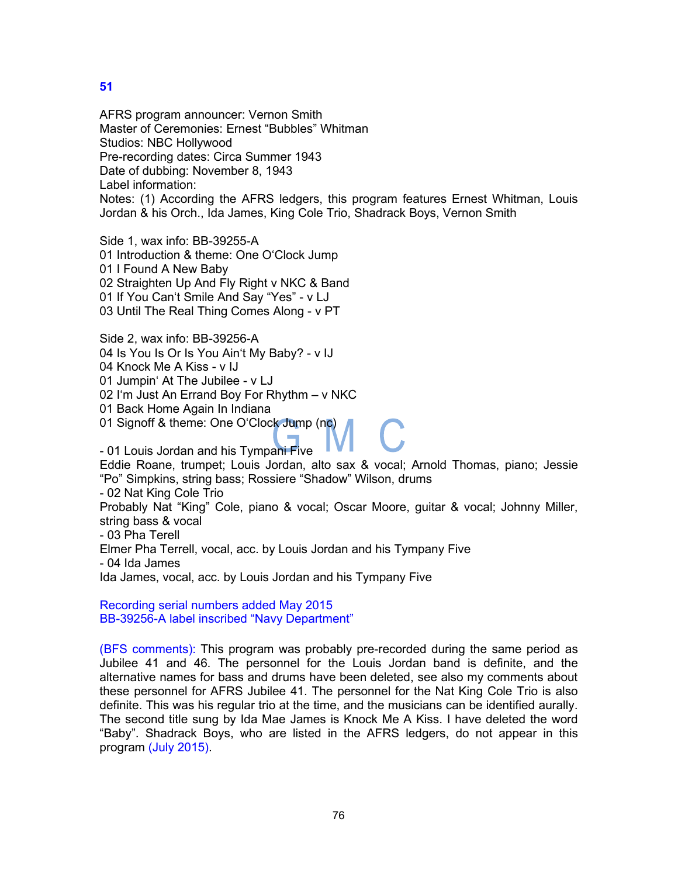## 51

AFRS program announcer: Vernon Smith
Master of Ceremonies: Ernest “Bubbles” Whitman
Studios: NBC Hollywood
Pre-recording dates: Circa Summer 1943
Date of dubbing: November 8, 1943
Label information:
Notes: (1) According the AFRS ledgers, this program features Ernest Whitman, Louis Jordan & his Orch., Ida James, King Cole Trio, Shadrack Boys, Vernon Smith

Side 1, wax info: BB-39255-A
01 Introduction & theme: One O‘Clock Jump
01 I Found A New Baby
02 Straighten Up And Fly Right v NKC & Band
01 If You Can‘t Smile And Say “Yes” - v LJ
03 Until The Real Thing Comes Along - v PT

Side 2, wax info: BB-39256-A
04 Is You Is Or Is You Ain‘t My Baby? - v IJ
04 Knock Me A Kiss - v IJ
01 Jumpin‘ At The Jubilee - v LJ
02 I‘m Just An Errand Boy For Rhythm – v NKC
01 Back Home Again In Indiana
01 Signoff & theme: One O‘Clock Jump (nc)

- 01 Louis Jordan and his Tympani Five
Eddie Roane, trumpet; Louis Jordan, alto sax & vocal; Arnold Thomas, piano; Jessie “Po” Simpkins, string bass; Rossiere “Shadow” Wilson, drums
- 02 Nat King Cole Trio
Probably Nat “King” Cole, piano & vocal; Oscar Moore, guitar & vocal; Johnny Miller, string bass & vocal
- 03 Pha Terell
Elmer Pha Terrell, vocal, acc. by Louis Jordan and his Tympany Five
- 04 Ida James
Ida James, vocal, acc. by Louis Jordan and his Tympany Five

Recording serial numbers added May 2015
BB-39256-A label inscribed “Navy Department”

(BFS comments): This program was probably pre-recorded during the same period as Jubilee 41 and 46. The personnel for the Louis Jordan band is definite, and the alternative names for bass and drums have been deleted, see also my comments about these personnel for AFRS Jubilee 41. The personnel for the Nat King Cole Trio is also definite. This was his regular trio at the time, and the musicians can be identified aurally. The second title sung by Ida Mae James is Knock Me A Kiss. I have deleted the word “Baby”. Shadrack Boys, who are listed in the AFRS ledgers, do not appear in this program (July 2015).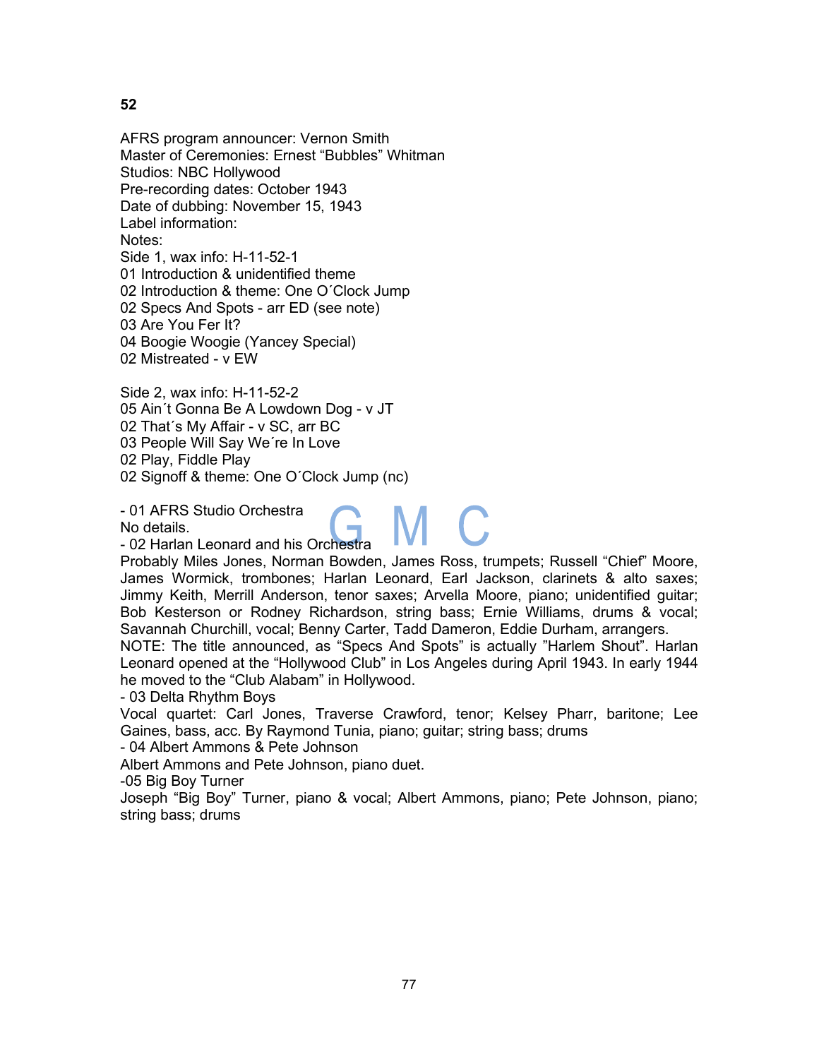**52**

AFRS program announcer: Vernon Smith
Master of Ceremonies: Ernest “Bubbles” Whitman
Studios: NBC Hollywood
Pre-recording dates: October 1943
Date of dubbing: November 15, 1943
Label information:
Notes:
Side 1, wax info: H-11-52-1
01 Introduction & unidentified theme
02 Introduction & theme: One O´Clock Jump
02 Specs And Spots - arr ED (see note)
03 Are You Fer It?
04 Boogie Woogie (Yancey Special)
02 Mistreated - v EW

Side 2, wax info: H-11-52-2
05 Ain´t Gonna Be A Lowdown Dog - v JT
02 That´s My Affair - v SC, arr BC
03 People Will Say We´re In Love
02 Play, Fiddle Play
02 Signoff & theme: One O´Clock Jump (nc)

- 01 AFRS Studio Orchestra
No details.
- 02 Harlan Leonard and his Orchestra
Probably Miles Jones, Norman Bowden, James Ross, trumpets; Russell “Chief” Moore, James Wormick, trombones; Harlan Leonard, Earl Jackson, clarinets & alto saxes; Jimmy Keith, Merrill Anderson, tenor saxes; Arvella Moore, piano; unidentified guitar; Bob Kesterson or Rodney Richardson, string bass; Ernie Williams, drums & vocal; Savannah Churchill, vocal; Benny Carter, Tadd Dameron, Eddie Durham, arrangers.
NOTE: The title announced, as “Specs And Spots” is actually ”Harlem Shout”. Harlan Leonard opened at the “Hollywood Club” in Los Angeles during April 1943. In early 1944 he moved to the “Club Alabam” in Hollywood.
- 03 Delta Rhythm Boys
Vocal quartet: Carl Jones, Traverse Crawford, tenor; Kelsey Pharr, baritone; Lee Gaines, bass, acc. By Raymond Tunia, piano; guitar; string bass; drums
- 04 Albert Ammons & Pete Johnson
Albert Ammons and Pete Johnson, piano duet.
-05 Big Boy Turner
Joseph “Big Boy” Turner, piano & vocal; Albert Ammons, piano; Pete Johnson, piano; string bass; drums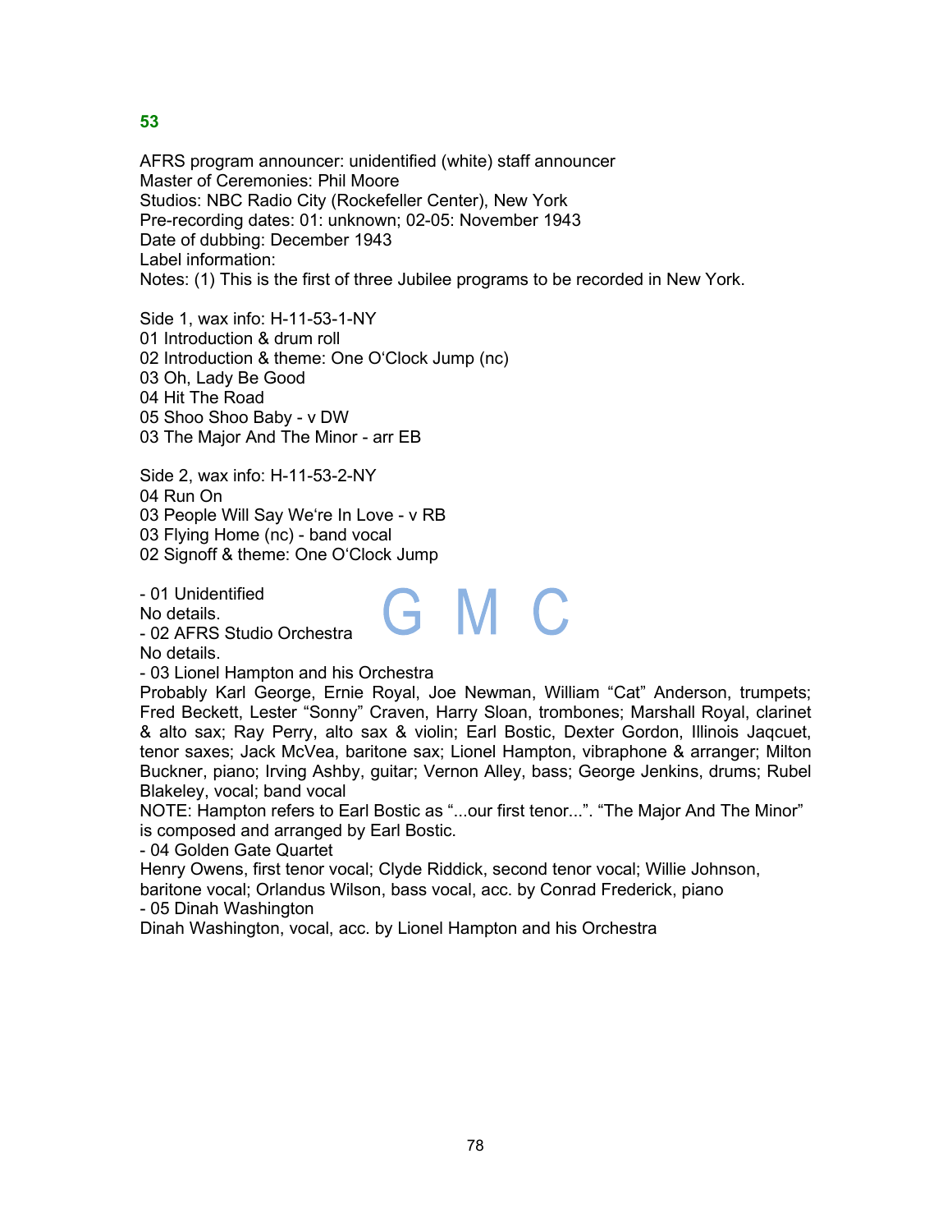## 53

AFRS program announcer: unidentified (white) staff announcer
Master of Ceremonies: Phil Moore
Studios: NBC Radio City (Rockefeller Center), New York
Pre-recording dates: 01: unknown; 02-05: November 1943
Date of dubbing: December 1943
Label information:
Notes: (1) This is the first of three Jubilee programs to be recorded in New York.

Side 1, wax info: H-11-53-1-NY
01 Introduction & drum roll
02 Introduction & theme: One O'Clock Jump (nc)
03 Oh, Lady Be Good
04 Hit The Road
05 Shoo Shoo Baby - v DW
03 The Major And The Minor - arr EB

Side 2, wax info: H-11-53-2-NY
04 Run On
03 People Will Say We're In Love - v RB
03 Flying Home (nc) - band vocal
02 Signoff & theme: One O'Clock Jump

- 01 Unidentified
No details.
- 02 AFRS Studio Orchestra
No details.
- 03 Lionel Hampton and his Orchestra
Probably Karl George, Ernie Royal, Joe Newman, William "Cat" Anderson, trumpets; Fred Beckett, Lester "Sonny" Craven, Harry Sloan, trombones; Marshall Royal, clarinet & alto sax; Ray Perry, alto sax & violin; Earl Bostic, Dexter Gordon, Illinois Jaqcuet, tenor saxes; Jack McVea, baritone sax; Lionel Hampton, vibraphone & arranger; Milton Buckner, piano; Irving Ashby, guitar; Vernon Alley, bass; George Jenkins, drums; Rubel Blakeley, vocal; band vocal
NOTE: Hampton refers to Earl Bostic as "...our first tenor...". "The Major And The Minor" is composed and arranged by Earl Bostic.
- 04 Golden Gate Quartet
Henry Owens, first tenor vocal; Clyde Riddick, second tenor vocal; Willie Johnson, baritone vocal; Orlandus Wilson, bass vocal, acc. by Conrad Frederick, piano
- 05 Dinah Washington
Dinah Washington, vocal, acc. by Lionel Hampton and his Orchestra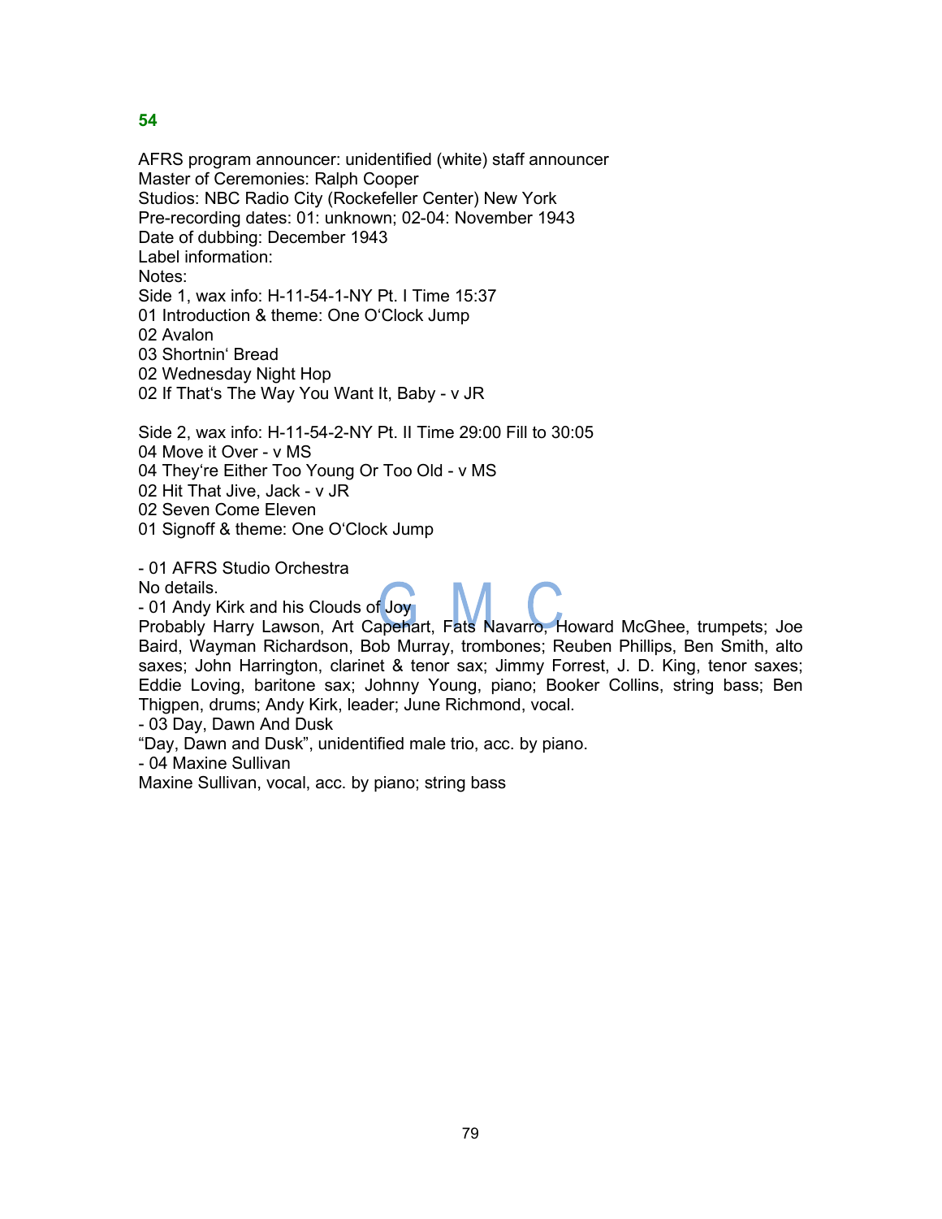**54**

AFRS program announcer: unidentified (white) staff announcer
Master of Ceremonies: Ralph Cooper
Studios: NBC Radio City (Rockefeller Center) New York
Pre-recording dates: 01: unknown; 02-04: November 1943
Date of dubbing: December 1943
Label information:
Notes:
Side 1, wax info: H-11-54-1-NY Pt. I Time 15:37
01 Introduction & theme: One O'Clock Jump
02 Avalon
03 Shortnin' Bread
02 Wednesday Night Hop
02 If That's The Way You Want It, Baby - v JR

Side 2, wax info: H-11-54-2-NY Pt. II Time 29:00 Fill to 30:05
04 Move it Over - v MS
04 They're Either Too Young Or Too Old - v MS
02 Hit That Jive, Jack - v JR
02 Seven Come Eleven
01 Signoff & theme: One O'Clock Jump

- 01 AFRS Studio Orchestra
No details.
- 01 Andy Kirk and his Clouds of Joy
Probably Harry Lawson, Art Capehart, Fats Navarro, Howard McGhee, trumpets; Joe Baird, Wayman Richardson, Bob Murray, trombones; Reuben Phillips, Ben Smith, alto saxes; John Harrington, clarinet & tenor sax; Jimmy Forrest, J. D. King, tenor saxes; Eddie Loving, baritone sax; Johnny Young, piano; Booker Collins, string bass; Ben Thigpen, drums; Andy Kirk, leader; June Richmond, vocal.
- 03 Day, Dawn And Dusk
"Day, Dawn and Dusk", unidentified male trio, acc. by piano.
- 04 Maxine Sullivan
Maxine Sullivan, vocal, acc. by piano; string bass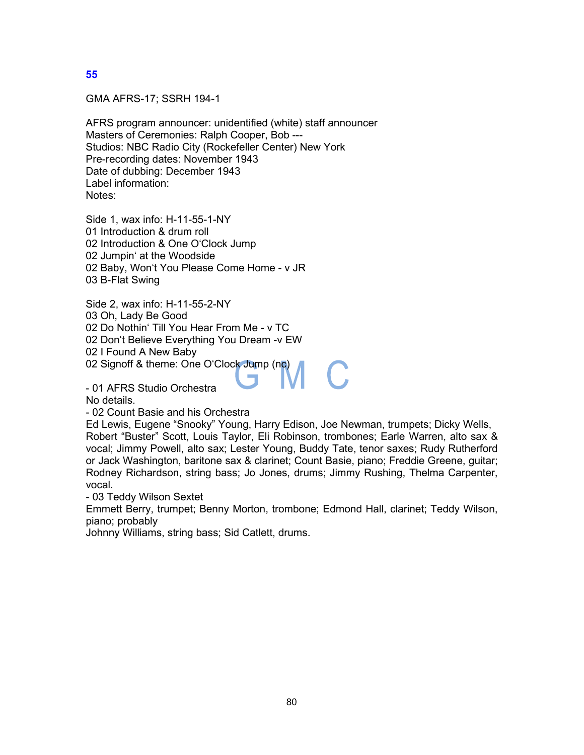## 55

GMA AFRS-17; SSRH 194-1

AFRS program announcer: unidentified (white) staff announcer
Masters of Ceremonies: Ralph Cooper, Bob ---
Studios: NBC Radio City (Rockefeller Center) New York
Pre-recording dates: November 1943
Date of dubbing: December 1943
Label information:
Notes:

Side 1, wax info: H-11-55-1-NY
01 Introduction & drum roll
02 Introduction & One O'Clock Jump
02 Jumpin' at the Woodside
02 Baby, Won't You Please Come Home - v JR
03 B-Flat Swing

Side 2, wax info: H-11-55-2-NY
03 Oh, Lady Be Good
02 Do Nothin' Till You Hear From Me - v TC
02 Don't Believe Everything You Dream -v EW
02 I Found A New Baby
02 Signoff & theme: One O'Clock Jump (nc)

- 01 AFRS Studio Orchestra
No details.
- 02 Count Basie and his Orchestra
Ed Lewis, Eugene "Snooky" Young, Harry Edison, Joe Newman, trumpets; Dicky Wells, Robert "Buster" Scott, Louis Taylor, Eli Robinson, trombones; Earle Warren, alto sax & vocal; Jimmy Powell, alto sax; Lester Young, Buddy Tate, tenor saxes; Rudy Rutherford or Jack Washington, baritone sax & clarinet; Count Basie, piano; Freddie Greene, guitar; Rodney Richardson, string bass; Jo Jones, drums; Jimmy Rushing, Thelma Carpenter, vocal.
- 03 Teddy Wilson Sextet
Emmett Berry, trumpet; Benny Morton, trombone; Edmond Hall, clarinet; Teddy Wilson, piano; probably
Johnny Williams, string bass; Sid Catlett, drums.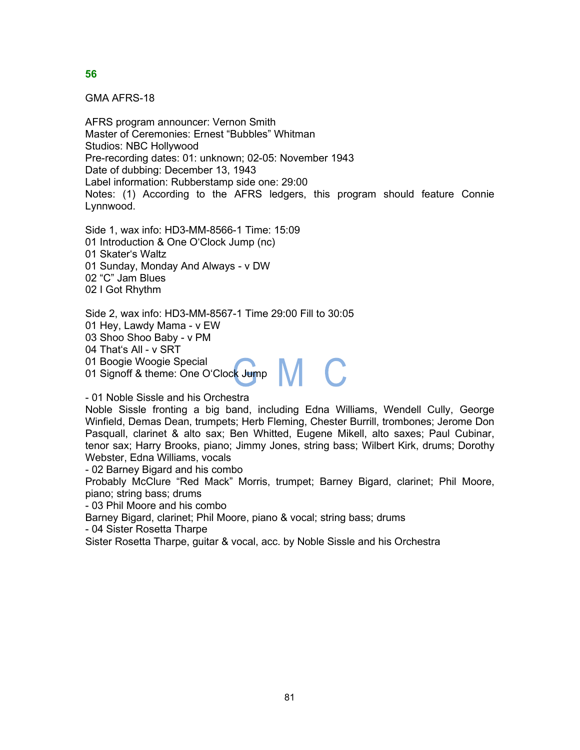## 56

GMA AFRS-18

AFRS program announcer: Vernon Smith
Master of Ceremonies: Ernest “Bubbles” Whitman
Studios: NBC Hollywood
Pre-recording dates: 01: unknown; 02-05: November 1943
Date of dubbing: December 13, 1943
Label information: Rubberstamp side one: 29:00
Notes: (1) According to the AFRS ledgers, this program should feature Connie Lynnwood.

Side 1, wax info: HD3-MM-8566-1 Time: 15:09
01 Introduction & One O‘Clock Jump (nc)
01 Skater‘s Waltz
01 Sunday, Monday And Always - v DW
02 “C” Jam Blues
02 I Got Rhythm

Side 2, wax info: HD3-MM-8567-1 Time 29:00 Fill to 30:05
01 Hey, Lawdy Mama - v EW
03 Shoo Shoo Baby - v PM
04 That‘s All - v SRT
01 Boogie Woogie Special
01 Signoff & theme: One O‘Clock Jump

- 01 Noble Sissle and his Orchestra
Noble Sissle fronting a big band, including Edna Williams, Wendell Cully, George Winfield, Demas Dean, trumpets; Herb Fleming, Chester Burrill, trombones; Jerome Don Pasquall, clarinet & alto sax; Ben Whitted, Eugene Mikell, alto saxes; Paul Cubinar, tenor sax; Harry Brooks, piano; Jimmy Jones, string bass; Wilbert Kirk, drums; Dorothy Webster, Edna Williams, vocals
- 02 Barney Bigard and his combo
Probably McClure “Red Mack” Morris, trumpet; Barney Bigard, clarinet; Phil Moore, piano; string bass; drums
- 03 Phil Moore and his combo
Barney Bigard, clarinet; Phil Moore, piano & vocal; string bass; drums
- 04 Sister Rosetta Tharpe
Sister Rosetta Tharpe, guitar & vocal, acc. by Noble Sissle and his Orchestra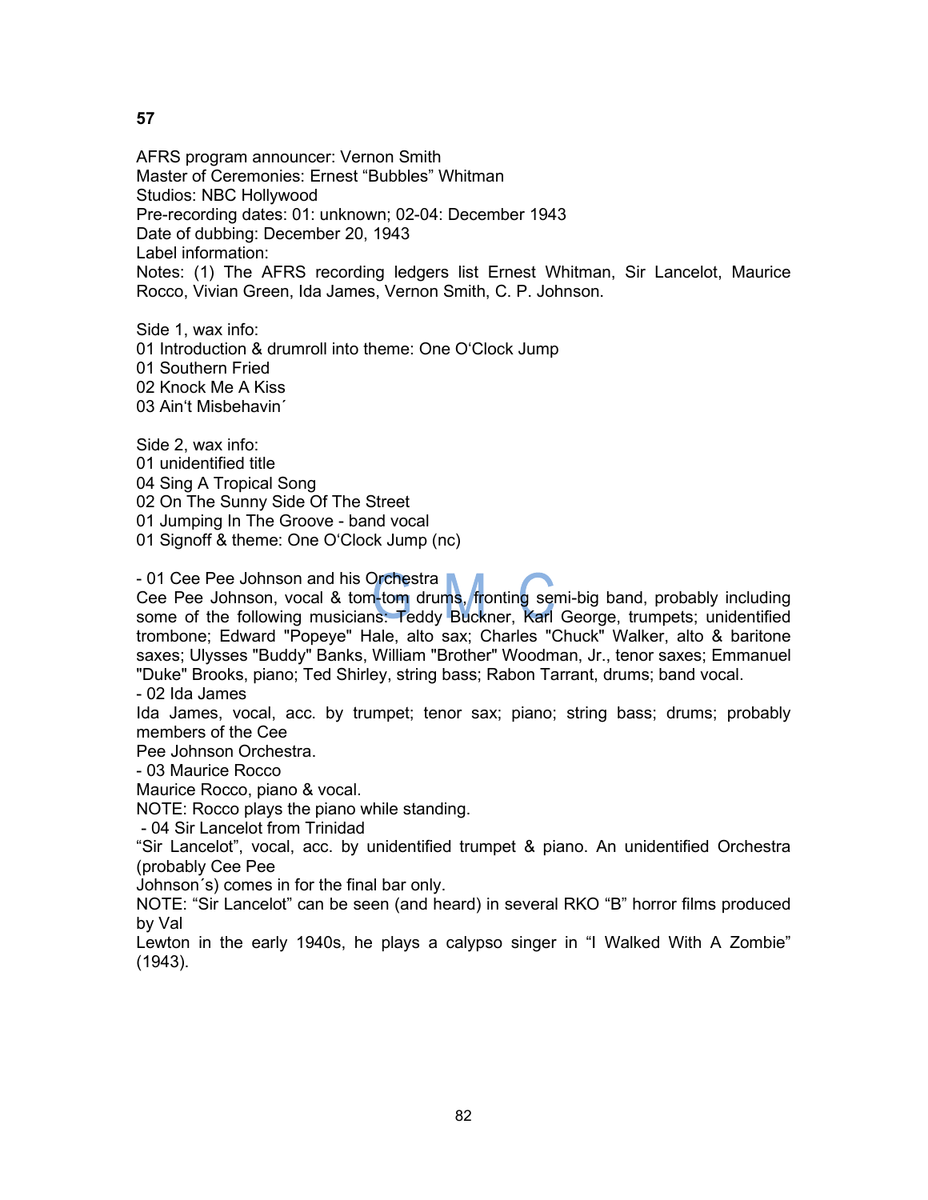**57**

AFRS program announcer: Vernon Smith
Master of Ceremonies: Ernest “Bubbles” Whitman
Studios: NBC Hollywood
Pre-recording dates: 01: unknown; 02-04: December 1943
Date of dubbing: December 20, 1943
Label information:
Notes: (1) The AFRS recording ledgers list Ernest Whitman, Sir Lancelot, Maurice Rocco, Vivian Green, Ida James, Vernon Smith, C. P. Johnson.

Side 1, wax info:
01 Introduction & drumroll into theme: One O‘Clock Jump
01 Southern Fried
02 Knock Me A Kiss
03 Ain‘t Misbehavin´

Side 2, wax info:
01 unidentified title
04 Sing A Tropical Song
02 On The Sunny Side Of The Street
01 Jumping In The Groove - band vocal
01 Signoff & theme: One O‘Clock Jump (nc)

- 01 Cee Pee Johnson and his Orchestra
Cee Pee Johnson, vocal & tom-tom drums, fronting semi-big band, probably including some of the following musicians: Teddy Buckner, Karl George, trumpets; unidentified trombone; Edward "Popeye" Hale, alto sax; Charles "Chuck" Walker, alto & baritone saxes; Ulysses "Buddy" Banks, William "Brother" Woodman, Jr., tenor saxes; Emmanuel "Duke" Brooks, piano; Ted Shirley, string bass; Rabon Tarrant, drums; band vocal.
- 02 Ida James
Ida James, vocal, acc. by trumpet; tenor sax; piano; string bass; drums; probably members of the Cee Pee Johnson Orchestra.
- 03 Maurice Rocco
Maurice Rocco, piano & vocal.
NOTE: Rocco plays the piano while standing.
- 04 Sir Lancelot from Trinidad
“Sir Lancelot”, vocal, acc. by unidentified trumpet & piano. An unidentified Orchestra (probably Cee Pee Johnson´s) comes in for the final bar only.
NOTE: “Sir Lancelot” can be seen (and heard) in several RKO “B” horror films produced by Val Lewton in the early 1940s, he plays a calypso singer in “I Walked With A Zombie” (1943).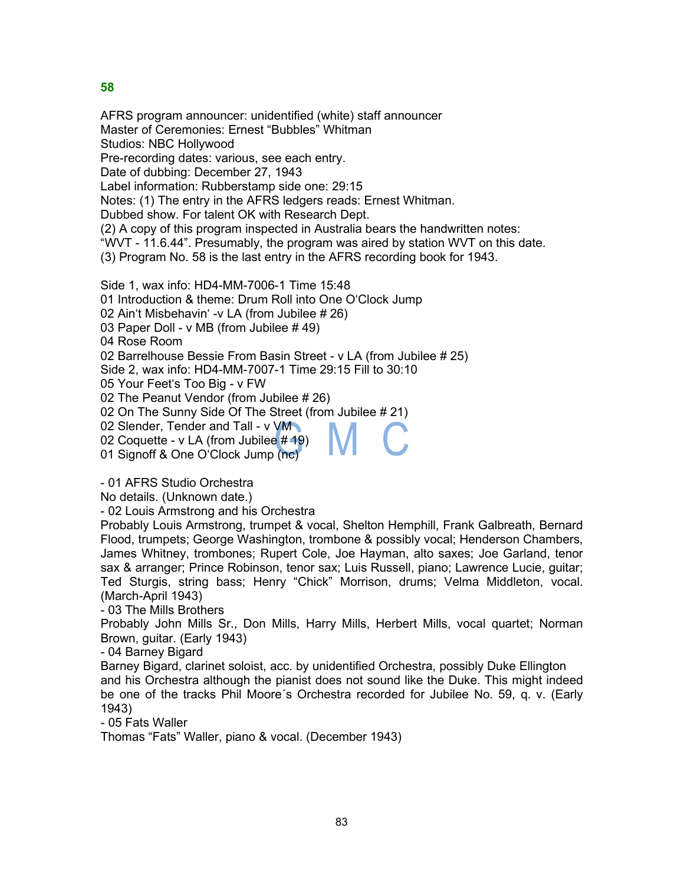## 58

AFRS program announcer: unidentified (white) staff announcer
Master of Ceremonies: Ernest "Bubbles" Whitman
Studios: NBC Hollywood
Pre-recording dates: various, see each entry.
Date of dubbing: December 27, 1943
Label information: Rubberstamp side one: 29:15
Notes: (1) The entry in the AFRS ledgers reads: Ernest Whitman.
Dubbed show. For talent OK with Research Dept.
(2) A copy of this program inspected in Australia bears the handwritten notes:
"WVT - 11.6.44". Presumably, the program was aired by station WVT on this date.
(3) Program No. 58 is the last entry in the AFRS recording book for 1943.

Side 1, wax info: HD4-MM-7006-1 Time 15:48
01 Introduction & theme: Drum Roll into One O'Clock Jump
02 Ain't Misbehavin' -v LA (from Jubilee # 26)
03 Paper Doll - v MB (from Jubilee # 49)
04 Rose Room
02 Barrelhouse Bessie From Basin Street - v LA (from Jubilee # 25)
Side 2, wax info: HD4-MM-7007-1 Time 29:15 Fill to 30:10
05 Your Feet's Too Big - v FW
02 The Peanut Vendor (from Jubilee # 26)
02 On The Sunny Side Of The Street (from Jubilee # 21)
02 Slender, Tender and Tall - v VM
02 Coquette - v LA (from Jubilee # 19)
01 Signoff & One O'Clock Jump (nc)

- 01 AFRS Studio Orchestra
No details. (Unknown date.)
- 02 Louis Armstrong and his Orchestra
Probably Louis Armstrong, trumpet & vocal, Shelton Hemphill, Frank Galbreath, Bernard Flood, trumpets; George Washington, trombone & possibly vocal; Henderson Chambers, James Whitney, trombones; Rupert Cole, Joe Hayman, alto saxes; Joe Garland, tenor sax & arranger; Prince Robinson, tenor sax; Luis Russell, piano; Lawrence Lucie, guitar; Ted Sturgis, string bass; Henry "Chick" Morrison, drums; Velma Middleton, vocal. (March-April 1943)
- 03 The Mills Brothers
Probably John Mills Sr., Don Mills, Harry Mills, Herbert Mills, vocal quartet; Norman Brown, guitar. (Early 1943)
- 04 Barney Bigard
Barney Bigard, clarinet soloist, acc. by unidentified Orchestra, possibly Duke Ellington and his Orchestra although the pianist does not sound like the Duke. This might indeed be one of the tracks Phil Moore´s Orchestra recorded for Jubilee No. 59, q. v. (Early 1943)
- 05 Fats Waller
Thomas "Fats" Waller, piano & vocal. (December 1943)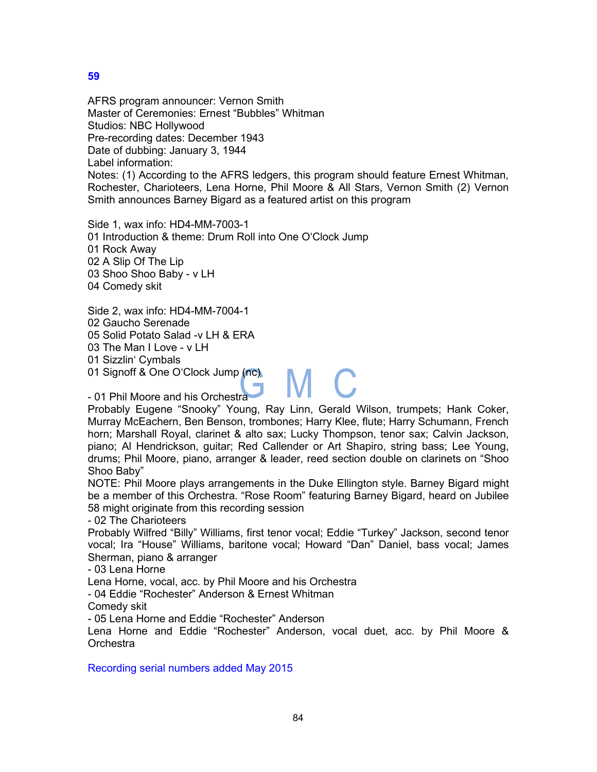## 59

AFRS program announcer: Vernon Smith
Master of Ceremonies: Ernest "Bubbles" Whitman
Studios: NBC Hollywood
Pre-recording dates: December 1943
Date of dubbing: January 3, 1944
Label information:
Notes: (1) According to the AFRS ledgers, this program should feature Ernest Whitman, Rochester, Charioteers, Lena Horne, Phil Moore & All Stars, Vernon Smith (2) Vernon Smith announces Barney Bigard as a featured artist on this program

Side 1, wax info: HD4-MM-7003-1
01 Introduction & theme: Drum Roll into One O'Clock Jump
01 Rock Away
02 A Slip Of The Lip
03 Shoo Shoo Baby - v LH
04 Comedy skit

Side 2, wax info: HD4-MM-7004-1
02 Gaucho Serenade
05 Solid Potato Salad -v LH & ERA
03 The Man I Love - v LH
01 Sizzlin' Cymbals
01 Signoff & One O'Clock Jump (nc)

- 01 Phil Moore and his Orchestra
Probably Eugene "Snooky" Young, Ray Linn, Gerald Wilson, trumpets; Hank Coker, Murray McEachern, Ben Benson, trombones; Harry Klee, flute; Harry Schumann, French horn; Marshall Royal, clarinet & alto sax; Lucky Thompson, tenor sax; Calvin Jackson, piano; Al Hendrickson, guitar; Red Callender or Art Shapiro, string bass; Lee Young, drums; Phil Moore, piano, arranger & leader, reed section double on clarinets on "Shoo Shoo Baby"
NOTE: Phil Moore plays arrangements in the Duke Ellington style. Barney Bigard might be a member of this Orchestra. "Rose Room" featuring Barney Bigard, heard on Jubilee 58 might originate from this recording session
- 02 The Charioteers
Probably Wilfred "Billy" Williams, first tenor vocal; Eddie "Turkey" Jackson, second tenor vocal; Ira "House" Williams, baritone vocal; Howard "Dan" Daniel, bass vocal; James Sherman, piano & arranger
- 03 Lena Horne
Lena Horne, vocal, acc. by Phil Moore and his Orchestra
- 04 Eddie "Rochester" Anderson & Ernest Whitman
Comedy skit
- 05 Lena Horne and Eddie "Rochester" Anderson
Lena Horne and Eddie "Rochester" Anderson, vocal duet, acc. by Phil Moore & Orchestra

Recording serial numbers added May 2015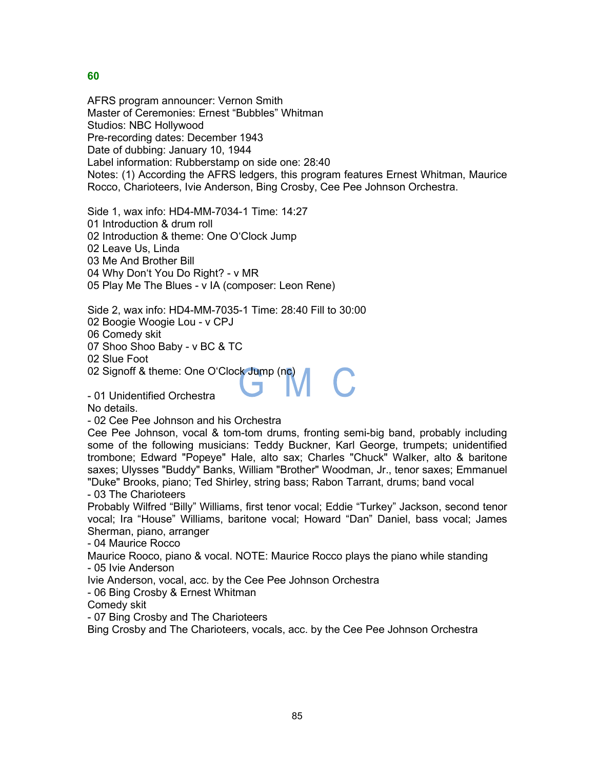## 60

AFRS program announcer: Vernon Smith
Master of Ceremonies: Ernest “Bubbles” Whitman
Studios: NBC Hollywood
Pre-recording dates: December 1943
Date of dubbing: January 10, 1944
Label information: Rubberstamp on side one: 28:40
Notes: (1) According the AFRS ledgers, this program features Ernest Whitman, Maurice Rocco, Charioteers, Ivie Anderson, Bing Crosby, Cee Pee Johnson Orchestra.

Side 1, wax info: HD4-MM-7034-1 Time: 14:27
01 Introduction & drum roll
02 Introduction & theme: One O‘Clock Jump
02 Leave Us, Linda
03 Me And Brother Bill
04 Why Don‘t You Do Right? - v MR
05 Play Me The Blues - v IA (composer: Leon Rene)

Side 2, wax info: HD4-MM-7035-1 Time: 28:40 Fill to 30:00
02 Boogie Woogie Lou - v CPJ
06 Comedy skit
07 Shoo Shoo Baby - v BC & TC
02 Slue Foot
02 Signoff & theme: One O‘Clock Jump (nc)

- 01 Unidentified Orchestra
No details.
- 02 Cee Pee Johnson and his Orchestra
Cee Pee Johnson, vocal & tom-tom drums, fronting semi-big band, probably including some of the following musicians: Teddy Buckner, Karl George, trumpets; unidentified trombone; Edward "Popeye" Hale, alto sax; Charles "Chuck" Walker, alto & baritone saxes; Ulysses "Buddy" Banks, William "Brother" Woodman, Jr., tenor saxes; Emmanuel "Duke" Brooks, piano; Ted Shirley, string bass; Rabon Tarrant, drums; band vocal
- 03 The Charioteers
Probably Wilfred “Billy” Williams, first tenor vocal; Eddie “Turkey” Jackson, second tenor vocal; Ira “House” Williams, baritone vocal; Howard “Dan” Daniel, bass vocal; James Sherman, piano, arranger
- 04 Maurice Rocco
Maurice Rooco, piano & vocal. NOTE: Maurice Rocco plays the piano while standing
- 05 Ivie Anderson
Ivie Anderson, vocal, acc. by the Cee Pee Johnson Orchestra
- 06 Bing Crosby & Ernest Whitman
Comedy skit
- 07 Bing Crosby and The Charioteers
Bing Crosby and The Charioteers, vocals, acc. by the Cee Pee Johnson Orchestra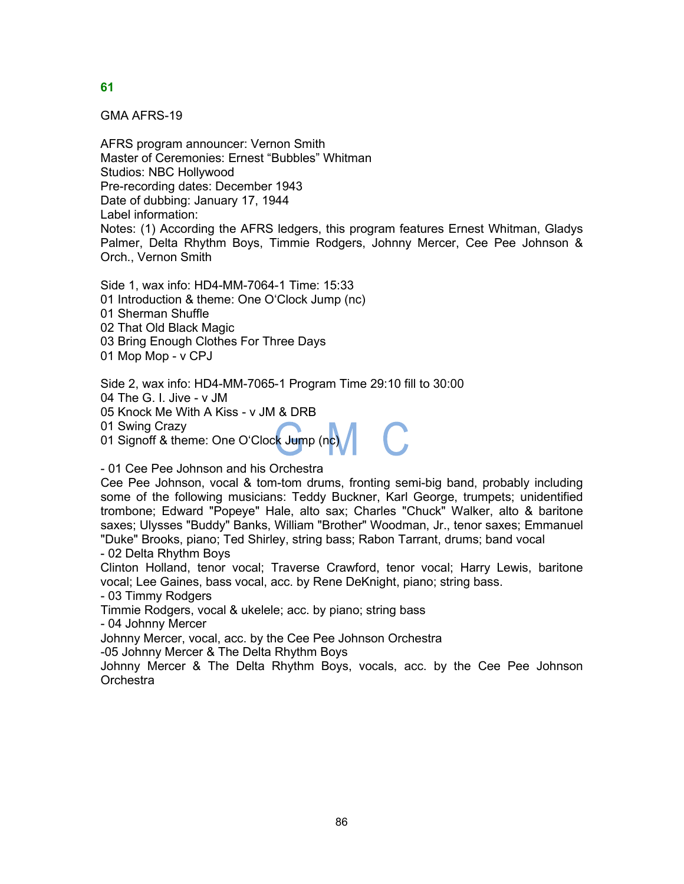**61**

GMA AFRS-19

AFRS program announcer: Vernon Smith
Master of Ceremonies: Ernest "Bubbles" Whitman
Studios: NBC Hollywood
Pre-recording dates: December 1943
Date of dubbing: January 17, 1944
Label information:
Notes: (1) According the AFRS ledgers, this program features Ernest Whitman, Gladys Palmer, Delta Rhythm Boys, Timmie Rodgers, Johnny Mercer, Cee Pee Johnson & Orch., Vernon Smith

Side 1, wax info: HD4-MM-7064-1 Time: 15:33
01 Introduction & theme: One O'Clock Jump (nc)
01 Sherman Shuffle
02 That Old Black Magic
03 Bring Enough Clothes For Three Days
01 Mop Mop - v CPJ

Side 2, wax info: HD4-MM-7065-1 Program Time 29:10 fill to 30:00
04 The G. I. Jive - v JM
05 Knock Me With A Kiss - v JM & DRB
01 Swing Crazy
01 Signoff & theme: One O'Clock Jump (nc)

- 01 Cee Pee Johnson and his Orchestra
Cee Pee Johnson, vocal & tom-tom drums, fronting semi-big band, probably including some of the following musicians: Teddy Buckner, Karl George, trumpets; unidentified trombone; Edward "Popeye" Hale, alto sax; Charles "Chuck" Walker, alto & baritone saxes; Ulysses "Buddy" Banks, William "Brother" Woodman, Jr., tenor saxes; Emmanuel "Duke" Brooks, piano; Ted Shirley, string bass; Rabon Tarrant, drums; band vocal
- 02 Delta Rhythm Boys
Clinton Holland, tenor vocal; Traverse Crawford, tenor vocal; Harry Lewis, baritone vocal; Lee Gaines, bass vocal, acc. by Rene DeKnight, piano; string bass.
- 03 Timmy Rodgers
Timmie Rodgers, vocal & ukelele; acc. by piano; string bass
- 04 Johnny Mercer
Johnny Mercer, vocal, acc. by the Cee Pee Johnson Orchestra
-05 Johnny Mercer & The Delta Rhythm Boys
Johnny Mercer & The Delta Rhythm Boys, vocals, acc. by the Cee Pee Johnson Orchestra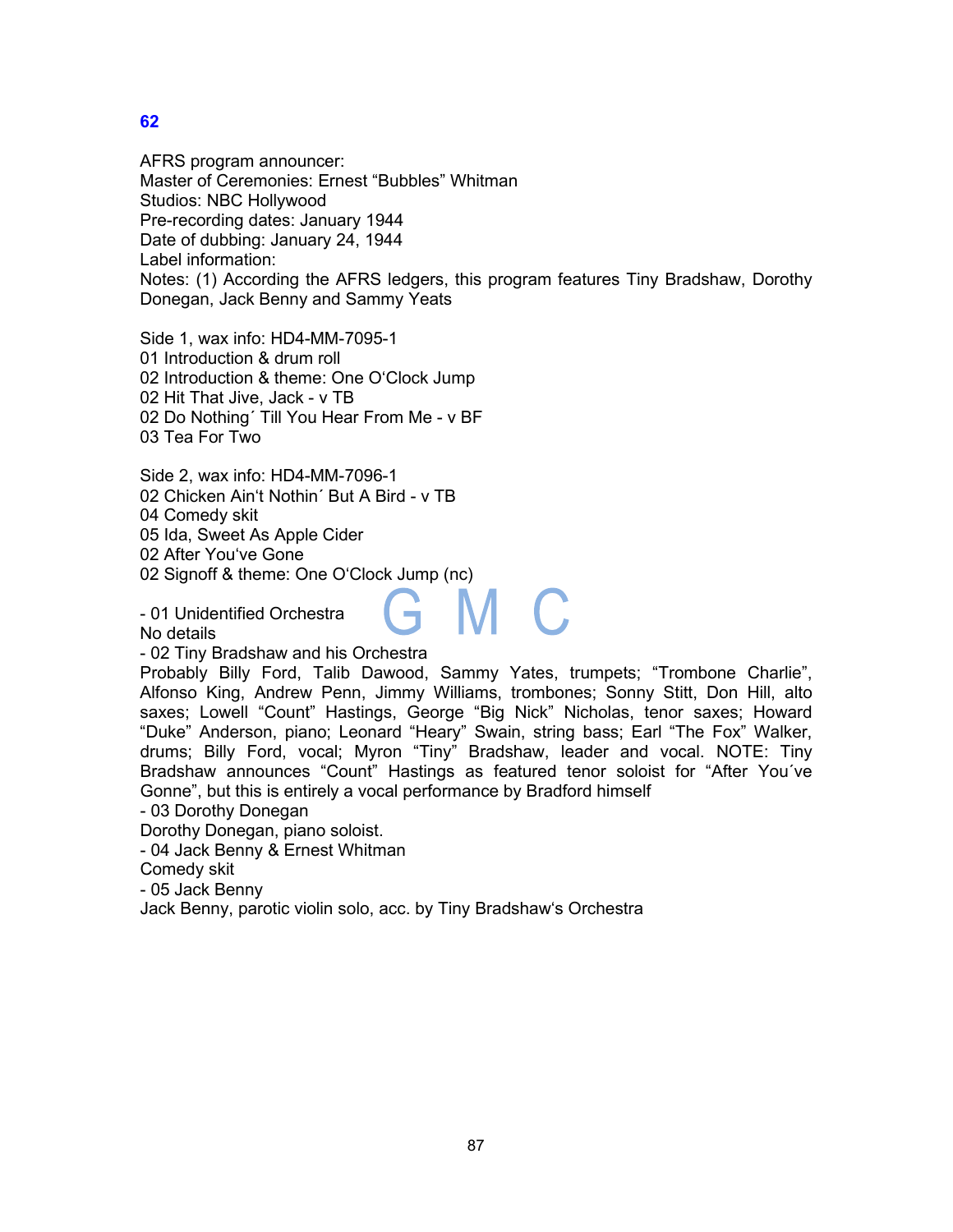**62**

AFRS program announcer:
Master of Ceremonies: Ernest "Bubbles" Whitman
Studios: NBC Hollywood
Pre-recording dates: January 1944
Date of dubbing: January 24, 1944
Label information:
Notes: (1) According the AFRS ledgers, this program features Tiny Bradshaw, Dorothy Donegan, Jack Benny and Sammy Yeats

Side 1, wax info: HD4-MM-7095-1
01 Introduction & drum roll
02 Introduction & theme: One O'Clock Jump
02 Hit That Jive, Jack - v TB
02 Do Nothing´ Till You Hear From Me - v BF
03 Tea For Two

Side 2, wax info: HD4-MM-7096-1
02 Chicken Ain't Nothin´ But A Bird - v TB
04 Comedy skit
05 Ida, Sweet As Apple Cider
02 After You've Gone
02 Signoff & theme: One O'Clock Jump (nc)

- 01 Unidentified Orchestra
No details
- 02 Tiny Bradshaw and his Orchestra
Probably Billy Ford, Talib Dawood, Sammy Yates, trumpets; "Trombone Charlie", Alfonso King, Andrew Penn, Jimmy Williams, trombones; Sonny Stitt, Don Hill, alto saxes; Lowell "Count" Hastings, George "Big Nick" Nicholas, tenor saxes; Howard "Duke" Anderson, piano; Leonard "Heary" Swain, string bass; Earl "The Fox" Walker, drums; Billy Ford, vocal; Myron "Tiny" Bradshaw, leader and vocal. NOTE: Tiny Bradshaw announces "Count" Hastings as featured tenor soloist for "After You´ve Gonne", but this is entirely a vocal performance by Bradford himself
- 03 Dorothy Donegan
Dorothy Donegan, piano soloist.
- 04 Jack Benny & Ernest Whitman
Comedy skit
- 05 Jack Benny
Jack Benny, parotic violin solo, acc. by Tiny Bradshaw's Orchestra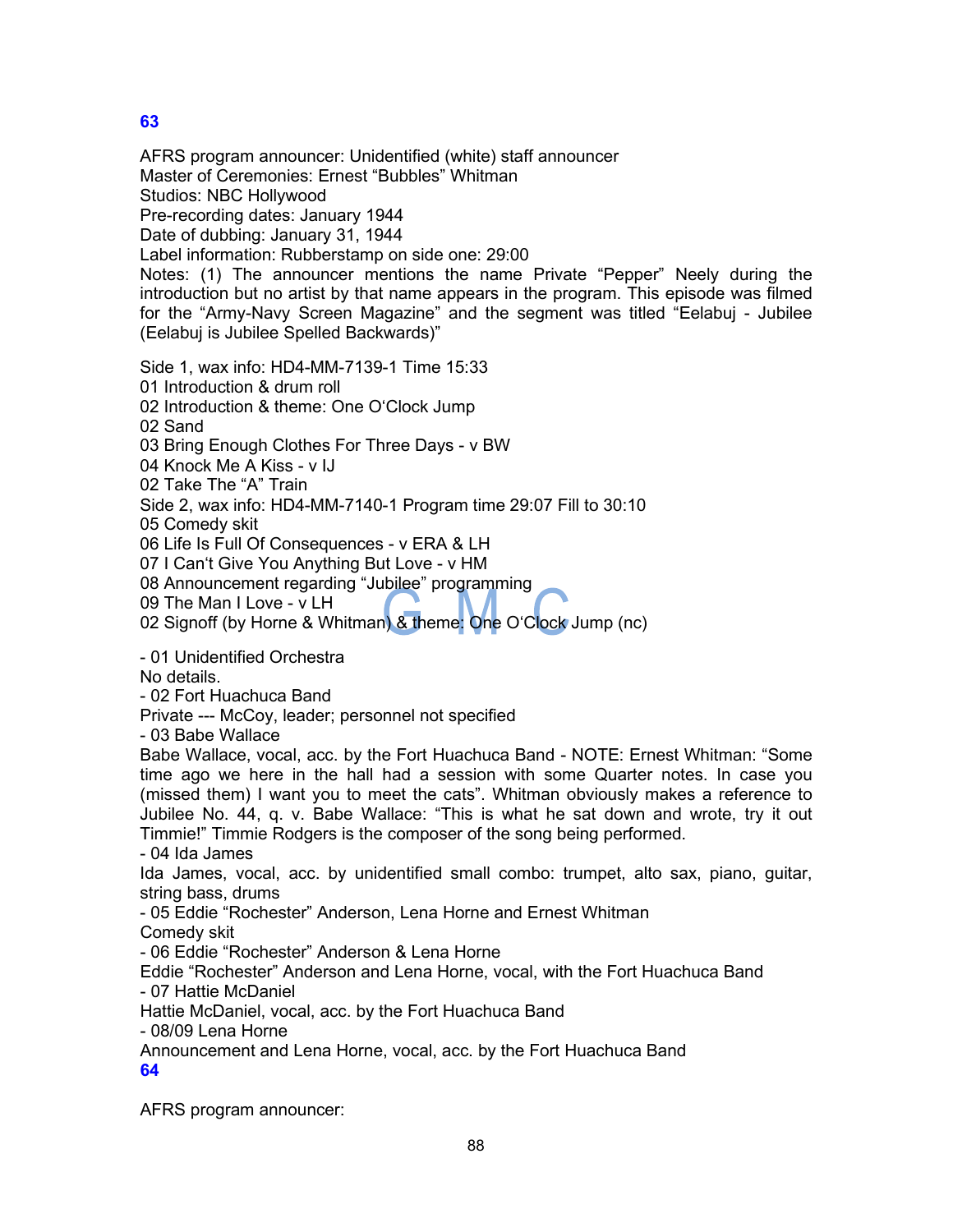**63**

AFRS program announcer: Unidentified (white) staff announcer
Master of Ceremonies: Ernest “Bubbles” Whitman
Studios: NBC Hollywood
Pre-recording dates: January 1944
Date of dubbing: January 31, 1944
Label information: Rubberstamp on side one: 29:00
Notes: (1) The announcer mentions the name Private “Pepper” Neely during the introduction but no artist by that name appears in the program. This episode was filmed for the “Army-Navy Screen Magazine” and the segment was titled “Eelabuj - Jubilee (Eelabuj is Jubilee Spelled Backwards)”

Side 1, wax info: HD4-MM-7139-1 Time 15:33
01 Introduction & drum roll
02 Introduction & theme: One O‘Clock Jump
02 Sand
03 Bring Enough Clothes For Three Days - v BW
04 Knock Me A Kiss - v IJ
02 Take The “A” Train
Side 2, wax info: HD4-MM-7140-1 Program time 29:07 Fill to 30:10
05 Comedy skit
06 Life Is Full Of Consequences - v ERA & LH
07 I Can‘t Give You Anything But Love - v HM
08 Announcement regarding “Jubilee” programming
09 The Man I Love - v LH
02 Signoff (by Horne & Whitman) & theme: One O‘Clock Jump (nc)

- 01 Unidentified Orchestra
No details.
- 02 Fort Huachuca Band
Private --- McCoy, leader; personnel not specified
- 03 Babe Wallace
Babe Wallace, vocal, acc. by the Fort Huachuca Band - NOTE: Ernest Whitman: “Some time ago we here in the hall had a session with some Quarter notes. In case you (missed them) I want you to meet the cats”. Whitman obviously makes a reference to Jubilee No. 44, q. v. Babe Wallace: “This is what he sat down and wrote, try it out Timmie!” Timmie Rodgers is the composer of the song being performed.
- 04 Ida James
Ida James, vocal, acc. by unidentified small combo: trumpet, alto sax, piano, guitar, string bass, drums
- 05 Eddie “Rochester” Anderson, Lena Horne and Ernest Whitman
Comedy skit
- 06 Eddie “Rochester” Anderson & Lena Horne
Eddie “Rochester” Anderson and Lena Horne, vocal, with the Fort Huachuca Band
- 07 Hattie McDaniel
Hattie McDaniel, vocal, acc. by the Fort Huachuca Band
- 08/09 Lena Horne
Announcement and Lena Horne, vocal, acc. by the Fort Huachuca Band

**64**

AFRS program announcer: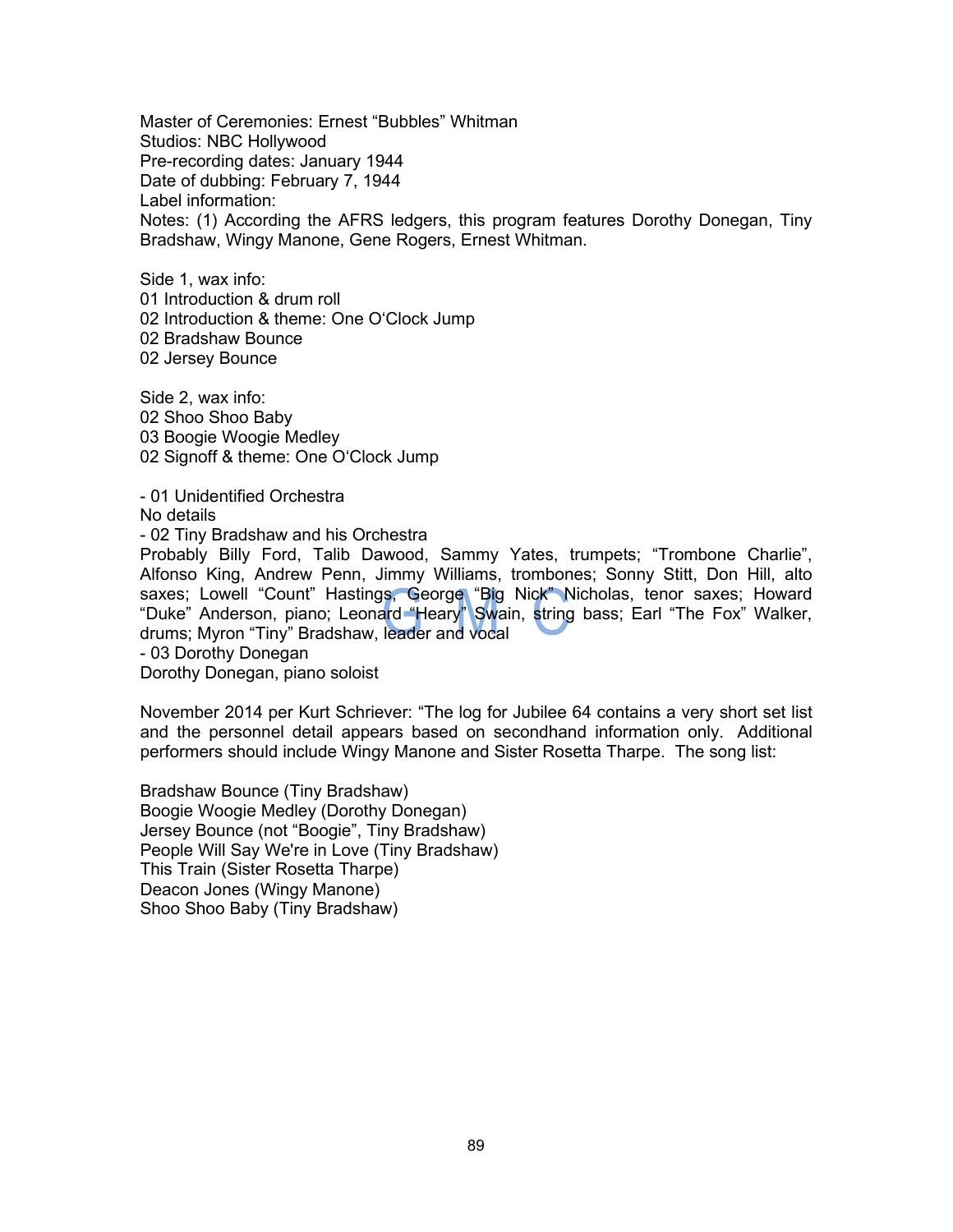Master of Ceremonies: Ernest “Bubbles” Whitman
Studios: NBC Hollywood
Pre-recording dates: January 1944
Date of dubbing: February 7, 1944
Label information:
Notes: (1) According the AFRS ledgers, this program features Dorothy Donegan, Tiny Bradshaw, Wingy Manone, Gene Rogers, Ernest Whitman.

Side 1, wax info:
01 Introduction & drum roll
02 Introduction & theme: One O‘Clock Jump
02 Bradshaw Bounce
02 Jersey Bounce

Side 2, wax info:
02 Shoo Shoo Baby
03 Boogie Woogie Medley
02 Signoff & theme: One O‘Clock Jump

- 01 Unidentified Orchestra
No details
- 02 Tiny Bradshaw and his Orchestra
Probably Billy Ford, Talib Dawood, Sammy Yates, trumpets; “Trombone Charlie”, Alfonso King, Andrew Penn, Jimmy Williams, trombones; Sonny Stitt, Don Hill, alto saxes; Lowell “Count” Hastings, George “Big Nick” Nicholas, tenor saxes; Howard “Duke” Anderson, piano; Leonard “Heary” Swain, string bass; Earl “The Fox” Walker, drums; Myron “Tiny” Bradshaw, leader and vocal
- 03 Dorothy Donegan
Dorothy Donegan, piano soloist

November 2014 per Kurt Schriever: “The log for Jubilee 64 contains a very short set list and the personnel detail appears based on secondhand information only. Additional performers should include Wingy Manone and Sister Rosetta Tharpe. The song list:

Bradshaw Bounce (Tiny Bradshaw)
Boogie Woogie Medley (Dorothy Donegan)
Jersey Bounce (not “Boogie”, Tiny Bradshaw)
People Will Say We're in Love (Tiny Bradshaw)
This Train (Sister Rosetta Tharpe)
Deacon Jones (Wingy Manone)
Shoo Shoo Baby (Tiny Bradshaw)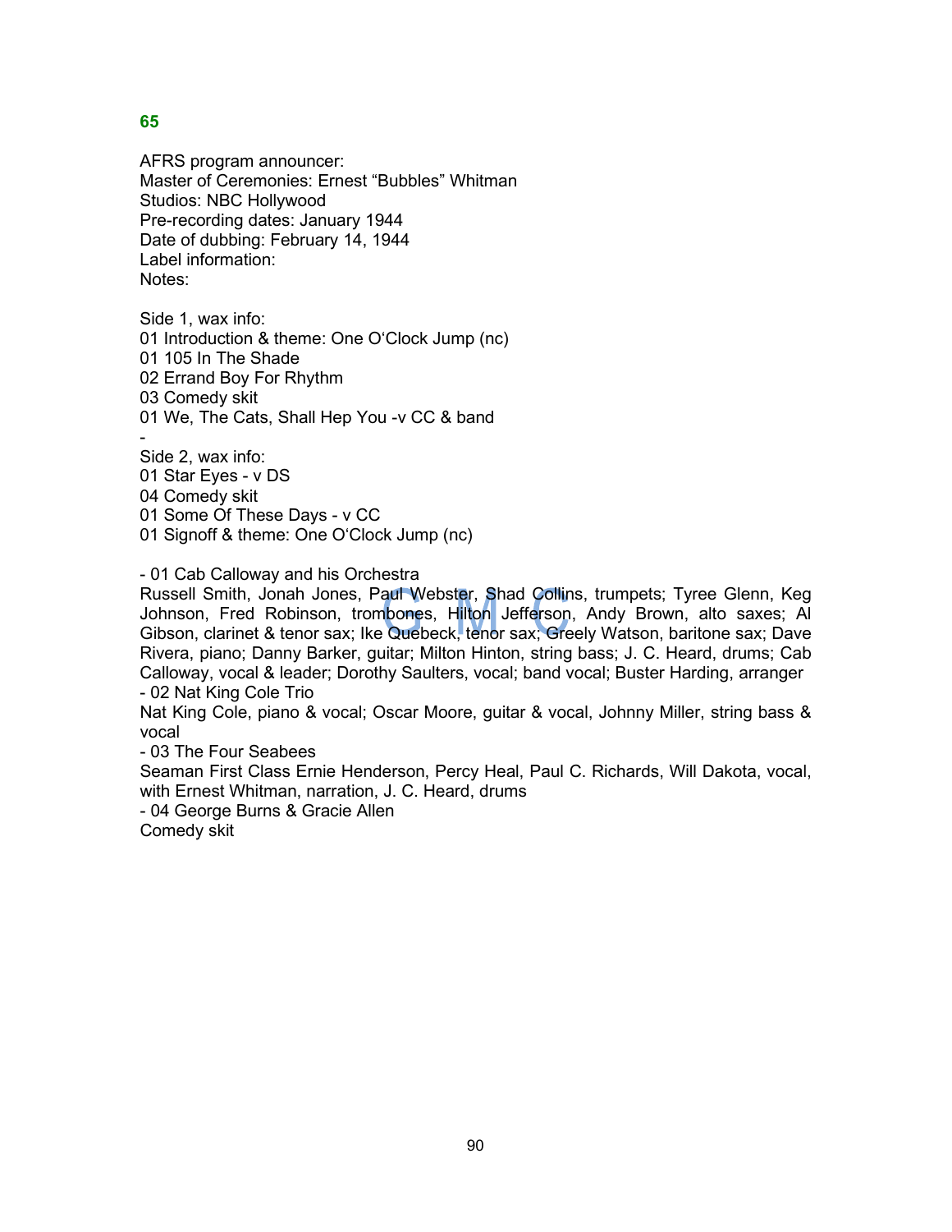**65**

AFRS program announcer:
Master of Ceremonies: Ernest “Bubbles” Whitman
Studios: NBC Hollywood
Pre-recording dates: January 1944
Date of dubbing: February 14, 1944
Label information:
Notes:

Side 1, wax info:
01 Introduction & theme: One O‘Clock Jump (nc)
01 105 In The Shade
02 Errand Boy For Rhythm
03 Comedy skit
01 We, The Cats, Shall Hep You -v CC & band
-
Side 2, wax info:
01 Star Eyes - v DS
04 Comedy skit
01 Some Of These Days - v CC
01 Signoff & theme: One O‘Clock Jump (nc)

- 01 Cab Calloway and his Orchestra
Russell Smith, Jonah Jones, Paul Webster, Shad Collins, trumpets; Tyree Glenn, Keg Johnson, Fred Robinson, trombones, Hilton Jefferson, Andy Brown, alto saxes; Al Gibson, clarinet & tenor sax; Ike Quebeck, tenor sax; Greely Watson, baritone sax; Dave Rivera, piano; Danny Barker, guitar; Milton Hinton, string bass; J. C. Heard, drums; Cab Calloway, vocal & leader; Dorothy Saulters, vocal; band vocal; Buster Harding, arranger
- 02 Nat King Cole Trio
Nat King Cole, piano & vocal; Oscar Moore, guitar & vocal, Johnny Miller, string bass & vocal
- 03 The Four Seabees
Seaman First Class Ernie Henderson, Percy Heal, Paul C. Richards, Will Dakota, vocal, with Ernest Whitman, narration, J. C. Heard, drums
- 04 George Burns & Gracie Allen
Comedy skit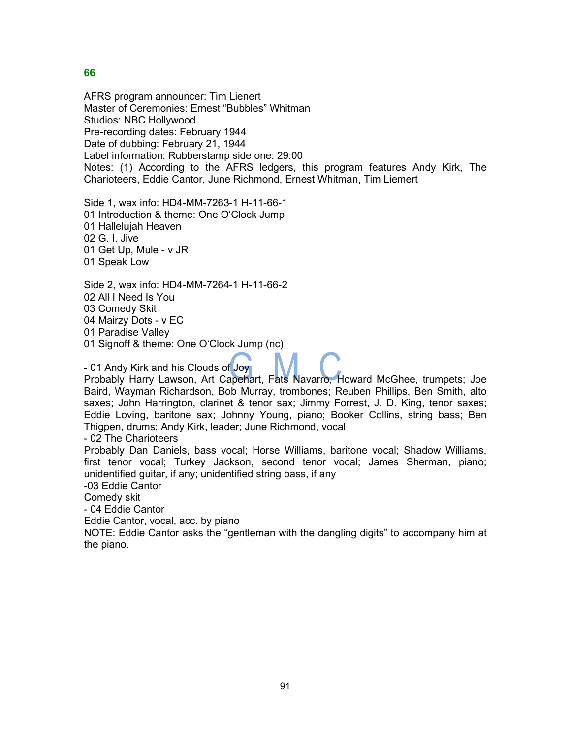## 66

AFRS program announcer: Tim Lienert
Master of Ceremonies: Ernest “Bubbles” Whitman
Studios: NBC Hollywood
Pre-recording dates: February 1944
Date of dubbing: February 21, 1944
Label information: Rubberstamp side one: 29:00
Notes: (1) According to the AFRS ledgers, this program features Andy Kirk, The Charioteers, Eddie Cantor, June Richmond, Ernest Whitman, Tim Liemert

Side 1, wax info: HD4-MM-7263-1 H-11-66-1
01 Introduction & theme: One O‘Clock Jump
01 Hallelujah Heaven
02 G. I. Jive
01 Get Up, Mule - v JR
01 Speak Low

Side 2, wax info: HD4-MM-7264-1 H-11-66-2
02 All I Need Is You
03 Comedy Skit
04 Mairzy Dots - v EC
01 Paradise Valley
01 Signoff & theme: One O‘Clock Jump (nc)

- 01 Andy Kirk and his Clouds of Joy
Probably Harry Lawson, Art Capehart, Fats Navarro, Howard McGhee, trumpets; Joe Baird, Wayman Richardson, Bob Murray, trombones; Reuben Phillips, Ben Smith, alto saxes; John Harrington, clarinet & tenor sax; Jimmy Forrest, J. D. King, tenor saxes; Eddie Loving, baritone sax; Johnny Young, piano; Booker Collins, string bass; Ben Thigpen, drums; Andy Kirk, leader; June Richmond, vocal
- 02 The Charioteers
Probably Dan Daniels, bass vocal; Horse Williams, baritone vocal; Shadow Williams, first tenor vocal; Turkey Jackson, second tenor vocal; James Sherman, piano; unidentified guitar, if any; unidentified string bass, if any
-03 Eddie Cantor
Comedy skit
- 04 Eddie Cantor
Eddie Cantor, vocal, acc. by piano
NOTE: Eddie Cantor asks the “gentleman with the dangling digits” to accompany him at the piano.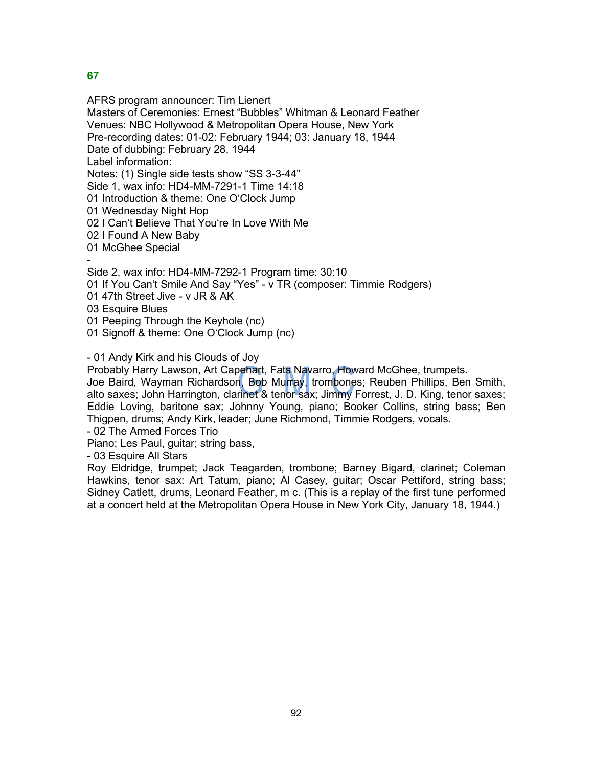**67**

AFRS program announcer: Tim Lienert
Masters of Ceremonies: Ernest “Bubbles” Whitman & Leonard Feather
Venues: NBC Hollywood & Metropolitan Opera House, New York
Pre-recording dates: 01-02: February 1944; 03: January 18, 1944
Date of dubbing: February 28, 1944
Label information:
Notes: (1) Single side tests show “SS 3-3-44”
Side 1, wax info: HD4-MM-7291-1 Time 14:18
01 Introduction & theme: One O‘Clock Jump
01 Wednesday Night Hop
02 I Can‘t Believe That You‘re In Love With Me
02 I Found A New Baby
01 McGhee Special
-
Side 2, wax info: HD4-MM-7292-1 Program time: 30:10
01 If You Can‘t Smile And Say “Yes” - v TR (composer: Timmie Rodgers)
01 47th Street Jive - v JR & AK
03 Esquire Blues
01 Peeping Through the Keyhole (nc)
01 Signoff & theme: One O‘Clock Jump (nc)

- 01 Andy Kirk and his Clouds of Joy
Probably Harry Lawson, Art Capehart, Fats Navarro, Howard McGhee, trumpets. Joe Baird, Wayman Richardson, Bob Murray, trombones; Reuben Phillips, Ben Smith, alto saxes; John Harrington, clarinet & tenor sax; Jimmy Forrest, J. D. King, tenor saxes; Eddie Loving, baritone sax; Johnny Young, piano; Booker Collins, string bass; Ben Thigpen, drums; Andy Kirk, leader; June Richmond, Timmie Rodgers, vocals.
- 02 The Armed Forces Trio
Piano; Les Paul, guitar; string bass,
- 03 Esquire All Stars
Roy Eldridge, trumpet; Jack Teagarden, trombone; Barney Bigard, clarinet; Coleman Hawkins, tenor sax: Art Tatum, piano; Al Casey, guitar; Oscar Pettiford, string bass; Sidney Catlett, drums, Leonard Feather, m c. (This is a replay of the first tune performed at a concert held at the Metropolitan Opera House in New York City, January 18, 1944.)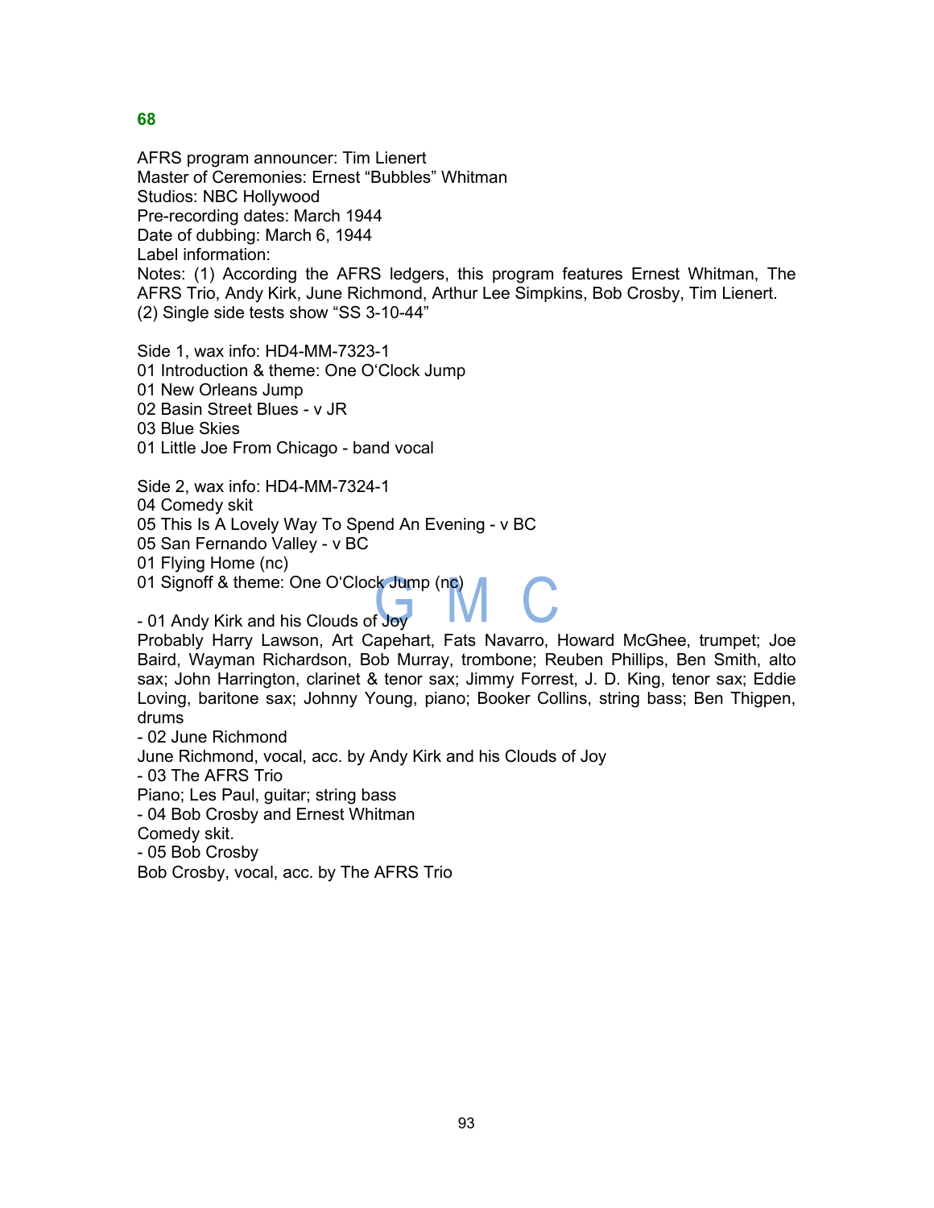## 68

AFRS program announcer: Tim Lienert
Master of Ceremonies: Ernest "Bubbles" Whitman
Studios: NBC Hollywood
Pre-recording dates: March 1944
Date of dubbing: March 6, 1944
Label information:
Notes: (1) According the AFRS ledgers, this program features Ernest Whitman, The AFRS Trio, Andy Kirk, June Richmond, Arthur Lee Simpkins, Bob Crosby, Tim Lienert.
(2) Single side tests show "SS 3-10-44"

Side 1, wax info: HD4-MM-7323-1
01 Introduction & theme: One O'Clock Jump
01 New Orleans Jump
02 Basin Street Blues - v JR
03 Blue Skies
01 Little Joe From Chicago - band vocal

Side 2, wax info: HD4-MM-7324-1
04 Comedy skit
05 This Is A Lovely Way To Spend An Evening - v BC
05 San Fernando Valley - v BC
01 Flying Home (nc)
01 Signoff & theme: One O'Clock Jump (nc)

- 01 Andy Kirk and his Clouds of Joy
Probably Harry Lawson, Art Capehart, Fats Navarro, Howard McGhee, trumpet; Joe Baird, Wayman Richardson, Bob Murray, trombone; Reuben Phillips, Ben Smith, alto sax; John Harrington, clarinet & tenor sax; Jimmy Forrest, J. D. King, tenor sax; Eddie Loving, baritone sax; Johnny Young, piano; Booker Collins, string bass; Ben Thigpen, drums
- 02 June Richmond
June Richmond, vocal, acc. by Andy Kirk and his Clouds of Joy
- 03 The AFRS Trio
Piano; Les Paul, guitar; string bass
- 04 Bob Crosby and Ernest Whitman
Comedy skit.
- 05 Bob Crosby
Bob Crosby, vocal, acc. by The AFRS Trio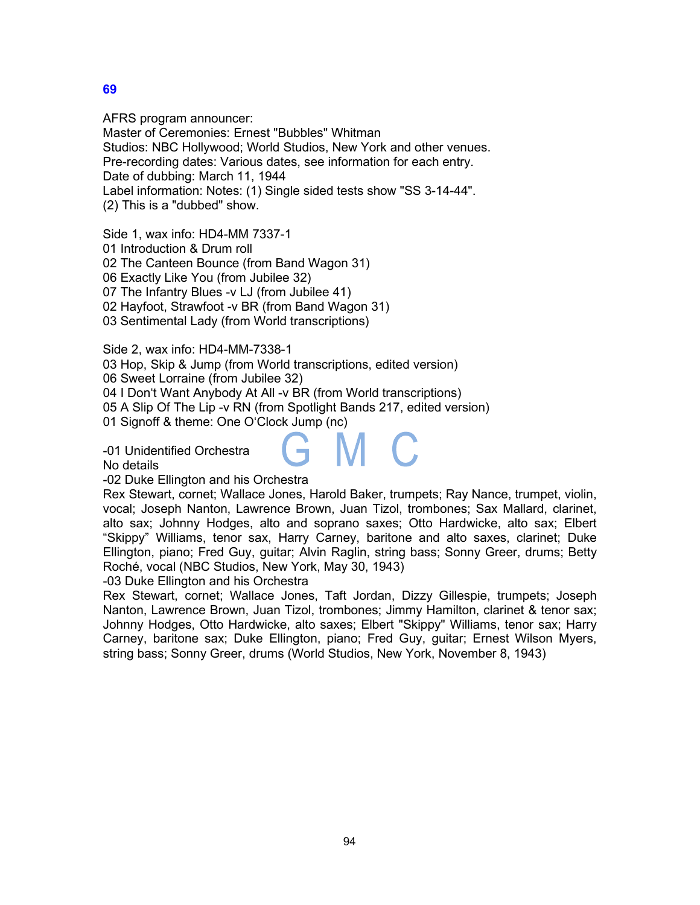**69**

AFRS program announcer:
Master of Ceremonies: Ernest "Bubbles" Whitman
Studios: NBC Hollywood; World Studios, New York and other venues.
Pre-recording dates: Various dates, see information for each entry.
Date of dubbing: March 11, 1944
Label information: Notes: (1) Single sided tests show "SS 3-14-44".
(2) This is a "dubbed" show.

Side 1, wax info: HD4-MM 7337-1
01 Introduction & Drum roll
02 The Canteen Bounce (from Band Wagon 31)
06 Exactly Like You (from Jubilee 32)
07 The Infantry Blues -v LJ (from Jubilee 41)
02 Hayfoot, Strawfoot -v BR (from Band Wagon 31)
03 Sentimental Lady (from World transcriptions)

Side 2, wax info: HD4-MM-7338-1
03 Hop, Skip & Jump (from World transcriptions, edited version)
06 Sweet Lorraine (from Jubilee 32)
04 I Don't Want Anybody At All -v BR (from World transcriptions)
05 A Slip Of The Lip -v RN (from Spotlight Bands 217, edited version)
01 Signoff & theme: One O'Clock Jump (nc)

-01 Unidentified Orchestra
No details
-02 Duke Ellington and his Orchestra
Rex Stewart, cornet; Wallace Jones, Harold Baker, trumpets; Ray Nance, trumpet, violin, vocal; Joseph Nanton, Lawrence Brown, Juan Tizol, trombones; Sax Mallard, clarinet, alto sax; Johnny Hodges, alto and soprano saxes; Otto Hardwicke, alto sax; Elbert "Skippy" Williams, tenor sax, Harry Carney, baritone and alto saxes, clarinet; Duke Ellington, piano; Fred Guy, guitar; Alvin Raglin, string bass; Sonny Greer, drums; Betty Roché, vocal (NBC Studios, New York, May 30, 1943)
-03 Duke Ellington and his Orchestra
Rex Stewart, cornet; Wallace Jones, Taft Jordan, Dizzy Gillespie, trumpets; Joseph Nanton, Lawrence Brown, Juan Tizol, trombones; Jimmy Hamilton, clarinet & tenor sax; Johnny Hodges, Otto Hardwicke, alto saxes; Elbert "Skippy" Williams, tenor sax; Harry Carney, baritone sax; Duke Ellington, piano; Fred Guy, guitar; Ernest Wilson Myers, string bass; Sonny Greer, drums (World Studios, New York, November 8, 1943)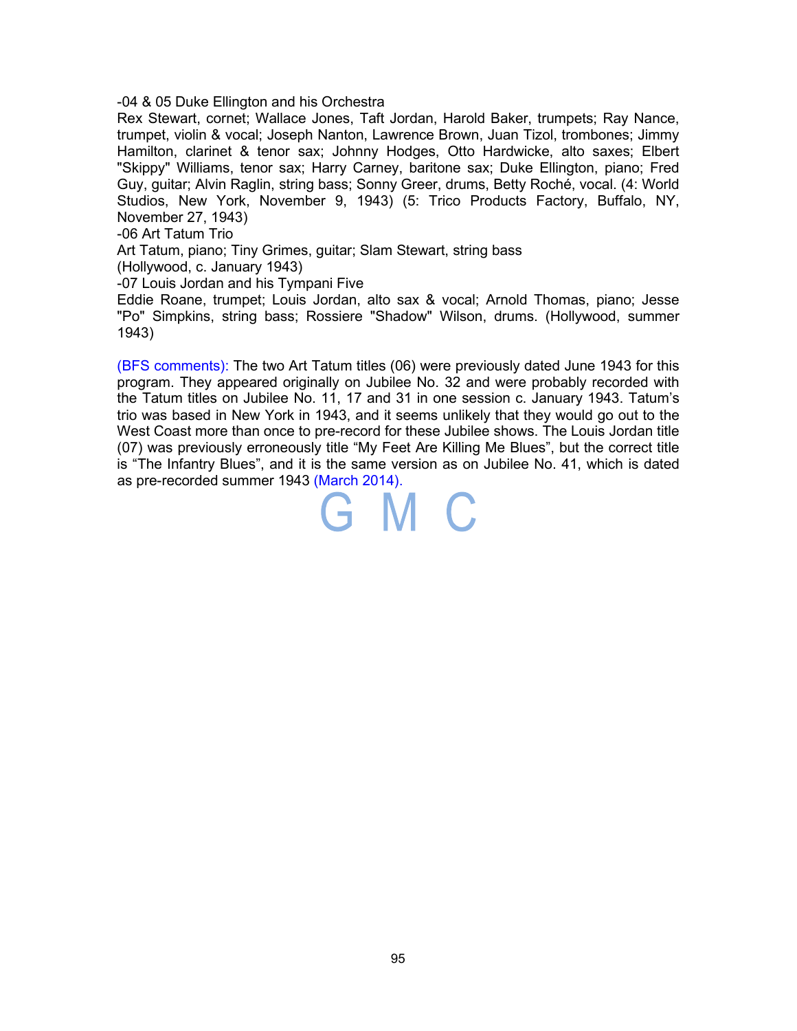-04 & 05 Duke Ellington and his Orchestra

Rex Stewart, cornet; Wallace Jones, Taft Jordan, Harold Baker, trumpets; Ray Nance, trumpet, violin & vocal; Joseph Nanton, Lawrence Brown, Juan Tizol, trombones; Jimmy Hamilton, clarinet & tenor sax; Johnny Hodges, Otto Hardwicke, alto saxes; Elbert "Skippy" Williams, tenor sax; Harry Carney, baritone sax; Duke Ellington, piano; Fred Guy, guitar; Alvin Raglin, string bass; Sonny Greer, drums, Betty Roché, vocal. (4: World Studios, New York, November 9, 1943) (5: Trico Products Factory, Buffalo, NY, November 27, 1943)

-06 Art Tatum Trio

Art Tatum, piano; Tiny Grimes, guitar; Slam Stewart, string bass
(Hollywood, c. January 1943)

-07 Louis Jordan and his Tympani Five

Eddie Roane, trumpet; Louis Jordan, alto sax & vocal; Arnold Thomas, piano; Jesse "Po" Simpkins, string bass; Rossiere "Shadow" Wilson, drums. (Hollywood, summer 1943)

(BFS comments): The two Art Tatum titles (06) were previously dated June 1943 for this program. They appeared originally on Jubilee No. 32 and were probably recorded with the Tatum titles on Jubilee No. 11, 17 and 31 in one session c. January 1943. Tatum's trio was based in New York in 1943, and it seems unlikely that they would go out to the West Coast more than once to pre-record for these Jubilee shows. The Louis Jordan title (07) was previously erroneously title "My Feet Are Killing Me Blues", but the correct title is "The Infantry Blues", and it is the same version as on Jubilee No. 41, which is dated as pre-recorded summer 1943 (March 2014).

G M C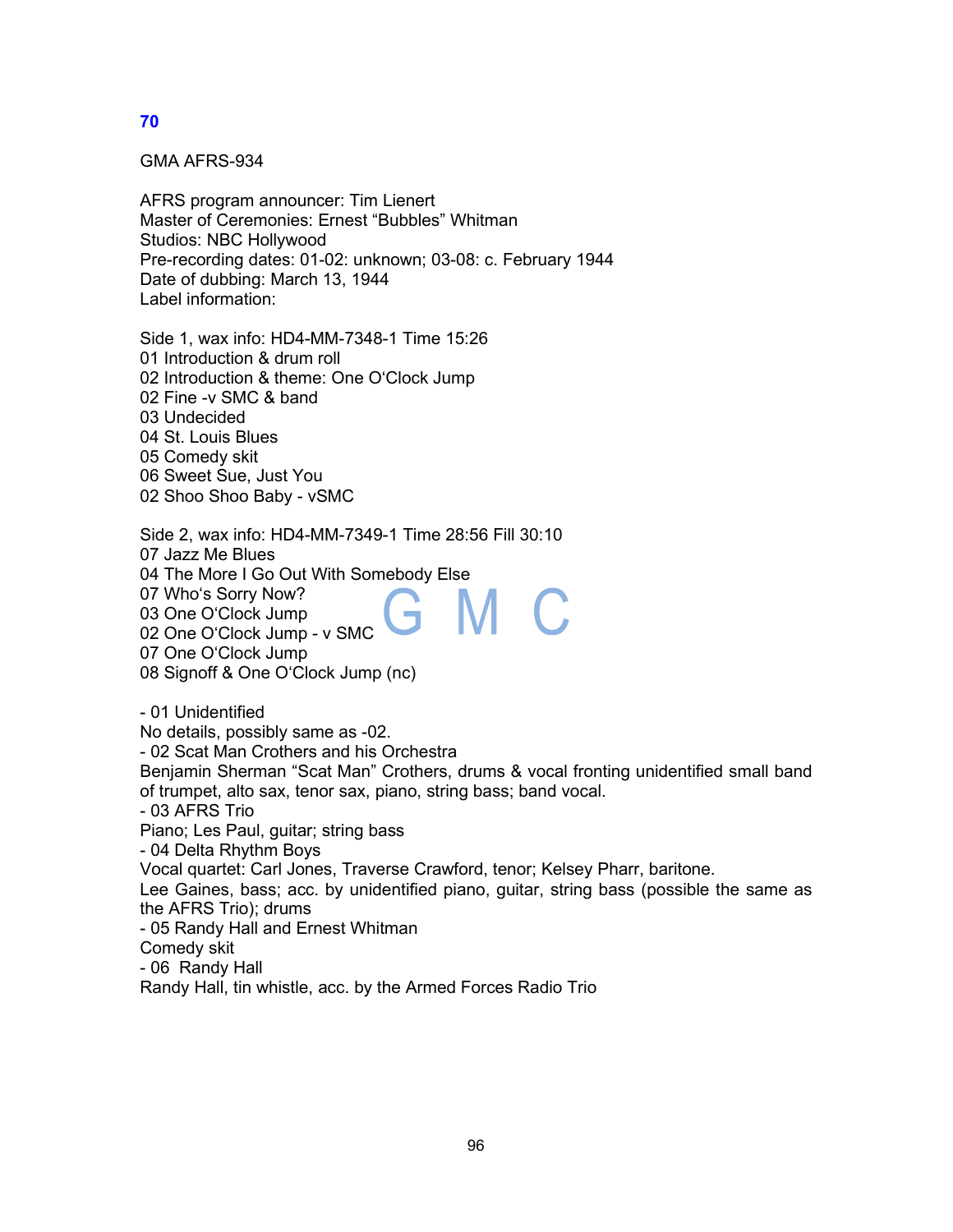## 70

GMA AFRS-934

AFRS program announcer: Tim Lienert  
Master of Ceremonies: Ernest "Bubbles" Whitman  
Studios: NBC Hollywood  
Pre-recording dates: 01-02: unknown; 03-08: c. February 1944  
Date of dubbing: March 13, 1944  
Label information:

Side 1, wax info: HD4-MM-7348-1 Time 15:26  
01 Introduction & drum roll  
02 Introduction & theme: One O'Clock Jump  
02 Fine -v SMC & band  
03 Undecided  
04 St. Louis Blues  
05 Comedy skit  
06 Sweet Sue, Just You  
02 Shoo Shoo Baby - vSMC

Side 2, wax info: HD4-MM-7349-1 Time 28:56 Fill 30:10  
07 Jazz Me Blues  
04 The More I Go Out With Somebody Else  
07 Who's Sorry Now?  
03 One O'Clock Jump  
02 One O'Clock Jump - v SMC  
07 One O'Clock Jump  
08 Signoff & One O'Clock Jump (nc)

- 01 Unidentified  
No details, possibly same as -02.  
- 02 Scat Man Crothers and his Orchestra  
Benjamin Sherman "Scat Man" Crothers, drums & vocal fronting unidentified small band of trumpet, alto sax, tenor sax, piano, string bass; band vocal.  
- 03 AFRS Trio  
Piano; Les Paul, guitar; string bass  
- 04 Delta Rhythm Boys  
Vocal quartet: Carl Jones, Traverse Crawford, tenor; Kelsey Pharr, baritone.  
Lee Gaines, bass; acc. by unidentified piano, guitar, string bass (possible the same as the AFRS Trio); drums  
- 05 Randy Hall and Ernest Whitman  
Comedy skit  
- 06 Randy Hall  
Randy Hall, tin whistle, acc. by the Armed Forces Radio Trio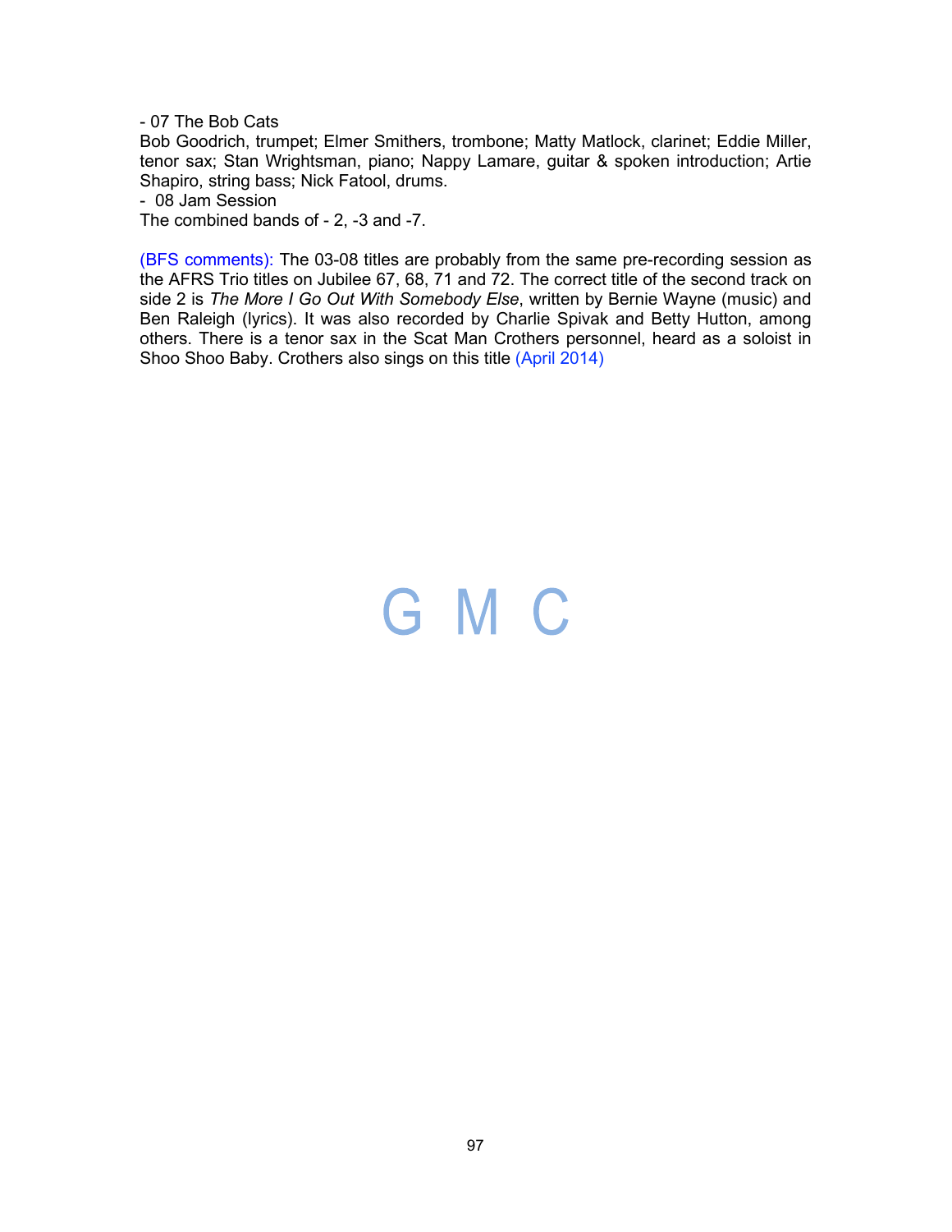- 07 The Bob Cats
Bob Goodrich, trumpet; Elmer Smithers, trombone; Matty Matlock, clarinet; Eddie Miller, tenor sax; Stan Wrightsman, piano; Nappy Lamare, guitar & spoken introduction; Artie Shapiro, string bass; Nick Fatool, drums.
- 08 Jam Session
The combined bands of - 2, -3 and -7.

(BFS comments): The 03-08 titles are probably from the same pre-recording session as the AFRS Trio titles on Jubilee 67, 68, 71 and 72. The correct title of the second track on side 2 is *The More I Go Out With Somebody Else*, written by Bernie Wayne (music) and Ben Raleigh (lyrics). It was also recorded by Charlie Spivak and Betty Hutton, among others. There is a tenor sax in the Scat Man Crothers personnel, heard as a soloist in Shoo Shoo Baby. Crothers also sings on this title (April 2014)

G M C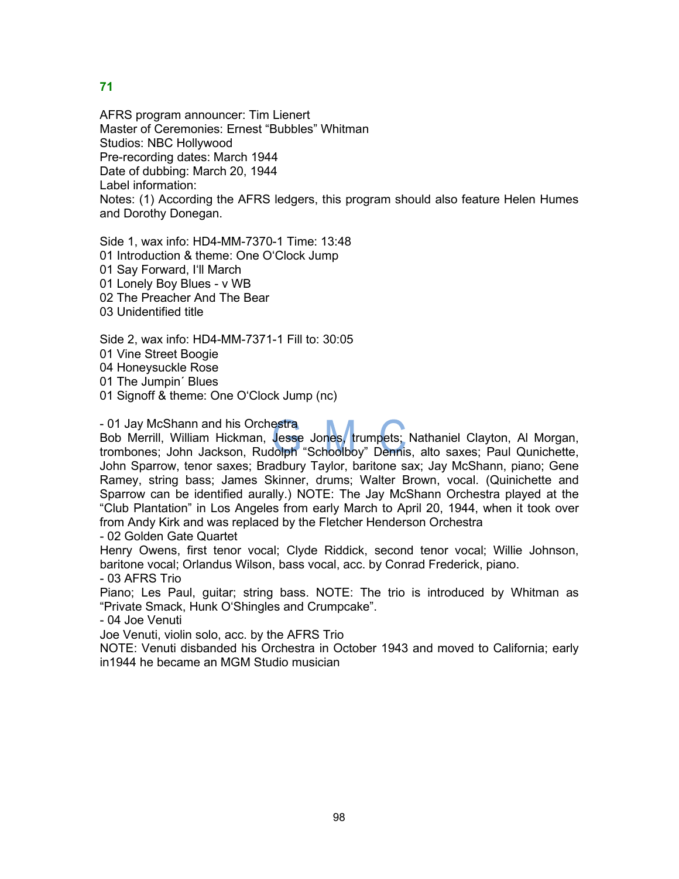## 71

AFRS program announcer: Tim Lienert
Master of Ceremonies: Ernest “Bubbles” Whitman
Studios: NBC Hollywood
Pre-recording dates: March 1944
Date of dubbing: March 20, 1944
Label information:
Notes: (1) According the AFRS ledgers, this program should also feature Helen Humes and Dorothy Donegan.

Side 1, wax info: HD4-MM-7370-1 Time: 13:48
01 Introduction & theme: One O‘Clock Jump
01 Say Forward, I‘ll March
01 Lonely Boy Blues - v WB
02 The Preacher And The Bear
03 Unidentified title

Side 2, wax info: HD4-MM-7371-1 Fill to: 30:05
01 Vine Street Boogie
04 Honeysuckle Rose
01 The Jumpin´ Blues
01 Signoff & theme: One O‘Clock Jump (nc)

- 01 Jay McShann and his Orchestra
Bob Merrill, William Hickman, Jesse Jones, trumpets; Nathaniel Clayton, Al Morgan, trombones; John Jackson, Rudolph “Schoolboy” Dennis, alto saxes; Paul Qunichette, John Sparrow, tenor saxes; Bradbury Taylor, baritone sax; Jay McShann, piano; Gene Ramey, string bass; James Skinner, drums; Walter Brown, vocal. (Quinichette and Sparrow can be identified aurally.) NOTE: The Jay McShann Orchestra played at the “Club Plantation” in Los Angeles from early March to April 20, 1944, when it took over from Andy Kirk and was replaced by the Fletcher Henderson Orchestra
- 02 Golden Gate Quartet
Henry Owens, first tenor vocal; Clyde Riddick, second tenor vocal; Willie Johnson, baritone vocal; Orlandus Wilson, bass vocal, acc. by Conrad Frederick, piano.
- 03 AFRS Trio
Piano; Les Paul, guitar; string bass. NOTE: The trio is introduced by Whitman as “Private Smack, Hunk O‘Shingles and Crumpcake”.
- 04 Joe Venuti
Joe Venuti, violin solo, acc. by the AFRS Trio
NOTE: Venuti disbanded his Orchestra in October 1943 and moved to California; early in1944 he became an MGM Studio musician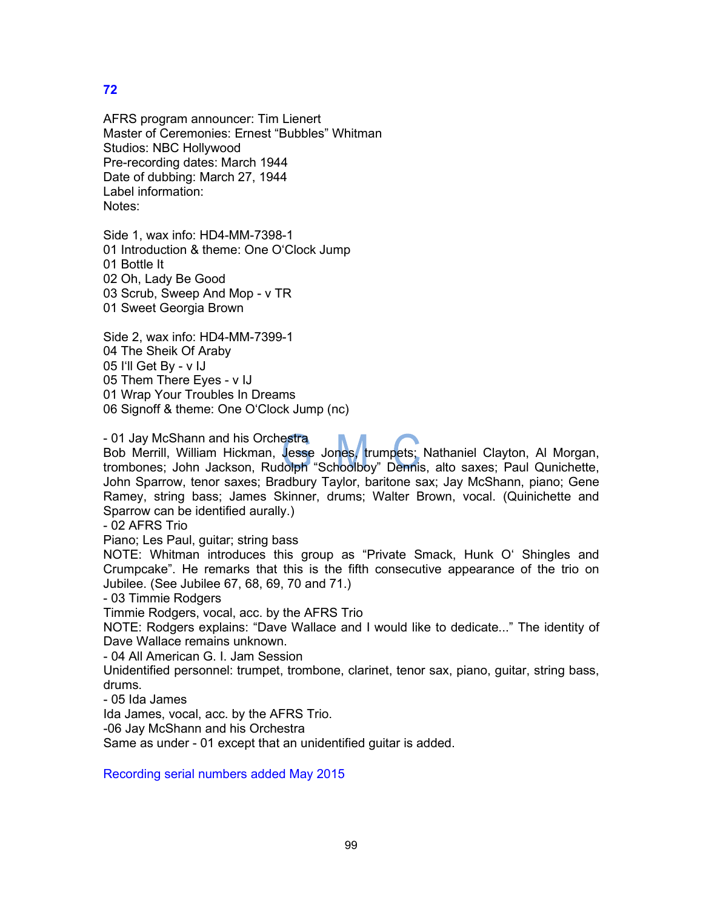## 72

AFRS program announcer: Tim Lienert
Master of Ceremonies: Ernest "Bubbles" Whitman
Studios: NBC Hollywood
Pre-recording dates: March 1944
Date of dubbing: March 27, 1944
Label information:
Notes:

Side 1, wax info: HD4-MM-7398-1
01 Introduction & theme: One O'Clock Jump
01 Bottle It
02 Oh, Lady Be Good
03 Scrub, Sweep And Mop - v TR
01 Sweet Georgia Brown

Side 2, wax info: HD4-MM-7399-1
04 The Sheik Of Araby
05 I'll Get By - v IJ
05 Them There Eyes - v IJ
01 Wrap Your Troubles In Dreams
06 Signoff & theme: One O'Clock Jump (nc)

- 01 Jay McShann and his Orchestra
Bob Merrill, William Hickman, Jesse Jones, trumpets; Nathaniel Clayton, Al Morgan, trombones; John Jackson, Rudolph "Schoolboy" Dennis, alto saxes; Paul Qunichette, John Sparrow, tenor saxes; Bradbury Taylor, baritone sax; Jay McShann, piano; Gene Ramey, string bass; James Skinner, drums; Walter Brown, vocal. (Quinichette and Sparrow can be identified aurally.)
- 02 AFRS Trio
Piano; Les Paul, guitar; string bass
NOTE: Whitman introduces this group as "Private Smack, Hunk O' Shingles and Crumpcake". He remarks that this is the fifth consecutive appearance of the trio on Jubilee. (See Jubilee 67, 68, 69, 70 and 71.)
- 03 Timmie Rodgers
Timmie Rodgers, vocal, acc. by the AFRS Trio
NOTE: Rodgers explains: "Dave Wallace and I would like to dedicate..." The identity of Dave Wallace remains unknown.
- 04 All American G. I. Jam Session
Unidentified personnel: trumpet, trombone, clarinet, tenor sax, piano, guitar, string bass, drums.
- 05 Ida James
Ida James, vocal, acc. by the AFRS Trio.
-06 Jay McShann and his Orchestra
Same as under - 01 except that an unidentified guitar is added.

Recording serial numbers added May 2015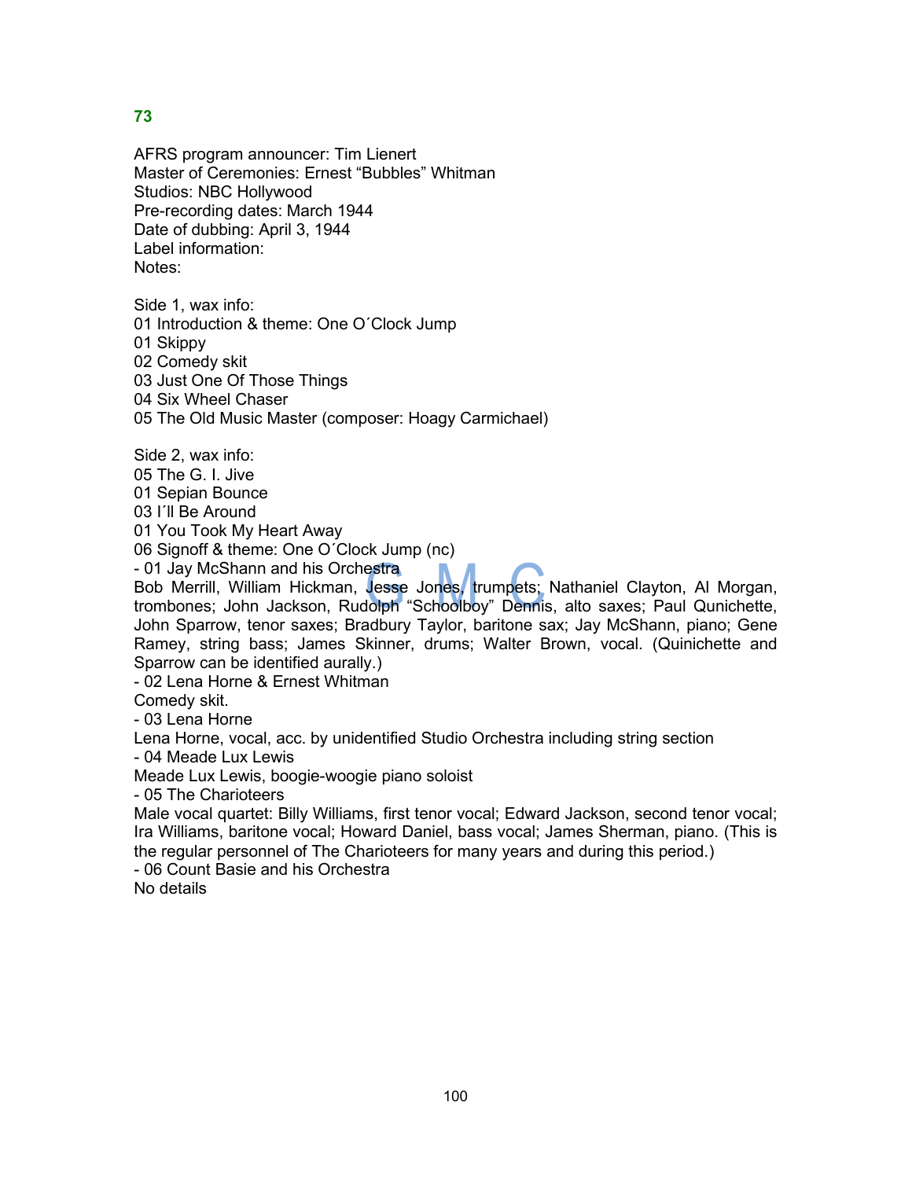## 73

AFRS program announcer: Tim Lienert
Master of Ceremonies: Ernest “Bubbles” Whitman
Studios: NBC Hollywood
Pre-recording dates: March 1944
Date of dubbing: April 3, 1944
Label information:
Notes:

Side 1, wax info:
01 Introduction & theme: One O´Clock Jump
01 Skippy
02 Comedy skit
03 Just One Of Those Things
04 Six Wheel Chaser
05 The Old Music Master (composer: Hoagy Carmichael)

Side 2, wax info:
05 The G. I. Jive
01 Sepian Bounce
03 I´ll Be Around
01 You Took My Heart Away
06 Signoff & theme: One O´Clock Jump (nc)

- 01 Jay McShann and his Orchestra

Bob Merrill, William Hickman, Jesse Jones, trumpets; Nathaniel Clayton, Al Morgan, trombones; John Jackson, Rudolph “Schoolboy” Dennis, alto saxes; Paul Qunichette, John Sparrow, tenor saxes; Bradbury Taylor, baritone sax; Jay McShann, piano; Gene Ramey, string bass; James Skinner, drums; Walter Brown, vocal. (Quinichette and Sparrow can be identified aurally.)

- 02 Lena Horne & Ernest Whitman

Comedy skit.

- 03 Lena Horne

Lena Horne, vocal, acc. by unidentified Studio Orchestra including string section

- 04 Meade Lux Lewis

Meade Lux Lewis, boogie-woogie piano soloist

- 05 The Charioteers

Male vocal quartet: Billy Williams, first tenor vocal; Edward Jackson, second tenor vocal; Ira Williams, baritone vocal; Howard Daniel, bass vocal; James Sherman, piano. (This is the regular personnel of The Charioteers for many years and during this period.)

- 06 Count Basie and his Orchestra

No details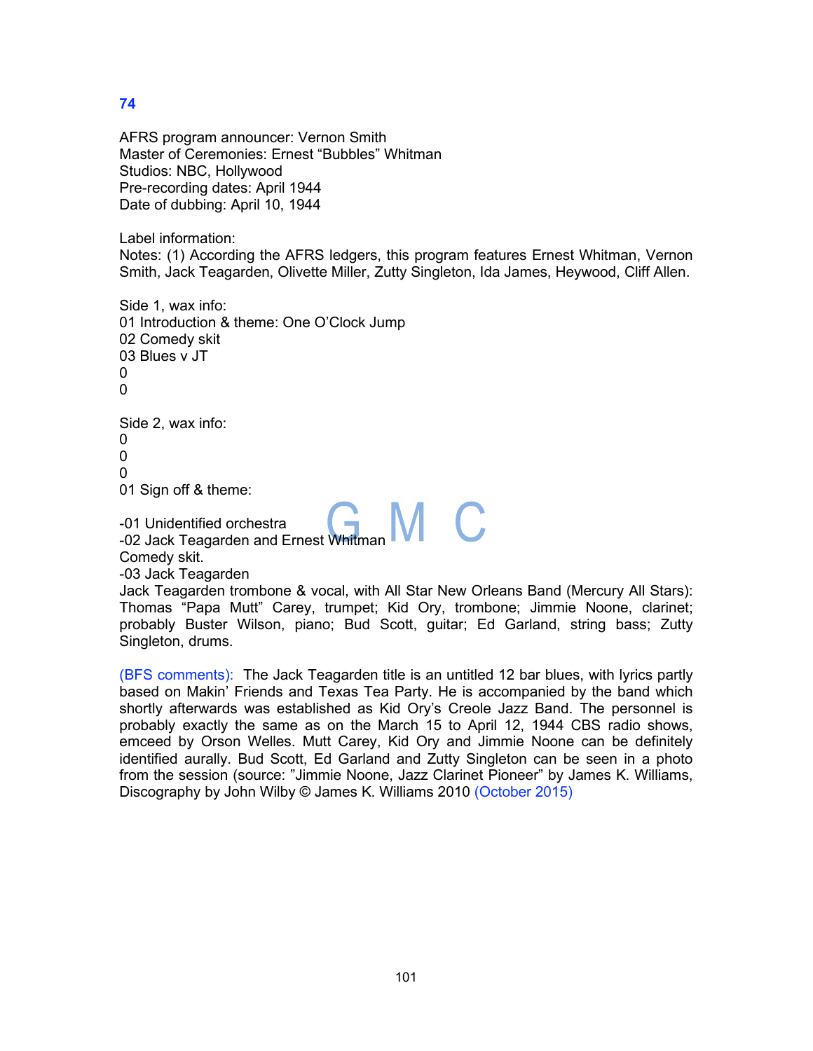**74**

AFRS program announcer: Vernon Smith
Master of Ceremonies: Ernest "Bubbles" Whitman
Studios: NBC, Hollywood
Pre-recording dates: April 1944
Date of dubbing: April 10, 1944

Label information:
Notes: (1) According the AFRS ledgers, this program features Ernest Whitman, Vernon Smith, Jack Teagarden, Olivette Miller, Zutty Singleton, Ida James, Heywood, Cliff Allen.

Side 1, wax info:
01 Introduction & theme: One O'Clock Jump
02 Comedy skit
03 Blues v JT
0
0

Side 2, wax info:
0
0
0
01 Sign off & theme:

-01 Unidentified orchestra
-02 Jack Teagarden and Ernest Whitman
Comedy skit.
-03 Jack Teagarden
Jack Teagarden trombone & vocal, with All Star New Orleans Band (Mercury All Stars): Thomas "Papa Mutt" Carey, trumpet; Kid Ory, trombone; Jimmie Noone, clarinet; probably Buster Wilson, piano; Bud Scott, guitar; Ed Garland, string bass; Zutty Singleton, drums.

(BFS comments): The Jack Teagarden title is an untitled 12 bar blues, with lyrics partly based on Makin' Friends and Texas Tea Party. He is accompanied by the band which shortly afterwards was established as Kid Ory's Creole Jazz Band. The personnel is probably exactly the same as on the March 15 to April 12, 1944 CBS radio shows, emceed by Orson Welles. Mutt Carey, Kid Ory and Jimmie Noone can be definitely identified aurally. Bud Scott, Ed Garland and Zutty Singleton can be seen in a photo from the session (source: "Jimmie Noone, Jazz Clarinet Pioneer" by James K. Williams, Discography by John Wilby © James K. Williams 2010 (October 2015)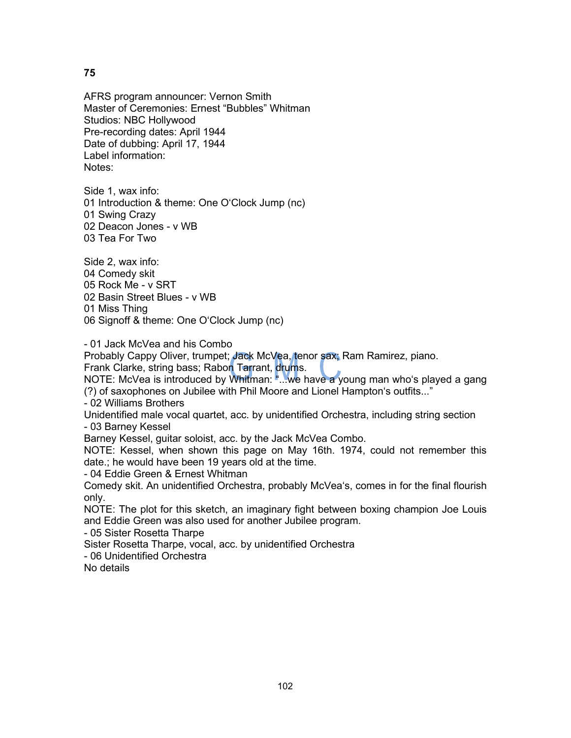**75**

AFRS program announcer: Vernon Smith
Master of Ceremonies: Ernest "Bubbles" Whitman
Studios: NBC Hollywood
Pre-recording dates: April 1944
Date of dubbing: April 17, 1944
Label information:
Notes:

Side 1, wax info:
01 Introduction & theme: One O'Clock Jump (nc)
01 Swing Crazy
02 Deacon Jones - v WB
03 Tea For Two

Side 2, wax info:
04 Comedy skit
05 Rock Me - v SRT
02 Basin Street Blues - v WB
01 Miss Thing
06 Signoff & theme: One O'Clock Jump (nc)

- 01 Jack McVea and his Combo
Probably Cappy Oliver, trumpet; Jack McVea, tenor sax; Ram Ramirez, piano. Frank Clarke, string bass; Rabon Tarrant, drums.
NOTE: McVea is introduced by Whitman: "...we have a young man who's played a gang (?) of saxophones on Jubilee with Phil Moore and Lionel Hampton's outfits..."
- 02 Williams Brothers
Unidentified male vocal quartet, acc. by unidentified Orchestra, including string section
- 03 Barney Kessel
Barney Kessel, guitar soloist, acc. by the Jack McVea Combo.
NOTE: Kessel, when shown this page on May 16th. 1974, could not remember this date.; he would have been 19 years old at the time.
- 04 Eddie Green & Ernest Whitman
Comedy skit. An unidentified Orchestra, probably McVea's, comes in for the final flourish only.
NOTE: The plot for this sketch, an imaginary fight between boxing champion Joe Louis and Eddie Green was also used for another Jubilee program.
- 05 Sister Rosetta Tharpe
Sister Rosetta Tharpe, vocal, acc. by unidentified Orchestra
- 06 Unidentified Orchestra
No details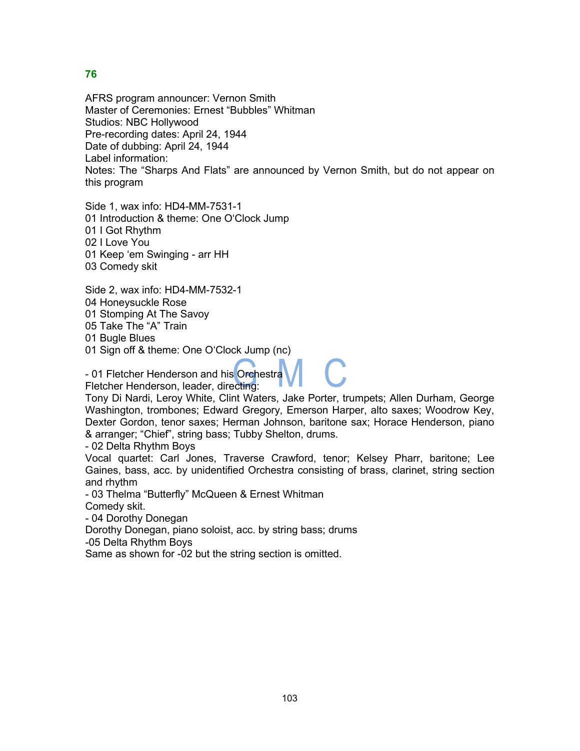## 76

AFRS program announcer: Vernon Smith
Master of Ceremonies: Ernest "Bubbles" Whitman
Studios: NBC Hollywood
Pre-recording dates: April 24, 1944
Date of dubbing: April 24, 1944
Label information:
Notes: The "Sharps And Flats" are announced by Vernon Smith, but do not appear on this program

Side 1, wax info: HD4-MM-7531-1
01 Introduction & theme: One O'Clock Jump
01 I Got Rhythm
02 I Love You
01 Keep 'em Swinging - arr HH
03 Comedy skit

Side 2, wax info: HD4-MM-7532-1
04 Honeysuckle Rose
01 Stomping At The Savoy
05 Take The "A" Train
01 Bugle Blues
01 Sign off & theme: One O'Clock Jump (nc)

- 01 Fletcher Henderson and his Orchestra
Fletcher Henderson, leader, directing:
Tony Di Nardi, Leroy White, Clint Waters, Jake Porter, trumpets; Allen Durham, George Washington, trombones; Edward Gregory, Emerson Harper, alto saxes; Woodrow Key, Dexter Gordon, tenor saxes; Herman Johnson, baritone sax; Horace Henderson, piano & arranger; "Chief", string bass; Tubby Shelton, drums.
- 02 Delta Rhythm Boys
Vocal quartet: Carl Jones, Traverse Crawford, tenor; Kelsey Pharr, baritone; Lee Gaines, bass, acc. by unidentified Orchestra consisting of brass, clarinet, string section and rhythm
- 03 Thelma "Butterfly" McQueen & Ernest Whitman
Comedy skit.
- 04 Dorothy Donegan
Dorothy Donegan, piano soloist, acc. by string bass; drums
-05 Delta Rhythm Boys
Same as shown for -02 but the string section is omitted.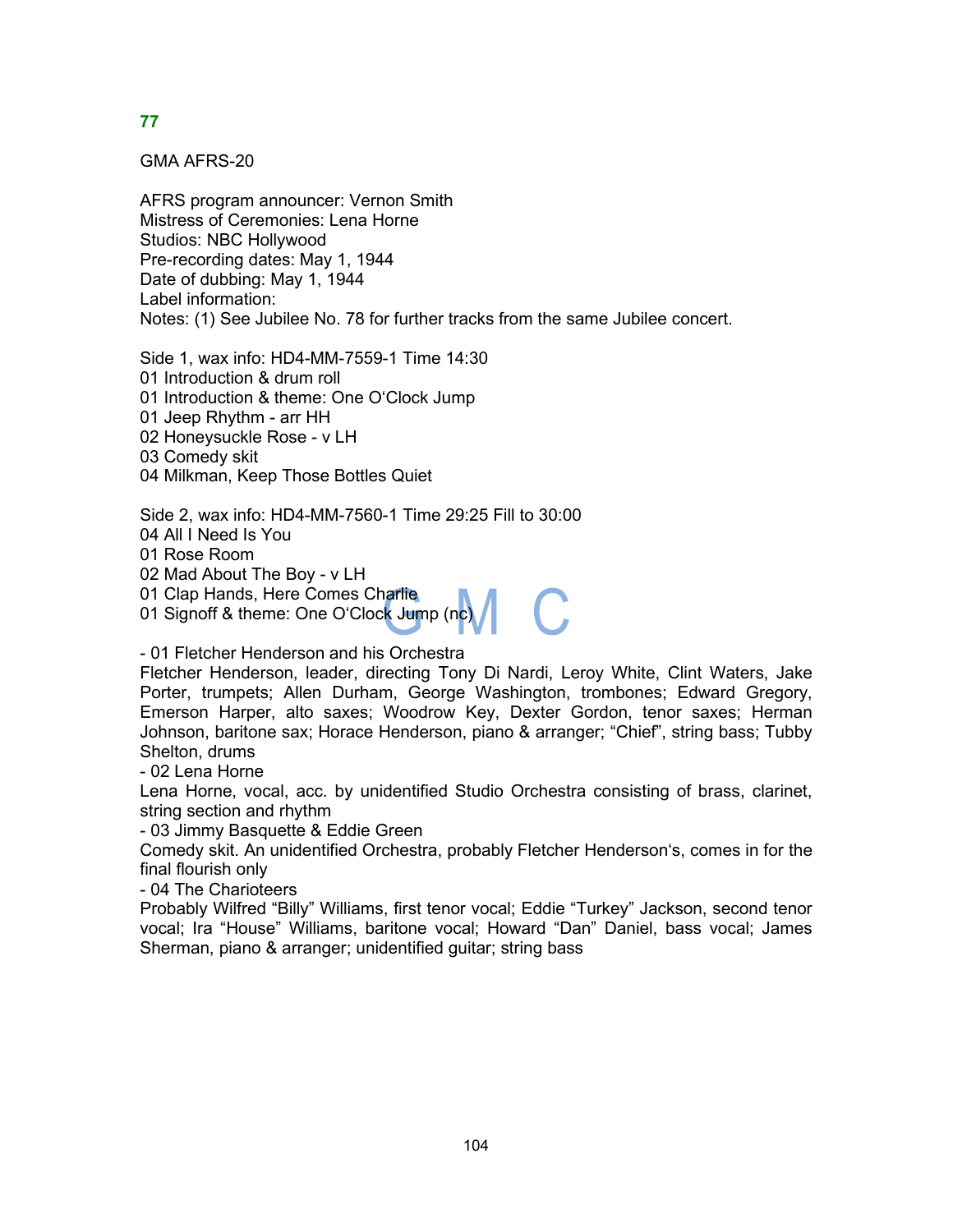## 77

GMA AFRS-20

AFRS program announcer: Vernon Smith
Mistress of Ceremonies: Lena Horne
Studios: NBC Hollywood
Pre-recording dates: May 1, 1944
Date of dubbing: May 1, 1944
Label information:
Notes: (1) See Jubilee No. 78 for further tracks from the same Jubilee concert.

Side 1, wax info: HD4-MM-7559-1 Time 14:30
01 Introduction & drum roll
01 Introduction & theme: One O'Clock Jump
01 Jeep Rhythm - arr HH
02 Honeysuckle Rose - v LH
03 Comedy skit
04 Milkman, Keep Those Bottles Quiet

Side 2, wax info: HD4-MM-7560-1 Time 29:25 Fill to 30:00
04 All I Need Is You
01 Rose Room
02 Mad About The Boy - v LH
01 Clap Hands, Here Comes Charlie
01 Signoff & theme: One O'Clock Jump (nc)

- 01 Fletcher Henderson and his Orchestra
Fletcher Henderson, leader, directing Tony Di Nardi, Leroy White, Clint Waters, Jake Porter, trumpets; Allen Durham, George Washington, trombones; Edward Gregory, Emerson Harper, alto saxes; Woodrow Key, Dexter Gordon, tenor saxes; Herman Johnson, baritone sax; Horace Henderson, piano & arranger; "Chief", string bass; Tubby Shelton, drums
- 02 Lena Horne
Lena Horne, vocal, acc. by unidentified Studio Orchestra consisting of brass, clarinet, string section and rhythm
- 03 Jimmy Basquette & Eddie Green
Comedy skit. An unidentified Orchestra, probably Fletcher Henderson's, comes in for the final flourish only
- 04 The Charioteers
Probably Wilfred "Billy" Williams, first tenor vocal; Eddie "Turkey" Jackson, second tenor vocal; Ira "House" Williams, baritone vocal; Howard "Dan" Daniel, bass vocal; James Sherman, piano & arranger; unidentified guitar; string bass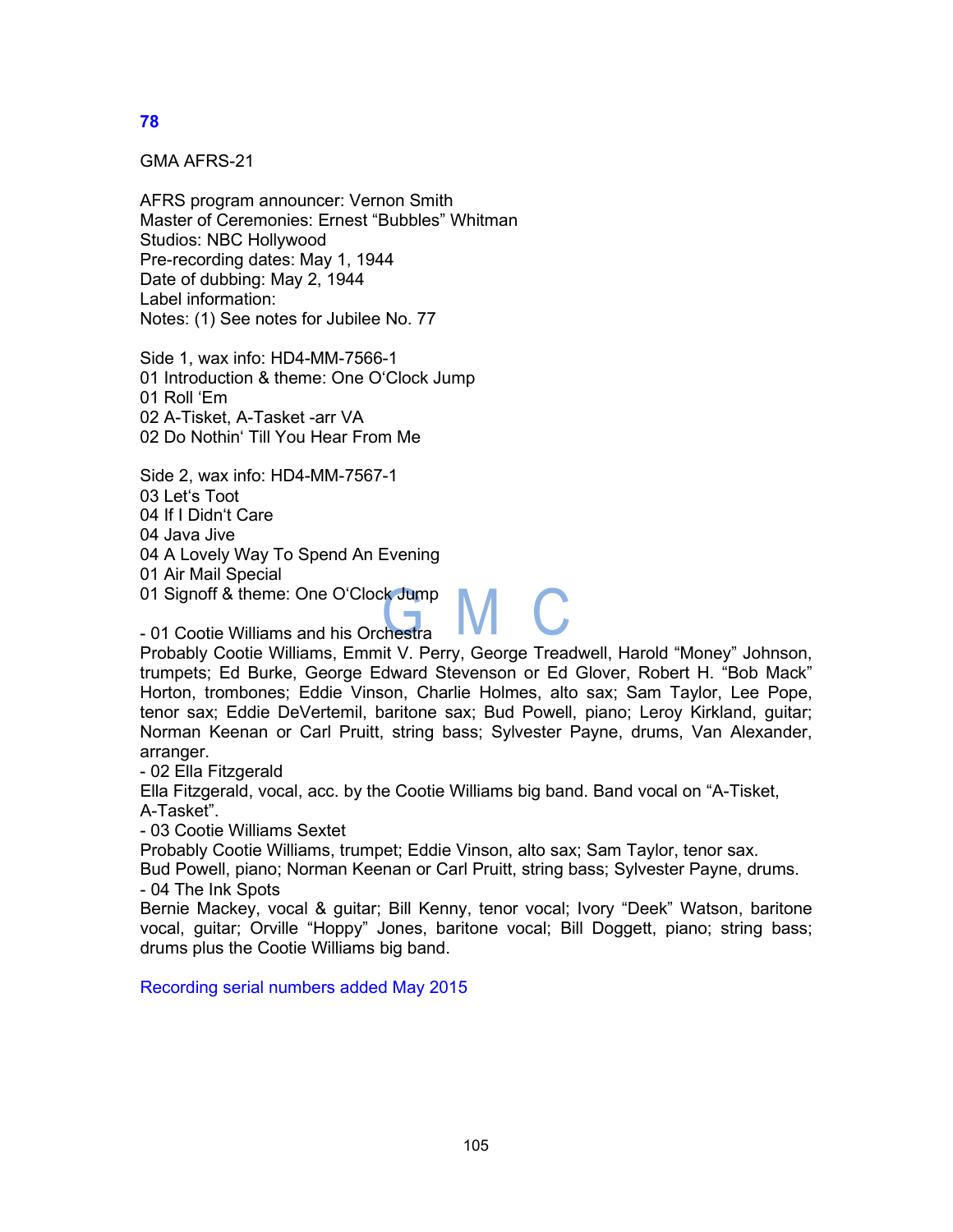## 78

GMA AFRS-21

AFRS program announcer: Vernon Smith
Master of Ceremonies: Ernest "Bubbles" Whitman
Studios: NBC Hollywood
Pre-recording dates: May 1, 1944
Date of dubbing: May 2, 1944
Label information:
Notes: (1) See notes for Jubilee No. 77

Side 1, wax info: HD4-MM-7566-1
01 Introduction & theme: One O'Clock Jump
01 Roll 'Em
02 A-Tisket, A-Tasket -arr VA
02 Do Nothin' Till You Hear From Me

Side 2, wax info: HD4-MM-7567-1
03 Let's Toot
04 If I Didn't Care
04 Java Jive
04 A Lovely Way To Spend An Evening
01 Air Mail Special
01 Signoff & theme: One O'Clock Jump

- 01 Cootie Williams and his Orchestra
Probably Cootie Williams, Emmit V. Perry, George Treadwell, Harold "Money" Johnson, trumpets; Ed Burke, George Edward Stevenson or Ed Glover, Robert H. "Bob Mack" Horton, trombones; Eddie Vinson, Charlie Holmes, alto sax; Sam Taylor, Lee Pope, tenor sax; Eddie DeVertemil, baritone sax; Bud Powell, piano; Leroy Kirkland, guitar; Norman Keenan or Carl Pruitt, string bass; Sylvester Payne, drums, Van Alexander, arranger.
- 02 Ella Fitzgerald
Ella Fitzgerald, vocal, acc. by the Cootie Williams big band. Band vocal on "A-Tisket, A-Tasket".
- 03 Cootie Williams Sextet
Probably Cootie Williams, trumpet; Eddie Vinson, alto sax; Sam Taylor, tenor sax. Bud Powell, piano; Norman Keenan or Carl Pruitt, string bass; Sylvester Payne, drums.
- 04 The Ink Spots
Bernie Mackey, vocal & guitar; Bill Kenny, tenor vocal; Ivory "Deek" Watson, baritone vocal, guitar; Orville "Hoppy" Jones, baritone vocal; Bill Doggett, piano; string bass; drums plus the Cootie Williams big band.

Recording serial numbers added May 2015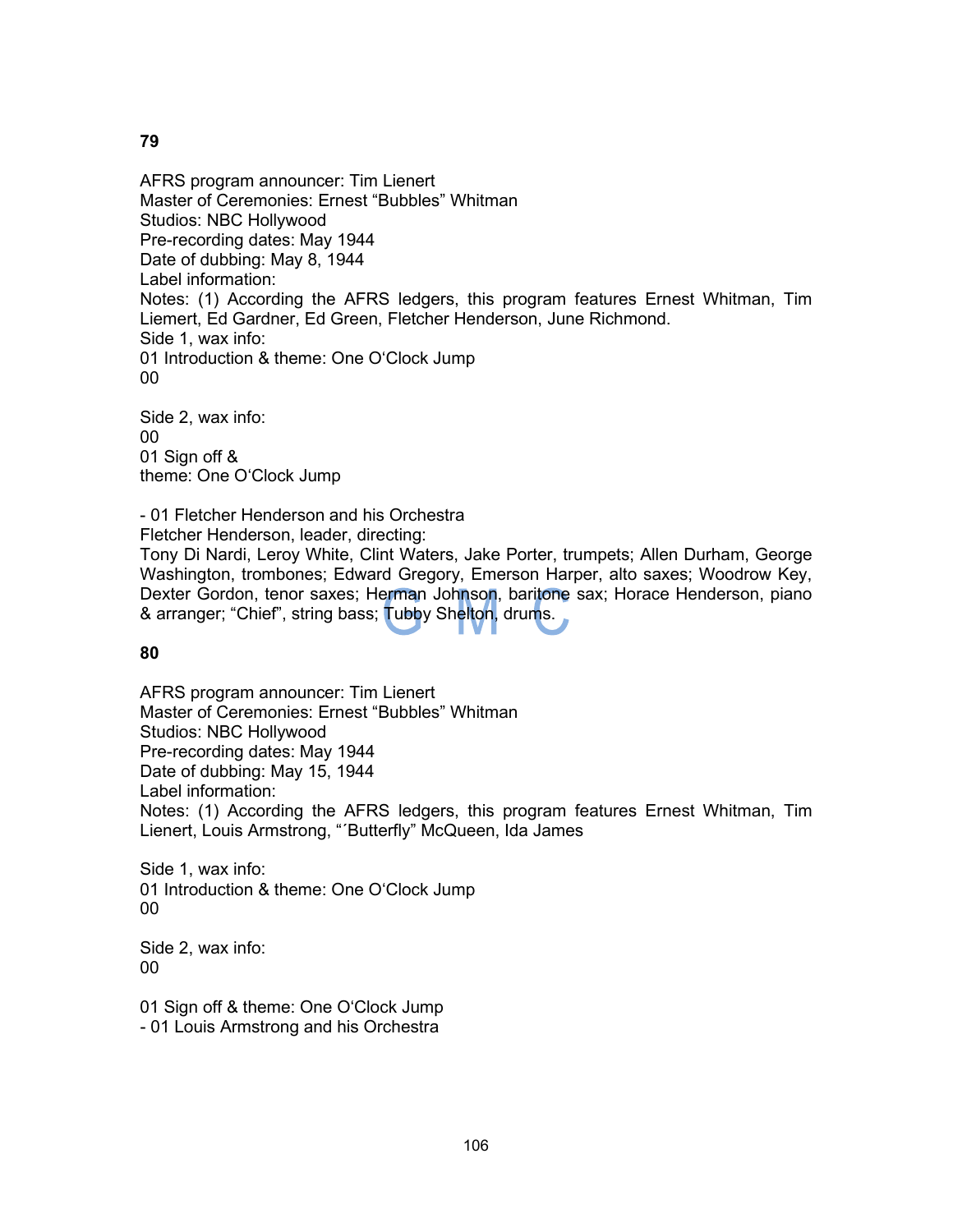**79**

AFRS program announcer: Tim Lienert
Master of Ceremonies: Ernest “Bubbles” Whitman
Studios: NBC Hollywood
Pre-recording dates: May 1944
Date of dubbing: May 8, 1944
Label information:
Notes: (1) According the AFRS ledgers, this program features Ernest Whitman, Tim Liemert, Ed Gardner, Ed Green, Fletcher Henderson, June Richmond.
Side 1, wax info:
01 Introduction & theme: One O‘Clock Jump
00

Side 2, wax info:
00
01 Sign off &
theme: One O‘Clock Jump

- 01 Fletcher Henderson and his Orchestra
Fletcher Henderson, leader, directing:
Tony Di Nardi, Leroy White, Clint Waters, Jake Porter, trumpets; Allen Durham, George Washington, trombones; Edward Gregory, Emerson Harper, alto saxes; Woodrow Key, Dexter Gordon, tenor saxes; Herman Johnson, baritone sax; Horace Henderson, piano & arranger; “Chief”, string bass; Tubby Shelton, drums.

**80**

AFRS program announcer: Tim Lienert
Master of Ceremonies: Ernest “Bubbles” Whitman
Studios: NBC Hollywood
Pre-recording dates: May 1944
Date of dubbing: May 15, 1944
Label information:
Notes: (1) According the AFRS ledgers, this program features Ernest Whitman, Tim Lienert, Louis Armstrong, “´Butterfly” McQueen, Ida James

Side 1, wax info:
01 Introduction & theme: One O‘Clock Jump
00

Side 2, wax info:
00

01 Sign off & theme: One O‘Clock Jump
- 01 Louis Armstrong and his Orchestra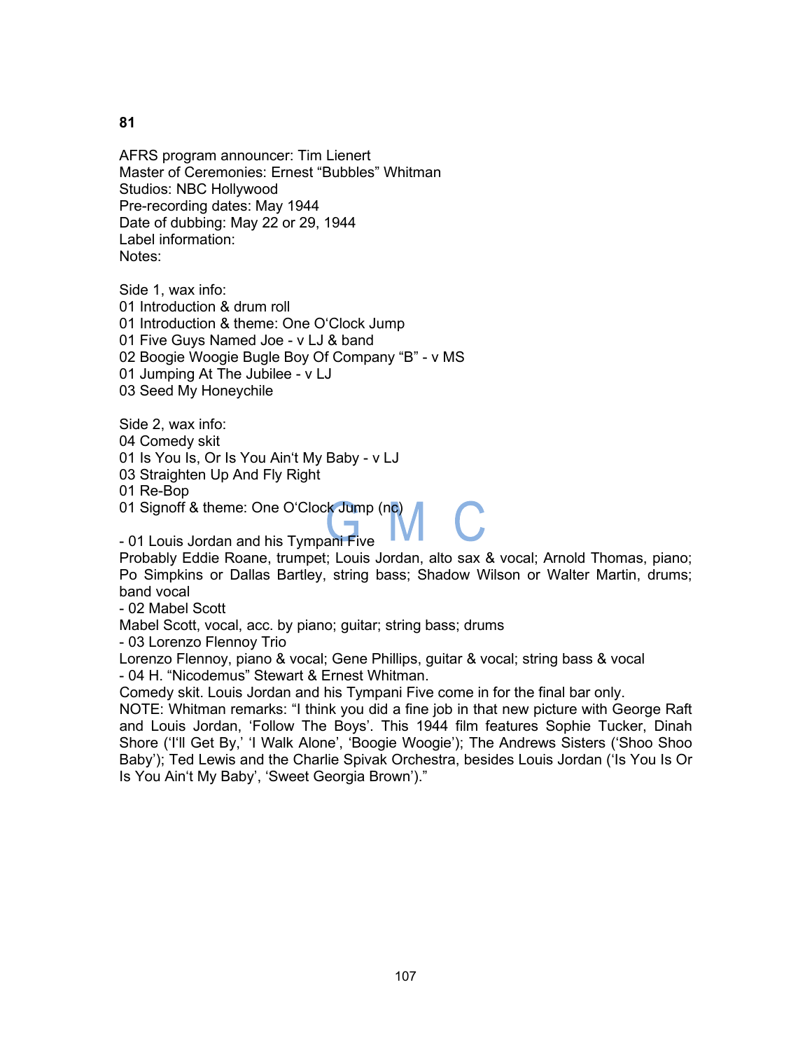**81**

AFRS program announcer: Tim Lienert
Master of Ceremonies: Ernest “Bubbles” Whitman
Studios: NBC Hollywood
Pre-recording dates: May 1944
Date of dubbing: May 22 or 29, 1944
Label information:
Notes:

Side 1, wax info:
01 Introduction & drum roll
01 Introduction & theme: One O‘Clock Jump
01 Five Guys Named Joe - v LJ & band
02 Boogie Woogie Bugle Boy Of Company “B” - v MS
01 Jumping At The Jubilee - v LJ
03 Seed My Honeychile

Side 2, wax info:
04 Comedy skit
01 Is You Is, Or Is You Ain‘t My Baby - v LJ
03 Straighten Up And Fly Right
01 Re-Bop
01 Signoff & theme: One O‘Clock Jump (nc)

\- 01 Louis Jordan and his Tympani Five
Probably Eddie Roane, trumpet; Louis Jordan, alto sax & vocal; Arnold Thomas, piano; Po Simpkins or Dallas Bartley, string bass; Shadow Wilson or Walter Martin, drums; band vocal
\- 02 Mabel Scott
Mabel Scott, vocal, acc. by piano; guitar; string bass; drums
\- 03 Lorenzo Flennoy Trio
Lorenzo Flennoy, piano & vocal; Gene Phillips, guitar & vocal; string bass & vocal
\- 04 H. “Nicodemus” Stewart & Ernest Whitman.
Comedy skit. Louis Jordan and his Tympani Five come in for the final bar only.
NOTE: Whitman remarks: “I think you did a fine job in that new picture with George Raft and Louis Jordan, ‘Follow The Boys’. This 1944 film features Sophie Tucker, Dinah Shore (‘I‘ll Get By,’ ‘I Walk Alone’, ‘Boogie Woogie’); The Andrews Sisters (‘Shoo Shoo Baby’); Ted Lewis and the Charlie Spivak Orchestra, besides Louis Jordan (‘Is You Is Or Is You Ain‘t My Baby’, ‘Sweet Georgia Brown’).”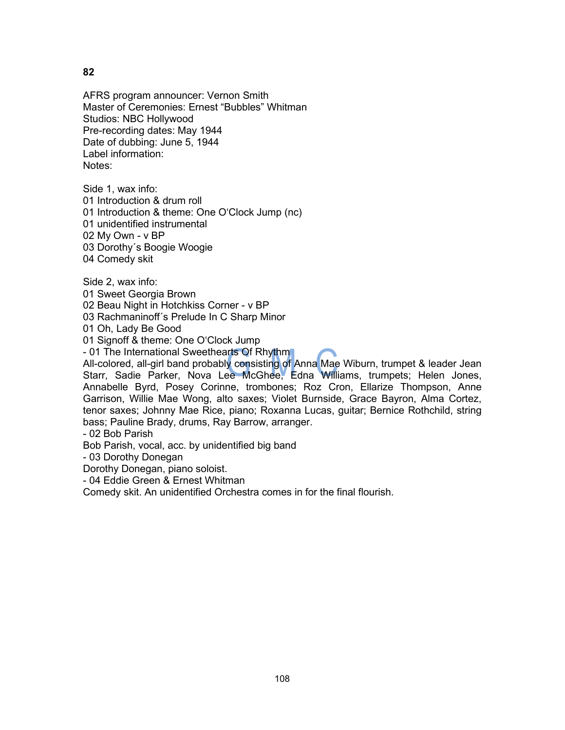**82**

AFRS program announcer: Vernon Smith
Master of Ceremonies: Ernest “Bubbles” Whitman
Studios: NBC Hollywood
Pre-recording dates: May 1944
Date of dubbing: June 5, 1944
Label information:
Notes:

Side 1, wax info:
01 Introduction & drum roll
01 Introduction & theme: One O‘Clock Jump (nc)
01 unidentified instrumental
02 My Own - v BP
03 Dorothy´s Boogie Woogie
04 Comedy skit

Side 2, wax info:
01 Sweet Georgia Brown
02 Beau Night in Hotchkiss Corner - v BP
03 Rachmaninoff´s Prelude In C Sharp Minor
01 Oh, Lady Be Good
01 Signoff & theme: One O‘Clock Jump
- 01 The International Sweethearts Of Rhythm
All-colored, all-girl band probably consisting of Anna Mae Wiburn, trumpet & leader Jean Starr, Sadie Parker, Nova Lee McGhee, Edna Williams, trumpets; Helen Jones, Annabelle Byrd, Posey Corinne, trombones; Roz Cron, Ellarize Thompson, Anne Garrison, Willie Mae Wong, alto saxes; Violet Burnside, Grace Bayron, Alma Cortez, tenor saxes; Johnny Mae Rice, piano; Roxanna Lucas, guitar; Bernice Rothchild, string bass; Pauline Brady, drums, Ray Barrow, arranger.
- 02 Bob Parish
Bob Parish, vocal, acc. by unidentified big band
- 03 Dorothy Donegan
Dorothy Donegan, piano soloist.
- 04 Eddie Green & Ernest Whitman
Comedy skit. An unidentified Orchestra comes in for the final flourish.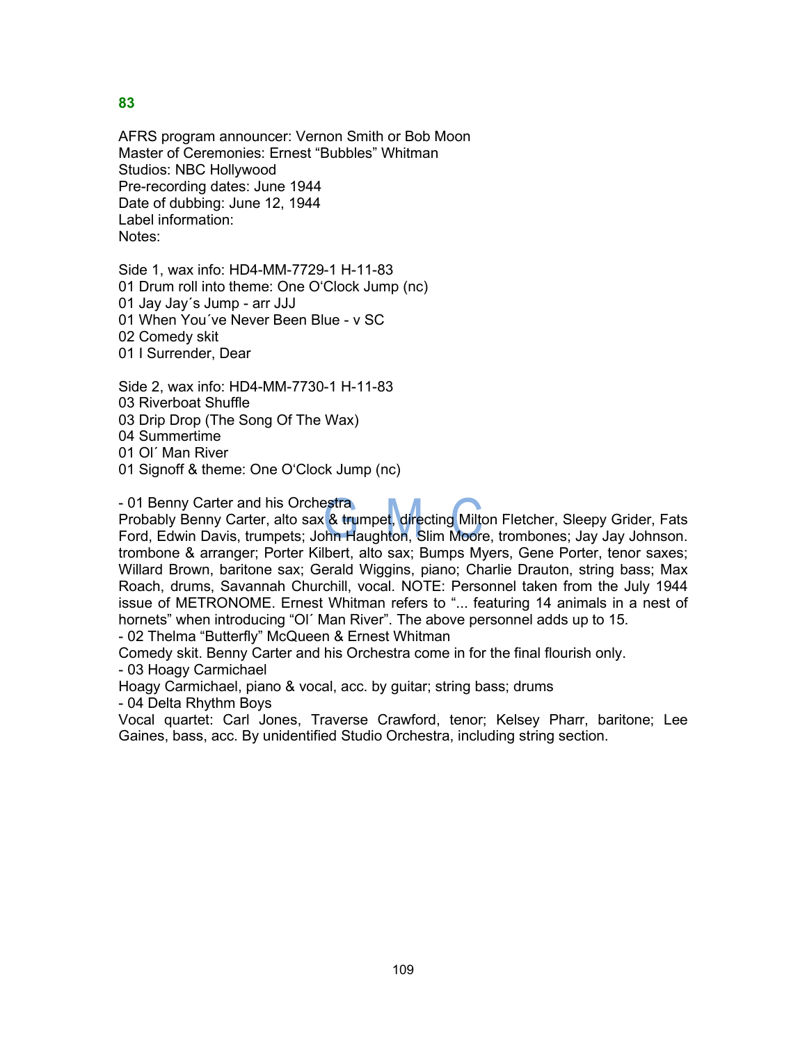## 83

AFRS program announcer: Vernon Smith or Bob Moon
Master of Ceremonies: Ernest “Bubbles” Whitman
Studios: NBC Hollywood
Pre-recording dates: June 1944
Date of dubbing: June 12, 1944
Label information:
Notes:

Side 1, wax info: HD4-MM-7729-1 H-11-83
01 Drum roll into theme: One O‘Clock Jump (nc)
01 Jay Jay´s Jump - arr JJJ
01 When You´ve Never Been Blue - v SC
02 Comedy skit
01 I Surrender, Dear

Side 2, wax info: HD4-MM-7730-1 H-11-83
03 Riverboat Shuffle
03 Drip Drop (The Song Of The Wax)
04 Summertime
01 Ol´ Man River
01 Signoff & theme: One O‘Clock Jump (nc)

- 01 Benny Carter and his Orchestra
Probably Benny Carter, alto sax & trumpet, directing Milton Fletcher, Sleepy Grider, Fats Ford, Edwin Davis, trumpets; John Haughton, Slim Moore, trombones; Jay Jay Johnson. trombone & arranger; Porter Kilbert, alto sax; Bumps Myers, Gene Porter, tenor saxes; Willard Brown, baritone sax; Gerald Wiggins, piano; Charlie Drauton, string bass; Max Roach, drums, Savannah Churchill, vocal. NOTE: Personnel taken from the July 1944 issue of METRONOME. Ernest Whitman refers to “... featuring 14 animals in a nest of hornets” when introducing “Ol´ Man River”. The above personnel adds up to 15.
- 02 Thelma “Butterfly” McQueen & Ernest Whitman
Comedy skit. Benny Carter and his Orchestra come in for the final flourish only.
- 03 Hoagy Carmichael
Hoagy Carmichael, piano & vocal, acc. by guitar; string bass; drums
- 04 Delta Rhythm Boys
Vocal quartet: Carl Jones, Traverse Crawford, tenor; Kelsey Pharr, baritone; Lee Gaines, bass, acc. By unidentified Studio Orchestra, including string section.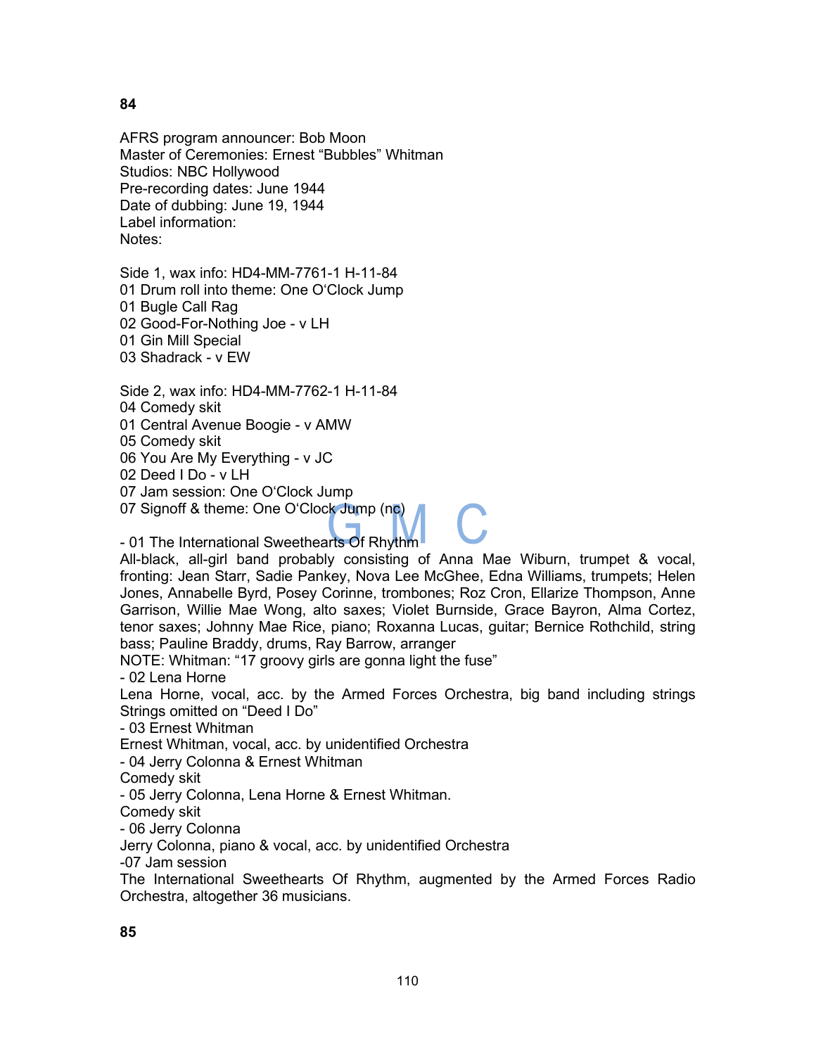**84**

AFRS program announcer: Bob Moon
Master of Ceremonies: Ernest "Bubbles" Whitman
Studios: NBC Hollywood
Pre-recording dates: June 1944
Date of dubbing: June 19, 1944
Label information:
Notes:

Side 1, wax info: HD4-MM-7761-1 H-11-84
01 Drum roll into theme: One O'Clock Jump
01 Bugle Call Rag
02 Good-For-Nothing Joe - v LH
01 Gin Mill Special
03 Shadrack - v EW

Side 2, wax info: HD4-MM-7762-1 H-11-84
04 Comedy skit
01 Central Avenue Boogie - v AMW
05 Comedy skit
06 You Are My Everything - v JC
02 Deed I Do - v LH
07 Jam session: One O'Clock Jump
07 Signoff & theme: One O'Clock Jump (nc)

- 01 The International Sweethearts Of Rhythm
All-black, all-girl band probably consisting of Anna Mae Wiburn, trumpet & vocal, fronting: Jean Starr, Sadie Pankey, Nova Lee McGhee, Edna Williams, trumpets; Helen Jones, Annabelle Byrd, Posey Corinne, trombones; Roz Cron, Ellarize Thompson, Anne Garrison, Willie Mae Wong, alto saxes; Violet Burnside, Grace Bayron, Alma Cortez, tenor saxes; Johnny Mae Rice, piano; Roxanna Lucas, guitar; Bernice Rothchild, string bass; Pauline Braddy, drums, Ray Barrow, arranger
NOTE: Whitman: "17 groovy girls are gonna light the fuse"
- 02 Lena Horne
Lena Horne, vocal, acc. by the Armed Forces Orchestra, big band including strings
Strings omitted on "Deed I Do"
- 03 Ernest Whitman
Ernest Whitman, vocal, acc. by unidentified Orchestra
- 04 Jerry Colonna & Ernest Whitman
Comedy skit
- 05 Jerry Colonna, Lena Horne & Ernest Whitman.
Comedy skit
- 06 Jerry Colonna
Jerry Colonna, piano & vocal, acc. by unidentified Orchestra
-07 Jam session
The International Sweethearts Of Rhythm, augmented by the Armed Forces Radio Orchestra, altogether 36 musicians.

**85**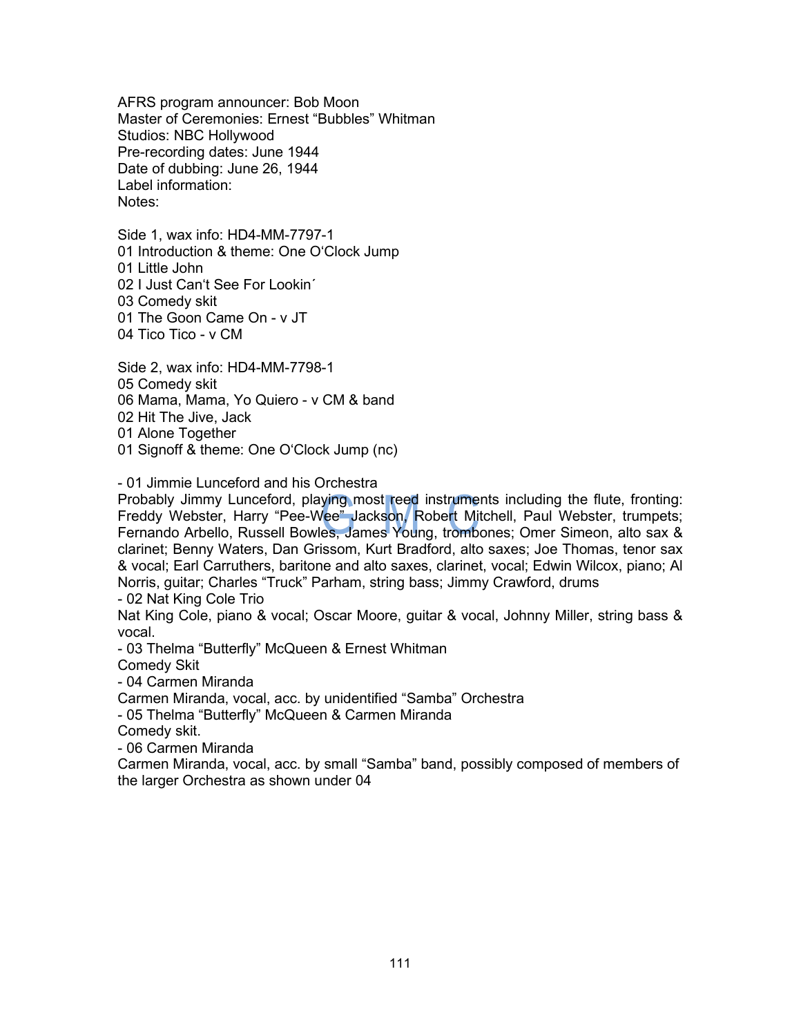AFRS program announcer: Bob Moon
Master of Ceremonies: Ernest “Bubbles” Whitman
Studios: NBC Hollywood
Pre-recording dates: June 1944
Date of dubbing: June 26, 1944
Label information:
Notes:

Side 1, wax info: HD4-MM-7797-1
01 Introduction & theme: One O‘Clock Jump
01 Little John
02 I Just Can‘t See For Lookin´
03 Comedy skit
01 The Goon Came On - v JT
04 Tico Tico - v CM

Side 2, wax info: HD4-MM-7798-1
05 Comedy skit
06 Mama, Mama, Yo Quiero - v CM & band
02 Hit The Jive, Jack
01 Alone Together
01 Signoff & theme: One O‘Clock Jump (nc)

- 01 Jimmie Lunceford and his Orchestra

Probably Jimmy Lunceford, playing most reed instruments including the flute, fronting: Freddy Webster, Harry “Pee-Wee” Jackson, Robert Mitchell, Paul Webster, trumpets; Fernando Arbello, Russell Bowles, James Young, trombones; Omer Simeon, alto sax & clarinet; Benny Waters, Dan Grissom, Kurt Bradford, alto saxes; Joe Thomas, tenor sax & vocal; Earl Carruthers, baritone and alto saxes, clarinet, vocal; Edwin Wilcox, piano; Al Norris, guitar; Charles “Truck” Parham, string bass; Jimmy Crawford, drums

- 02 Nat King Cole Trio

Nat King Cole, piano & vocal; Oscar Moore, guitar & vocal, Johnny Miller, string bass & vocal.

- 03 Thelma “Butterfly” McQueen & Ernest Whitman

Comedy Skit

- 04 Carmen Miranda

Carmen Miranda, vocal, acc. by unidentified “Samba” Orchestra

- 05 Thelma “Butterfly” McQueen & Carmen Miranda

Comedy skit.

- 06 Carmen Miranda

Carmen Miranda, vocal, acc. by small “Samba” band, possibly composed of members of the larger Orchestra as shown under 04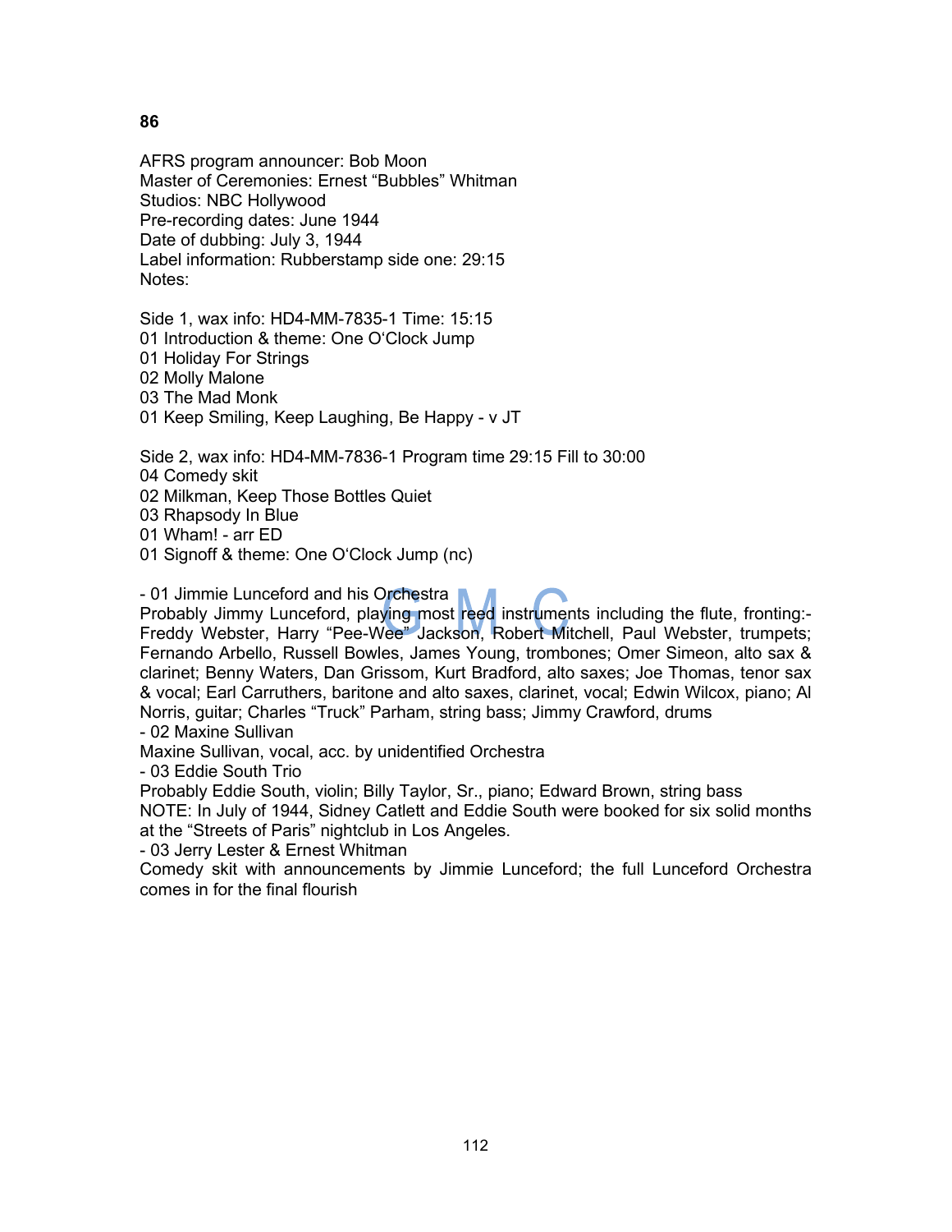**86**

AFRS program announcer: Bob Moon
Master of Ceremonies: Ernest “Bubbles” Whitman
Studios: NBC Hollywood
Pre-recording dates: June 1944
Date of dubbing: July 3, 1944
Label information: Rubberstamp side one: 29:15
Notes:

Side 1, wax info: HD4-MM-7835-1 Time: 15:15
01 Introduction & theme: One O‘Clock Jump
01 Holiday For Strings
02 Molly Malone
03 The Mad Monk
01 Keep Smiling, Keep Laughing, Be Happy - v JT

Side 2, wax info: HD4-MM-7836-1 Program time 29:15 Fill to 30:00
04 Comedy skit
02 Milkman, Keep Those Bottles Quiet
03 Rhapsody In Blue
01 Wham! - arr ED
01 Signoff & theme: One O‘Clock Jump (nc)

- 01 Jimmie Lunceford and his Orchestra
Probably Jimmy Lunceford, playing most reed instruments including the flute, fronting:- Freddy Webster, Harry “Pee-Wee” Jackson, Robert Mitchell, Paul Webster, trumpets; Fernando Arbello, Russell Bowles, James Young, trombones; Omer Simeon, alto sax & clarinet; Benny Waters, Dan Grissom, Kurt Bradford, alto saxes; Joe Thomas, tenor sax & vocal; Earl Carruthers, baritone and alto saxes, clarinet, vocal; Edwin Wilcox, piano; Al Norris, guitar; Charles “Truck” Parham, string bass; Jimmy Crawford, drums
- 02 Maxine Sullivan
Maxine Sullivan, vocal, acc. by unidentified Orchestra
- 03 Eddie South Trio
Probably Eddie South, violin; Billy Taylor, Sr., piano; Edward Brown, string bass
NOTE: In July of 1944, Sidney Catlett and Eddie South were booked for six solid months at the “Streets of Paris” nightclub in Los Angeles.
- 03 Jerry Lester & Ernest Whitman
Comedy skit with announcements by Jimmie Lunceford; the full Lunceford Orchestra comes in for the final flourish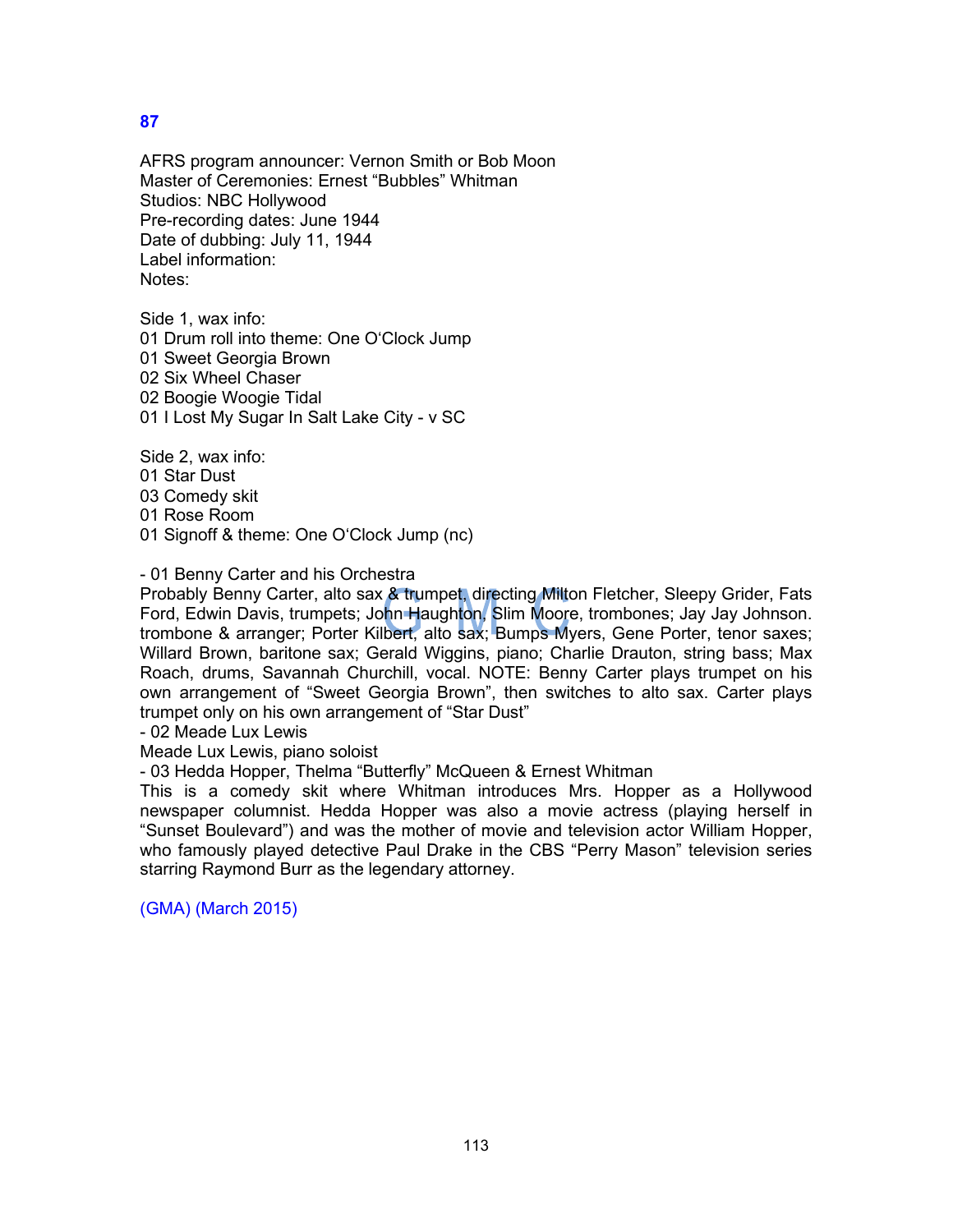**87**

AFRS program announcer: Vernon Smith or Bob Moon
Master of Ceremonies: Ernest “Bubbles” Whitman
Studios: NBC Hollywood
Pre-recording dates: June 1944
Date of dubbing: July 11, 1944
Label information:
Notes:

Side 1, wax info:
01 Drum roll into theme: One O‘Clock Jump
01 Sweet Georgia Brown
02 Six Wheel Chaser
02 Boogie Woogie Tidal
01 I Lost My Sugar In Salt Lake City - v SC

Side 2, wax info:
01 Star Dust
03 Comedy skit
01 Rose Room
01 Signoff & theme: One O‘Clock Jump (nc)

- 01 Benny Carter and his Orchestra

Probably Benny Carter, alto sax & trumpet, directing Milton Fletcher, Sleepy Grider, Fats Ford, Edwin Davis, trumpets; John Haughton, Slim Moore, trombones; Jay Jay Johnson. trombone & arranger; Porter Kilbert, alto sax; Bumps Myers, Gene Porter, tenor saxes; Willard Brown, baritone sax; Gerald Wiggins, piano; Charlie Drauton, string bass; Max Roach, drums, Savannah Churchill, vocal. NOTE: Benny Carter plays trumpet on his own arrangement of “Sweet Georgia Brown”, then switches to alto sax. Carter plays trumpet only on his own arrangement of “Star Dust”

- 02 Meade Lux Lewis

Meade Lux Lewis, piano soloist

- 03 Hedda Hopper, Thelma “Butterfly” McQueen & Ernest Whitman

This is a comedy skit where Whitman introduces Mrs. Hopper as a Hollywood newspaper columnist. Hedda Hopper was also a movie actress (playing herself in “Sunset Boulevard”) and was the mother of movie and television actor William Hopper, who famously played detective Paul Drake in the CBS “Perry Mason” television series starring Raymond Burr as the legendary attorney.

(GMA) (March 2015)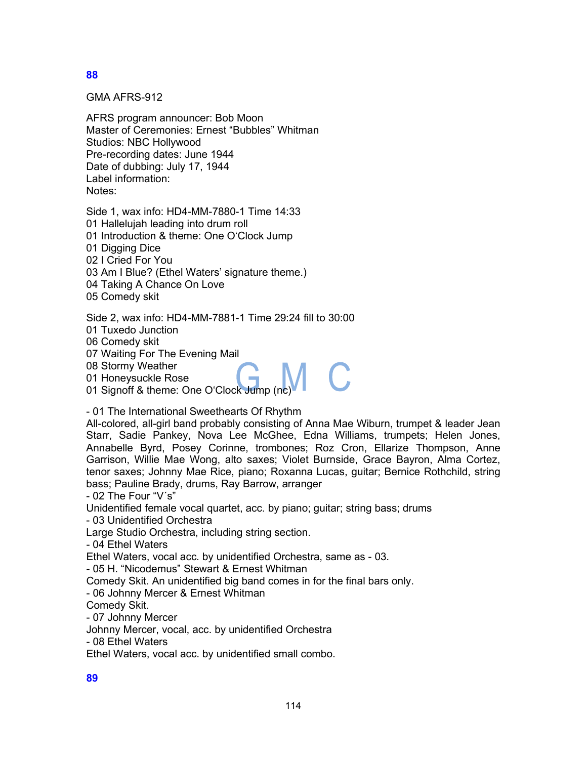**88**

GMA AFRS-912

AFRS program announcer: Bob Moon
Master of Ceremonies: Ernest "Bubbles" Whitman
Studios: NBC Hollywood
Pre-recording dates: June 1944
Date of dubbing: July 17, 1944
Label information:
Notes:

Side 1, wax info: HD4-MM-7880-1 Time 14:33
01 Hallelujah leading into drum roll
01 Introduction & theme: One O'Clock Jump
01 Digging Dice
02 I Cried For You
03 Am I Blue? (Ethel Waters' signature theme.)
04 Taking A Chance On Love
05 Comedy skit

Side 2, wax info: HD4-MM-7881-1 Time 29:24 fill to 30:00
01 Tuxedo Junction
06 Comedy skit
07 Waiting For The Evening Mail
08 Stormy Weather
01 Honeysuckle Rose
01 Signoff & theme: One O'Clock Jump (nc)

- 01 The International Sweethearts Of Rhythm
All-colored, all-girl band probably consisting of Anna Mae Wiburn, trumpet & leader Jean Starr, Sadie Pankey, Nova Lee McGhee, Edna Williams, trumpets; Helen Jones, Annabelle Byrd, Posey Corinne, trombones; Roz Cron, Ellarize Thompson, Anne Garrison, Willie Mae Wong, alto saxes; Violet Burnside, Grace Bayron, Alma Cortez, tenor saxes; Johnny Mae Rice, piano; Roxanna Lucas, guitar; Bernice Rothchild, string bass; Pauline Brady, drums, Ray Barrow, arranger
- 02 The Four "V´s"
Unidentified female vocal quartet, acc. by piano; guitar; string bass; drums
- 03 Unidentified Orchestra
Large Studio Orchestra, including string section.
- 04 Ethel Waters
Ethel Waters, vocal acc. by unidentified Orchestra, same as - 03.
- 05 H. "Nicodemus" Stewart & Ernest Whitman
Comedy Skit. An unidentified big band comes in for the final bars only.
- 06 Johnny Mercer & Ernest Whitman
Comedy Skit.
- 07 Johnny Mercer
Johnny Mercer, vocal, acc. by unidentified Orchestra
- 08 Ethel Waters
Ethel Waters, vocal acc. by unidentified small combo.

**89**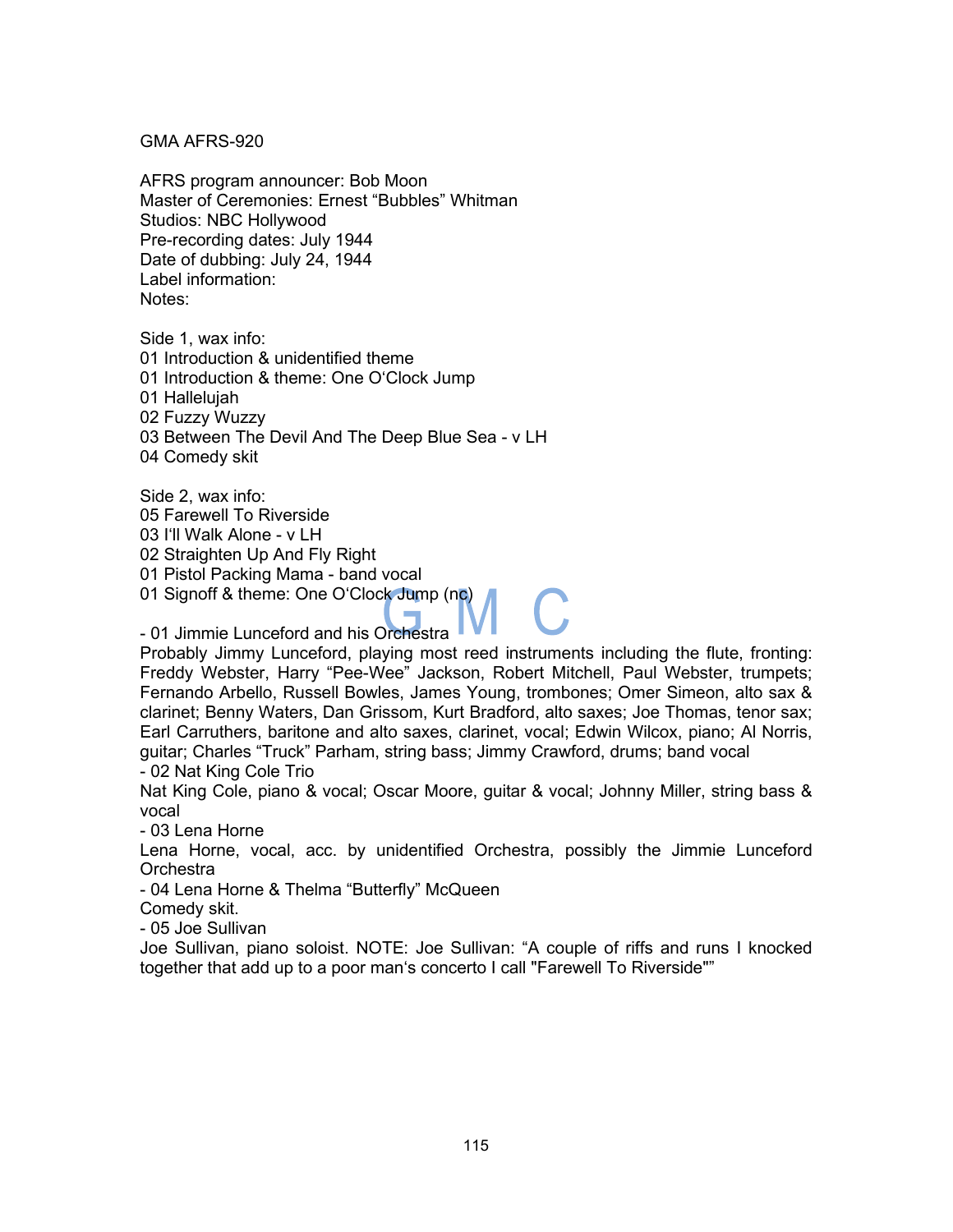GMA AFRS-920

AFRS program announcer: Bob Moon
Master of Ceremonies: Ernest “Bubbles” Whitman
Studios: NBC Hollywood
Pre-recording dates: July 1944
Date of dubbing: July 24, 1944
Label information:
Notes:

Side 1, wax info:
01 Introduction & unidentified theme
01 Introduction & theme: One O‘Clock Jump
01 Hallelujah
02 Fuzzy Wuzzy
03 Between The Devil And The Deep Blue Sea - v LH
04 Comedy skit

Side 2, wax info:
05 Farewell To Riverside
03 I‘ll Walk Alone - v LH
02 Straighten Up And Fly Right
01 Pistol Packing Mama - band vocal
01 Signoff & theme: One O‘Clock Jump (nc)

- 01 Jimmie Lunceford and his Orchestra
Probably Jimmy Lunceford, playing most reed instruments including the flute, fronting: Freddy Webster, Harry “Pee-Wee” Jackson, Robert Mitchell, Paul Webster, trumpets; Fernando Arbello, Russell Bowles, James Young, trombones; Omer Simeon, alto sax & clarinet; Benny Waters, Dan Grissom, Kurt Bradford, alto saxes; Joe Thomas, tenor sax; Earl Carruthers, baritone and alto saxes, clarinet, vocal; Edwin Wilcox, piano; Al Norris, guitar; Charles “Truck” Parham, string bass; Jimmy Crawford, drums; band vocal
- 02 Nat King Cole Trio
Nat King Cole, piano & vocal; Oscar Moore, guitar & vocal; Johnny Miller, string bass & vocal
- 03 Lena Horne
Lena Horne, vocal, acc. by unidentified Orchestra, possibly the Jimmie Lunceford Orchestra
- 04 Lena Horne & Thelma “Butterfly” McQueen
Comedy skit.
- 05 Joe Sullivan
Joe Sullivan, piano soloist. NOTE: Joe Sullivan: “A couple of riffs and runs I knocked together that add up to a poor man‘s concerto I call "Farewell To Riverside"”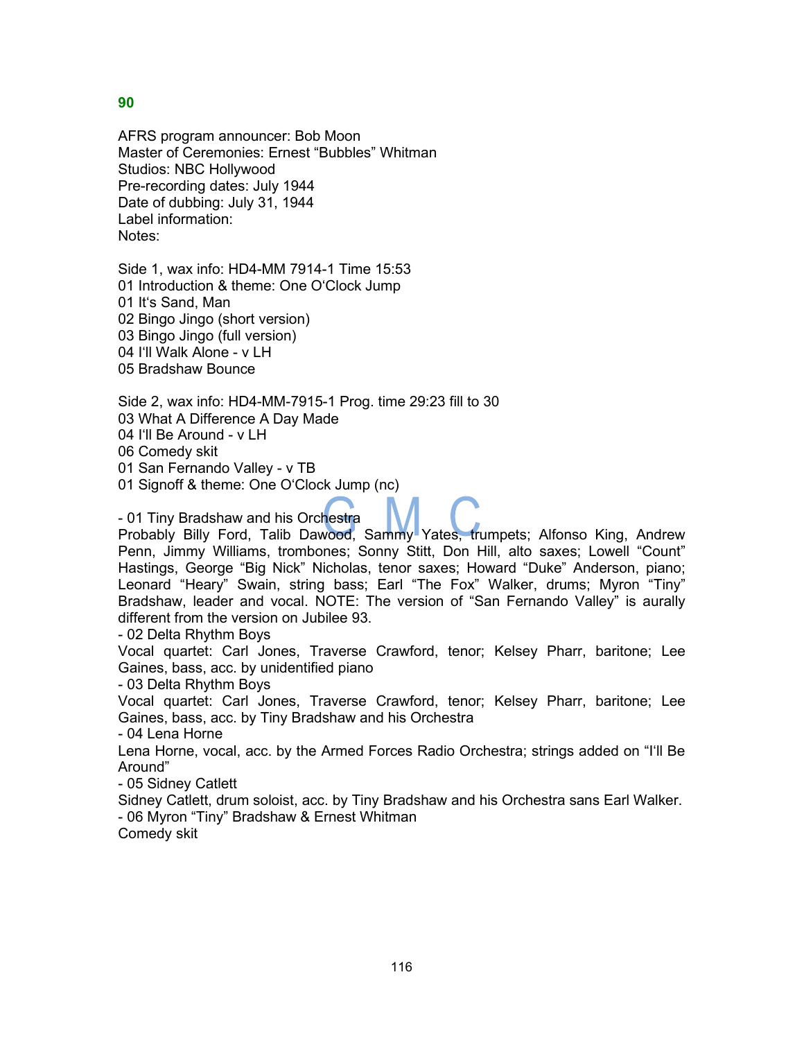## 90

AFRS program announcer: Bob Moon
Master of Ceremonies: Ernest "Bubbles" Whitman
Studios: NBC Hollywood
Pre-recording dates: July 1944
Date of dubbing: July 31, 1944
Label information:
Notes:

Side 1, wax info: HD4-MM 7914-1 Time 15:53
01 Introduction & theme: One O'Clock Jump
01 It's Sand, Man
02 Bingo Jingo (short version)
03 Bingo Jingo (full version)
04 I'll Walk Alone - v LH
05 Bradshaw Bounce

Side 2, wax info: HD4-MM-7915-1 Prog. time 29:23 fill to 30
03 What A Difference A Day Made
04 I'll Be Around - v LH
06 Comedy skit
01 San Fernando Valley - v TB
01 Signoff & theme: One O'Clock Jump (nc)

- 01 Tiny Bradshaw and his Orchestra
Probably Billy Ford, Talib Dawood, Sammy Yates, trumpets; Alfonso King, Andrew Penn, Jimmy Williams, trombones; Sonny Stitt, Don Hill, alto saxes; Lowell "Count" Hastings, George "Big Nick" Nicholas, tenor saxes; Howard "Duke" Anderson, piano; Leonard "Heary" Swain, string bass; Earl "The Fox" Walker, drums; Myron "Tiny" Bradshaw, leader and vocal. NOTE: The version of "San Fernando Valley" is aurally different from the version on Jubilee 93.
- 02 Delta Rhythm Boys
Vocal quartet: Carl Jones, Traverse Crawford, tenor; Kelsey Pharr, baritone; Lee Gaines, bass, acc. by unidentified piano
- 03 Delta Rhythm Boys
Vocal quartet: Carl Jones, Traverse Crawford, tenor; Kelsey Pharr, baritone; Lee Gaines, bass, acc. by Tiny Bradshaw and his Orchestra
- 04 Lena Horne
Lena Horne, vocal, acc. by the Armed Forces Radio Orchestra; strings added on "I'll Be Around"
- 05 Sidney Catlett
Sidney Catlett, drum soloist, acc. by Tiny Bradshaw and his Orchestra sans Earl Walker.
- 06 Myron "Tiny" Bradshaw & Ernest Whitman
Comedy skit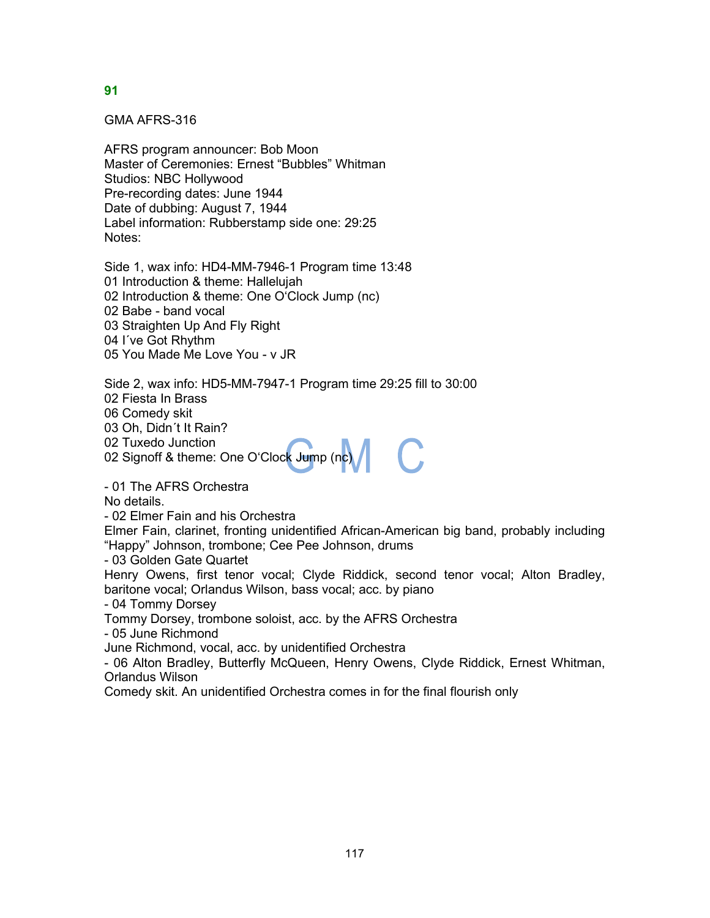**91**

GMA AFRS-316

AFRS program announcer: Bob Moon
Master of Ceremonies: Ernest “Bubbles” Whitman
Studios: NBC Hollywood
Pre-recording dates: June 1944
Date of dubbing: August 7, 1944
Label information: Rubberstamp side one: 29:25
Notes:

Side 1, wax info: HD4-MM-7946-1 Program time 13:48
01 Introduction & theme: Hallelujah
02 Introduction & theme: One O‘Clock Jump (nc)
02 Babe - band vocal
03 Straighten Up And Fly Right
04 I´ve Got Rhythm
05 You Made Me Love You - v JR

Side 2, wax info: HD5-MM-7947-1 Program time 29:25 fill to 30:00
02 Fiesta In Brass
06 Comedy skit
03 Oh, Didn´t It Rain?
02 Tuxedo Junction
02 Signoff & theme: One O‘Clock Jump (nc)

- 01 The AFRS Orchestra
No details.
- 02 Elmer Fain and his Orchestra
Elmer Fain, clarinet, fronting unidentified African-American big band, probably including “Happy” Johnson, trombone; Cee Pee Johnson, drums
- 03 Golden Gate Quartet
Henry Owens, first tenor vocal; Clyde Riddick, second tenor vocal; Alton Bradley, baritone vocal; Orlandus Wilson, bass vocal; acc. by piano
- 04 Tommy Dorsey
Tommy Dorsey, trombone soloist, acc. by the AFRS Orchestra
- 05 June Richmond
June Richmond, vocal, acc. by unidentified Orchestra
- 06 Alton Bradley, Butterfly McQueen, Henry Owens, Clyde Riddick, Ernest Whitman, Orlandus Wilson
Comedy skit. An unidentified Orchestra comes in for the final flourish only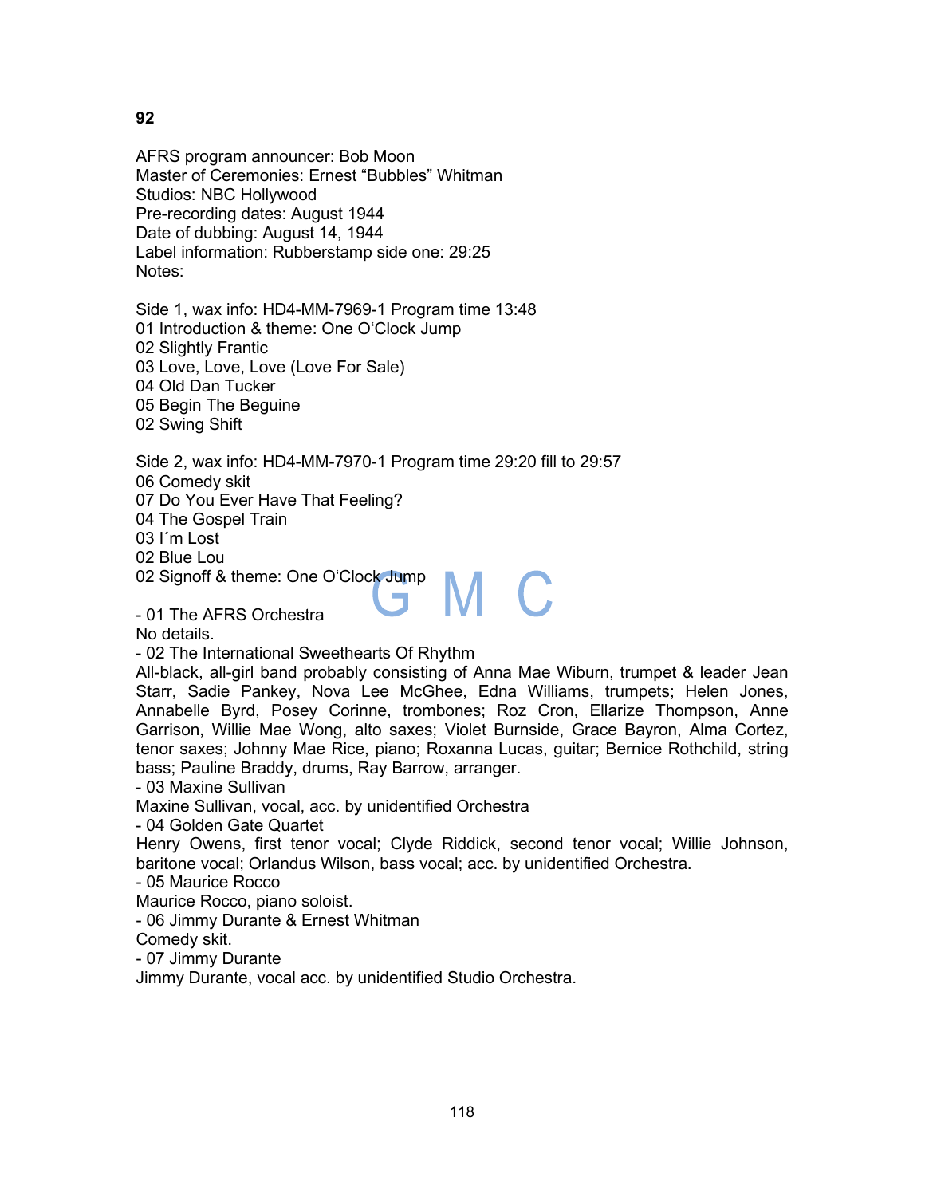**92**

AFRS program announcer: Bob Moon
Master of Ceremonies: Ernest "Bubbles" Whitman
Studios: NBC Hollywood
Pre-recording dates: August 1944
Date of dubbing: August 14, 1944
Label information: Rubberstamp side one: 29:25
Notes:

Side 1, wax info: HD4-MM-7969-1 Program time 13:48
01 Introduction & theme: One O'Clock Jump
02 Slightly Frantic
03 Love, Love, Love (Love For Sale)
04 Old Dan Tucker
05 Begin The Beguine
02 Swing Shift

Side 2, wax info: HD4-MM-7970-1 Program time 29:20 fill to 29:57
06 Comedy skit
07 Do You Ever Have That Feeling?
04 The Gospel Train
03 I´m Lost
02 Blue Lou
02 Signoff & theme: One O'Clock Jump

- 01 The AFRS Orchestra
No details.
- 02 The International Sweethearts Of Rhythm
All-black, all-girl band probably consisting of Anna Mae Wiburn, trumpet & leader Jean Starr, Sadie Pankey, Nova Lee McGhee, Edna Williams, trumpets; Helen Jones, Annabelle Byrd, Posey Corinne, trombones; Roz Cron, Ellarize Thompson, Anne Garrison, Willie Mae Wong, alto saxes; Violet Burnside, Grace Bayron, Alma Cortez, tenor saxes; Johnny Mae Rice, piano; Roxanna Lucas, guitar; Bernice Rothchild, string bass; Pauline Braddy, drums, Ray Barrow, arranger.
- 03 Maxine Sullivan
Maxine Sullivan, vocal, acc. by unidentified Orchestra
- 04 Golden Gate Quartet
Henry Owens, first tenor vocal; Clyde Riddick, second tenor vocal; Willie Johnson, baritone vocal; Orlandus Wilson, bass vocal; acc. by unidentified Orchestra.
- 05 Maurice Rocco
Maurice Rocco, piano soloist.
- 06 Jimmy Durante & Ernest Whitman
Comedy skit.
- 07 Jimmy Durante
Jimmy Durante, vocal acc. by unidentified Studio Orchestra.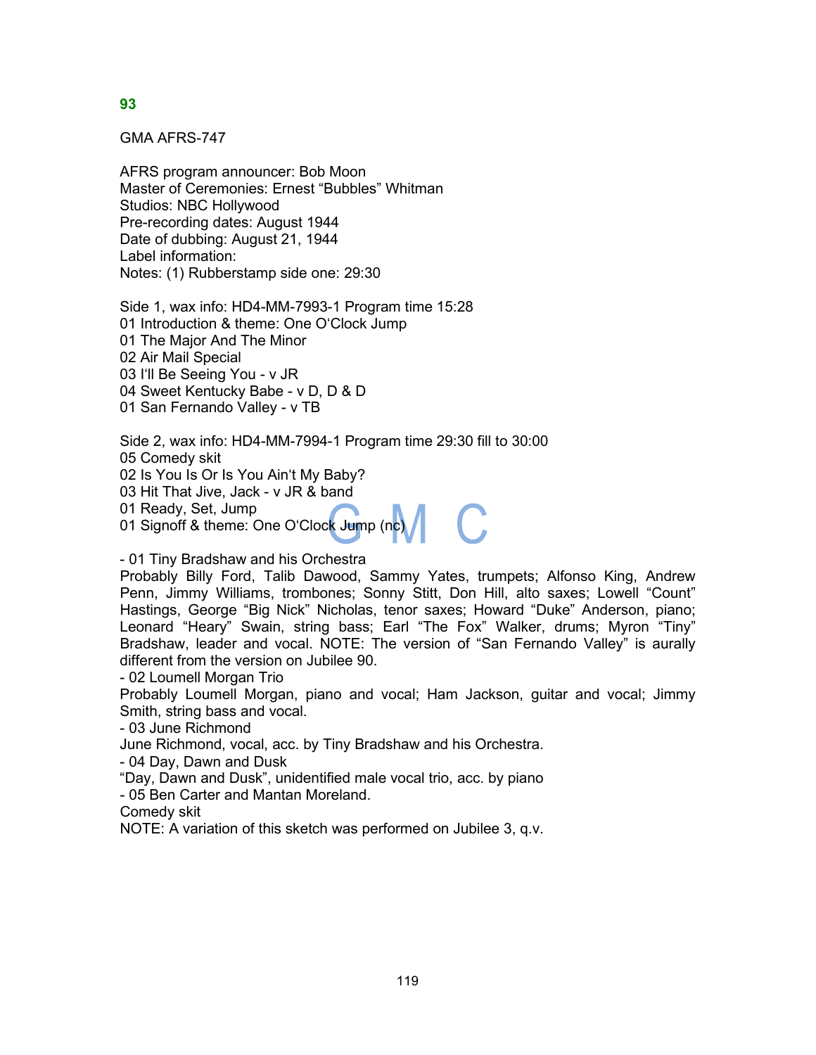## 93

GMA AFRS-747

AFRS program announcer: Bob Moon
Master of Ceremonies: Ernest “Bubbles” Whitman
Studios: NBC Hollywood
Pre-recording dates: August 1944
Date of dubbing: August 21, 1944
Label information:
Notes: (1) Rubberstamp side one: 29:30

Side 1, wax info: HD4-MM-7993-1 Program time 15:28
01 Introduction & theme: One O‘Clock Jump
01 The Major And The Minor
02 Air Mail Special
03 I'll Be Seeing You - v JR
04 Sweet Kentucky Babe - v D, D & D
01 San Fernando Valley - v TB

Side 2, wax info: HD4-MM-7994-1 Program time 29:30 fill to 30:00
05 Comedy skit
02 Is You Is Or Is You Ain‘t My Baby?
03 Hit That Jive, Jack - v JR & band
01 Ready, Set, Jump
01 Signoff & theme: One O‘Clock Jump (nc)

- 01 Tiny Bradshaw and his Orchestra
Probably Billy Ford, Talib Dawood, Sammy Yates, trumpets; Alfonso King, Andrew Penn, Jimmy Williams, trombones; Sonny Stitt, Don Hill, alto saxes; Lowell “Count” Hastings, George “Big Nick” Nicholas, tenor saxes; Howard “Duke” Anderson, piano; Leonard “Heary” Swain, string bass; Earl “The Fox” Walker, drums; Myron “Tiny” Bradshaw, leader and vocal. NOTE: The version of “San Fernando Valley” is aurally different from the version on Jubilee 90.
- 02 Loumell Morgan Trio
Probably Loumell Morgan, piano and vocal; Ham Jackson, guitar and vocal; Jimmy Smith, string bass and vocal.
- 03 June Richmond
June Richmond, vocal, acc. by Tiny Bradshaw and his Orchestra.
- 04 Day, Dawn and Dusk
“Day, Dawn and Dusk”, unidentified male vocal trio, acc. by piano
- 05 Ben Carter and Mantan Moreland.
Comedy skit
NOTE: A variation of this sketch was performed on Jubilee 3, q.v.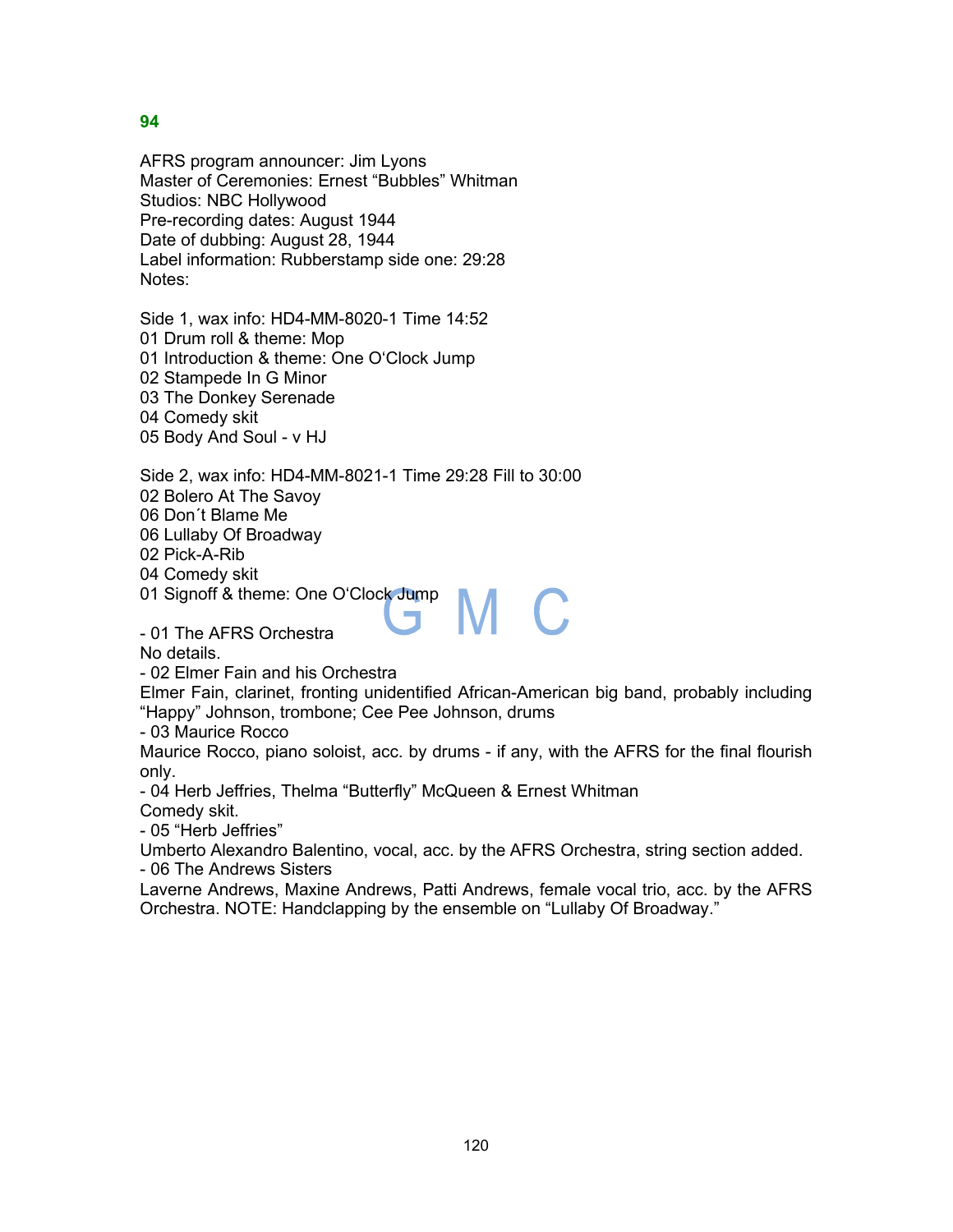## 94

AFRS program announcer: Jim Lyons
Master of Ceremonies: Ernest “Bubbles” Whitman
Studios: NBC Hollywood
Pre-recording dates: August 1944
Date of dubbing: August 28, 1944
Label information: Rubberstamp side one: 29:28
Notes:

Side 1, wax info: HD4-MM-8020-1 Time 14:52
01 Drum roll & theme: Mop
01 Introduction & theme: One O‘Clock Jump
02 Stampede In G Minor
03 The Donkey Serenade
04 Comedy skit
05 Body And Soul - v HJ

Side 2, wax info: HD4-MM-8021-1 Time 29:28 Fill to 30:00
02 Bolero At The Savoy
06 Don´t Blame Me
06 Lullaby Of Broadway
02 Pick-A-Rib
04 Comedy skit
01 Signoff & theme: One O‘Clock Jump

- 01 The AFRS Orchestra
No details.
- 02 Elmer Fain and his Orchestra
Elmer Fain, clarinet, fronting unidentified African-American big band, probably including “Happy” Johnson, trombone; Cee Pee Johnson, drums
- 03 Maurice Rocco
Maurice Rocco, piano soloist, acc. by drums - if any, with the AFRS for the final flourish only.
- 04 Herb Jeffries, Thelma “Butterfly” McQueen & Ernest Whitman
Comedy skit.
- 05 “Herb Jeffries”
Umberto Alexandro Balentino, vocal, acc. by the AFRS Orchestra, string section added.
- 06 The Andrews Sisters
Laverne Andrews, Maxine Andrews, Patti Andrews, female vocal trio, acc. by the AFRS Orchestra. NOTE: Handclapping by the ensemble on “Lullaby Of Broadway.”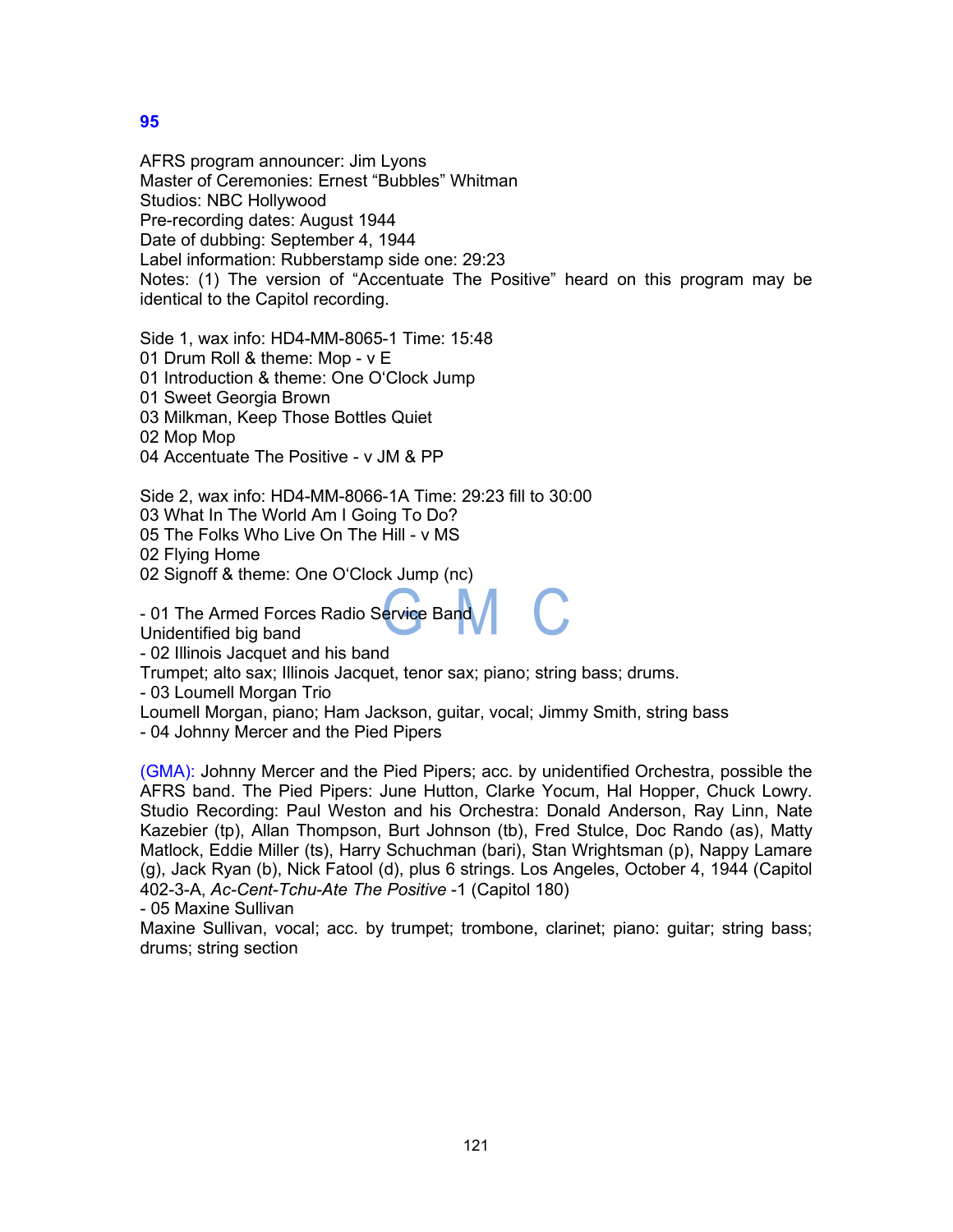**95**

AFRS program announcer: Jim Lyons
Master of Ceremonies: Ernest “Bubbles” Whitman
Studios: NBC Hollywood
Pre-recording dates: August 1944
Date of dubbing: September 4, 1944
Label information: Rubberstamp side one: 29:23
Notes: (1) The version of “Accentuate The Positive” heard on this program may be identical to the Capitol recording.

Side 1, wax info: HD4-MM-8065-1 Time: 15:48
01 Drum Roll & theme: Mop - v E
01 Introduction & theme: One O‘Clock Jump
01 Sweet Georgia Brown
03 Milkman, Keep Those Bottles Quiet
02 Mop Mop
04 Accentuate The Positive - v JM & PP

Side 2, wax info: HD4-MM-8066-1A Time: 29:23 fill to 30:00
03 What In The World Am I Going To Do?
05 The Folks Who Live On The Hill - v MS
02 Flying Home
02 Signoff & theme: One O‘Clock Jump (nc)

- 01 The Armed Forces Radio Service Band
Unidentified big band
- 02 Illinois Jacquet and his band
Trumpet; alto sax; Illinois Jacquet, tenor sax; piano; string bass; drums.
- 03 Loumell Morgan Trio
Loumell Morgan, piano; Ham Jackson, guitar, vocal; Jimmy Smith, string bass
- 04 Johnny Mercer and the Pied Pipers

(GMA): Johnny Mercer and the Pied Pipers; acc. by unidentified Orchestra, possible the AFRS band. The Pied Pipers: June Hutton, Clarke Yocum, Hal Hopper, Chuck Lowry. Studio Recording: Paul Weston and his Orchestra: Donald Anderson, Ray Linn, Nate Kazebier (tp), Allan Thompson, Burt Johnson (tb), Fred Stulce, Doc Rando (as), Matty Matlock, Eddie Miller (ts), Harry Schuchman (bari), Stan Wrightsman (p), Nappy Lamare (g), Jack Ryan (b), Nick Fatool (d), plus 6 strings. Los Angeles, October 4, 1944 (Capitol 402-3-A, *Ac-Cent-Tchu-Ate The Positive* -1 (Capitol 180)
- 05 Maxine Sullivan
Maxine Sullivan, vocal; acc. by trumpet; trombone, clarinet; piano: guitar; string bass; drums; string section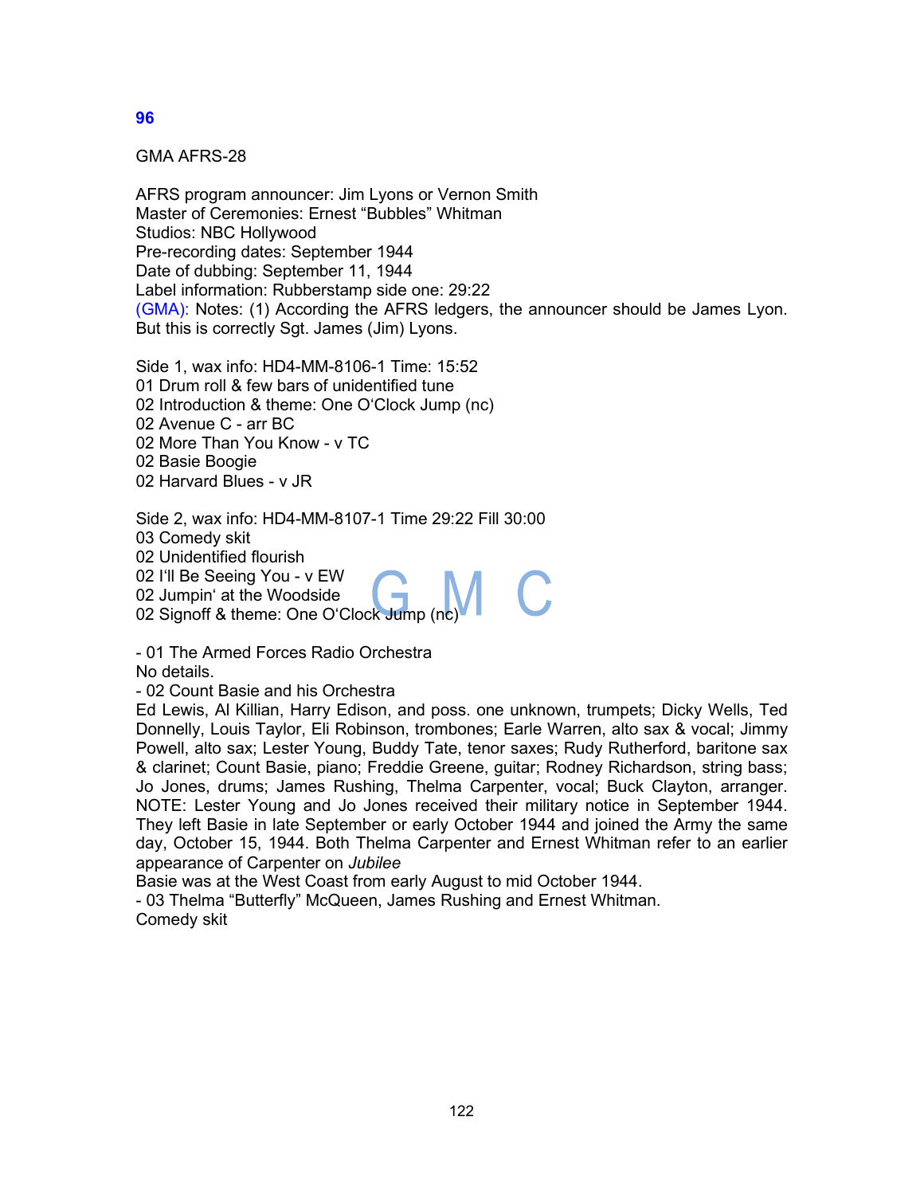## 96

GMA AFRS-28

AFRS program announcer: Jim Lyons or Vernon Smith
Master of Ceremonies: Ernest "Bubbles" Whitman
Studios: NBC Hollywood
Pre-recording dates: September 1944
Date of dubbing: September 11, 1944
Label information: Rubberstamp side one: 29:22
(GMA): Notes: (1) According the AFRS ledgers, the announcer should be James Lyon. But this is correctly Sgt. James (Jim) Lyons.

Side 1, wax info: HD4-MM-8106-1 Time: 15:52
01 Drum roll & few bars of unidentified tune
02 Introduction & theme: One O'Clock Jump (nc)
02 Avenue C - arr BC
02 More Than You Know - v TC
02 Basie Boogie
02 Harvard Blues - v JR

Side 2, wax info: HD4-MM-8107-1 Time 29:22 Fill 30:00
03 Comedy skit
02 Unidentified flourish
02 I'll Be Seeing You - v EW
02 Jumpin' at the Woodside
02 Signoff & theme: One O'Clock Jump (nc)

- 01 The Armed Forces Radio Orchestra
No details.
- 02 Count Basie and his Orchestra
Ed Lewis, Al Killian, Harry Edison, and poss. one unknown, trumpets; Dicky Wells, Ted Donnelly, Louis Taylor, Eli Robinson, trombones; Earle Warren, alto sax & vocal; Jimmy Powell, alto sax; Lester Young, Buddy Tate, tenor saxes; Rudy Rutherford, baritone sax & clarinet; Count Basie, piano; Freddie Greene, guitar; Rodney Richardson, string bass; Jo Jones, drums; James Rushing, Thelma Carpenter, vocal; Buck Clayton, arranger.
NOTE: Lester Young and Jo Jones received their military notice in September 1944. They left Basie in late September or early October 1944 and joined the Army the same day, October 15, 1944. Both Thelma Carpenter and Ernest Whitman refer to an earlier appearance of Carpenter on *Jubilee*
Basie was at the West Coast from early August to mid October 1944.
- 03 Thelma "Butterfly" McQueen, James Rushing and Ernest Whitman.
Comedy skit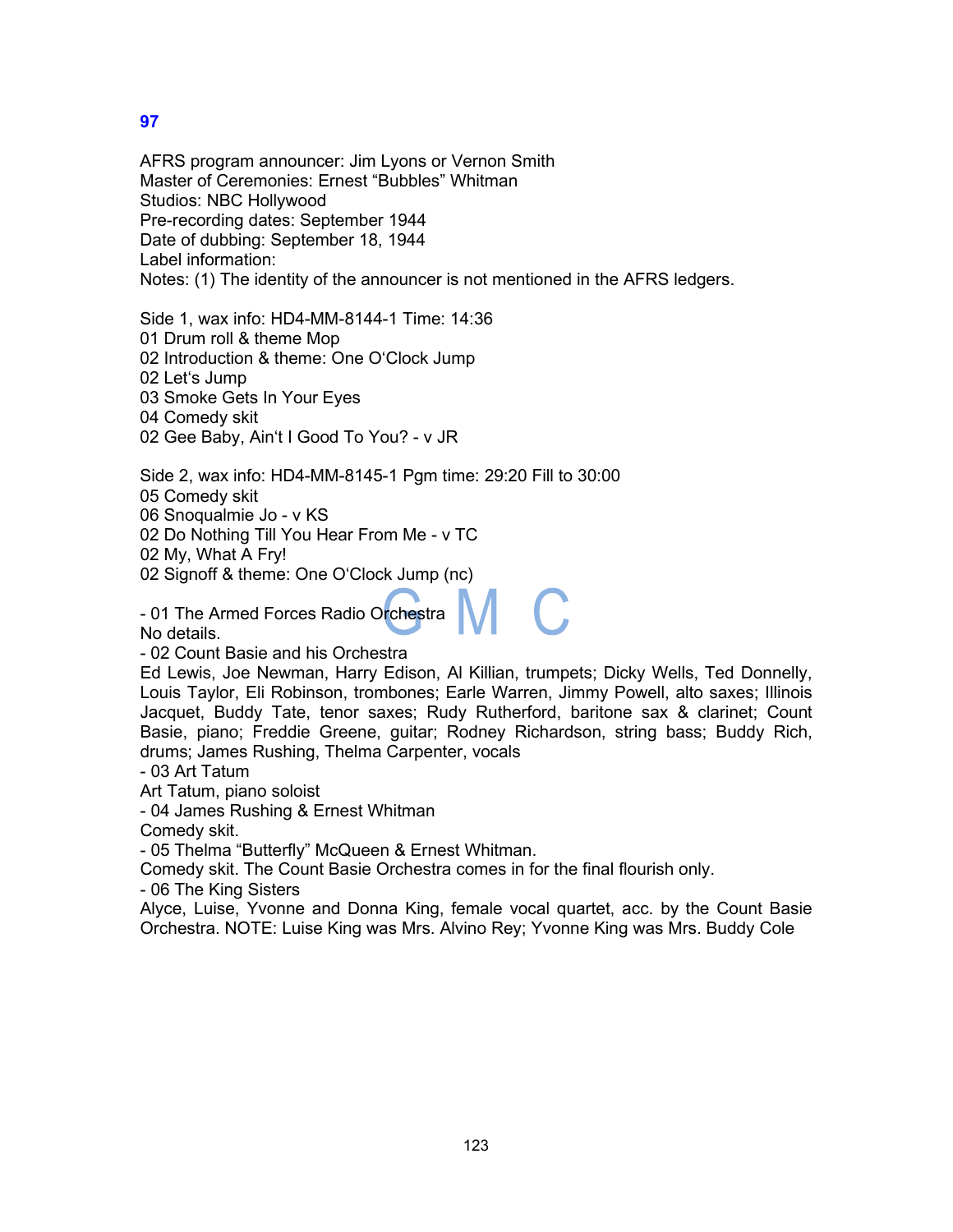**97**

AFRS program announcer: Jim Lyons or Vernon Smith
Master of Ceremonies: Ernest "Bubbles" Whitman
Studios: NBC Hollywood
Pre-recording dates: September 1944
Date of dubbing: September 18, 1944
Label information:
Notes: (1) The identity of the announcer is not mentioned in the AFRS ledgers.

Side 1, wax info: HD4-MM-8144-1 Time: 14:36
01 Drum roll & theme Mop
02 Introduction & theme: One O'Clock Jump
02 Let's Jump
03 Smoke Gets In Your Eyes
04 Comedy skit
02 Gee Baby, Ain't I Good To You? - v JR

Side 2, wax info: HD4-MM-8145-1 Pgm time: 29:20 Fill to 30:00
05 Comedy skit
06 Snoqualmie Jo - v KS
02 Do Nothing Till You Hear From Me - v TC
02 My, What A Fry!
02 Signoff & theme: One O'Clock Jump (nc)

- 01 The Armed Forces Radio Orchestra
No details.
- 02 Count Basie and his Orchestra
Ed Lewis, Joe Newman, Harry Edison, Al Killian, trumpets; Dicky Wells, Ted Donnelly, Louis Taylor, Eli Robinson, trombones; Earle Warren, Jimmy Powell, alto saxes; Illinois Jacquet, Buddy Tate, tenor saxes; Rudy Rutherford, baritone sax & clarinet; Count Basie, piano; Freddie Greene, guitar; Rodney Richardson, string bass; Buddy Rich, drums; James Rushing, Thelma Carpenter, vocals
- 03 Art Tatum
Art Tatum, piano soloist
- 04 James Rushing & Ernest Whitman
Comedy skit.
- 05 Thelma "Butterfly" McQueen & Ernest Whitman.
Comedy skit. The Count Basie Orchestra comes in for the final flourish only.
- 06 The King Sisters
Alyce, Luise, Yvonne and Donna King, female vocal quartet, acc. by the Count Basie Orchestra. NOTE: Luise King was Mrs. Alvino Rey; Yvonne King was Mrs. Buddy Cole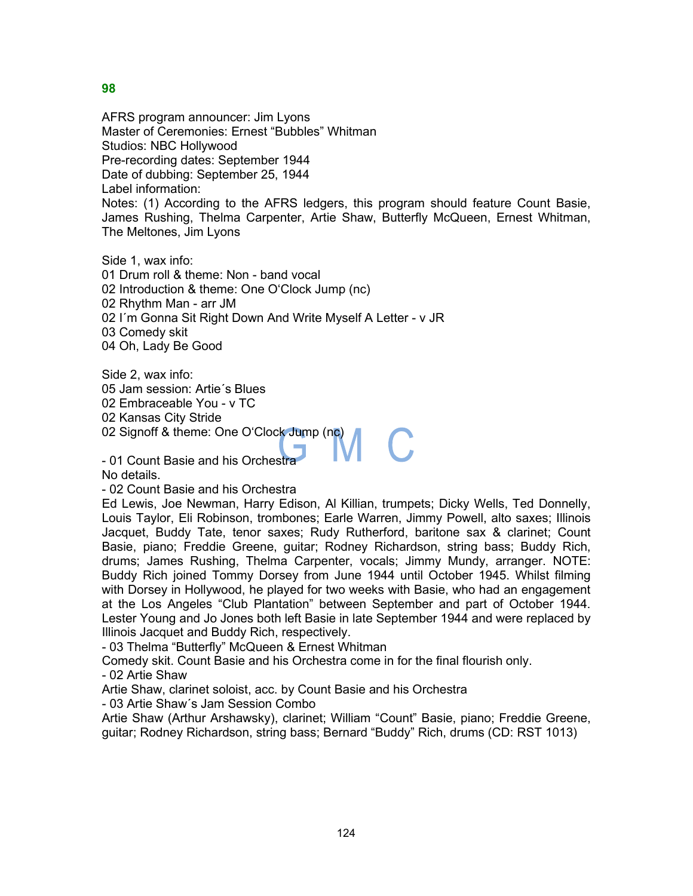**98**

AFRS program announcer: Jim Lyons
Master of Ceremonies: Ernest "Bubbles" Whitman
Studios: NBC Hollywood
Pre-recording dates: September 1944
Date of dubbing: September 25, 1944
Label information:
Notes: (1) According to the AFRS ledgers, this program should feature Count Basie, James Rushing, Thelma Carpenter, Artie Shaw, Butterfly McQueen, Ernest Whitman, The Meltones, Jim Lyons

Side 1, wax info:
01 Drum roll & theme: Non - band vocal
02 Introduction & theme: One O'Clock Jump (nc)
02 Rhythm Man - arr JM
02 I´m Gonna Sit Right Down And Write Myself A Letter - v JR
03 Comedy skit
04 Oh, Lady Be Good

Side 2, wax info:
05 Jam session: Artie´s Blues
02 Embraceable You - v TC
02 Kansas City Stride
02 Signoff & theme: One O'Clock Jump (nc)

- 01 Count Basie and his Orchestra
No details.
- 02 Count Basie and his Orchestra
Ed Lewis, Joe Newman, Harry Edison, Al Killian, trumpets; Dicky Wells, Ted Donnelly, Louis Taylor, Eli Robinson, trombones; Earle Warren, Jimmy Powell, alto saxes; Illinois Jacquet, Buddy Tate, tenor saxes; Rudy Rutherford, baritone sax & clarinet; Count Basie, piano; Freddie Greene, guitar; Rodney Richardson, string bass; Buddy Rich, drums; James Rushing, Thelma Carpenter, vocals; Jimmy Mundy, arranger. NOTE: Buddy Rich joined Tommy Dorsey from June 1944 until October 1945. Whilst filming with Dorsey in Hollywood, he played for two weeks with Basie, who had an engagement at the Los Angeles "Club Plantation" between September and part of October 1944. Lester Young and Jo Jones both left Basie in late September 1944 and were replaced by Illinois Jacquet and Buddy Rich, respectively.
- 03 Thelma "Butterfly" McQueen & Ernest Whitman
Comedy skit. Count Basie and his Orchestra come in for the final flourish only.
- 02 Artie Shaw
Artie Shaw, clarinet soloist, acc. by Count Basie and his Orchestra
- 03 Artie Shaw´s Jam Session Combo
Artie Shaw (Arthur Arshawsky), clarinet; William "Count" Basie, piano; Freddie Greene, guitar; Rodney Richardson, string bass; Bernard "Buddy" Rich, drums (CD: RST 1013)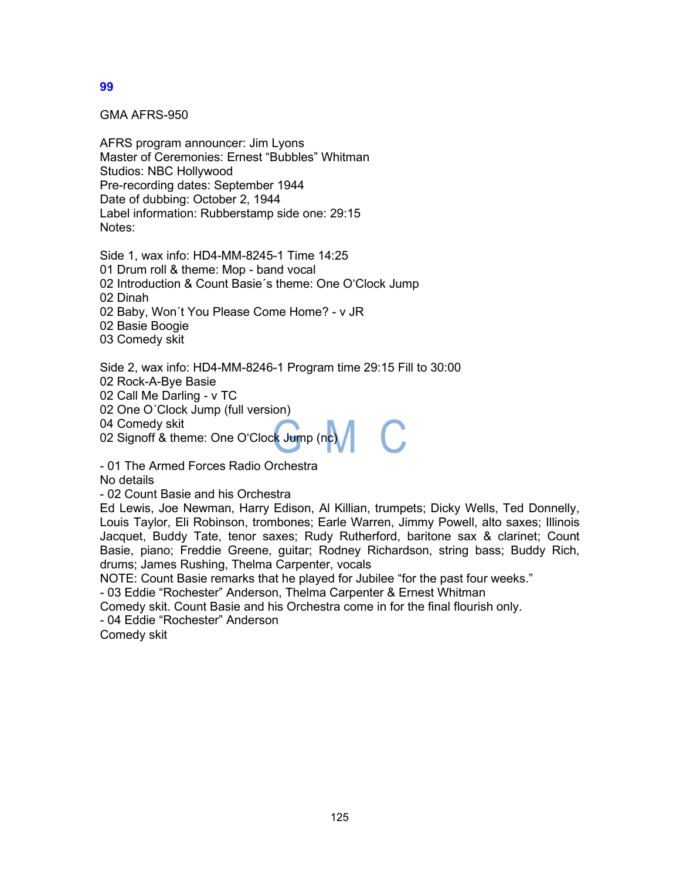**99**

GMA AFRS-950

AFRS program announcer: Jim Lyons
Master of Ceremonies: Ernest “Bubbles” Whitman
Studios: NBC Hollywood
Pre-recording dates: September 1944
Date of dubbing: October 2, 1944
Label information: Rubberstamp side one: 29:15
Notes:

Side 1, wax info: HD4-MM-8245-1 Time 14:25
01 Drum roll & theme: Mop - band vocal
02 Introduction & Count Basie´s theme: One O‘Clock Jump
02 Dinah
02 Baby, Won´t You Please Come Home? - v JR
02 Basie Boogie
03 Comedy skit

Side 2, wax info: HD4-MM-8246-1 Program time 29:15 Fill to 30:00
02 Rock-A-Bye Basie
02 Call Me Darling - v TC
02 One O´Clock Jump (full version)
04 Comedy skit
02 Signoff & theme: One O‘Clock Jump (nc)

- 01 The Armed Forces Radio Orchestra
No details
- 02 Count Basie and his Orchestra
Ed Lewis, Joe Newman, Harry Edison, Al Killian, trumpets; Dicky Wells, Ted Donnelly, Louis Taylor, Eli Robinson, trombones; Earle Warren, Jimmy Powell, alto saxes; Illinois Jacquet, Buddy Tate, tenor saxes; Rudy Rutherford, baritone sax & clarinet; Count Basie, piano; Freddie Greene, guitar; Rodney Richardson, string bass; Buddy Rich, drums; James Rushing, Thelma Carpenter, vocals
NOTE: Count Basie remarks that he played for Jubilee “for the past four weeks.”
- 03 Eddie “Rochester” Anderson, Thelma Carpenter & Ernest Whitman
Comedy skit. Count Basie and his Orchestra come in for the final flourish only.
- 04 Eddie “Rochester” Anderson
Comedy skit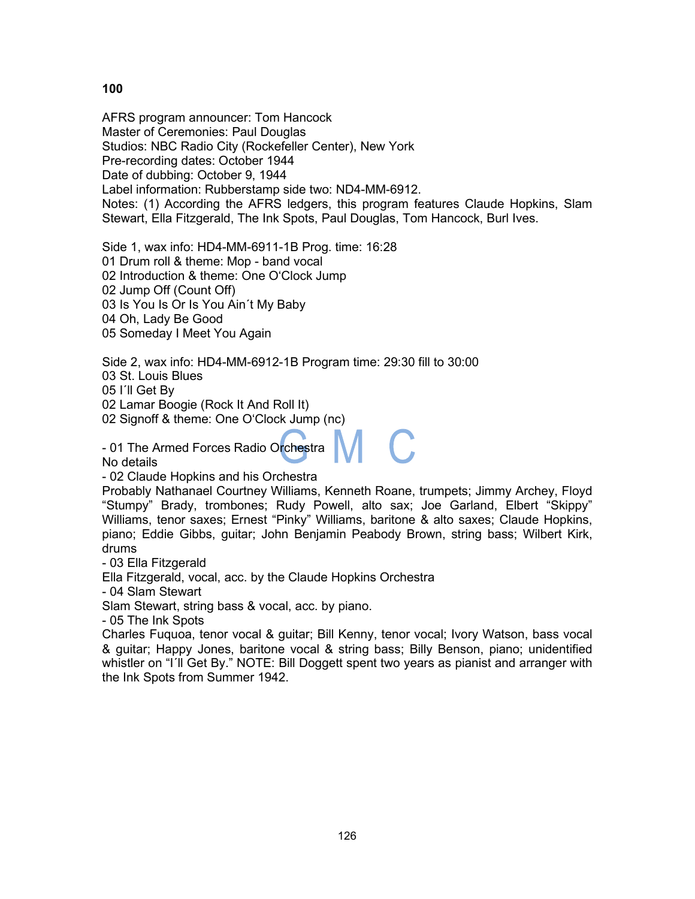**100**

AFRS program announcer: Tom Hancock
Master of Ceremonies: Paul Douglas
Studios: NBC Radio City (Rockefeller Center), New York
Pre-recording dates: October 1944
Date of dubbing: October 9, 1944
Label information: Rubberstamp side two: ND4-MM-6912.
Notes: (1) According the AFRS ledgers, this program features Claude Hopkins, Slam Stewart, Ella Fitzgerald, The Ink Spots, Paul Douglas, Tom Hancock, Burl Ives.

Side 1, wax info: HD4-MM-6911-1B Prog. time: 16:28
01 Drum roll & theme: Mop - band vocal
02 Introduction & theme: One O'Clock Jump
02 Jump Off (Count Off)
03 Is You Is Or Is You Ain´t My Baby
04 Oh, Lady Be Good
05 Someday I Meet You Again

Side 2, wax info: HD4-MM-6912-1B Program time: 29:30 fill to 30:00
03 St. Louis Blues
05 I´ll Get By
02 Lamar Boogie (Rock It And Roll It)
02 Signoff & theme: One O'Clock Jump (nc)

- 01 The Armed Forces Radio Orchestra
No details
- 02 Claude Hopkins and his Orchestra
Probably Nathanael Courtney Williams, Kenneth Roane, trumpets; Jimmy Archey, Floyd "Stumpy" Brady, trombones; Rudy Powell, alto sax; Joe Garland, Elbert "Skippy" Williams, tenor saxes; Ernest "Pinky" Williams, baritone & alto saxes; Claude Hopkins, piano; Eddie Gibbs, guitar; John Benjamin Peabody Brown, string bass; Wilbert Kirk, drums
- 03 Ella Fitzgerald
Ella Fitzgerald, vocal, acc. by the Claude Hopkins Orchestra
- 04 Slam Stewart
Slam Stewart, string bass & vocal, acc. by piano.
- 05 The Ink Spots
Charles Fuquoa, tenor vocal & guitar; Bill Kenny, tenor vocal; Ivory Watson, bass vocal & guitar; Happy Jones, baritone vocal & string bass; Billy Benson, piano; unidentified whistler on "I´ll Get By." NOTE: Bill Doggett spent two years as pianist and arranger with the Ink Spots from Summer 1942.